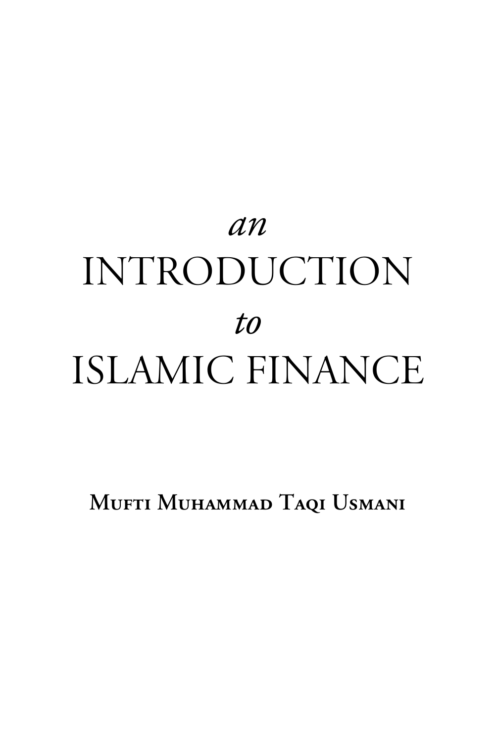# *an* INTRODUCTION *to* ISLAMIC FINANCE

**Mufti Muhammad Taqi Usmani**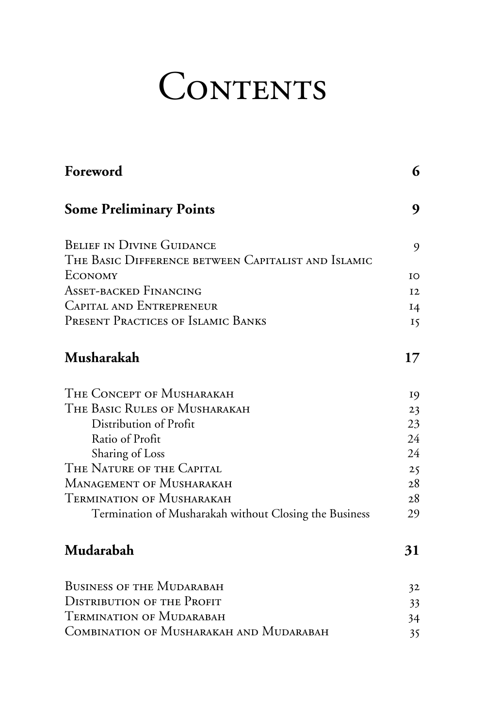# Contents

| | |
|---|---|
| **Foreword** | **6** |
| **Some Preliminary Points** | **9** |
| Belief in Divine Guidance | 9 |
| The Basic Difference between Capitalist and Islamic Economy | 10 |
| Asset-backed Financing | 12 |
| Capital and Entrepreneur | 14 |
| Present Practices of Islamic Banks | 15 |
| **Musharakah** | **17** |
| The Concept of Musharakah | 19 |
| The Basic Rules of Musharakah | 23 |
| Distribution of Profit | 23 |
| Ratio of Profit | 24 |
| Sharing of Loss | 24 |
| The Nature of the Capital | 25 |
| Management of Musharakah | 28 |
| Termination of Musharakah | 28 |
| Termination of Musharakah without Closing the Business | 29 |
| **Mudarabah** | **31** |
| Business of the Mudarabah | 32 |
| Distribution of the Profit | 33 |
| Termination of Mudarabah | 34 |
| Combination of Musharakah and Mudarabah | 35 |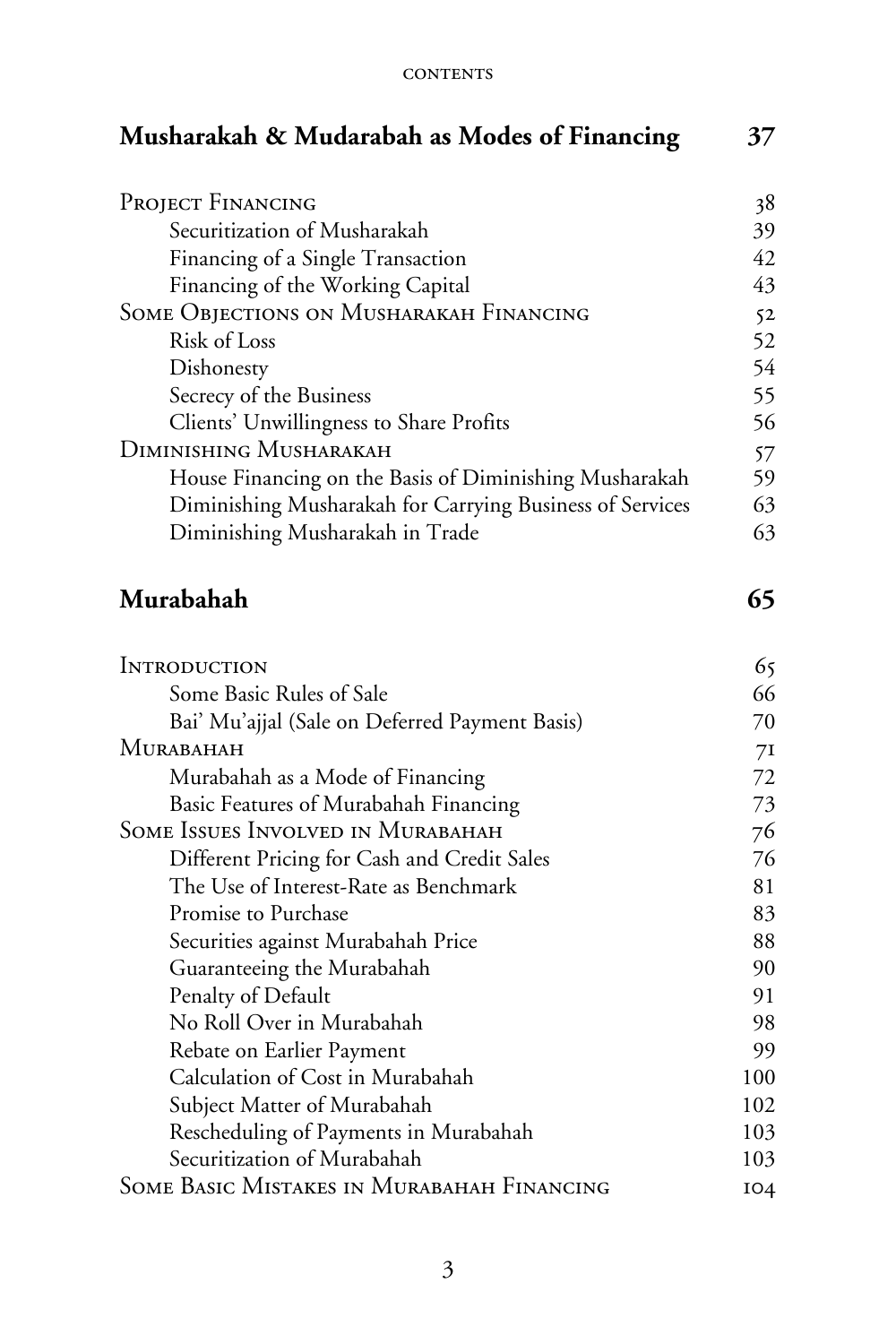## Musharakah & Mudarabah as Modes of Financing 37

| | |
|---|---|
| Project Financing | 38 |
| Securitization of Musharakah | 39 |
| Financing of a Single Transaction | 42 |
| Financing of the Working Capital | 43 |
| Some Objections on Musharakah Financing | 52 |
| Risk of Loss | 52 |
| Dishonesty | 54 |
| Secrecy of the Business | 55 |
| Clients' Unwillingness to Share Profits | 56 |
| Diminishing Musharakah | 57 |
| House Financing on the Basis of Diminishing Musharakah | 59 |
| Diminishing Musharakah for Carrying Business of Services | 63 |
| Diminishing Musharakah in Trade | 63 |

## Murabahah 65

| | |
|---|---|
| Introduction | 65 |
| Some Basic Rules of Sale | 66 |
| Bai' Mu'ajjal (Sale on Deferred Payment Basis) | 70 |
| Murabahah | 71 |
| Murabahah as a Mode of Financing | 72 |
| Basic Features of Murabahah Financing | 73 |
| Some Issues Involved in Murabahah | 76 |
| Different Pricing for Cash and Credit Sales | 76 |
| The Use of Interest-Rate as Benchmark | 81 |
| Promise to Purchase | 83 |
| Securities against Murabahah Price | 88 |
| Guaranteeing the Murabahah | 90 |
| Penalty of Default | 91 |
| No Roll Over in Murabahah | 98 |
| Rebate on Earlier Payment | 99 |
| Calculation of Cost in Murabahah | 100 |
| Subject Matter of Murabahah | 102 |
| Rescheduling of Payments in Murabahah | 103 |
| Securitization of Murabahah | 103 |
| Some Basic Mistakes in Murabahah Financing | 104 |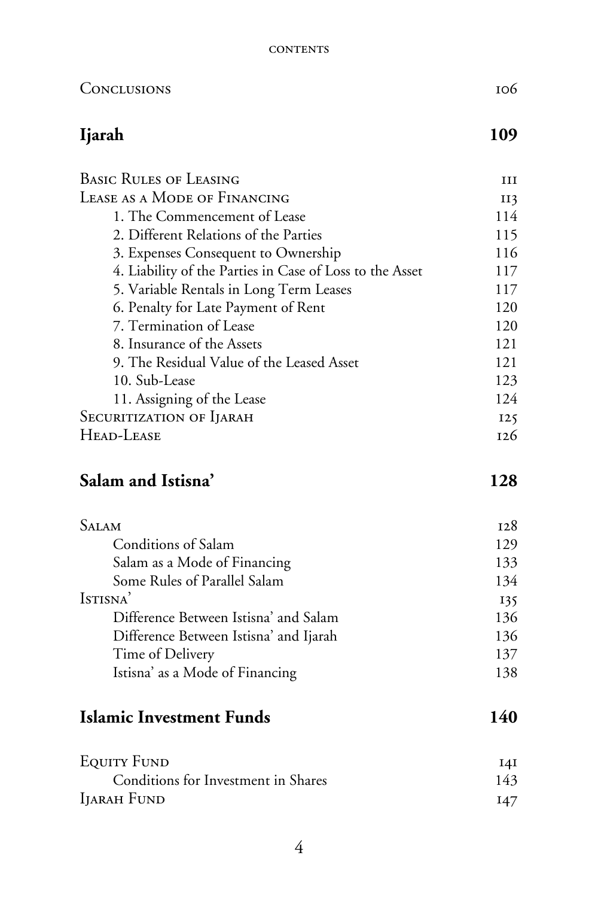| | |
|---|---|
| Conclusions | 106 |
| **Ijarah** | **109** |
| Basic Rules of Leasing | 111 |
| Lease as a Mode of Financing | 113 |
| 1. The Commencement of Lease | 114 |
| 2. Different Relations of the Parties | 115 |
| 3. Expenses Consequent to Ownership | 116 |
| 4. Liability of the Parties in Case of Loss to the Asset | 117 |
| 5. Variable Rentals in Long Term Leases | 117 |
| 6. Penalty for Late Payment of Rent | 120 |
| 7. Termination of Lease | 120 |
| 8. Insurance of the Assets | 121 |
| 9. The Residual Value of the Leased Asset | 121 |
| 10. Sub-Lease | 123 |
| 11. Assigning of the Lease | 124 |
| Securitization of Ijarah | 125 |
| Head-Lease | 126 |
| **Salam and Istisna'** | **128** |
| Salam | 128 |
| Conditions of Salam | 129 |
| Salam as a Mode of Financing | 133 |
| Some Rules of Parallel Salam | 134 |
| Istisna' | 135 |
| Difference Between Istisna' and Salam | 136 |
| Difference Between Istisna' and Ijarah | 136 |
| Time of Delivery | 137 |
| Istisna' as a Mode of Financing | 138 |
| **Islamic Investment Funds** | **140** |
| Equity Fund | 141 |
| Conditions for Investment in Shares | 143 |
| Ijarah Fund | 147 |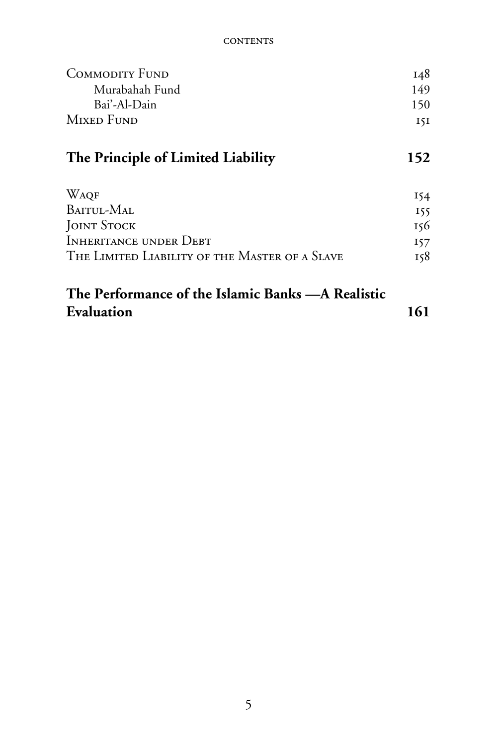| | |
|---|---|
| Commodity Fund | 148 |
| Murabahah Fund | 149 |
| Bai'-Al-Dain | 150 |
| Mixed Fund | 151 |

**The Principle of Limited Liability** **152**

| | |
|---|---|
| Waqf | 154 |
| Baitul-Mal | 155 |
| Joint Stock | 156 |
| Inheritance under Debt | 157 |
| The Limited Liability of the Master of a Slave | 158 |

**The Performance of the Islamic Banks —A Realistic Evaluation** **161**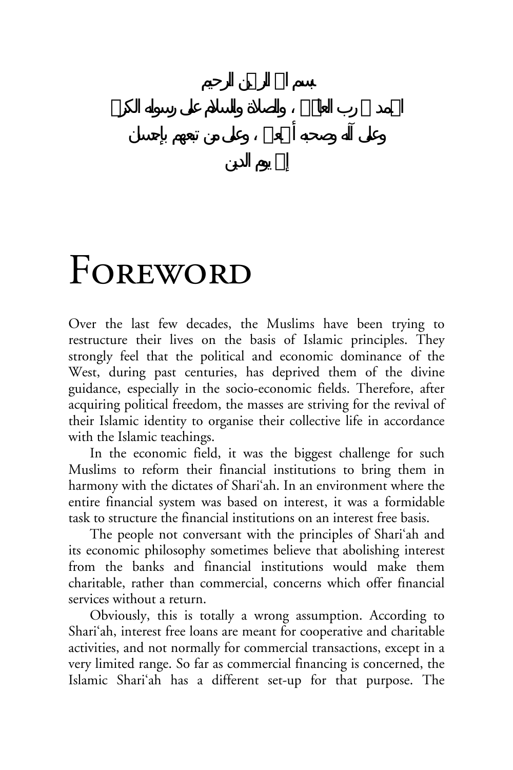بسم الله الرحمن الرحيم

الحمد لله رب العالمين ، والصلاة والسلام على رسوله الكريم

وعلى آله وصحبه أجمعين ، وعلى من تبعهم بإحسان

إلى يوم الدين

# Foreword

Over the last few decades, the Muslims have been trying to restructure their lives on the basis of Islamic principles. They strongly feel that the political and economic dominance of the West, during past centuries, has deprived them of the divine guidance, especially in the socio-economic fields. Therefore, after acquiring political freedom, the masses are striving for the revival of their Islamic identity to organise their collective life in accordance with the Islamic teachings.

In the economic field, it was the biggest challenge for such Muslims to reform their financial institutions to bring them in harmony with the dictates of Shari'ah. In an environment where the entire financial system was based on interest, it was a formidable task to structure the financial institutions on an interest free basis.

The people not conversant with the principles of Shari'ah and its economic philosophy sometimes believe that abolishing interest from the banks and financial institutions would make them charitable, rather than commercial, concerns which offer financial services without a return.

Obviously, this is totally a wrong assumption. According to Shari'ah, interest free loans are meant for cooperative and charitable activities, and not normally for commercial transactions, except in a very limited range. So far as commercial financing is concerned, the Islamic Shari'ah has a different set-up for that purpose. The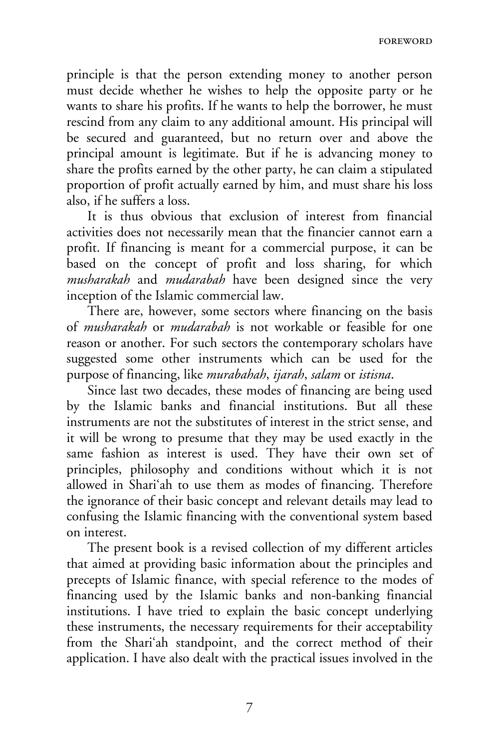principle is that the person extending money to another person must decide whether he wishes to help the opposite party or he wants to share his profits. If he wants to help the borrower, he must rescind from any claim to any additional amount. His principal will be secured and guaranteed, but no return over and above the principal amount is legitimate. But if he is advancing money to share the profits earned by the other party, he can claim a stipulated proportion of profit actually earned by him, and must share his loss also, if he suffers a loss.

It is thus obvious that exclusion of interest from financial activities does not necessarily mean that the financier cannot earn a profit. If financing is meant for a commercial purpose, it can be based on the concept of profit and loss sharing, for which *musharakah* and *mudarabah* have been designed since the very inception of the Islamic commercial law.

There are, however, some sectors where financing on the basis of *musharakah* or *mudarabah* is not workable or feasible for one reason or another. For such sectors the contemporary scholars have suggested some other instruments which can be used for the purpose of financing, like *murabahah*, *ijarah*, *salam* or *istisna*.

Since last two decades, these modes of financing are being used by the Islamic banks and financial institutions. But all these instruments are not the substitutes of interest in the strict sense, and it will be wrong to presume that they may be used exactly in the same fashion as interest is used. They have their own set of principles, philosophy and conditions without which it is not allowed in Shari'ah to use them as modes of financing. Therefore the ignorance of their basic concept and relevant details may lead to confusing the Islamic financing with the conventional system based on interest.

The present book is a revised collection of my different articles that aimed at providing basic information about the principles and precepts of Islamic finance, with special reference to the modes of financing used by the Islamic banks and non-banking financial institutions. I have tried to explain the basic concept underlying these instruments, the necessary requirements for their acceptability from the Shari'ah standpoint, and the correct method of their application. I have also dealt with the practical issues involved in the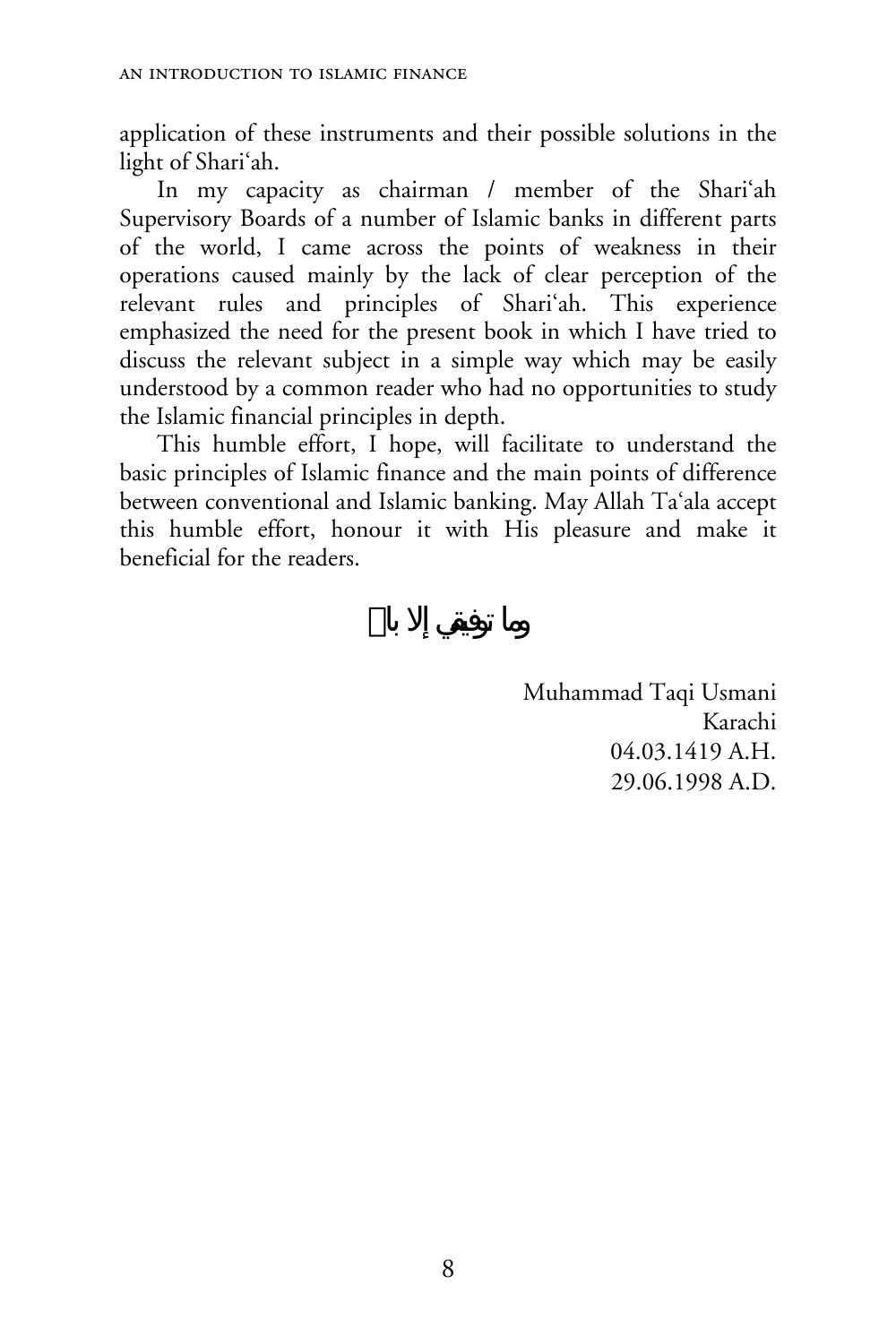application of these instruments and their possible solutions in the light of Shari'ah.

In my capacity as chairman / member of the Shari'ah Supervisory Boards of a number of Islamic banks in different parts of the world, I came across the points of weakness in their operations caused mainly by the lack of clear perception of the relevant rules and principles of Shari'ah. This experience emphasized the need for the present book in which I have tried to discuss the relevant subject in a simple way which may be easily understood by a common reader who had no opportunities to study the Islamic financial principles in depth.

This humble effort, I hope, will facilitate to understand the basic principles of Islamic finance and the main points of difference between conventional and Islamic banking. May Allah Ta'ala accept this humble effort, honour it with His pleasure and make it beneficial for the readers.

وما توفيقي إلا بالله

Muhammad Taqi Usmani
Karachi
04.03.1419 A.H.
29.06.1998 A.D.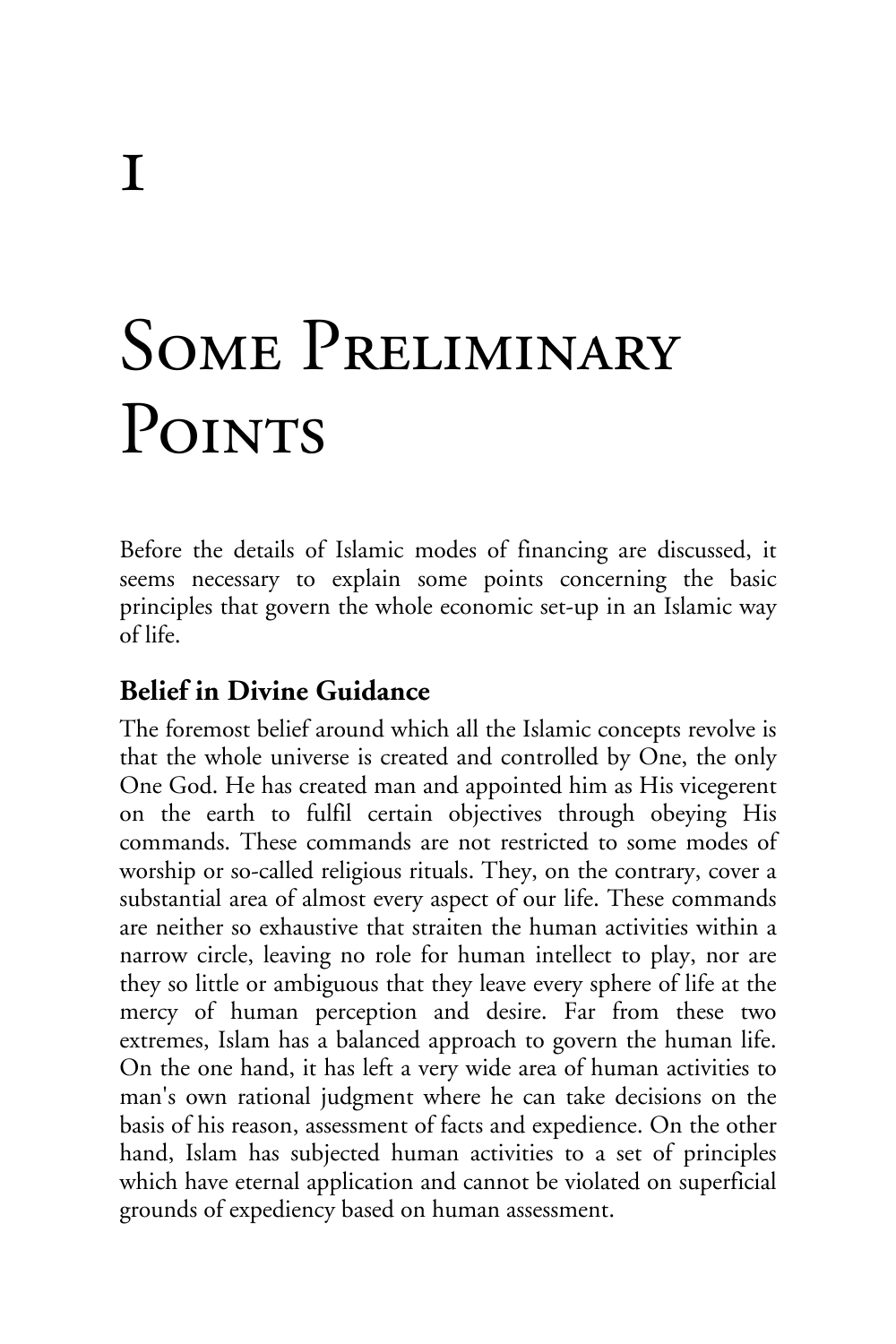# 1

# Some Preliminary Points

Before the details of Islamic modes of financing are discussed, it seems necessary to explain some points concerning the basic principles that govern the whole economic set-up in an Islamic way of life.

## Belief in Divine Guidance

The foremost belief around which all the Islamic concepts revolve is that the whole universe is created and controlled by One, the only One God. He has created man and appointed him as His vicegerent on the earth to fulfil certain objectives through obeying His commands. These commands are not restricted to some modes of worship or so-called religious rituals. They, on the contrary, cover a substantial area of almost every aspect of our life. These commands are neither so exhaustive that straiten the human activities within a narrow circle, leaving no role for human intellect to play, nor are they so little or ambiguous that they leave every sphere of life at the mercy of human perception and desire. Far from these two extremes, Islam has a balanced approach to govern the human life. On the one hand, it has left a very wide area of human activities to man's own rational judgment where he can take decisions on the basis of his reason, assessment of facts and expedience. On the other hand, Islam has subjected human activities to a set of principles which have eternal application and cannot be violated on superficial grounds of expediency based on human assessment.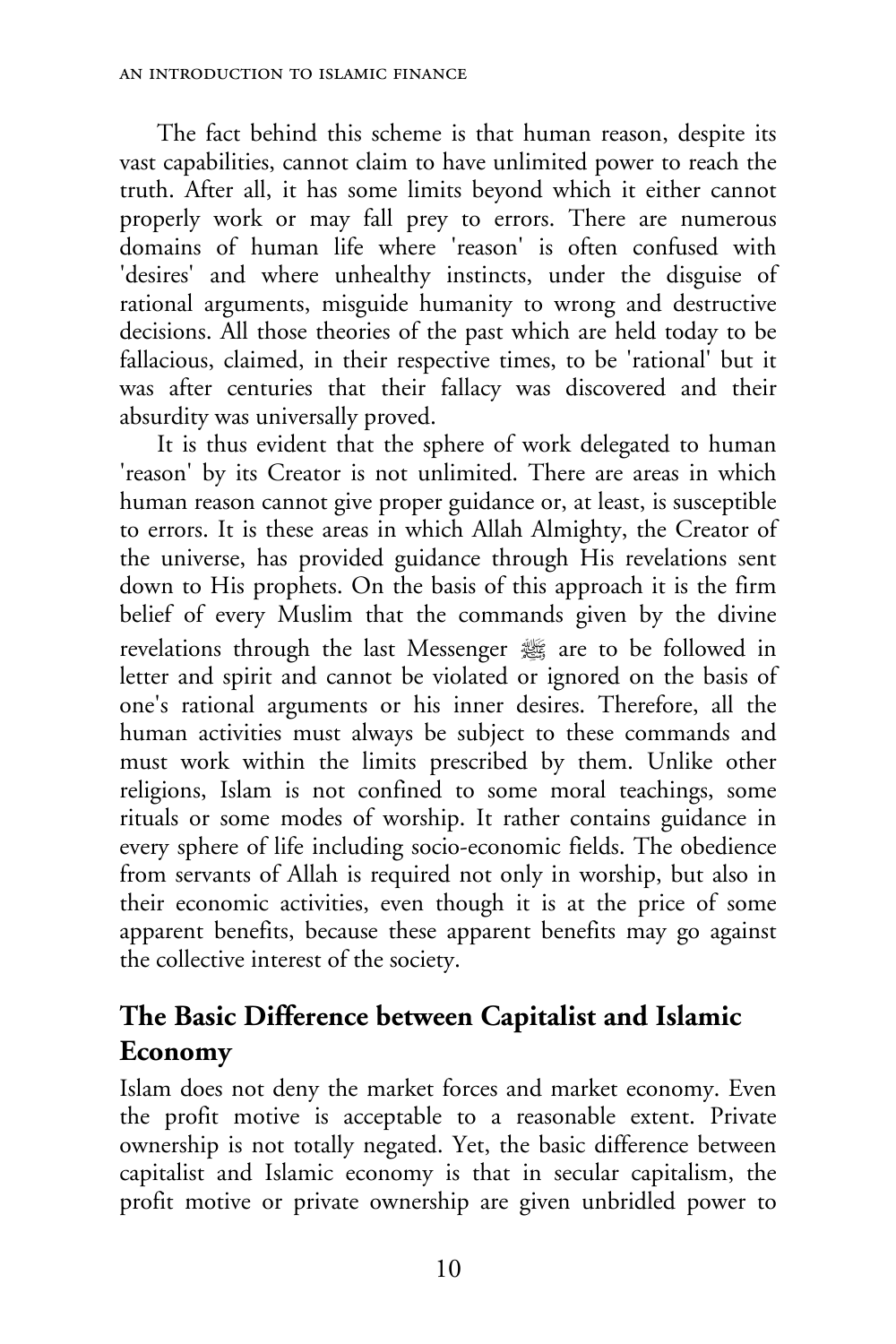The fact behind this scheme is that human reason, despite its vast capabilities, cannot claim to have unlimited power to reach the truth. After all, it has some limits beyond which it either cannot properly work or may fall prey to errors. There are numerous domains of human life where 'reason' is often confused with 'desires' and where unhealthy instincts, under the disguise of rational arguments, misguide humanity to wrong and destructive decisions. All those theories of the past which are held today to be fallacious, claimed, in their respective times, to be 'rational' but it was after centuries that their fallacy was discovered and their absurdity was universally proved.

It is thus evident that the sphere of work delegated to human 'reason' by its Creator is not unlimited. There are areas in which human reason cannot give proper guidance or, at least, is susceptible to errors. It is these areas in which Allah Almighty, the Creator of the universe, has provided guidance through His revelations sent down to His prophets. On the basis of this approach it is the firm belief of every Muslim that the commands given by the divine revelations through the last Messenger ﷺ are to be followed in letter and spirit and cannot be violated or ignored on the basis of one's rational arguments or his inner desires. Therefore, all the human activities must always be subject to these commands and must work within the limits prescribed by them. Unlike other religions, Islam is not confined to some moral teachings, some rituals or some modes of worship. It rather contains guidance in every sphere of life including socio-economic fields. The obedience from servants of Allah is required not only in worship, but also in their economic activities, even though it is at the price of some apparent benefits, because these apparent benefits may go against the collective interest of the society.

## The Basic Difference between Capitalist and Islamic Economy

Islam does not deny the market forces and market economy. Even the profit motive is acceptable to a reasonable extent. Private ownership is not totally negated. Yet, the basic difference between capitalist and Islamic economy is that in secular capitalism, the profit motive or private ownership are given unbridled power to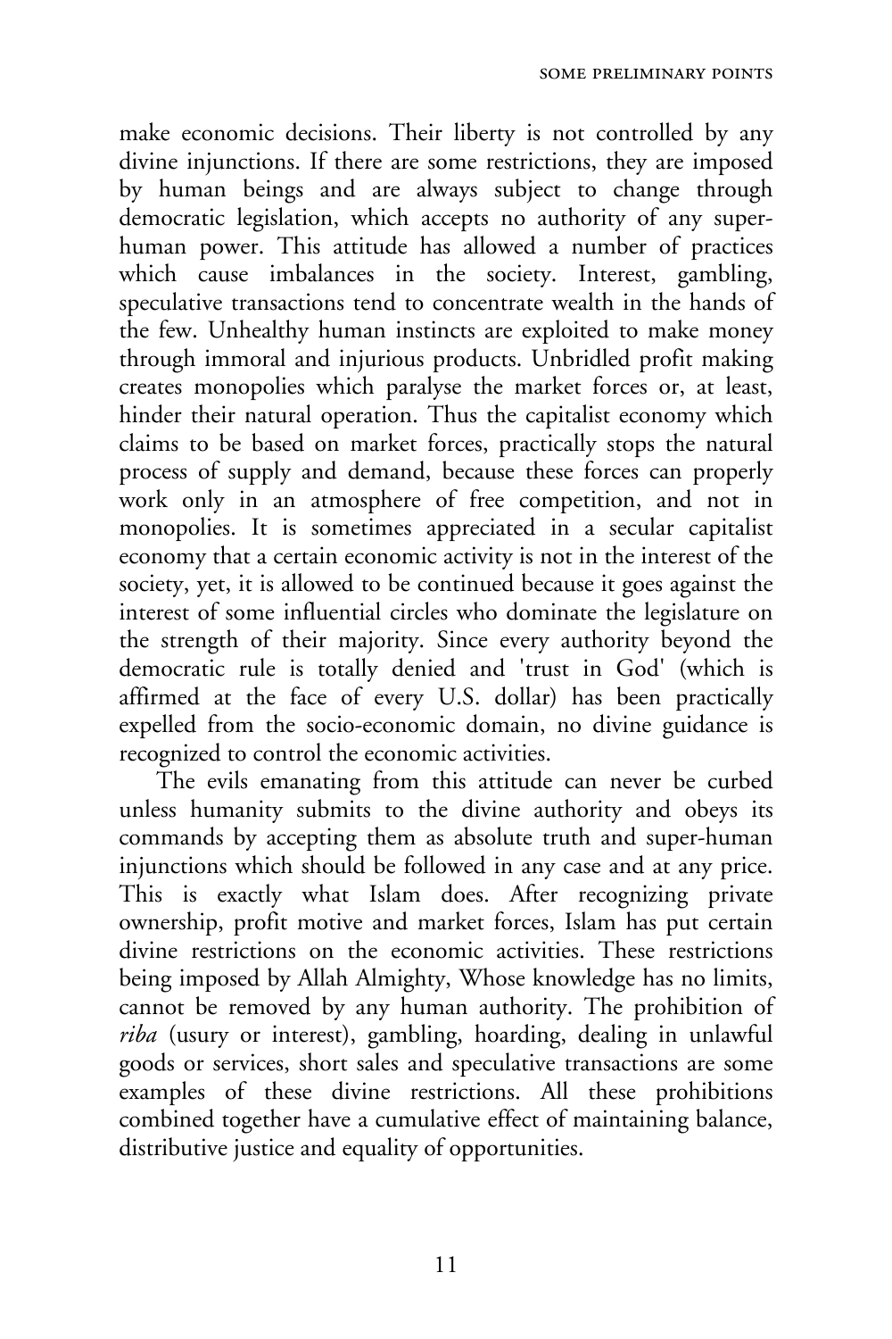make economic decisions. Their liberty is not controlled by any divine injunctions. If there are some restrictions, they are imposed by human beings and are always subject to change through democratic legislation, which accepts no authority of any super-human power. This attitude has allowed a number of practices which cause imbalances in the society. Interest, gambling, speculative transactions tend to concentrate wealth in the hands of the few. Unhealthy human instincts are exploited to make money through immoral and injurious products. Unbridled profit making creates monopolies which paralyse the market forces or, at least, hinder their natural operation. Thus the capitalist economy which claims to be based on market forces, practically stops the natural process of supply and demand, because these forces can properly work only in an atmosphere of free competition, and not in monopolies. It is sometimes appreciated in a secular capitalist economy that a certain economic activity is not in the interest of the society, yet, it is allowed to be continued because it goes against the interest of some influential circles who dominate the legislature on the strength of their majority. Since every authority beyond the democratic rule is totally denied and 'trust in God' (which is affirmed at the face of every U.S. dollar) has been practically expelled from the socio-economic domain, no divine guidance is recognized to control the economic activities.

The evils emanating from this attitude can never be curbed unless humanity submits to the divine authority and obeys its commands by accepting them as absolute truth and super-human injunctions which should be followed in any case and at any price. This is exactly what Islam does. After recognizing private ownership, profit motive and market forces, Islam has put certain divine restrictions on the economic activities. These restrictions being imposed by Allah Almighty, Whose knowledge has no limits, cannot be removed by any human authority. The prohibition of *riba* (usury or interest), gambling, hoarding, dealing in unlawful goods or services, short sales and speculative transactions are some examples of these divine restrictions. All these prohibitions combined together have a cumulative effect of maintaining balance, distributive justice and equality of opportunities.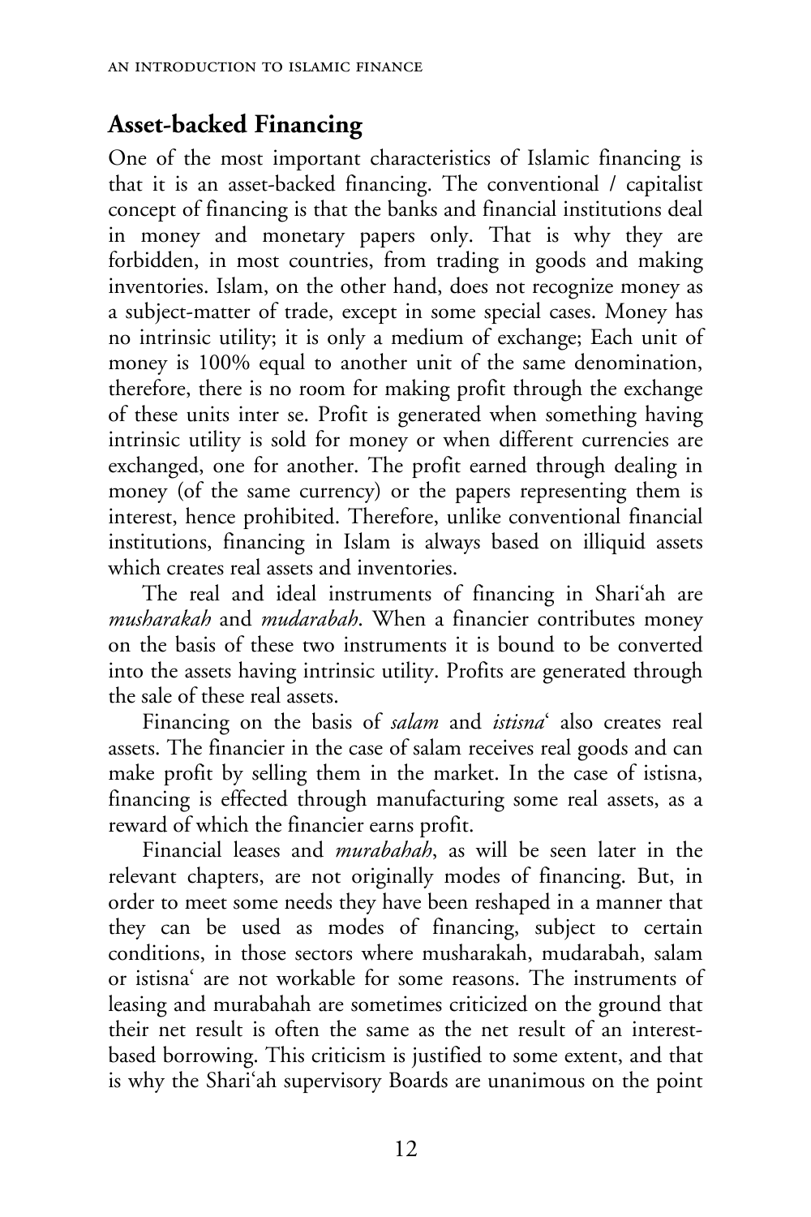## Asset-backed Financing

One of the most important characteristics of Islamic financing is that it is an asset-backed financing. The conventional / capitalist concept of financing is that the banks and financial institutions deal in money and monetary papers only. That is why they are forbidden, in most countries, from trading in goods and making inventories. Islam, on the other hand, does not recognize money as a subject-matter of trade, except in some special cases. Money has no intrinsic utility; it is only a medium of exchange; Each unit of money is 100% equal to another unit of the same denomination, therefore, there is no room for making profit through the exchange of these units inter se. Profit is generated when something having intrinsic utility is sold for money or when different currencies are exchanged, one for another. The profit earned through dealing in money (of the same currency) or the papers representing them is interest, hence prohibited. Therefore, unlike conventional financial institutions, financing in Islam is always based on illiquid assets which creates real assets and inventories.

The real and ideal instruments of financing in Shari'ah are *musharakah* and *mudarabah*. When a financier contributes money on the basis of these two instruments it is bound to be converted into the assets having intrinsic utility. Profits are generated through the sale of these real assets.

Financing on the basis of *salam* and *istisna'* also creates real assets. The financier in the case of salam receives real goods and can make profit by selling them in the market. In the case of istisna, financing is effected through manufacturing some real assets, as a reward of which the financier earns profit.

Financial leases and *murabahah*, as will be seen later in the relevant chapters, are not originally modes of financing. But, in order to meet some needs they have been reshaped in a manner that they can be used as modes of financing, subject to certain conditions, in those sectors where musharakah, mudarabah, salam or istisna' are not workable for some reasons. The instruments of leasing and murabahah are sometimes criticized on the ground that their net result is often the same as the net result of an interest-based borrowing. This criticism is justified to some extent, and that is why the Shari'ah supervisory Boards are unanimous on the point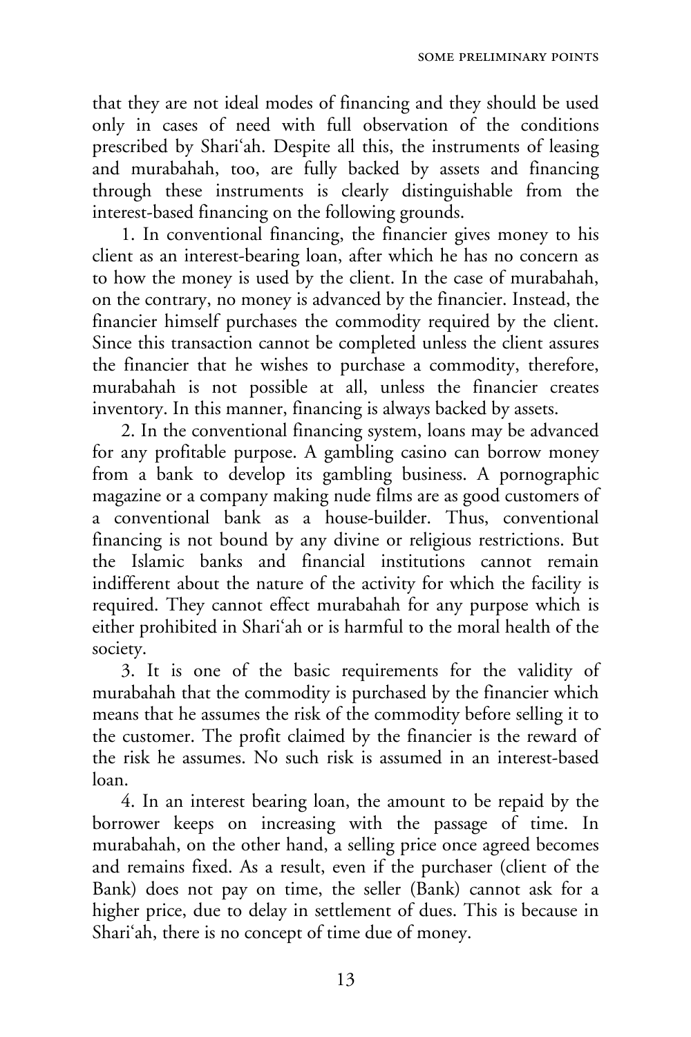that they are not ideal modes of financing and they should be used only in cases of need with full observation of the conditions prescribed by Shari'ah. Despite all this, the instruments of leasing and murabahah, too, are fully backed by assets and financing through these instruments is clearly distinguishable from the interest-based financing on the following grounds.

1. In conventional financing, the financier gives money to his client as an interest-bearing loan, after which he has no concern as to how the money is used by the client. In the case of murabahah, on the contrary, no money is advanced by the financier. Instead, the financier himself purchases the commodity required by the client. Since this transaction cannot be completed unless the client assures the financier that he wishes to purchase a commodity, therefore, murabahah is not possible at all, unless the financier creates inventory. In this manner, financing is always backed by assets.

2. In the conventional financing system, loans may be advanced for any profitable purpose. A gambling casino can borrow money from a bank to develop its gambling business. A pornographic magazine or a company making nude films are as good customers of a conventional bank as a house-builder. Thus, conventional financing is not bound by any divine or religious restrictions. But the Islamic banks and financial institutions cannot remain indifferent about the nature of the activity for which the facility is required. They cannot effect murabahah for any purpose which is either prohibited in Shari'ah or is harmful to the moral health of the society.

3. It is one of the basic requirements for the validity of murabahah that the commodity is purchased by the financier which means that he assumes the risk of the commodity before selling it to the customer. The profit claimed by the financier is the reward of the risk he assumes. No such risk is assumed in an interest-based loan.

4. In an interest bearing loan, the amount to be repaid by the borrower keeps on increasing with the passage of time. In murabahah, on the other hand, a selling price once agreed becomes and remains fixed. As a result, even if the purchaser (client of the Bank) does not pay on time, the seller (Bank) cannot ask for a higher price, due to delay in settlement of dues. This is because in Shari'ah, there is no concept of time due of money.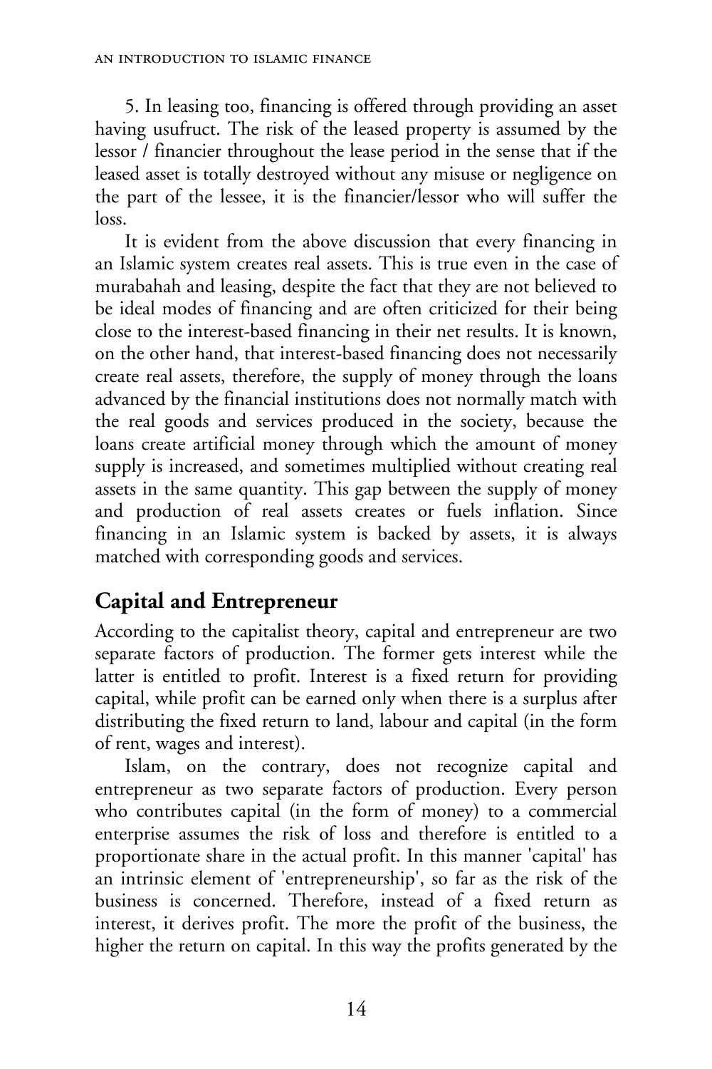5. In leasing too, financing is offered through providing an asset having usufruct. The risk of the leased property is assumed by the lessor / financier throughout the lease period in the sense that if the leased asset is totally destroyed without any misuse or negligence on the part of the lessee, it is the financier/lessor who will suffer the loss.

It is evident from the above discussion that every financing in an Islamic system creates real assets. This is true even in the case of murabahah and leasing, despite the fact that they are not believed to be ideal modes of financing and are often criticized for their being close to the interest-based financing in their net results. It is known, on the other hand, that interest-based financing does not necessarily create real assets, therefore, the supply of money through the loans advanced by the financial institutions does not normally match with the real goods and services produced in the society, because the loans create artificial money through which the amount of money supply is increased, and sometimes multiplied without creating real assets in the same quantity. This gap between the supply of money and production of real assets creates or fuels inflation. Since financing in an Islamic system is backed by assets, it is always matched with corresponding goods and services.

## Capital and Entrepreneur

According to the capitalist theory, capital and entrepreneur are two separate factors of production. The former gets interest while the latter is entitled to profit. Interest is a fixed return for providing capital, while profit can be earned only when there is a surplus after distributing the fixed return to land, labour and capital (in the form of rent, wages and interest).

Islam, on the contrary, does not recognize capital and entrepreneur as two separate factors of production. Every person who contributes capital (in the form of money) to a commercial enterprise assumes the risk of loss and therefore is entitled to a proportionate share in the actual profit. In this manner 'capital' has an intrinsic element of 'entrepreneurship', so far as the risk of the business is concerned. Therefore, instead of a fixed return as interest, it derives profit. The more the profit of the business, the higher the return on capital. In this way the profits generated by the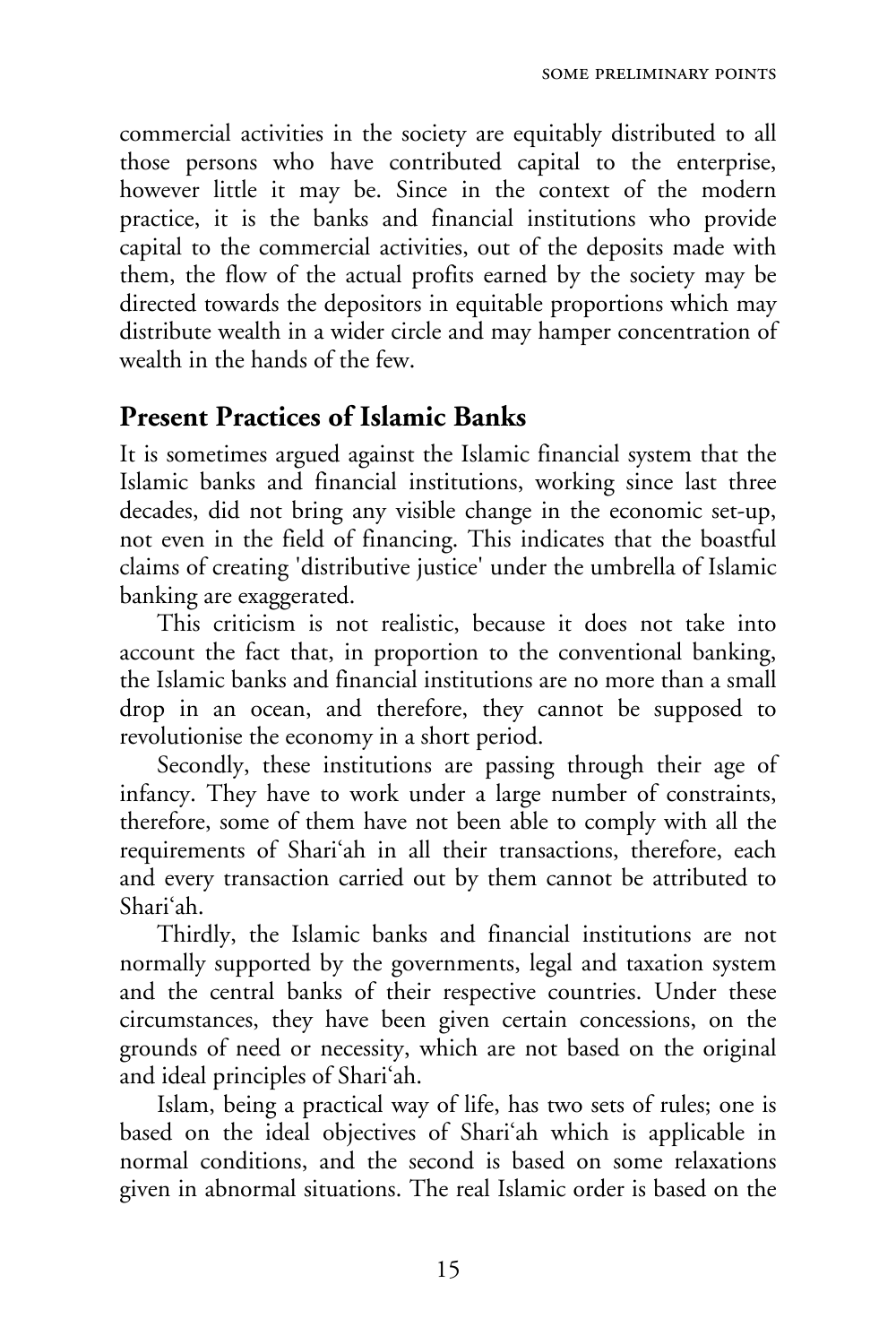commercial activities in the society are equitably distributed to all those persons who have contributed capital to the enterprise, however little it may be. Since in the context of the modern practice, it is the banks and financial institutions who provide capital to the commercial activities, out of the deposits made with them, the flow of the actual profits earned by the society may be directed towards the depositors in equitable proportions which may distribute wealth in a wider circle and may hamper concentration of wealth in the hands of the few.

## Present Practices of Islamic Banks

It is sometimes argued against the Islamic financial system that the Islamic banks and financial institutions, working since last three decades, did not bring any visible change in the economic set-up, not even in the field of financing. This indicates that the boastful claims of creating 'distributive justice' under the umbrella of Islamic banking are exaggerated.

This criticism is not realistic, because it does not take into account the fact that, in proportion to the conventional banking, the Islamic banks and financial institutions are no more than a small drop in an ocean, and therefore, they cannot be supposed to revolutionise the economy in a short period.

Secondly, these institutions are passing through their age of infancy. They have to work under a large number of constraints, therefore, some of them have not been able to comply with all the requirements of Shari'ah in all their transactions, therefore, each and every transaction carried out by them cannot be attributed to Shari'ah.

Thirdly, the Islamic banks and financial institutions are not normally supported by the governments, legal and taxation system and the central banks of their respective countries. Under these circumstances, they have been given certain concessions, on the grounds of need or necessity, which are not based on the original and ideal principles of Shari'ah.

Islam, being a practical way of life, has two sets of rules; one is based on the ideal objectives of Shari'ah which is applicable in normal conditions, and the second is based on some relaxations given in abnormal situations. The real Islamic order is based on the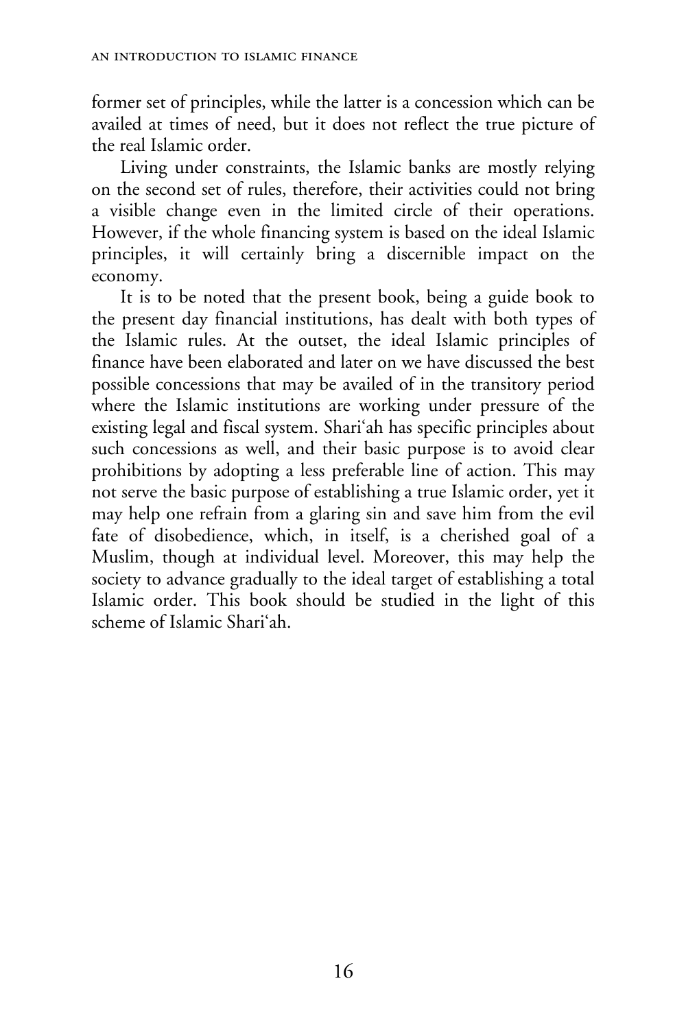former set of principles, while the latter is a concession which can be availed at times of need, but it does not reflect the true picture of the real Islamic order.

Living under constraints, the Islamic banks are mostly relying on the second set of rules, therefore, their activities could not bring a visible change even in the limited circle of their operations. However, if the whole financing system is based on the ideal Islamic principles, it will certainly bring a discernible impact on the economy.

It is to be noted that the present book, being a guide book to the present day financial institutions, has dealt with both types of the Islamic rules. At the outset, the ideal Islamic principles of finance have been elaborated and later on we have discussed the best possible concessions that may be availed of in the transitory period where the Islamic institutions are working under pressure of the existing legal and fiscal system. Shari'ah has specific principles about such concessions as well, and their basic purpose is to avoid clear prohibitions by adopting a less preferable line of action. This may not serve the basic purpose of establishing a true Islamic order, yet it may help one refrain from a glaring sin and save him from the evil fate of disobedience, which, in itself, is a cherished goal of a Muslim, though at individual level. Moreover, this may help the society to advance gradually to the ideal target of establishing a total Islamic order. This book should be studied in the light of this scheme of Islamic Shari'ah.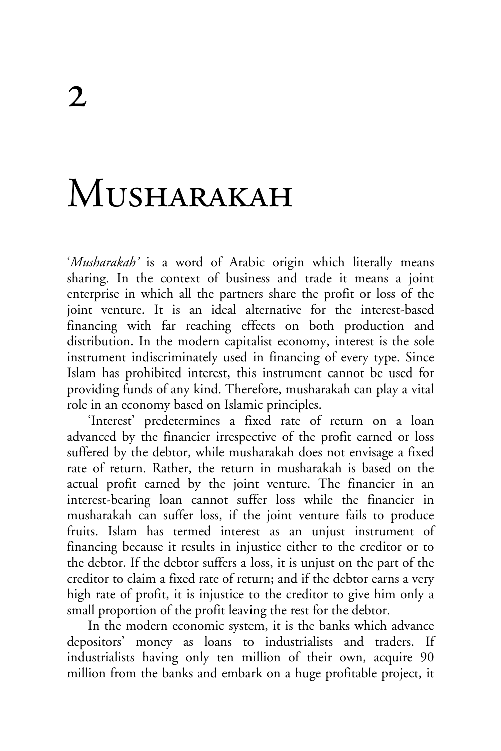# 2

# Musharakah

'*Musharakah'* is a word of Arabic origin which literally means sharing. In the context of business and trade it means a joint enterprise in which all the partners share the profit or loss of the joint venture. It is an ideal alternative for the interest-based financing with far reaching effects on both production and distribution. In the modern capitalist economy, interest is the sole instrument indiscriminately used in financing of every type. Since Islam has prohibited interest, this instrument cannot be used for providing funds of any kind. Therefore, musharakah can play a vital role in an economy based on Islamic principles.

'Interest' predetermines a fixed rate of return on a loan advanced by the financier irrespective of the profit earned or loss suffered by the debtor, while musharakah does not envisage a fixed rate of return. Rather, the return in musharakah is based on the actual profit earned by the joint venture. The financier in an interest-bearing loan cannot suffer loss while the financier in musharakah can suffer loss, if the joint venture fails to produce fruits. Islam has termed interest as an unjust instrument of financing because it results in injustice either to the creditor or to the debtor. If the debtor suffers a loss, it is unjust on the part of the creditor to claim a fixed rate of return; and if the debtor earns a very high rate of profit, it is injustice to the creditor to give him only a small proportion of the profit leaving the rest for the debtor.

In the modern economic system, it is the banks which advance depositors' money as loans to industrialists and traders. If industrialists having only ten million of their own, acquire 90 million from the banks and embark on a huge profitable project, it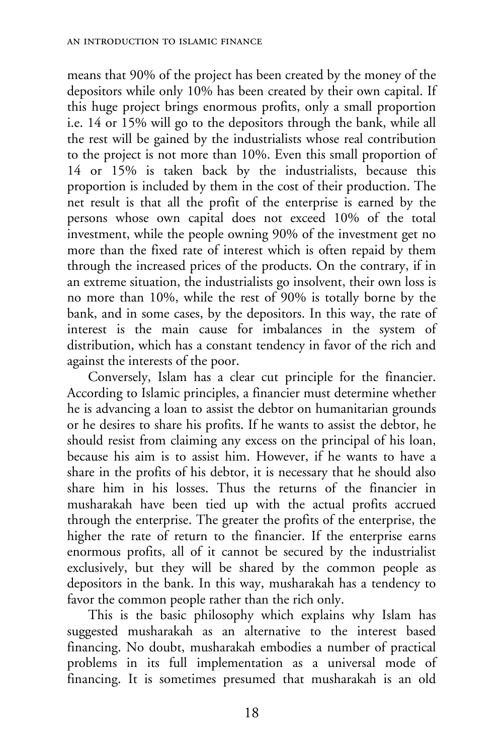means that 90% of the project has been created by the money of the depositors while only 10% has been created by their own capital. If this huge project brings enormous profits, only a small proportion i.e. 14 or 15% will go to the depositors through the bank, while all the rest will be gained by the industrialists whose real contribution to the project is not more than 10%. Even this small proportion of 14 or 15% is taken back by the industrialists, because this proportion is included by them in the cost of their production. The net result is that all the profit of the enterprise is earned by the persons whose own capital does not exceed 10% of the total investment, while the people owning 90% of the investment get no more than the fixed rate of interest which is often repaid by them through the increased prices of the products. On the contrary, if in an extreme situation, the industrialists go insolvent, their own loss is no more than 10%, while the rest of 90% is totally borne by the bank, and in some cases, by the depositors. In this way, the rate of interest is the main cause for imbalances in the system of distribution, which has a constant tendency in favor of the rich and against the interests of the poor.

Conversely, Islam has a clear cut principle for the financier. According to Islamic principles, a financier must determine whether he is advancing a loan to assist the debtor on humanitarian grounds or he desires to share his profits. If he wants to assist the debtor, he should resist from claiming any excess on the principal of his loan, because his aim is to assist him. However, if he wants to have a share in the profits of his debtor, it is necessary that he should also share him in his losses. Thus the returns of the financier in musharakah have been tied up with the actual profits accrued through the enterprise. The greater the profits of the enterprise, the higher the rate of return to the financier. If the enterprise earns enormous profits, all of it cannot be secured by the industrialist exclusively, but they will be shared by the common people as depositors in the bank. In this way, musharakah has a tendency to favor the common people rather than the rich only.

This is the basic philosophy which explains why Islam has suggested musharakah as an alternative to the interest based financing. No doubt, musharakah embodies a number of practical problems in its full implementation as a universal mode of financing. It is sometimes presumed that musharakah is an old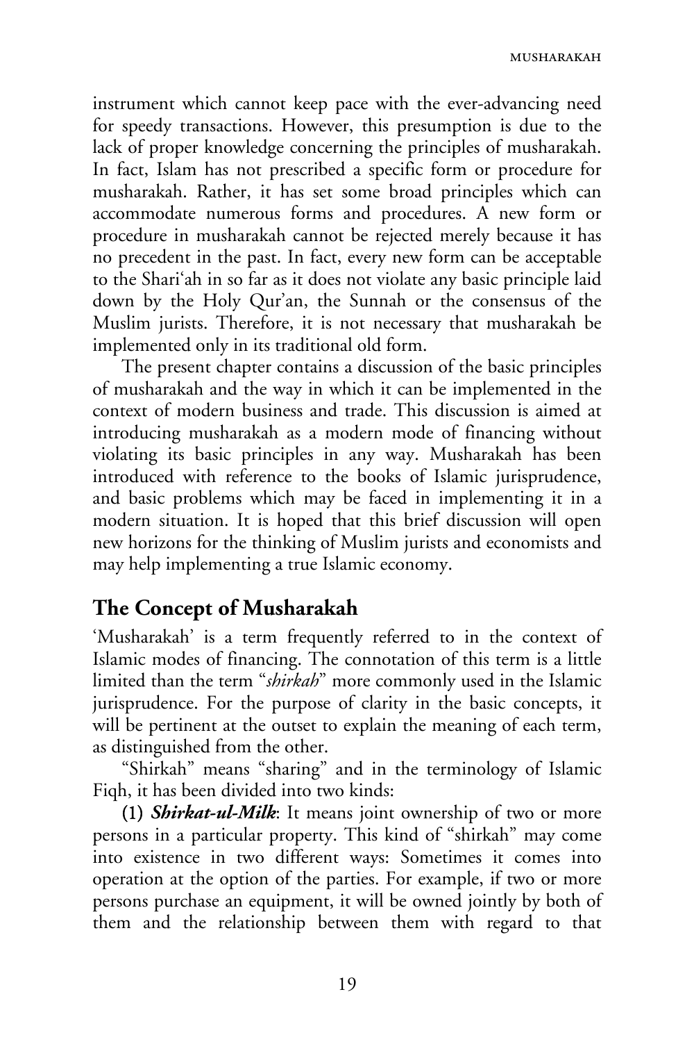instrument which cannot keep pace with the ever-advancing need for speedy transactions. However, this presumption is due to the lack of proper knowledge concerning the principles of musharakah. In fact, Islam has not prescribed a specific form or procedure for musharakah. Rather, it has set some broad principles which can accommodate numerous forms and procedures. A new form or procedure in musharakah cannot be rejected merely because it has no precedent in the past. In fact, every new form can be acceptable to the Shari'ah in so far as it does not violate any basic principle laid down by the Holy Qur'an, the Sunnah or the consensus of the Muslim jurists. Therefore, it is not necessary that musharakah be implemented only in its traditional old form.

The present chapter contains a discussion of the basic principles of musharakah and the way in which it can be implemented in the context of modern business and trade. This discussion is aimed at introducing musharakah as a modern mode of financing without violating its basic principles in any way. Musharakah has been introduced with reference to the books of Islamic jurisprudence, and basic problems which may be faced in implementing it in a modern situation. It is hoped that this brief discussion will open new horizons for the thinking of Muslim jurists and economists and may help implementing a true Islamic economy.

## The Concept of Musharakah

'Musharakah' is a term frequently referred to in the context of Islamic modes of financing. The connotation of this term is a little limited than the term "*shirkah*" more commonly used in the Islamic jurisprudence. For the purpose of clarity in the basic concepts, it will be pertinent at the outset to explain the meaning of each term, as distinguished from the other.

"Shirkah" means "sharing" and in the terminology of Islamic Fiqh, it has been divided into two kinds:

**(1)** ***Shirkat-ul-Milk***: It means joint ownership of two or more persons in a particular property. This kind of "shirkah" may come into existence in two different ways: Sometimes it comes into operation at the option of the parties. For example, if two or more persons purchase an equipment, it will be owned jointly by both of them and the relationship between them with regard to that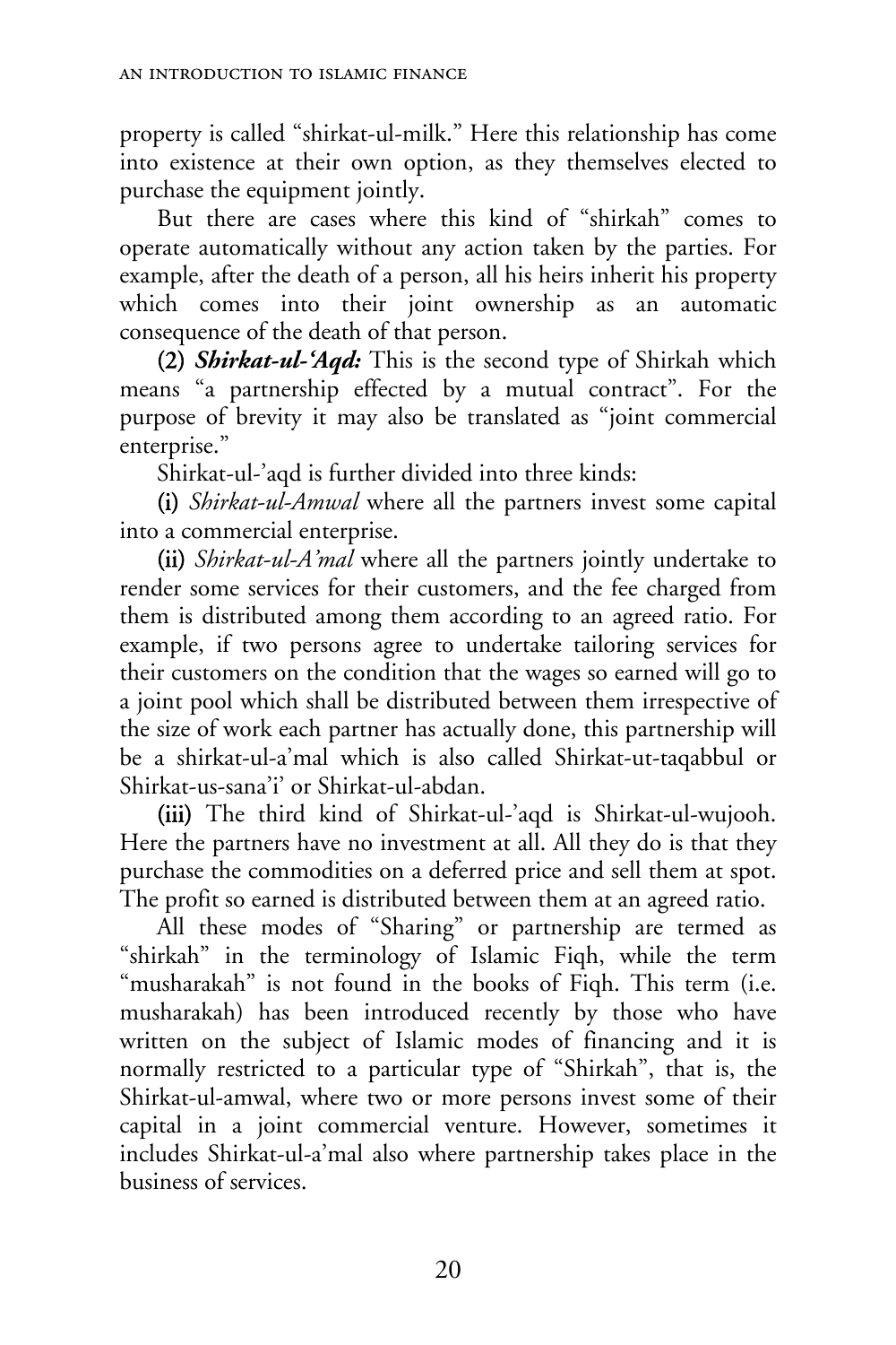property is called "shirkat-ul-milk." Here this relationship has come into existence at their own option, as they themselves elected to purchase the equipment jointly.

But there are cases where this kind of "shirkah" comes to operate automatically without any action taken by the parties. For example, after the death of a person, all his heirs inherit his property which comes into their joint ownership as an automatic consequence of the death of that person.

**(2)** ***Shirkat-ul-'Aqd:*** This is the second type of Shirkah which means "a partnership effected by a mutual contract". For the purpose of brevity it may also be translated as "joint commercial enterprise."

Shirkat-ul-'aqd is further divided into three kinds:

**(i)** *Shirkat-ul-Amwal* where all the partners invest some capital into a commercial enterprise.

**(ii)** *Shirkat-ul-A'mal* where all the partners jointly undertake to render some services for their customers, and the fee charged from them is distributed among them according to an agreed ratio. For example, if two persons agree to undertake tailoring services for their customers on the condition that the wages so earned will go to a joint pool which shall be distributed between them irrespective of the size of work each partner has actually done, this partnership will be a shirkat-ul-a'mal which is also called Shirkat-ut-taqabbul or Shirkat-us-sana'i' or Shirkat-ul-abdan.

**(iii)** The third kind of Shirkat-ul-'aqd is Shirkat-ul-wujooh. Here the partners have no investment at all. All they do is that they purchase the commodities on a deferred price and sell them at spot. The profit so earned is distributed between them at an agreed ratio.

All these modes of "Sharing" or partnership are termed as "shirkah" in the terminology of Islamic Fiqh, while the term "musharakah" is not found in the books of Fiqh. This term (i.e. musharakah) has been introduced recently by those who have written on the subject of Islamic modes of financing and it is normally restricted to a particular type of "Shirkah", that is, the Shirkat-ul-amwal, where two or more persons invest some of their capital in a joint commercial venture. However, sometimes it includes Shirkat-ul-a'mal also where partnership takes place in the business of services.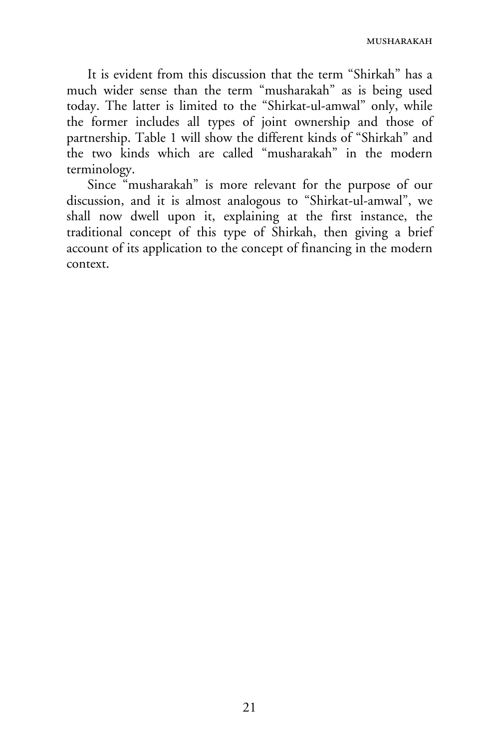It is evident from this discussion that the term "Shirkah" has a much wider sense than the term "musharakah" as is being used today. The latter is limited to the "Shirkat-ul-amwal" only, while the former includes all types of joint ownership and those of partnership. Table 1 will show the different kinds of "Shirkah" and the two kinds which are called "musharakah" in the modern terminology.

Since "musharakah" is more relevant for the purpose of our discussion, and it is almost analogous to "Shirkat-ul-amwal", we shall now dwell upon it, explaining at the first instance, the traditional concept of this type of Shirkah, then giving a brief account of its application to the concept of financing in the modern context.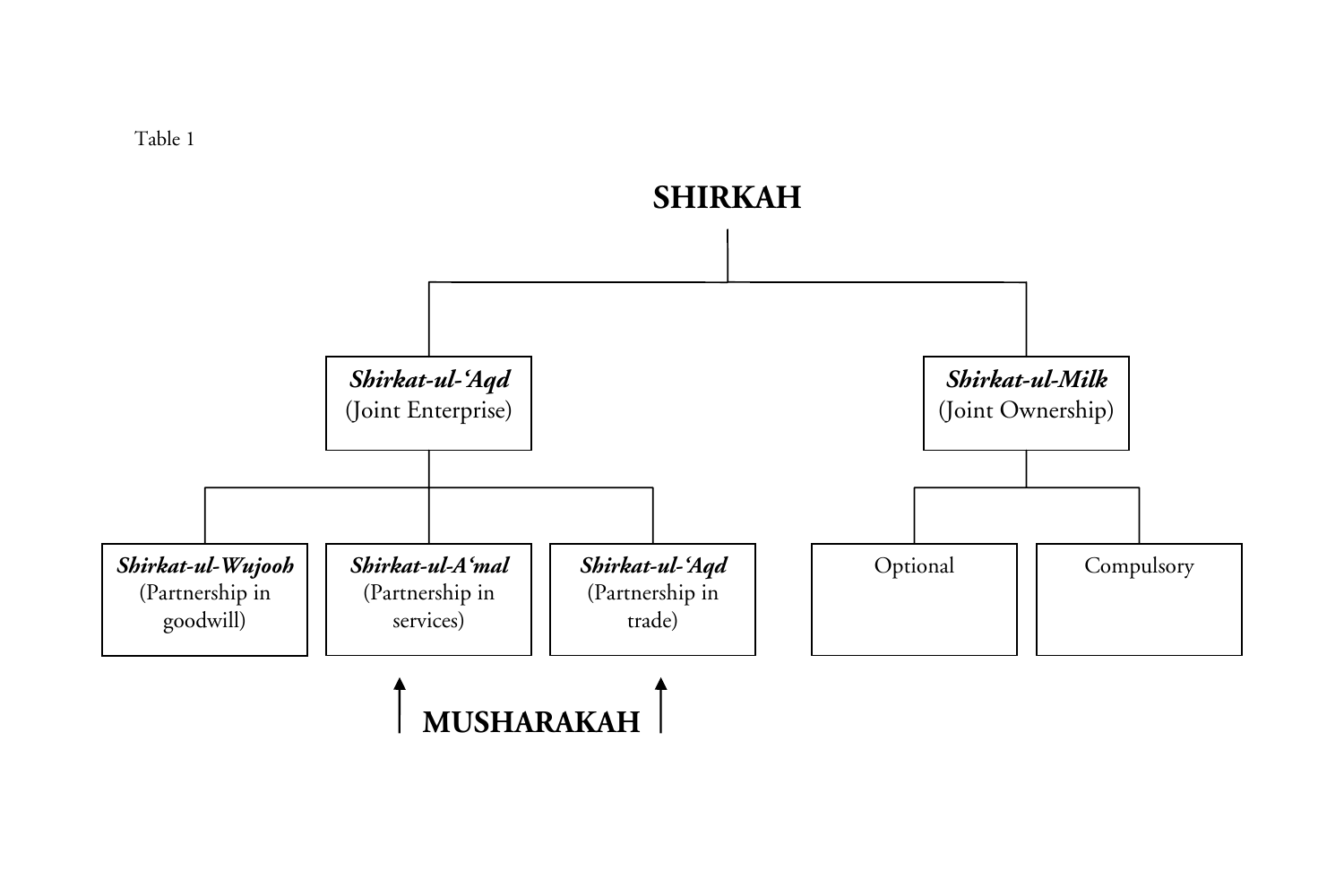Table 1

# SHIRKAH

- ***Shirkat-ul-'Aqd*** (Joint Enterprise)
  - ***Shirkat-ul-Wujooh*** (Partnership in goodwill)
  - ***Shirkat-ul-A'mal*** (Partnership in services)
  - ***Shirkat-ul-'Aqd*** (Partnership in trade)
- ***Shirkat-ul-Milk*** (Joint Ownership)
  - Optional
  - Compulsory

**MUSHARAKAH** (arrows pointing to *Shirkat-ul-A'mal* and *Shirkat-ul-'Aqd*)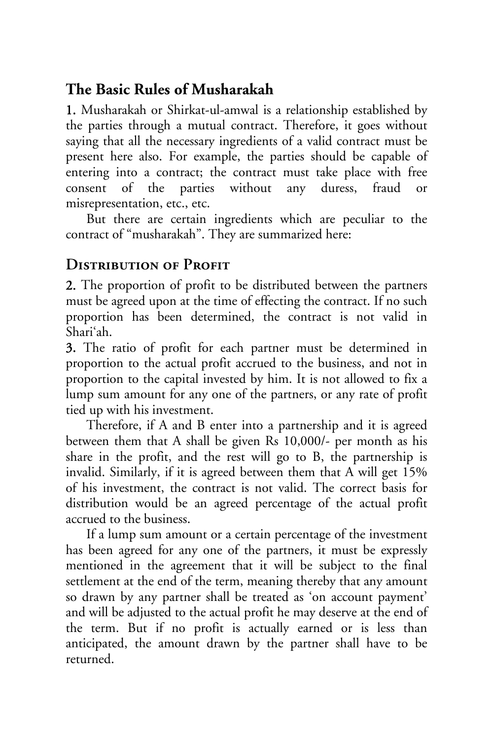## The Basic Rules of Musharakah

**1.** Musharakah or Shirkat-ul-amwal is a relationship established by the parties through a mutual contract. Therefore, it goes without saying that all the necessary ingredients of a valid contract must be present here also. For example, the parties should be capable of entering into a contract; the contract must take place with free consent of the parties without any duress, fraud or misrepresentation, etc., etc.

But there are certain ingredients which are peculiar to the contract of "musharakah". They are summarized here:

### Distribution of Profit

**2.** The proportion of profit to be distributed between the partners must be agreed upon at the time of effecting the contract. If no such proportion has been determined, the contract is not valid in Shari'ah.

**3.** The ratio of profit for each partner must be determined in proportion to the actual profit accrued to the business, and not in proportion to the capital invested by him. It is not allowed to fix a lump sum amount for any one of the partners, or any rate of profit tied up with his investment.

Therefore, if A and B enter into a partnership and it is agreed between them that A shall be given Rs 10,000/- per month as his share in the profit, and the rest will go to B, the partnership is invalid. Similarly, if it is agreed between them that A will get 15% of his investment, the contract is not valid. The correct basis for distribution would be an agreed percentage of the actual profit accrued to the business.

If a lump sum amount or a certain percentage of the investment has been agreed for any one of the partners, it must be expressly mentioned in the agreement that it will be subject to the final settlement at the end of the term, meaning thereby that any amount so drawn by any partner shall be treated as 'on account payment' and will be adjusted to the actual profit he may deserve at the end of the term. But if no profit is actually earned or is less than anticipated, the amount drawn by the partner shall have to be returned.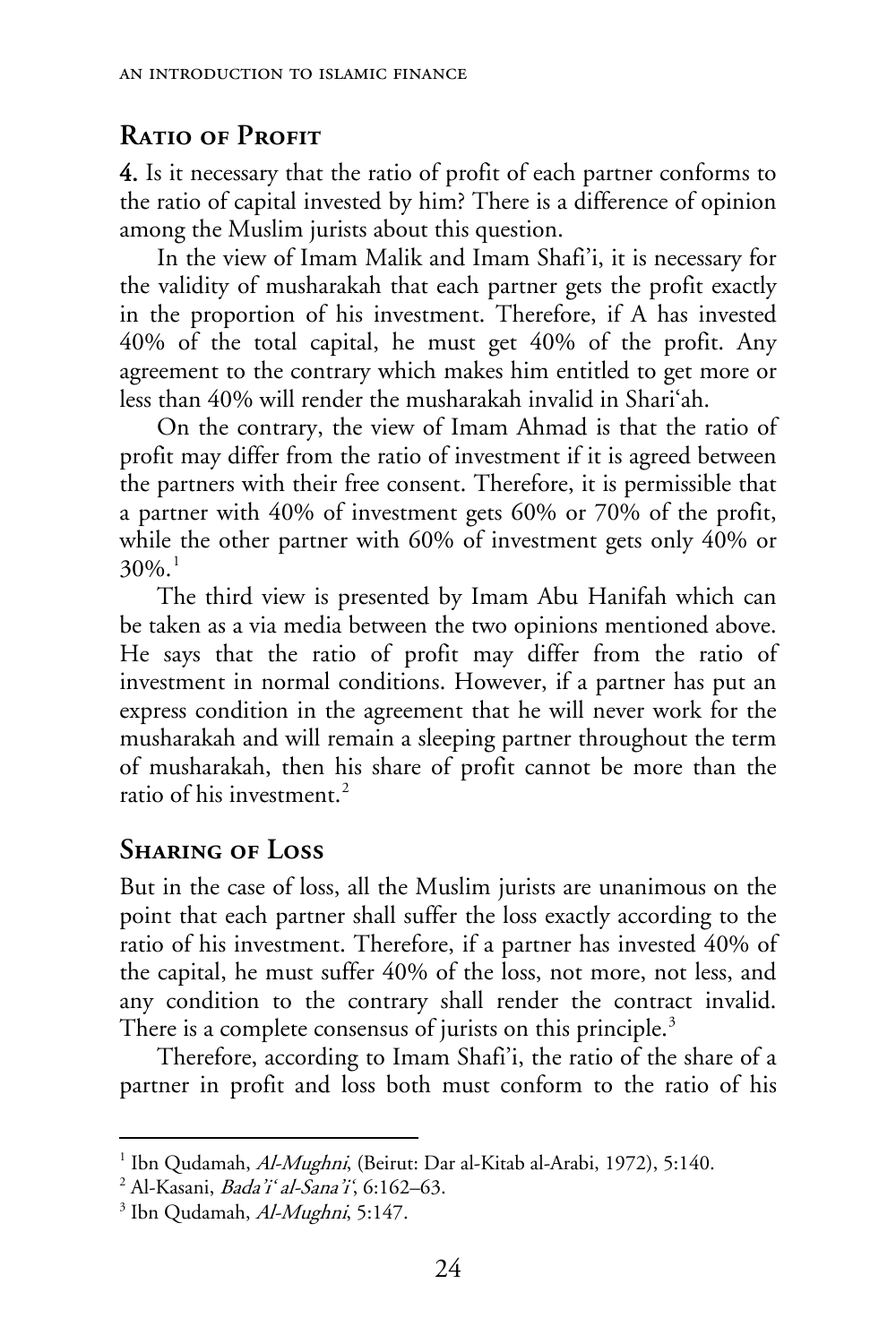## Ratio of Profit

**4.** Is it necessary that the ratio of profit of each partner conforms to the ratio of capital invested by him? There is a difference of opinion among the Muslim jurists about this question.

In the view of Imam Malik and Imam Shafi'i, it is necessary for the validity of musharakah that each partner gets the profit exactly in the proportion of his investment. Therefore, if A has invested 40% of the total capital, he must get 40% of the profit. Any agreement to the contrary which makes him entitled to get more or less than 40% will render the musharakah invalid in Shari'ah.

On the contrary, the view of Imam Ahmad is that the ratio of profit may differ from the ratio of investment if it is agreed between the partners with their free consent. Therefore, it is permissible that a partner with 40% of investment gets 60% or 70% of the profit, while the other partner with 60% of investment gets only 40% or 30%.[1]

The third view is presented by Imam Abu Hanifah which can be taken as a via media between the two opinions mentioned above. He says that the ratio of profit may differ from the ratio of investment in normal conditions. However, if a partner has put an express condition in the agreement that he will never work for the musharakah and will remain a sleeping partner throughout the term of musharakah, then his share of profit cannot be more than the ratio of his investment.[2]

## Sharing of Loss

But in the case of loss, all the Muslim jurists are unanimous on the point that each partner shall suffer the loss exactly according to the ratio of his investment. Therefore, if a partner has invested 40% of the capital, he must suffer 40% of the loss, not more, not less, and any condition to the contrary shall render the contract invalid. There is a complete consensus of jurists on this principle.[3]

Therefore, according to Imam Shafi'i, the ratio of the share of a partner in profit and loss both must conform to the ratio of his

---

[1] Ibn Qudamah, *Al-Mughni*, (Beirut: Dar al-Kitab al-Arabi, 1972), 5:140.

[2] Al-Kasani, *Bada'i' al-Sana'i'*, 6:162–63.

[3] Ibn Qudamah, *Al-Mughni*, 5:147.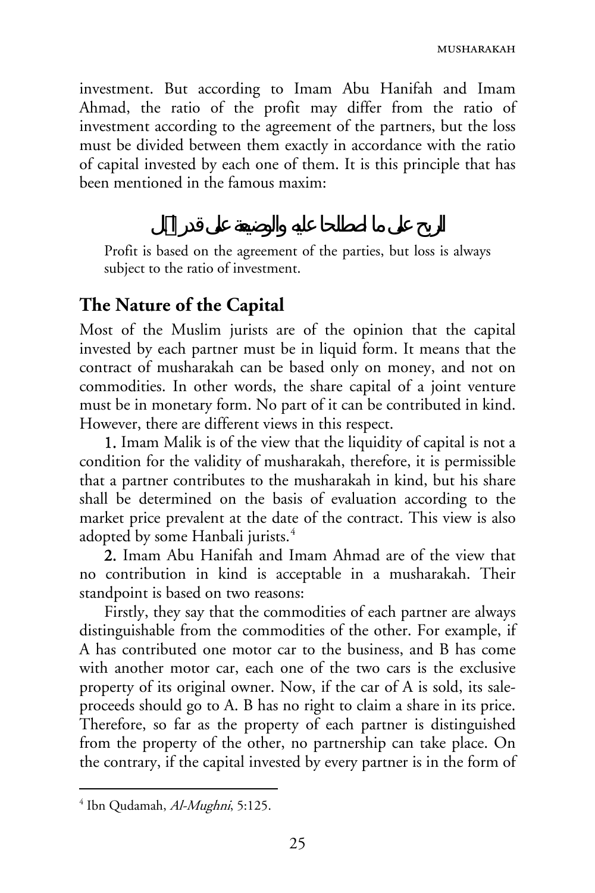investment. But according to Imam Abu Hanifah and Imam Ahmad, the ratio of the profit may differ from the ratio of investment according to the agreement of the partners, but the loss must be divided between them exactly in accordance with the ratio of capital invested by each one of them. It is this principle that has been mentioned in the famous maxim:

الربح على ما اصطلحا عليه والوضيعة على قدر المال

Profit is based on the agreement of the parties, but loss is always subject to the ratio of investment.

## The Nature of the Capital

Most of the Muslim jurists are of the opinion that the capital invested by each partner must be in liquid form. It means that the contract of musharakah can be based only on money, and not on commodities. In other words, the share capital of a joint venture must be in monetary form. No part of it can be contributed in kind. However, there are different views in this respect.

**1.** Imam Malik is of the view that the liquidity of capital is not a condition for the validity of musharakah, therefore, it is permissible that a partner contributes to the musharakah in kind, but his share shall be determined on the basis of evaluation according to the market price prevalent at the date of the contract. This view is also adopted by some Hanbali jurists.[4]

**2.** Imam Abu Hanifah and Imam Ahmad are of the view that no contribution in kind is acceptable in a musharakah. Their standpoint is based on two reasons:

Firstly, they say that the commodities of each partner are always distinguishable from the commodities of the other. For example, if A has contributed one motor car to the business, and B has come with another motor car, each one of the two cars is the exclusive property of its original owner. Now, if the car of A is sold, its sale-proceeds should go to A. B has no right to claim a share in its price. Therefore, so far as the property of each partner is distinguished from the property of the other, no partnership can take place. On the contrary, if the capital invested by every partner is in the form of

[4] Ibn Qudamah, *Al-Mughni*, 5:125.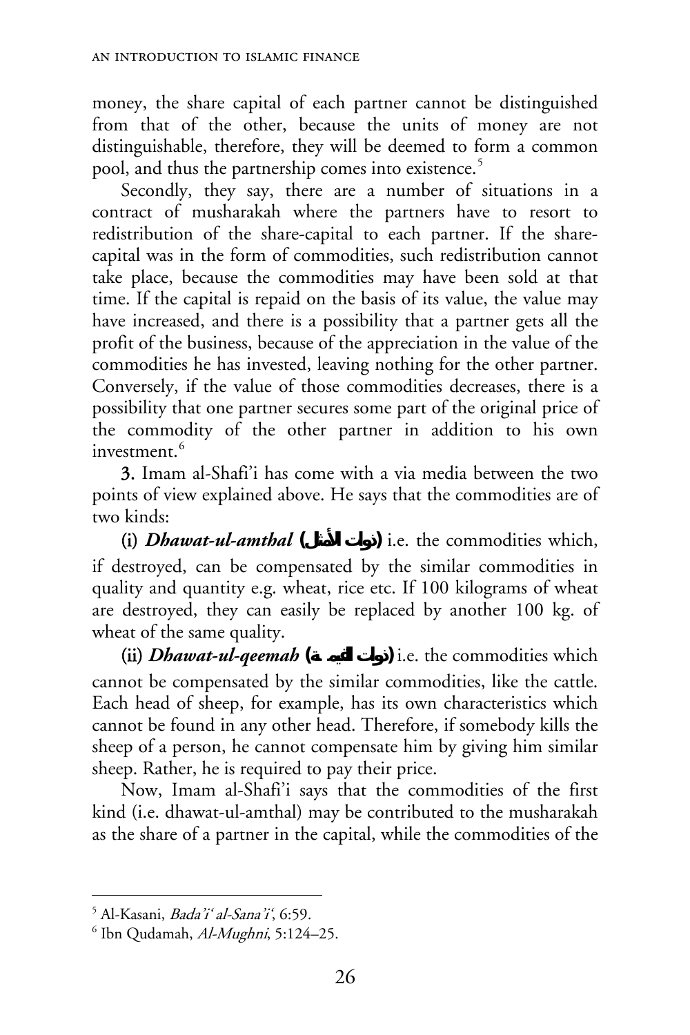money, the share capital of each partner cannot be distinguished from that of the other, because the units of money are not distinguishable, therefore, they will be deemed to form a common pool, and thus the partnership comes into existence.[5]

Secondly, they say, there are a number of situations in a contract of musharakah where the partners have to resort to redistribution of the share-capital to each partner. If the share-capital was in the form of commodities, such redistribution cannot take place, because the commodities may have been sold at that time. If the capital is repaid on the basis of its value, the value may have increased, and there is a possibility that a partner gets all the profit of the business, because of the appreciation in the value of the commodities he has invested, leaving nothing for the other partner. Conversely, if the value of those commodities decreases, there is a possibility that one partner secures some part of the original price of the commodity of the other partner in addition to his own investment.[6]

**3.** Imam al-Shafi'i has come with a via media between the two points of view explained above. He says that the commodities are of two kinds:

**(i)** ***Dhawat-ul-amthal*** **(ذوات الأمثال)** i.e. the commodities which, if destroyed, can be compensated by the similar commodities in quality and quantity e.g. wheat, rice etc. If 100 kilograms of wheat are destroyed, they can easily be replaced by another 100 kg. of wheat of the same quality.

**(ii)** ***Dhawat-ul-qeemah*** **(ذوات القيمة)** i.e. the commodities which cannot be compensated by the similar commodities, like the cattle. Each head of sheep, for example, has its own characteristics which cannot be found in any other head. Therefore, if somebody kills the sheep of a person, he cannot compensate him by giving him similar sheep. Rather, he is required to pay their price.

Now, Imam al-Shafi'i says that the commodities of the first kind (i.e. dhawat-ul-amthal) may be contributed to the musharakah as the share of a partner in the capital, while the commodities of the

---

[5] Al-Kasani, *Bada'i' al-Sana'i'*, 6:59.

[6] Ibn Qudamah, *Al-Mughni*, 5:124–25.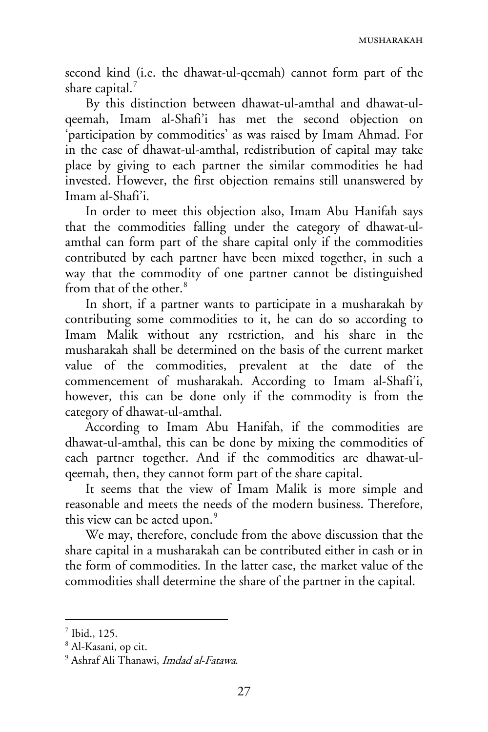second kind (i.e. the dhawat-ul-qeemah) cannot form part of the share capital.[7]

By this distinction between dhawat-ul-amthal and dhawat-ul-qeemah, Imam al-Shafi'i has met the second objection on 'participation by commodities' as was raised by Imam Ahmad. For in the case of dhawat-ul-amthal, redistribution of capital may take place by giving to each partner the similar commodities he had invested. However, the first objection remains still unanswered by Imam al-Shafi'i.

In order to meet this objection also, Imam Abu Hanifah says that the commodities falling under the category of dhawat-ul-amthal can form part of the share capital only if the commodities contributed by each partner have been mixed together, in such a way that the commodity of one partner cannot be distinguished from that of the other.[8]

In short, if a partner wants to participate in a musharakah by contributing some commodities to it, he can do so according to Imam Malik without any restriction, and his share in the musharakah shall be determined on the basis of the current market value of the commodities, prevalent at the date of the commencement of musharakah. According to Imam al-Shafi'i, however, this can be done only if the commodity is from the category of dhawat-ul-amthal.

According to Imam Abu Hanifah, if the commodities are dhawat-ul-amthal, this can be done by mixing the commodities of each partner together. And if the commodities are dhawat-ul-qeemah, then, they cannot form part of the share capital.

It seems that the view of Imam Malik is more simple and reasonable and meets the needs of the modern business. Therefore, this view can be acted upon.[9]

We may, therefore, conclude from the above discussion that the share capital in a musharakah can be contributed either in cash or in the form of commodities. In the latter case, the market value of the commodities shall determine the share of the partner in the capital.

---

[7] Ibid., 125.

[8] Al-Kasani, op cit.

[9] Ashraf Ali Thanawi, *Imdad al-Fatawa*.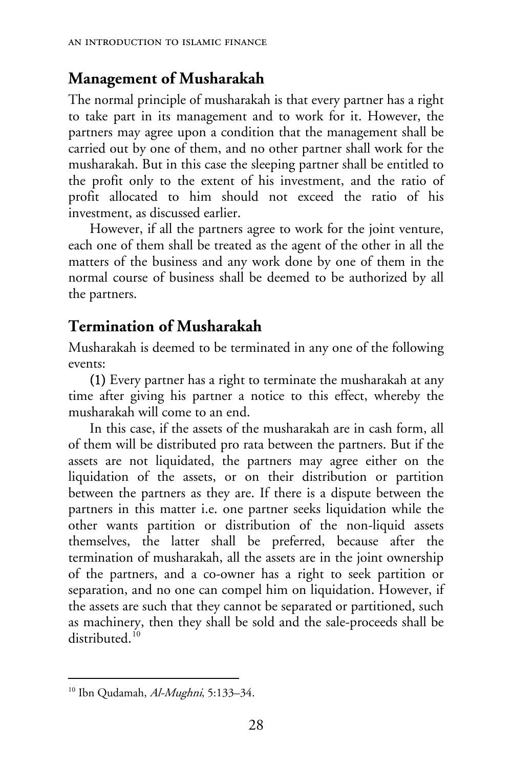## Management of Musharakah

The normal principle of musharakah is that every partner has a right to take part in its management and to work for it. However, the partners may agree upon a condition that the management shall be carried out by one of them, and no other partner shall work for the musharakah. But in this case the sleeping partner shall be entitled to the profit only to the extent of his investment, and the ratio of profit allocated to him should not exceed the ratio of his investment, as discussed earlier.

However, if all the partners agree to work for the joint venture, each one of them shall be treated as the agent of the other in all the matters of the business and any work done by one of them in the normal course of business shall be deemed to be authorized by all the partners.

## Termination of Musharakah

Musharakah is deemed to be terminated in any one of the following events:

(1) Every partner has a right to terminate the musharakah at any time after giving his partner a notice to this effect, whereby the musharakah will come to an end.

In this case, if the assets of the musharakah are in cash form, all of them will be distributed pro rata between the partners. But if the assets are not liquidated, the partners may agree either on the liquidation of the assets, or on their distribution or partition between the partners as they are. If there is a dispute between the partners in this matter i.e. one partner seeks liquidation while the other wants partition or distribution of the non-liquid assets themselves, the latter shall be preferred, because after the termination of musharakah, all the assets are in the joint ownership of the partners, and a co-owner has a right to seek partition or separation, and no one can compel him on liquidation. However, if the assets are such that they cannot be separated or partitioned, such as machinery, then they shall be sold and the sale-proceeds shall be distributed.[10]

---

[10] Ibn Qudamah, *Al-Mughni*, 5:133–34.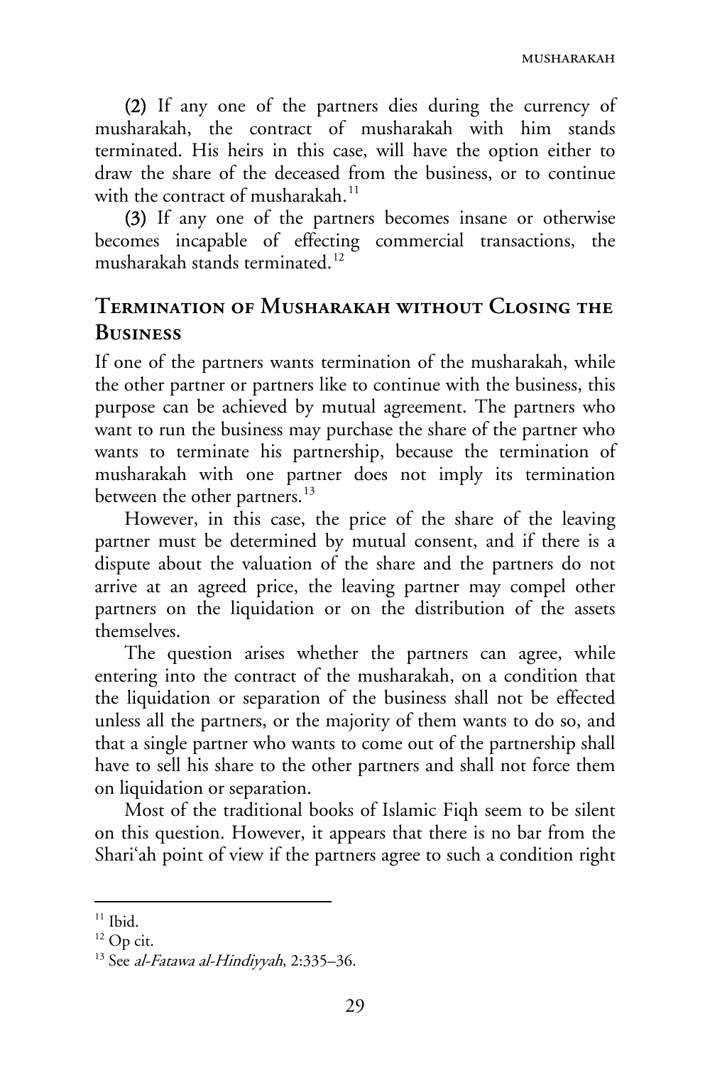**(2)** If any one of the partners dies during the currency of musharakah, the contract of musharakah with him stands terminated. His heirs in this case, will have the option either to draw the share of the deceased from the business, or to continue with the contract of musharakah.[11]

**(3)** If any one of the partners becomes insane or otherwise becomes incapable of effecting commercial transactions, the musharakah stands terminated.[12]

## Termination of Musharakah without Closing the Business

If one of the partners wants termination of the musharakah, while the other partner or partners like to continue with the business, this purpose can be achieved by mutual agreement. The partners who want to run the business may purchase the share of the partner who wants to terminate his partnership, because the termination of musharakah with one partner does not imply its termination between the other partners.[13]

However, in this case, the price of the share of the leaving partner must be determined by mutual consent, and if there is a dispute about the valuation of the share and the partners do not arrive at an agreed price, the leaving partner may compel other partners on the liquidation or on the distribution of the assets themselves.

The question arises whether the partners can agree, while entering into the contract of the musharakah, on a condition that the liquidation or separation of the business shall not be effected unless all the partners, or the majority of them wants to do so, and that a single partner who wants to come out of the partnership shall have to sell his share to the other partners and shall not force them on liquidation or separation.

Most of the traditional books of Islamic Fiqh seem to be silent on this question. However, it appears that there is no bar from the Shari'ah point of view if the partners agree to such a condition right

---

[11] Ibid.

[12] Op cit.

[13] See *al-Fatawa al-Hindiyyah*, 2:335–36.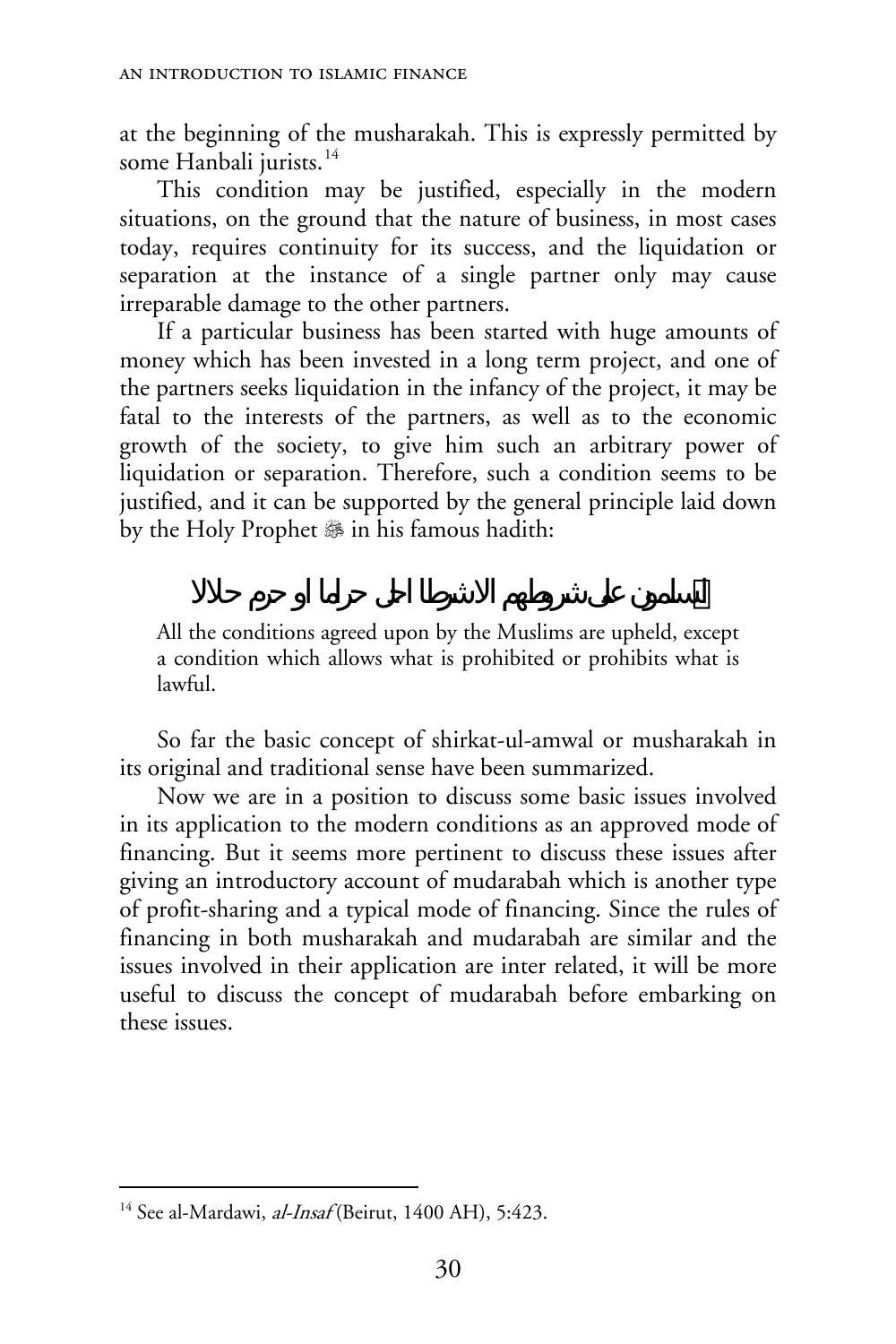at the beginning of the musharakah. This is expressly permitted by some Hanbali jurists.[14]

This condition may be justified, especially in the modern situations, on the ground that the nature of business, in most cases today, requires continuity for its success, and the liquidation or separation at the instance of a single partner only may cause irreparable damage to the other partners.

If a particular business has been started with huge amounts of money which has been invested in a long term project, and one of the partners seeks liquidation in the infancy of the project, it may be fatal to the interests of the partners, as well as to the economic growth of the society, to give him such an arbitrary power of liquidation or separation. Therefore, such a condition seems to be justified, and it can be supported by the general principle laid down by the Holy Prophet ﷺ in his famous hadith:

المسلمون على شروطهم الا شرطا احل حراما او حرم حلالا

> All the conditions agreed upon by the Muslims are upheld, except a condition which allows what is prohibited or prohibits what is lawful.

So far the basic concept of shirkat-ul-amwal or musharakah in its original and traditional sense have been summarized.

Now we are in a position to discuss some basic issues involved in its application to the modern conditions as an approved mode of financing. But it seems more pertinent to discuss these issues after giving an introductory account of mudarabah which is another type of profit-sharing and a typical mode of financing. Since the rules of financing in both musharakah and mudarabah are similar and the issues involved in their application are inter related, it will be more useful to discuss the concept of mudarabah before embarking on these issues.

---

[14] See al-Mardawi, *al-Insaf* (Beirut, 1400 AH), 5:423.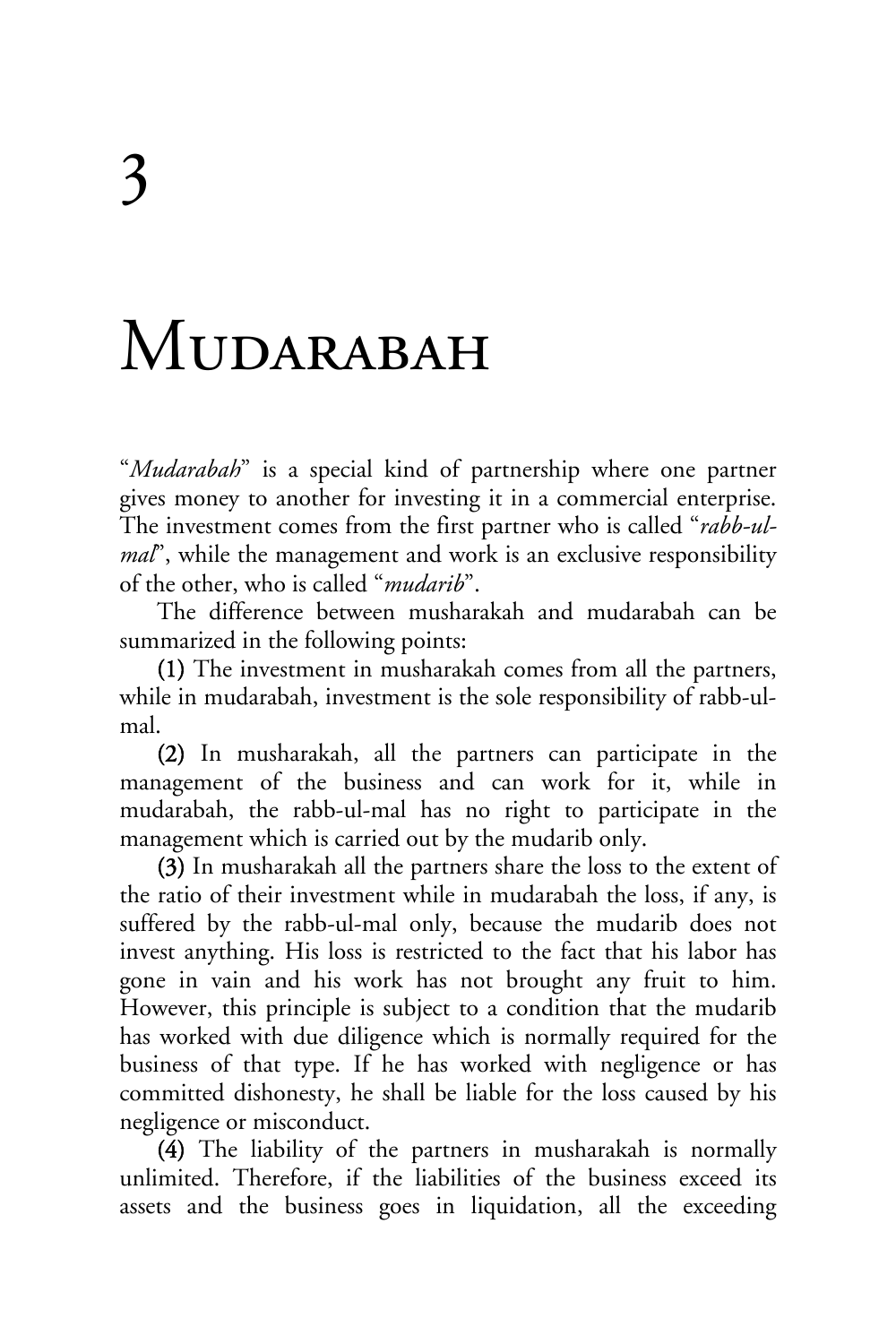# 3

# Mudarabah

"*Mudarabah*" is a special kind of partnership where one partner gives money to another for investing it in a commercial enterprise. The investment comes from the first partner who is called "*rabb-ul-mal*", while the management and work is an exclusive responsibility of the other, who is called "*mudarib*".

The difference between musharakah and mudarabah can be summarized in the following points:

(1) The investment in musharakah comes from all the partners, while in mudarabah, investment is the sole responsibility of rabb-ul-mal.

(2) In musharakah, all the partners can participate in the management of the business and can work for it, while in mudarabah, the rabb-ul-mal has no right to participate in the management which is carried out by the mudarib only.

(3) In musharakah all the partners share the loss to the extent of the ratio of their investment while in mudarabah the loss, if any, is suffered by the rabb-ul-mal only, because the mudarib does not invest anything. His loss is restricted to the fact that his labor has gone in vain and his work has not brought any fruit to him. However, this principle is subject to a condition that the mudarib has worked with due diligence which is normally required for the business of that type. If he has worked with negligence or has committed dishonesty, he shall be liable for the loss caused by his negligence or misconduct.

(4) The liability of the partners in musharakah is normally unlimited. Therefore, if the liabilities of the business exceed its assets and the business goes in liquidation, all the exceeding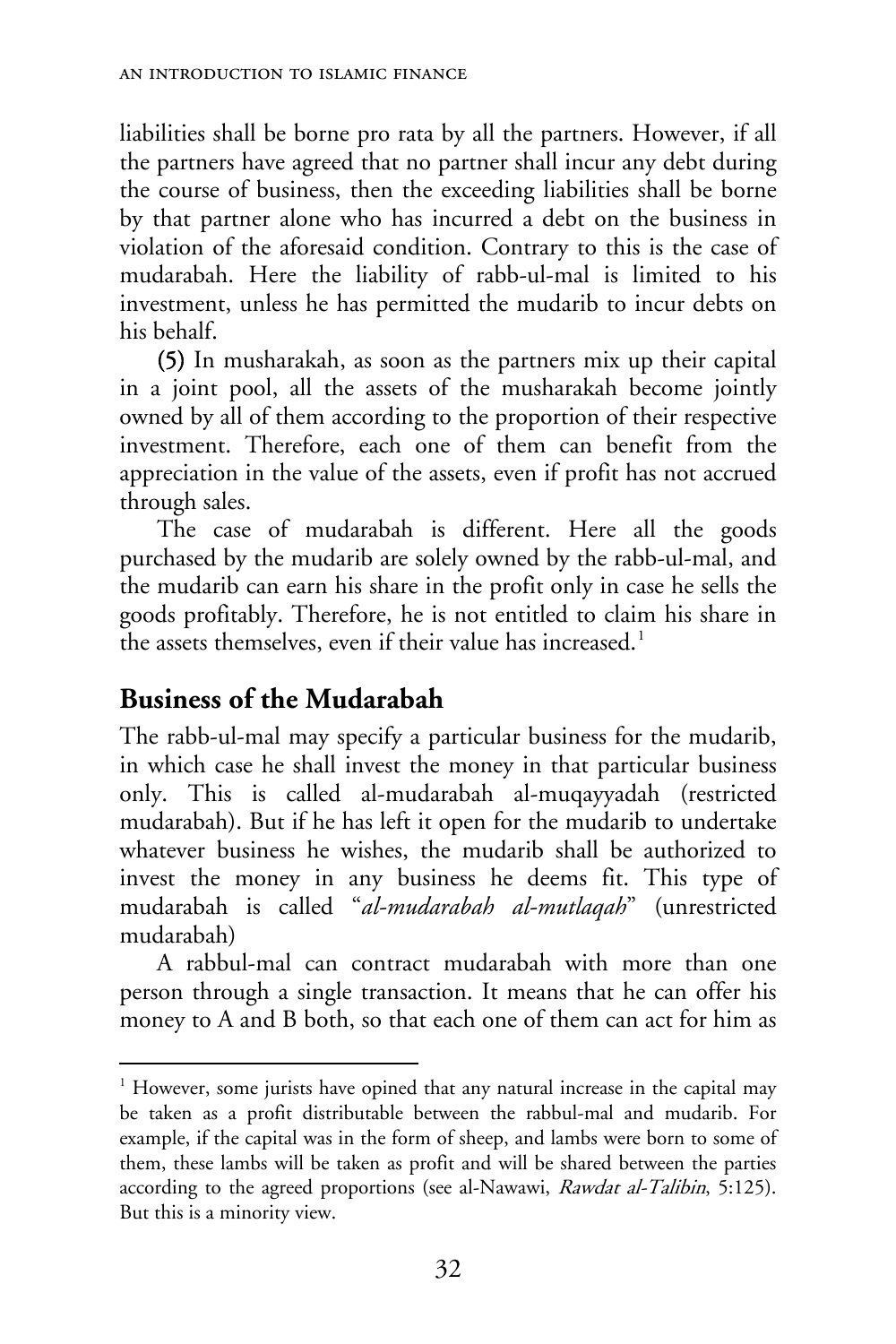liabilities shall be borne pro rata by all the partners. However, if all the partners have agreed that no partner shall incur any debt during the course of business, then the exceeding liabilities shall be borne by that partner alone who has incurred a debt on the business in violation of the aforesaid condition. Contrary to this is the case of mudarabah. Here the liability of rabb-ul-mal is limited to his investment, unless he has permitted the mudarib to incur debts on his behalf.

(5) In musharakah, as soon as the partners mix up their capital in a joint pool, all the assets of the musharakah become jointly owned by all of them according to the proportion of their respective investment. Therefore, each one of them can benefit from the appreciation in the value of the assets, even if profit has not accrued through sales.

The case of mudarabah is different. Here all the goods purchased by the mudarib are solely owned by the rabb-ul-mal, and the mudarib can earn his share in the profit only in case he sells the goods profitably. Therefore, he is not entitled to claim his share in the assets themselves, even if their value has increased.[1]

## Business of the Mudarabah

The rabb-ul-mal may specify a particular business for the mudarib, in which case he shall invest the money in that particular business only. This is called al-mudarabah al-muqayyadah (restricted mudarabah). But if he has left it open for the mudarib to undertake whatever business he wishes, the mudarib shall be authorized to invest the money in any business he deems fit. This type of mudarabah is called "*al-mudarabah al-mutlaqah*" (unrestricted mudarabah)

A rabbul-mal can contract mudarabah with more than one person through a single transaction. It means that he can offer his money to A and B both, so that each one of them can act for him as

---

[1] However, some jurists have opined that any natural increase in the capital may be taken as a profit distributable between the rabbul-mal and mudarib. For example, if the capital was in the form of sheep, and lambs were born to some of them, these lambs will be taken as profit and will be shared between the parties according to the agreed proportions (see al-Nawawi, *Rawdat al-Talibin*, 5:125). But this is a minority view.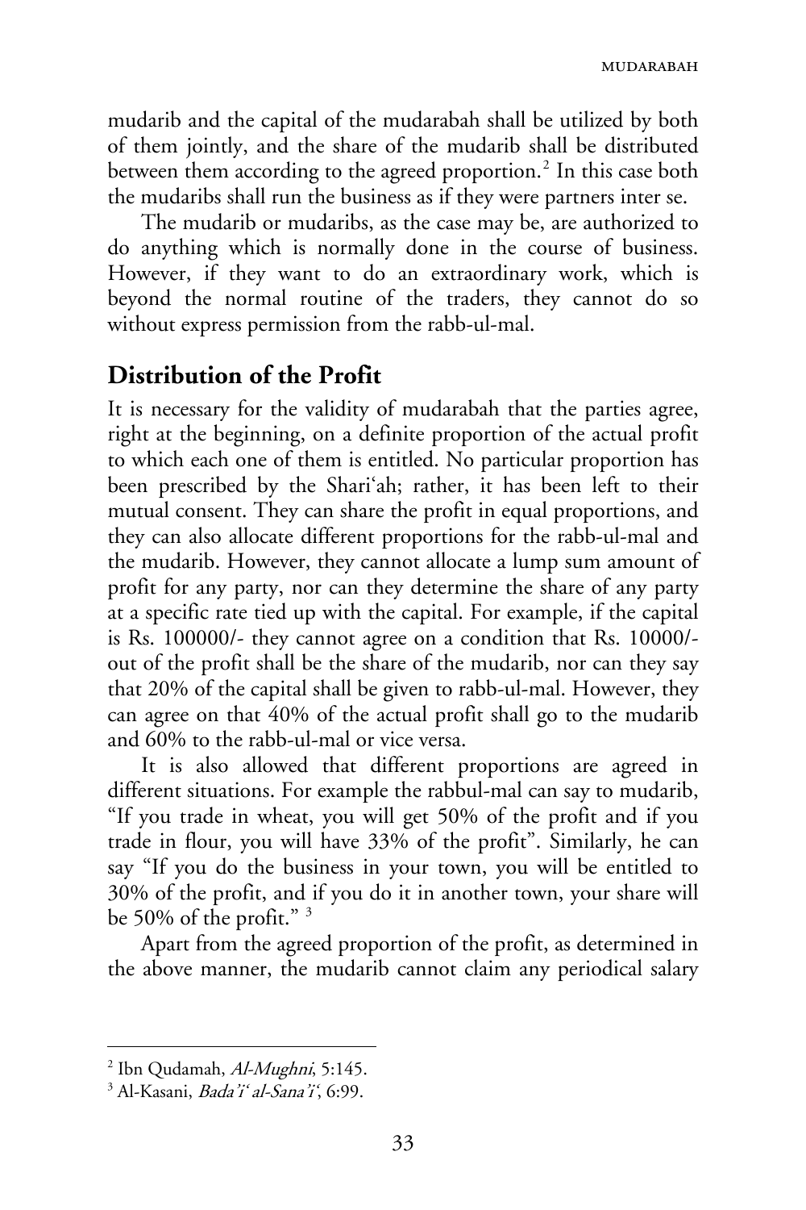mudarib and the capital of the mudarabah shall be utilized by both of them jointly, and the share of the mudarib shall be distributed between them according to the agreed proportion.[2] In this case both the mudaribs shall run the business as if they were partners inter se.

The mudarib or mudaribs, as the case may be, are authorized to do anything which is normally done in the course of business. However, if they want to do an extraordinary work, which is beyond the normal routine of the traders, they cannot do so without express permission from the rabb-ul-mal.

## Distribution of the Profit

It is necessary for the validity of mudarabah that the parties agree, right at the beginning, on a definite proportion of the actual profit to which each one of them is entitled. No particular proportion has been prescribed by the Shari'ah; rather, it has been left to their mutual consent. They can share the profit in equal proportions, and they can also allocate different proportions for the rabb-ul-mal and the mudarib. However, they cannot allocate a lump sum amount of profit for any party, nor can they determine the share of any party at a specific rate tied up with the capital. For example, if the capital is Rs. 100000/- they cannot agree on a condition that Rs. 10000/- out of the profit shall be the share of the mudarib, nor can they say that 20% of the capital shall be given to rabb-ul-mal. However, they can agree on that 40% of the actual profit shall go to the mudarib and 60% to the rabb-ul-mal or vice versa.

It is also allowed that different proportions are agreed in different situations. For example the rabbul-mal can say to mudarib, "If you trade in wheat, you will get 50% of the profit and if you trade in flour, you will have 33% of the profit". Similarly, he can say "If you do the business in your town, you will be entitled to 30% of the profit, and if you do it in another town, your share will be 50% of the profit." [3]

Apart from the agreed proportion of the profit, as determined in the above manner, the mudarib cannot claim any periodical salary

---

[2] Ibn Qudamah, *Al-Mughni*, 5:145.

[3] Al-Kasani, *Bada'i' al-Sana'i'*, 6:99.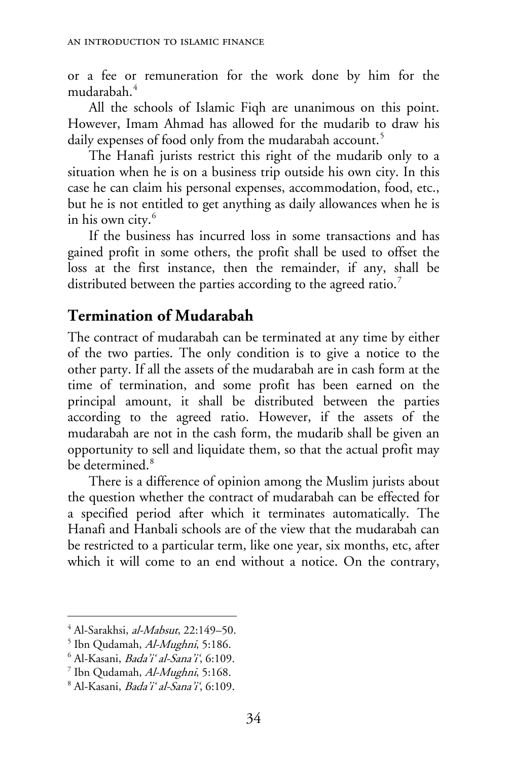or a fee or remuneration for the work done by him for the mudarabah.[4]

All the schools of Islamic Fiqh are unanimous on this point. However, Imam Ahmad has allowed for the mudarib to draw his daily expenses of food only from the mudarabah account.[5]

The Hanafi jurists restrict this right of the mudarib only to a situation when he is on a business trip outside his own city. In this case he can claim his personal expenses, accommodation, food, etc., but he is not entitled to get anything as daily allowances when he is in his own city.[6]

If the business has incurred loss in some transactions and has gained profit in some others, the profit shall be used to offset the loss at the first instance, then the remainder, if any, shall be distributed between the parties according to the agreed ratio.[7]

## Termination of Mudarabah

The contract of mudarabah can be terminated at any time by either of the two parties. The only condition is to give a notice to the other party. If all the assets of the mudarabah are in cash form at the time of termination, and some profit has been earned on the principal amount, it shall be distributed between the parties according to the agreed ratio. However, if the assets of the mudarabah are not in the cash form, the mudarib shall be given an opportunity to sell and liquidate them, so that the actual profit may be determined.[8]

There is a difference of opinion among the Muslim jurists about the question whether the contract of mudarabah can be effected for a specified period after which it terminates automatically. The Hanafi and Hanbali schools are of the view that the mudarabah can be restricted to a particular term, like one year, six months, etc, after which it will come to an end without a notice. On the contrary,

---

[4] Al-Sarakhsi, *al-Mabsut*, 22:149–50.

[5] Ibn Qudamah, *Al-Mughni*, 5:186.

[6] Al-Kasani, *Bada'i' al-Sana'i'*, 6:109.

[7] Ibn Qudamah, *Al-Mughni*, 5:168.

[8] Al-Kasani, *Bada'i' al-Sana'i'*, 6:109.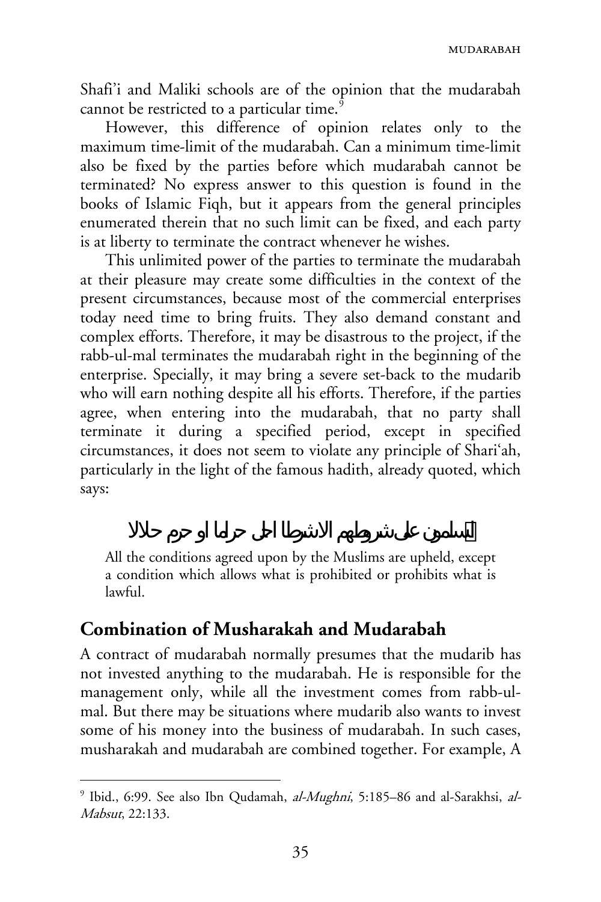Shafi'i and Maliki schools are of the opinion that the mudarabah cannot be restricted to a particular time.[9]

However, this difference of opinion relates only to the maximum time-limit of the mudarabah. Can a minimum time-limit also be fixed by the parties before which mudarabah cannot be terminated? No express answer to this question is found in the books of Islamic Fiqh, but it appears from the general principles enumerated therein that no such limit can be fixed, and each party is at liberty to terminate the contract whenever he wishes.

This unlimited power of the parties to terminate the mudarabah at their pleasure may create some difficulties in the context of the present circumstances, because most of the commercial enterprises today need time to bring fruits. They also demand constant and complex efforts. Therefore, it may be disastrous to the project, if the rabb-ul-mal terminates the mudarabah right in the beginning of the enterprise. Specially, it may bring a severe set-back to the mudarib who will earn nothing despite all his efforts. Therefore, if the parties agree, when entering into the mudarabah, that no party shall terminate it during a specified period, except in specified circumstances, it does not seem to violate any principle of Shari'ah, particularly in the light of the famous hadith, already quoted, which says:

المسلمون على شروطهم الا شرطا احل حراما او حرم حلالا

> All the conditions agreed upon by the Muslims are upheld, except a condition which allows what is prohibited or prohibits what is lawful.

## Combination of Musharakah and Mudarabah

A contract of mudarabah normally presumes that the mudarib has not invested anything to the mudarabah. He is responsible for the management only, while all the investment comes from rabb-ul-mal. But there may be situations where mudarib also wants to invest some of his money into the business of mudarabah. In such cases, musharakah and mudarabah are combined together. For example, A

---

[9] Ibid., 6:99. See also Ibn Qudamah, *al-Mughni*, 5:185–86 and al-Sarakhsi, *al-Mabsut*, 22:133.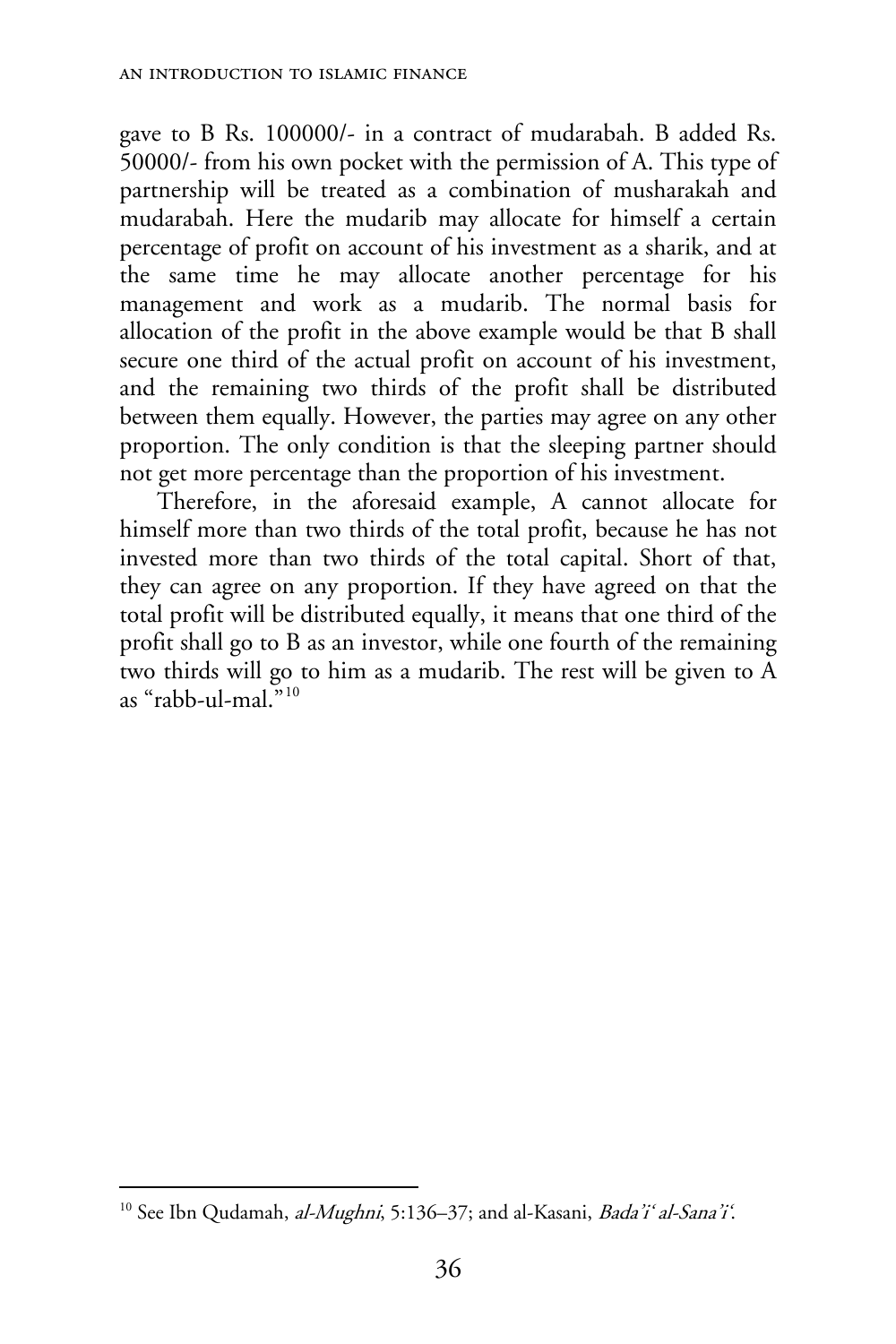gave to B Rs. 100000/- in a contract of mudarabah. B added Rs. 50000/- from his own pocket with the permission of A. This type of partnership will be treated as a combination of musharakah and mudarabah. Here the mudarib may allocate for himself a certain percentage of profit on account of his investment as a sharik, and at the same time he may allocate another percentage for his management and work as a mudarib. The normal basis for allocation of the profit in the above example would be that B shall secure one third of the actual profit on account of his investment, and the remaining two thirds of the profit shall be distributed between them equally. However, the parties may agree on any other proportion. The only condition is that the sleeping partner should not get more percentage than the proportion of his investment.

Therefore, in the aforesaid example, A cannot allocate for himself more than two thirds of the total profit, because he has not invested more than two thirds of the total capital. Short of that, they can agree on any proportion. If they have agreed on that the total profit will be distributed equally, it means that one third of the profit shall go to B as an investor, while one fourth of the remaining two thirds will go to him as a mudarib. The rest will be given to A as "rabb-ul-mal."[10]

---

[10] See Ibn Qudamah, *al-Mughni*, 5:136–37; and al-Kasani, *Bada'i' al-Sana'i'*.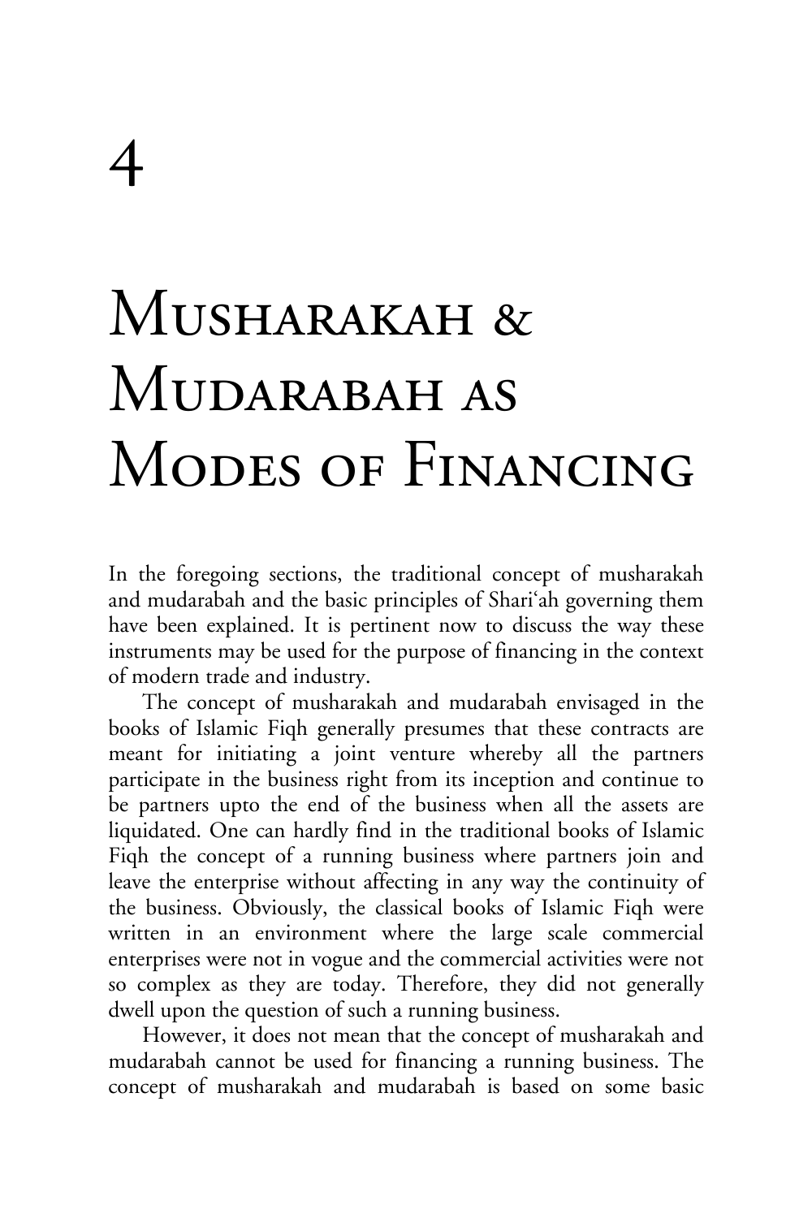# 4

# Musharakah & Mudarabah as Modes of Financing

In the foregoing sections, the traditional concept of musharakah and mudarabah and the basic principles of Shari'ah governing them have been explained. It is pertinent now to discuss the way these instruments may be used for the purpose of financing in the context of modern trade and industry.

The concept of musharakah and mudarabah envisaged in the books of Islamic Fiqh generally presumes that these contracts are meant for initiating a joint venture whereby all the partners participate in the business right from its inception and continue to be partners upto the end of the business when all the assets are liquidated. One can hardly find in the traditional books of Islamic Fiqh the concept of a running business where partners join and leave the enterprise without affecting in any way the continuity of the business. Obviously, the classical books of Islamic Fiqh were written in an environment where the large scale commercial enterprises were not in vogue and the commercial activities were not so complex as they are today. Therefore, they did not generally dwell upon the question of such a running business.

However, it does not mean that the concept of musharakah and mudarabah cannot be used for financing a running business. The concept of musharakah and mudarabah is based on some basic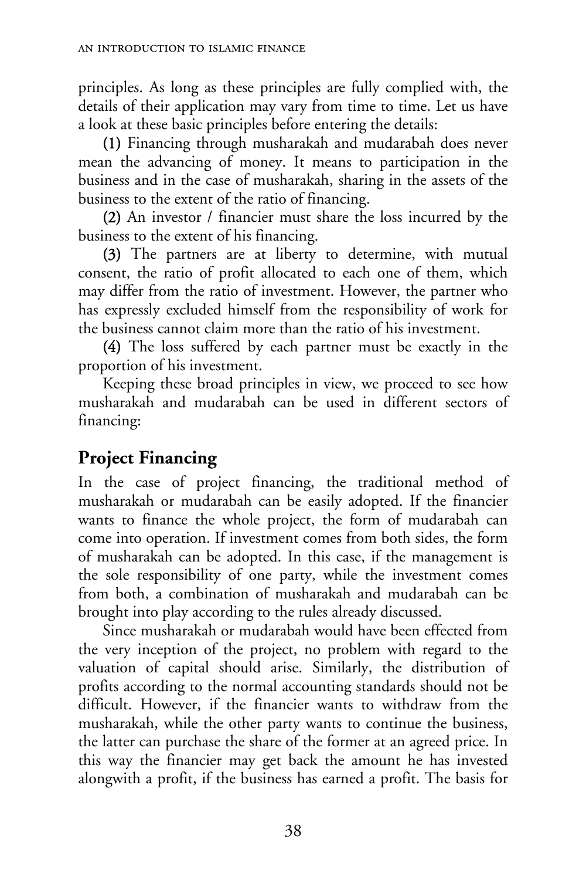principles. As long as these principles are fully complied with, the details of their application may vary from time to time. Let us have a look at these basic principles before entering the details:

(1) Financing through musharakah and mudarabah does never mean the advancing of money. It means to participation in the business and in the case of musharakah, sharing in the assets of the business to the extent of the ratio of financing.

(2) An investor / financier must share the loss incurred by the business to the extent of his financing.

(3) The partners are at liberty to determine, with mutual consent, the ratio of profit allocated to each one of them, which may differ from the ratio of investment. However, the partner who has expressly excluded himself from the responsibility of work for the business cannot claim more than the ratio of his investment.

(4) The loss suffered by each partner must be exactly in the proportion of his investment.

Keeping these broad principles in view, we proceed to see how musharakah and mudarabah can be used in different sectors of financing:

## Project Financing

In the case of project financing, the traditional method of musharakah or mudarabah can be easily adopted. If the financier wants to finance the whole project, the form of mudarabah can come into operation. If investment comes from both sides, the form of musharakah can be adopted. In this case, if the management is the sole responsibility of one party, while the investment comes from both, a combination of musharakah and mudarabah can be brought into play according to the rules already discussed.

Since musharakah or mudarabah would have been effected from the very inception of the project, no problem with regard to the valuation of capital should arise. Similarly, the distribution of profits according to the normal accounting standards should not be difficult. However, if the financier wants to withdraw from the musharakah, while the other party wants to continue the business, the latter can purchase the share of the former at an agreed price. In this way the financier may get back the amount he has invested alongwith a profit, if the business has earned a profit. The basis for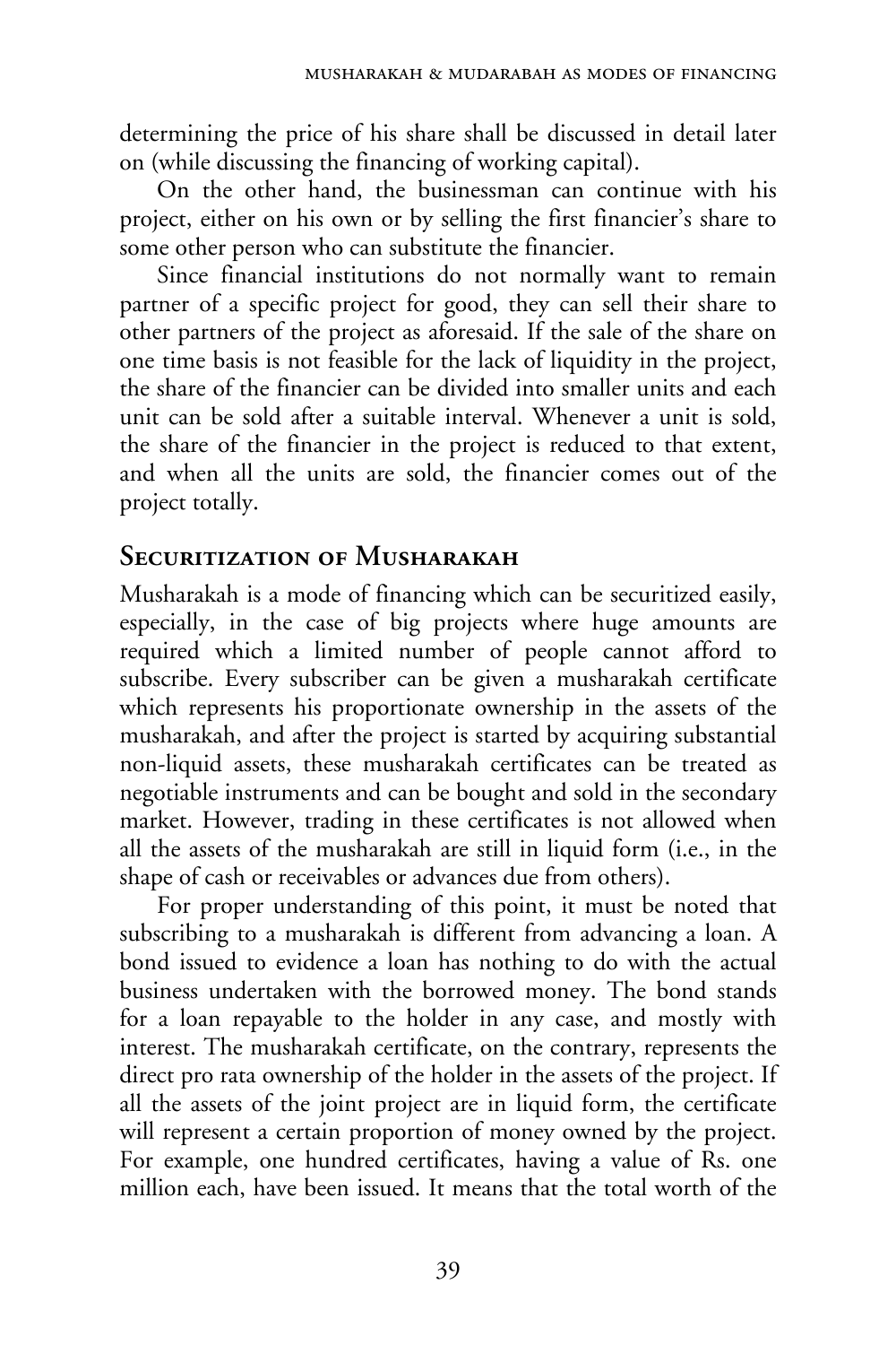determining the price of his share shall be discussed in detail later on (while discussing the financing of working capital).

On the other hand, the businessman can continue with his project, either on his own or by selling the first financier's share to some other person who can substitute the financier.

Since financial institutions do not normally want to remain partner of a specific project for good, they can sell their share to other partners of the project as aforesaid. If the sale of the share on one time basis is not feasible for the lack of liquidity in the project, the share of the financier can be divided into smaller units and each unit can be sold after a suitable interval. Whenever a unit is sold, the share of the financier in the project is reduced to that extent, and when all the units are sold, the financier comes out of the project totally.

## Securitization of Musharakah

Musharakah is a mode of financing which can be securitized easily, especially, in the case of big projects where huge amounts are required which a limited number of people cannot afford to subscribe. Every subscriber can be given a musharakah certificate which represents his proportionate ownership in the assets of the musharakah, and after the project is started by acquiring substantial non-liquid assets, these musharakah certificates can be treated as negotiable instruments and can be bought and sold in the secondary market. However, trading in these certificates is not allowed when all the assets of the musharakah are still in liquid form (i.e., in the shape of cash or receivables or advances due from others).

For proper understanding of this point, it must be noted that subscribing to a musharakah is different from advancing a loan. A bond issued to evidence a loan has nothing to do with the actual business undertaken with the borrowed money. The bond stands for a loan repayable to the holder in any case, and mostly with interest. The musharakah certificate, on the contrary, represents the direct pro rata ownership of the holder in the assets of the project. If all the assets of the joint project are in liquid form, the certificate will represent a certain proportion of money owned by the project. For example, one hundred certificates, having a value of Rs. one million each, have been issued. It means that the total worth of the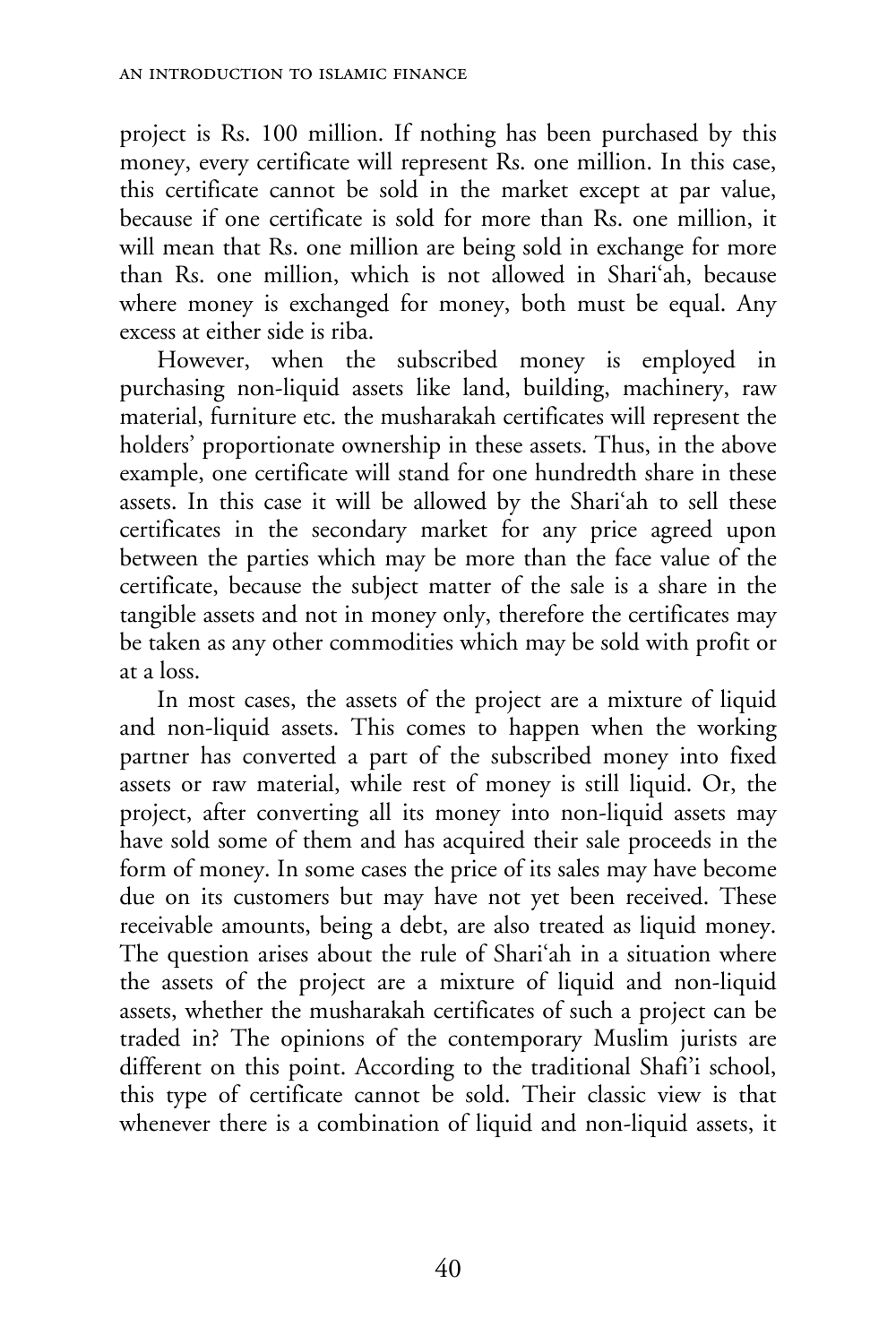project is Rs. 100 million. If nothing has been purchased by this money, every certificate will represent Rs. one million. In this case, this certificate cannot be sold in the market except at par value, because if one certificate is sold for more than Rs. one million, it will mean that Rs. one million are being sold in exchange for more than Rs. one million, which is not allowed in Shari'ah, because where money is exchanged for money, both must be equal. Any excess at either side is riba.

However, when the subscribed money is employed in purchasing non-liquid assets like land, building, machinery, raw material, furniture etc. the musharakah certificates will represent the holders' proportionate ownership in these assets. Thus, in the above example, one certificate will stand for one hundredth share in these assets. In this case it will be allowed by the Shari'ah to sell these certificates in the secondary market for any price agreed upon between the parties which may be more than the face value of the certificate, because the subject matter of the sale is a share in the tangible assets and not in money only, therefore the certificates may be taken as any other commodities which may be sold with profit or at a loss.

In most cases, the assets of the project are a mixture of liquid and non-liquid assets. This comes to happen when the working partner has converted a part of the subscribed money into fixed assets or raw material, while rest of money is still liquid. Or, the project, after converting all its money into non-liquid assets may have sold some of them and has acquired their sale proceeds in the form of money. In some cases the price of its sales may have become due on its customers but may have not yet been received. These receivable amounts, being a debt, are also treated as liquid money. The question arises about the rule of Shari'ah in a situation where the assets of the project are a mixture of liquid and non-liquid assets, whether the musharakah certificates of such a project can be traded in? The opinions of the contemporary Muslim jurists are different on this point. According to the traditional Shafi'i school, this type of certificate cannot be sold. Their classic view is that whenever there is a combination of liquid and non-liquid assets, it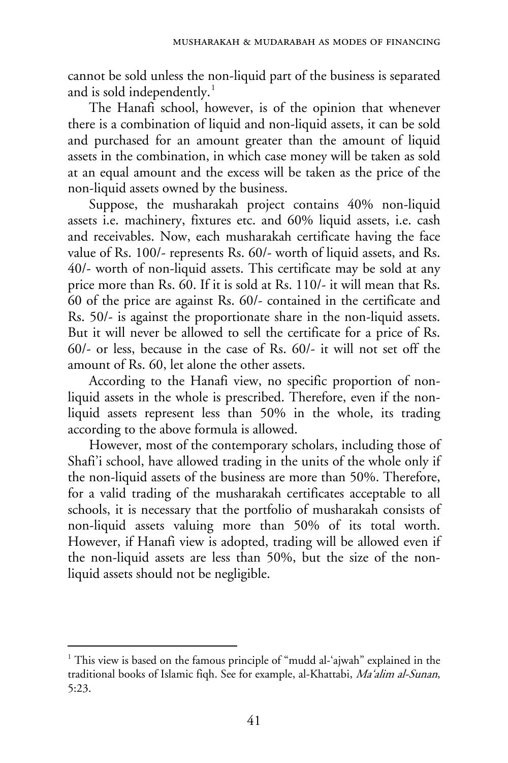cannot be sold unless the non-liquid part of the business is separated and is sold independently.[1]

The Hanafi school, however, is of the opinion that whenever there is a combination of liquid and non-liquid assets, it can be sold and purchased for an amount greater than the amount of liquid assets in the combination, in which case money will be taken as sold at an equal amount and the excess will be taken as the price of the non-liquid assets owned by the business.

Suppose, the musharakah project contains 40% non-liquid assets i.e. machinery, fixtures etc. and 60% liquid assets, i.e. cash and receivables. Now, each musharakah certificate having the face value of Rs. 100/- represents Rs. 60/- worth of liquid assets, and Rs. 40/- worth of non-liquid assets. This certificate may be sold at any price more than Rs. 60. If it is sold at Rs. 110/- it will mean that Rs. 60 of the price are against Rs. 60/- contained in the certificate and Rs. 50/- is against the proportionate share in the non-liquid assets. But it will never be allowed to sell the certificate for a price of Rs. 60/- or less, because in the case of Rs. 60/- it will not set off the amount of Rs. 60, let alone the other assets.

According to the Hanafi view, no specific proportion of non-liquid assets in the whole is prescribed. Therefore, even if the non-liquid assets represent less than 50% in the whole, its trading according to the above formula is allowed.

However, most of the contemporary scholars, including those of Shafi'i school, have allowed trading in the units of the whole only if the non-liquid assets of the business are more than 50%. Therefore, for a valid trading of the musharakah certificates acceptable to all schools, it is necessary that the portfolio of musharakah consists of non-liquid assets valuing more than 50% of its total worth. However, if Hanafi view is adopted, trading will be allowed even if the non-liquid assets are less than 50%, but the size of the non-liquid assets should not be negligible.

---

[1] This view is based on the famous principle of "mudd al-'ajwah" explained in the traditional books of Islamic fiqh. See for example, al-Khattabi, *Ma'alim al-Sunan*, 5:23.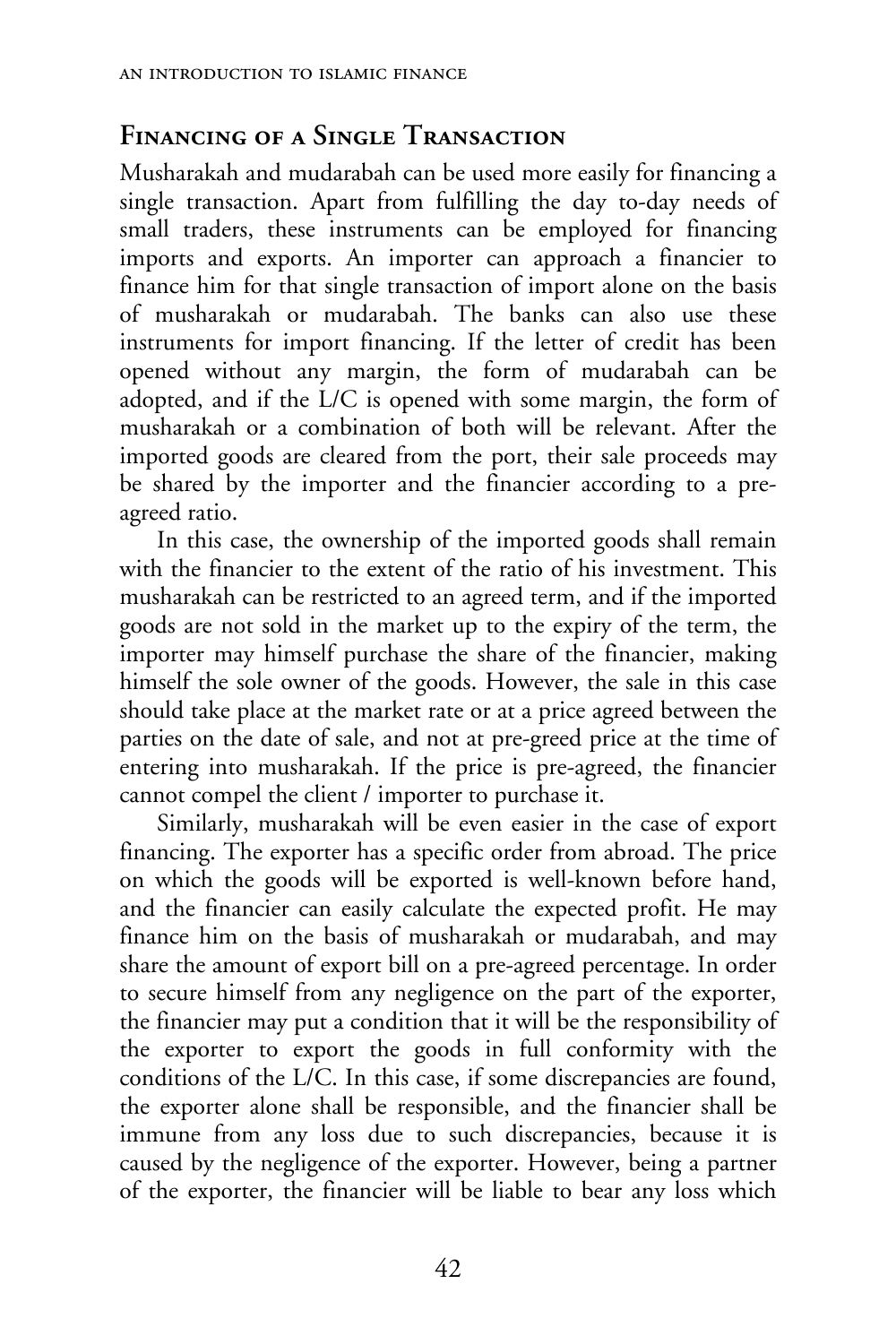## Financing of a Single Transaction

Musharakah and mudarabah can be used more easily for financing a single transaction. Apart from fulfilling the day to-day needs of small traders, these instruments can be employed for financing imports and exports. An importer can approach a financier to finance him for that single transaction of import alone on the basis of musharakah or mudarabah. The banks can also use these instruments for import financing. If the letter of credit has been opened without any margin, the form of mudarabah can be adopted, and if the L/C is opened with some margin, the form of musharakah or a combination of both will be relevant. After the imported goods are cleared from the port, their sale proceeds may be shared by the importer and the financier according to a pre-agreed ratio.

In this case, the ownership of the imported goods shall remain with the financier to the extent of the ratio of his investment. This musharakah can be restricted to an agreed term, and if the imported goods are not sold in the market up to the expiry of the term, the importer may himself purchase the share of the financier, making himself the sole owner of the goods. However, the sale in this case should take place at the market rate or at a price agreed between the parties on the date of sale, and not at pre-greed price at the time of entering into musharakah. If the price is pre-agreed, the financier cannot compel the client / importer to purchase it.

Similarly, musharakah will be even easier in the case of export financing. The exporter has a specific order from abroad. The price on which the goods will be exported is well-known before hand, and the financier can easily calculate the expected profit. He may finance him on the basis of musharakah or mudarabah, and may share the amount of export bill on a pre-agreed percentage. In order to secure himself from any negligence on the part of the exporter, the financier may put a condition that it will be the responsibility of the exporter to export the goods in full conformity with the conditions of the L/C. In this case, if some discrepancies are found, the exporter alone shall be responsible, and the financier shall be immune from any loss due to such discrepancies, because it is caused by the negligence of the exporter. However, being a partner of the exporter, the financier will be liable to bear any loss which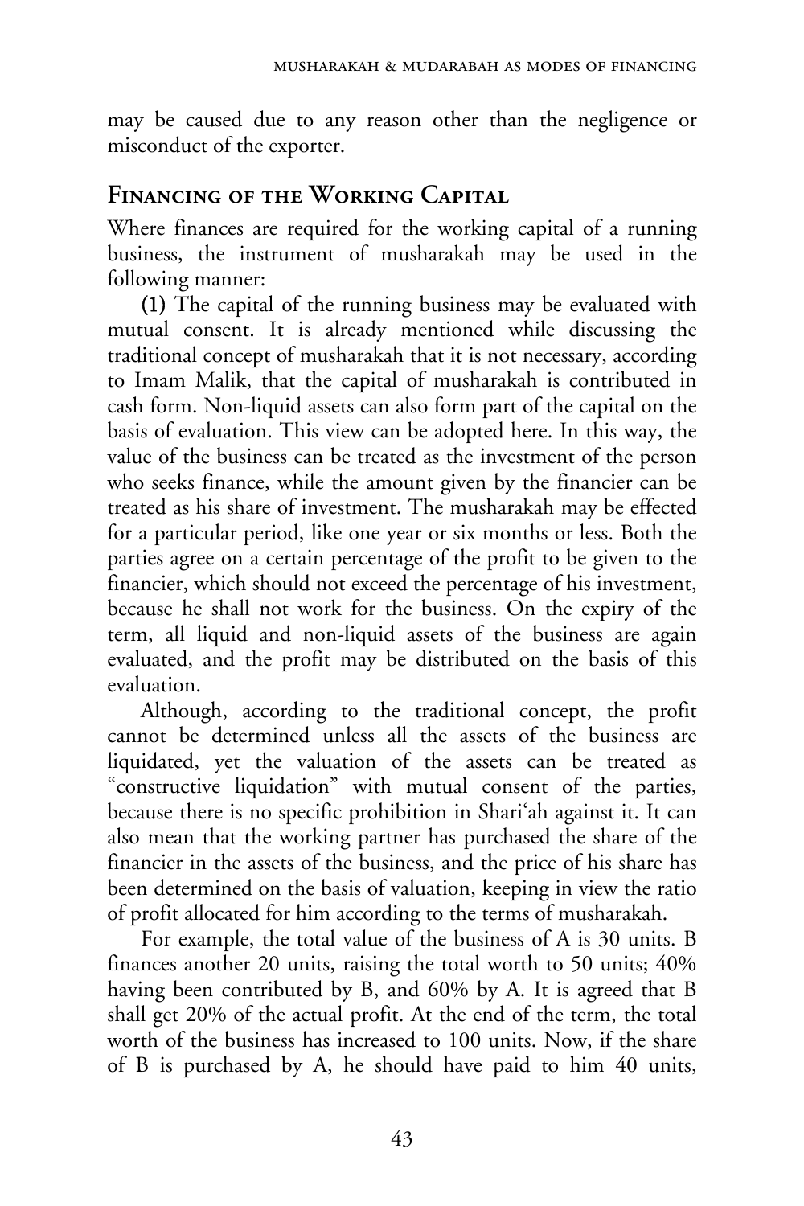may be caused due to any reason other than the negligence or misconduct of the exporter.

## Financing of the Working Capital

Where finances are required for the working capital of a running business, the instrument of musharakah may be used in the following manner:

(1) The capital of the running business may be evaluated with mutual consent. It is already mentioned while discussing the traditional concept of musharakah that it is not necessary, according to Imam Malik, that the capital of musharakah is contributed in cash form. Non-liquid assets can also form part of the capital on the basis of evaluation. This view can be adopted here. In this way, the value of the business can be treated as the investment of the person who seeks finance, while the amount given by the financier can be treated as his share of investment. The musharakah may be effected for a particular period, like one year or six months or less. Both the parties agree on a certain percentage of the profit to be given to the financier, which should not exceed the percentage of his investment, because he shall not work for the business. On the expiry of the term, all liquid and non-liquid assets of the business are again evaluated, and the profit may be distributed on the basis of this evaluation.

Although, according to the traditional concept, the profit cannot be determined unless all the assets of the business are liquidated, yet the valuation of the assets can be treated as "constructive liquidation" with mutual consent of the parties, because there is no specific prohibition in Shari'ah against it. It can also mean that the working partner has purchased the share of the financier in the assets of the business, and the price of his share has been determined on the basis of valuation, keeping in view the ratio of profit allocated for him according to the terms of musharakah.

For example, the total value of the business of A is 30 units. B finances another 20 units, raising the total worth to 50 units; 40% having been contributed by B, and 60% by A. It is agreed that B shall get 20% of the actual profit. At the end of the term, the total worth of the business has increased to 100 units. Now, if the share of B is purchased by A, he should have paid to him 40 units,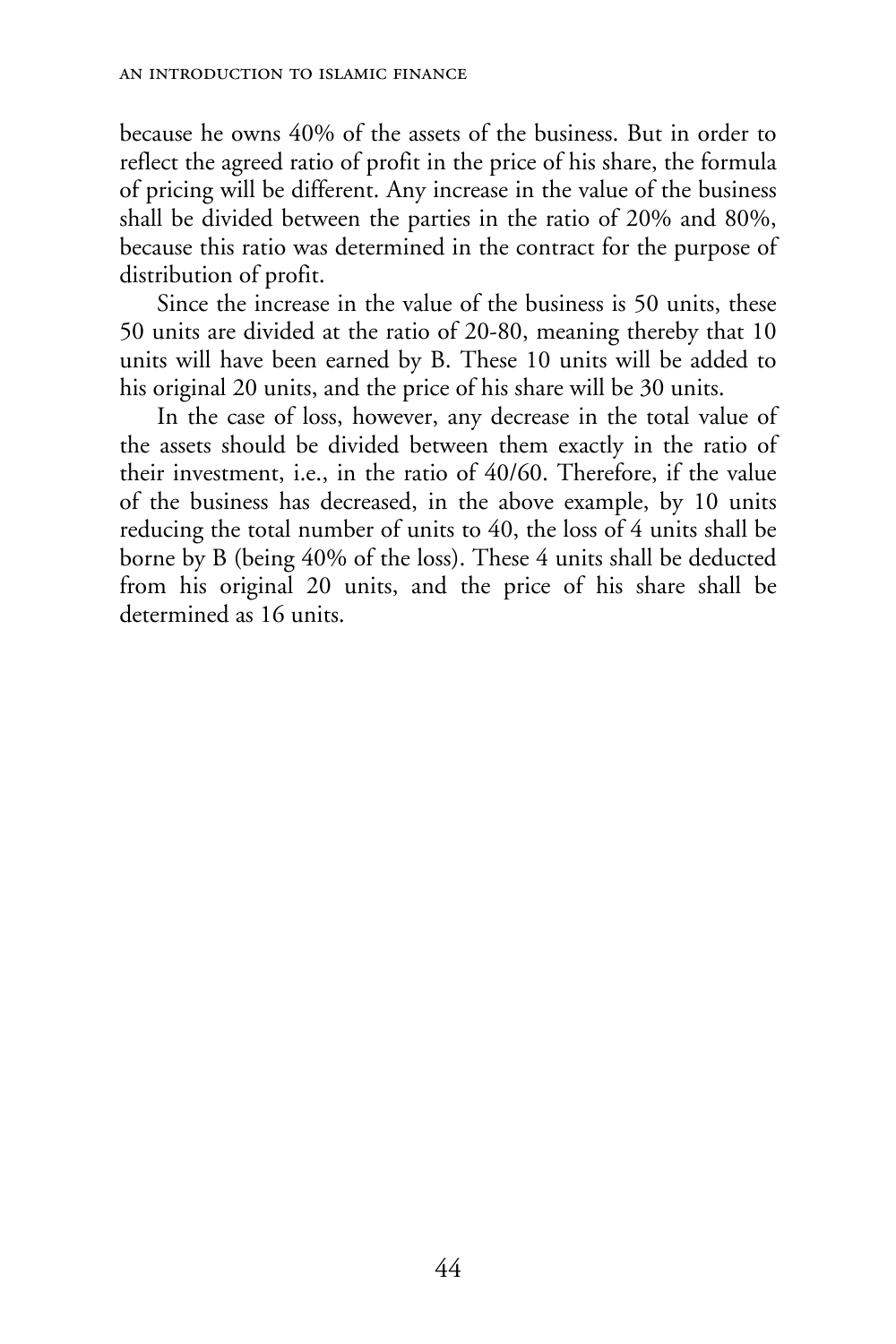because he owns 40% of the assets of the business. But in order to reflect the agreed ratio of profit in the price of his share, the formula of pricing will be different. Any increase in the value of the business shall be divided between the parties in the ratio of 20% and 80%, because this ratio was determined in the contract for the purpose of distribution of profit.

Since the increase in the value of the business is 50 units, these 50 units are divided at the ratio of 20-80, meaning thereby that 10 units will have been earned by B. These 10 units will be added to his original 20 units, and the price of his share will be 30 units.

In the case of loss, however, any decrease in the total value of the assets should be divided between them exactly in the ratio of their investment, i.e., in the ratio of 40/60. Therefore, if the value of the business has decreased, in the above example, by 10 units reducing the total number of units to 40, the loss of 4 units shall be borne by B (being 40% of the loss). These 4 units shall be deducted from his original 20 units, and the price of his share shall be determined as 16 units.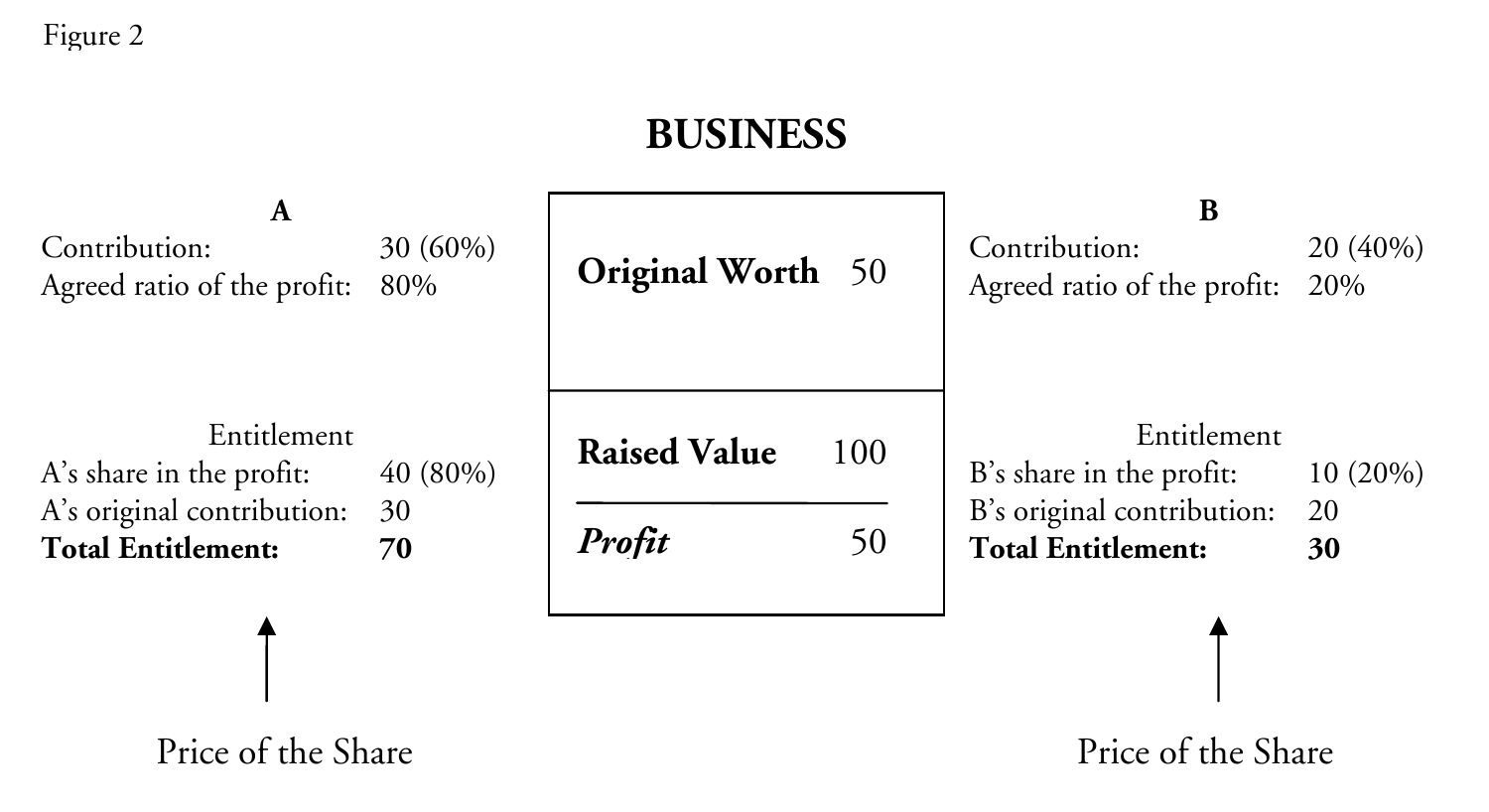Figure 2

## BUSINESS

**A**

| | |
|---|---|
| Contribution: | 30 (60%) |
| Agreed ratio of the profit: | 80% |

| | |
|---|---|
| **Original Worth** | 50 |
| **Raised Value** | 100 |
| ***Profit*** | 50 |

**B**

| | |
|---|---|
| Contribution: | 20 (40%) |
| Agreed ratio of the profit: | 20% |

Entitlement

| | |
|---|---|
| A's share in the profit: | 40 (80%) |
| A's original contribution: | 30 |
| **Total Entitlement:** | **70** |

Entitlement

| | |
|---|---|
| B's share in the profit: | 10 (20%) |
| B's original contribution: | 20 |
| **Total Entitlement:** | **30** |

↑ Price of the Share (A)

↑ Price of the Share (B)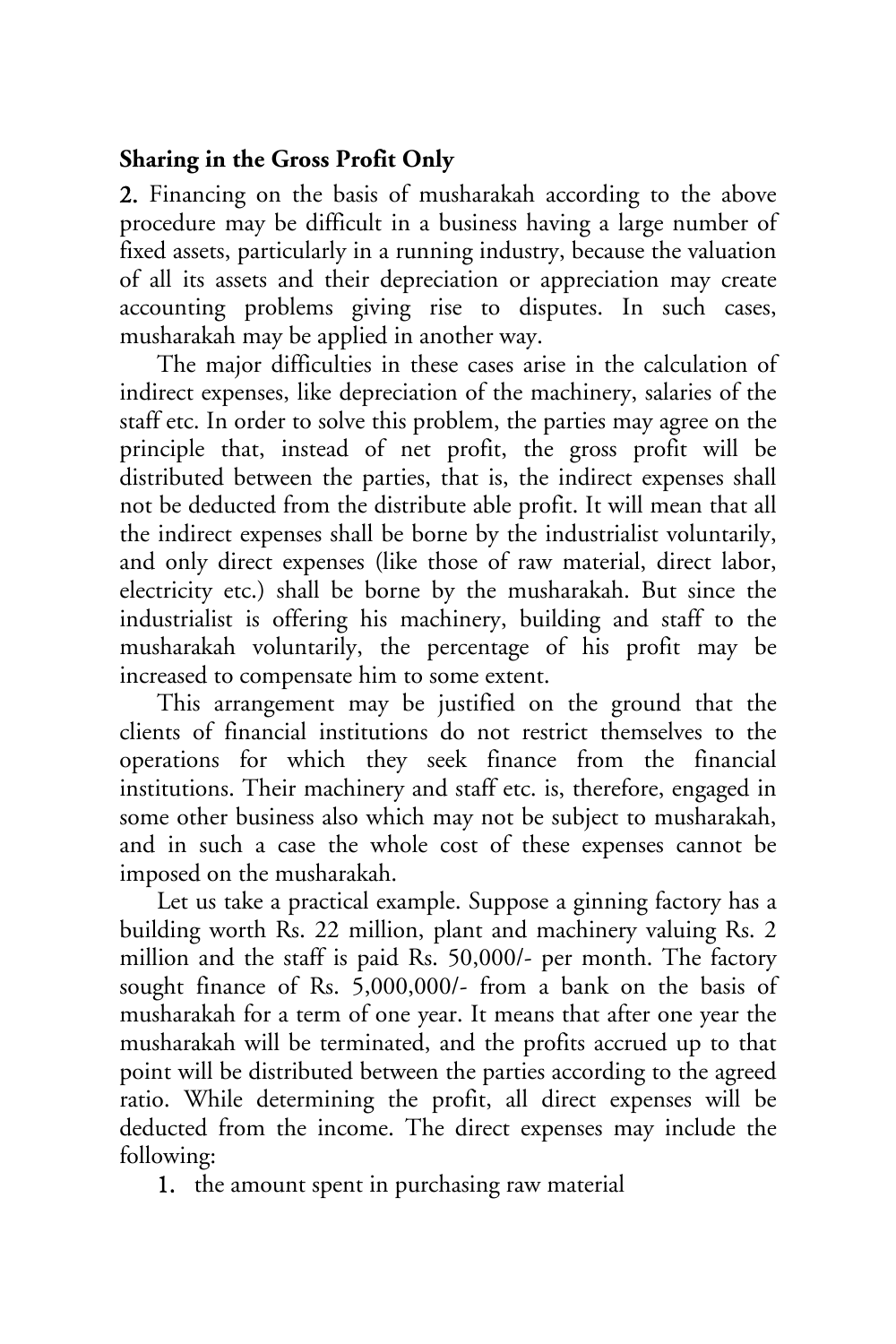### Sharing in the Gross Profit Only

**2.** Financing on the basis of musharakah according to the above procedure may be difficult in a business having a large number of fixed assets, particularly in a running industry, because the valuation of all its assets and their depreciation or appreciation may create accounting problems giving rise to disputes. In such cases, musharakah may be applied in another way.

The major difficulties in these cases arise in the calculation of indirect expenses, like depreciation of the machinery, salaries of the staff etc. In order to solve this problem, the parties may agree on the principle that, instead of net profit, the gross profit will be distributed between the parties, that is, the indirect expenses shall not be deducted from the distribute able profit. It will mean that all the indirect expenses shall be borne by the industrialist voluntarily, and only direct expenses (like those of raw material, direct labor, electricity etc.) shall be borne by the musharakah. But since the industrialist is offering his machinery, building and staff to the musharakah voluntarily, the percentage of his profit may be increased to compensate him to some extent.

This arrangement may be justified on the ground that the clients of financial institutions do not restrict themselves to the operations for which they seek finance from the financial institutions. Their machinery and staff etc. is, therefore, engaged in some other business also which may not be subject to musharakah, and in such a case the whole cost of these expenses cannot be imposed on the musharakah.

Let us take a practical example. Suppose a ginning factory has a building worth Rs. 22 million, plant and machinery valuing Rs. 2 million and the staff is paid Rs. 50,000/- per month. The factory sought finance of Rs. 5,000,000/- from a bank on the basis of musharakah for a term of one year. It means that after one year the musharakah will be terminated, and the profits accrued up to that point will be distributed between the parties according to the agreed ratio. While determining the profit, all direct expenses will be deducted from the income. The direct expenses may include the following:

1. the amount spent in purchasing raw material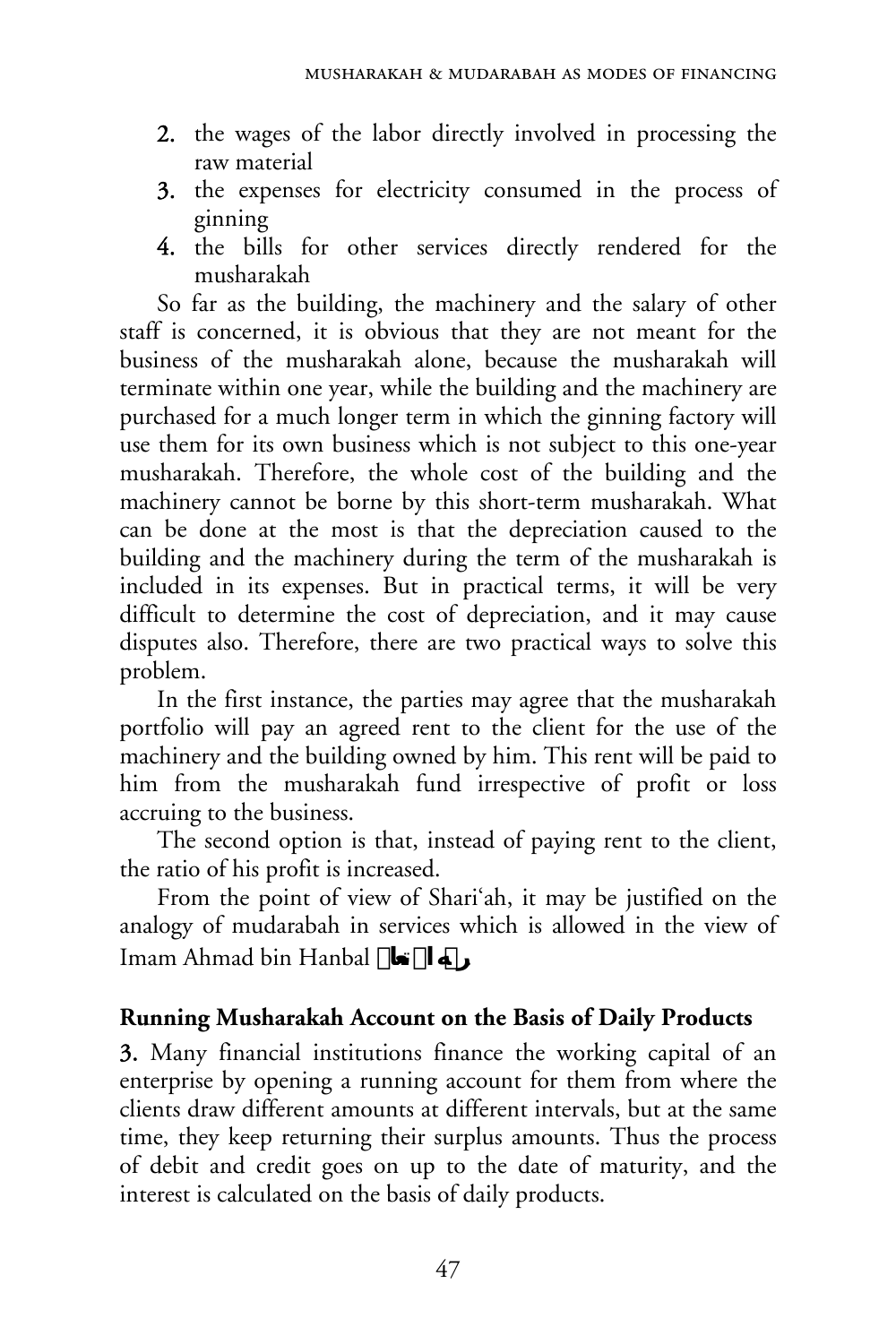2. the wages of the labor directly involved in processing the raw material
3. the expenses for electricity consumed in the process of ginning
4. the bills for other services directly rendered for the musharakah

So far as the building, the machinery and the salary of other staff is concerned, it is obvious that they are not meant for the business of the musharakah alone, because the musharakah will terminate within one year, while the building and the machinery are purchased for a much longer term in which the ginning factory will use them for its own business which is not subject to this one-year musharakah. Therefore, the whole cost of the building and the machinery cannot be borne by this short-term musharakah. What can be done at the most is that the depreciation caused to the building and the machinery during the term of the musharakah is included in its expenses. But in practical terms, it will be very difficult to determine the cost of depreciation, and it may cause disputes also. Therefore, there are two practical ways to solve this problem.

In the first instance, the parties may agree that the musharakah portfolio will pay an agreed rent to the client for the use of the machinery and the building owned by him. This rent will be paid to him from the musharakah fund irrespective of profit or loss accruing to the business.

The second option is that, instead of paying rent to the client, the ratio of his profit is increased.

From the point of view of Shari'ah, it may be justified on the analogy of mudarabah in services which is allowed in the view of Imam Ahmad bin Hanbal رحمه الله تعالى.

## Running Musharakah Account on the Basis of Daily Products

3. Many financial institutions finance the working capital of an enterprise by opening a running account for them from where the clients draw different amounts at different intervals, but at the same time, they keep returning their surplus amounts. Thus the process of debit and credit goes on up to the date of maturity, and the interest is calculated on the basis of daily products.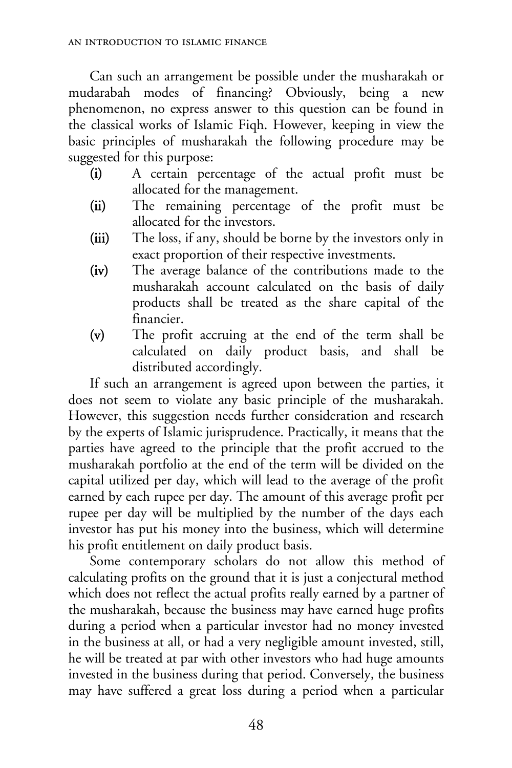Can such an arrangement be possible under the musharakah or mudarabah modes of financing? Obviously, being a new phenomenon, no express answer to this question can be found in the classical works of Islamic Fiqh. However, keeping in view the basic principles of musharakah the following procedure may be suggested for this purpose:

- (i) A certain percentage of the actual profit must be allocated for the management.
- (ii) The remaining percentage of the profit must be allocated for the investors.
- (iii) The loss, if any, should be borne by the investors only in exact proportion of their respective investments.
- (iv) The average balance of the contributions made to the musharakah account calculated on the basis of daily products shall be treated as the share capital of the financier.
- (v) The profit accruing at the end of the term shall be calculated on daily product basis, and shall be distributed accordingly.

If such an arrangement is agreed upon between the parties, it does not seem to violate any basic principle of the musharakah. However, this suggestion needs further consideration and research by the experts of Islamic jurisprudence. Practically, it means that the parties have agreed to the principle that the profit accrued to the musharakah portfolio at the end of the term will be divided on the capital utilized per day, which will lead to the average of the profit earned by each rupee per day. The amount of this average profit per rupee per day will be multiplied by the number of the days each investor has put his money into the business, which will determine his profit entitlement on daily product basis.

Some contemporary scholars do not allow this method of calculating profits on the ground that it is just a conjectural method which does not reflect the actual profits really earned by a partner of the musharakah, because the business may have earned huge profits during a period when a particular investor had no money invested in the business at all, or had a very negligible amount invested, still, he will be treated at par with other investors who had huge amounts invested in the business during that period. Conversely, the business may have suffered a great loss during a period when a particular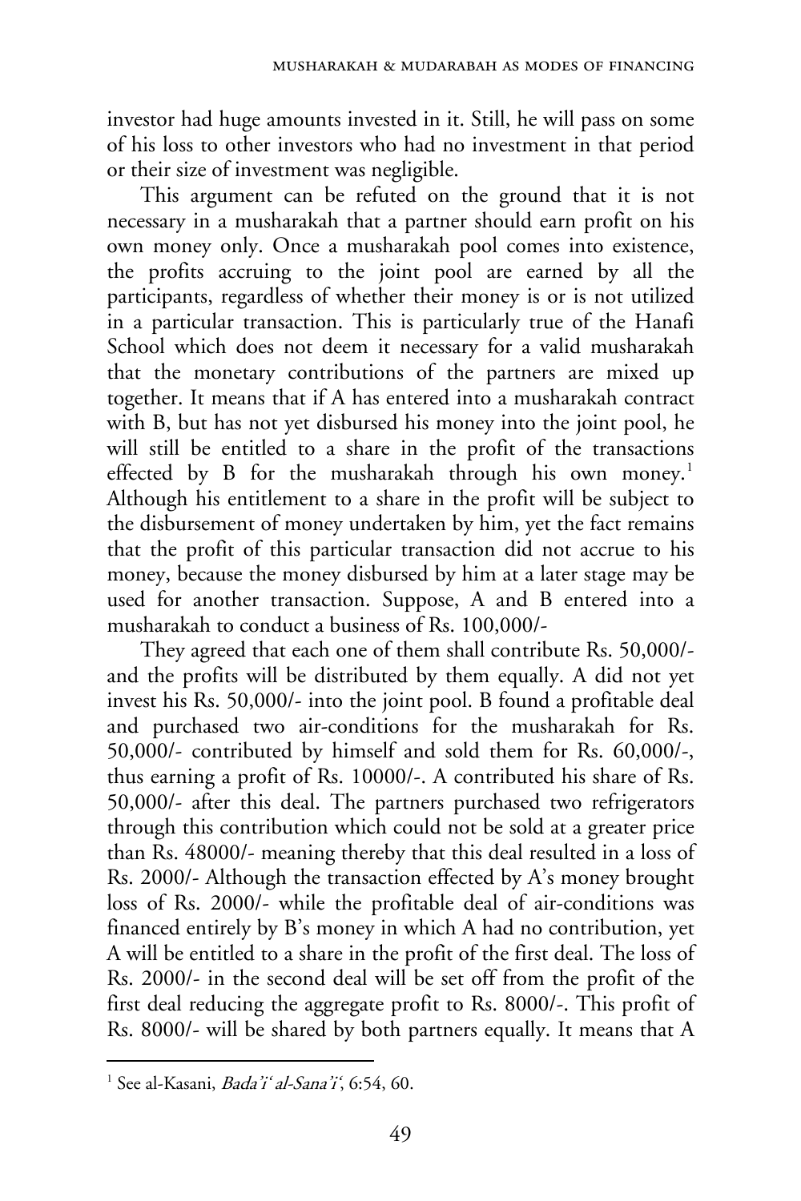investor had huge amounts invested in it. Still, he will pass on some of his loss to other investors who had no investment in that period or their size of investment was negligible.

This argument can be refuted on the ground that it is not necessary in a musharakah that a partner should earn profit on his own money only. Once a musharakah pool comes into existence, the profits accruing to the joint pool are earned by all the participants, regardless of whether their money is or is not utilized in a particular transaction. This is particularly true of the Hanafi School which does not deem it necessary for a valid musharakah that the monetary contributions of the partners are mixed up together. It means that if A has entered into a musharakah contract with B, but has not yet disbursed his money into the joint pool, he will still be entitled to a share in the profit of the transactions effected by B for the musharakah through his own money.[1] Although his entitlement to a share in the profit will be subject to the disbursement of money undertaken by him, yet the fact remains that the profit of this particular transaction did not accrue to his money, because the money disbursed by him at a later stage may be used for another transaction. Suppose, A and B entered into a musharakah to conduct a business of Rs. 100,000/-

They agreed that each one of them shall contribute Rs. 50,000/- and the profits will be distributed by them equally. A did not yet invest his Rs. 50,000/- into the joint pool. B found a profitable deal and purchased two air-conditions for the musharakah for Rs. 50,000/- contributed by himself and sold them for Rs. 60,000/-, thus earning a profit of Rs. 10000/-. A contributed his share of Rs. 50,000/- after this deal. The partners purchased two refrigerators through this contribution which could not be sold at a greater price than Rs. 48000/- meaning thereby that this deal resulted in a loss of Rs. 2000/- Although the transaction effected by A's money brought loss of Rs. 2000/- while the profitable deal of air-conditions was financed entirely by B's money in which A had no contribution, yet A will be entitled to a share in the profit of the first deal. The loss of Rs. 2000/- in the second deal will be set off from the profit of the first deal reducing the aggregate profit to Rs. 8000/-. This profit of Rs. 8000/- will be shared by both partners equally. It means that A

---

[1] See al-Kasani, *Bada'i' al-Sana'i'*, 6:54, 60.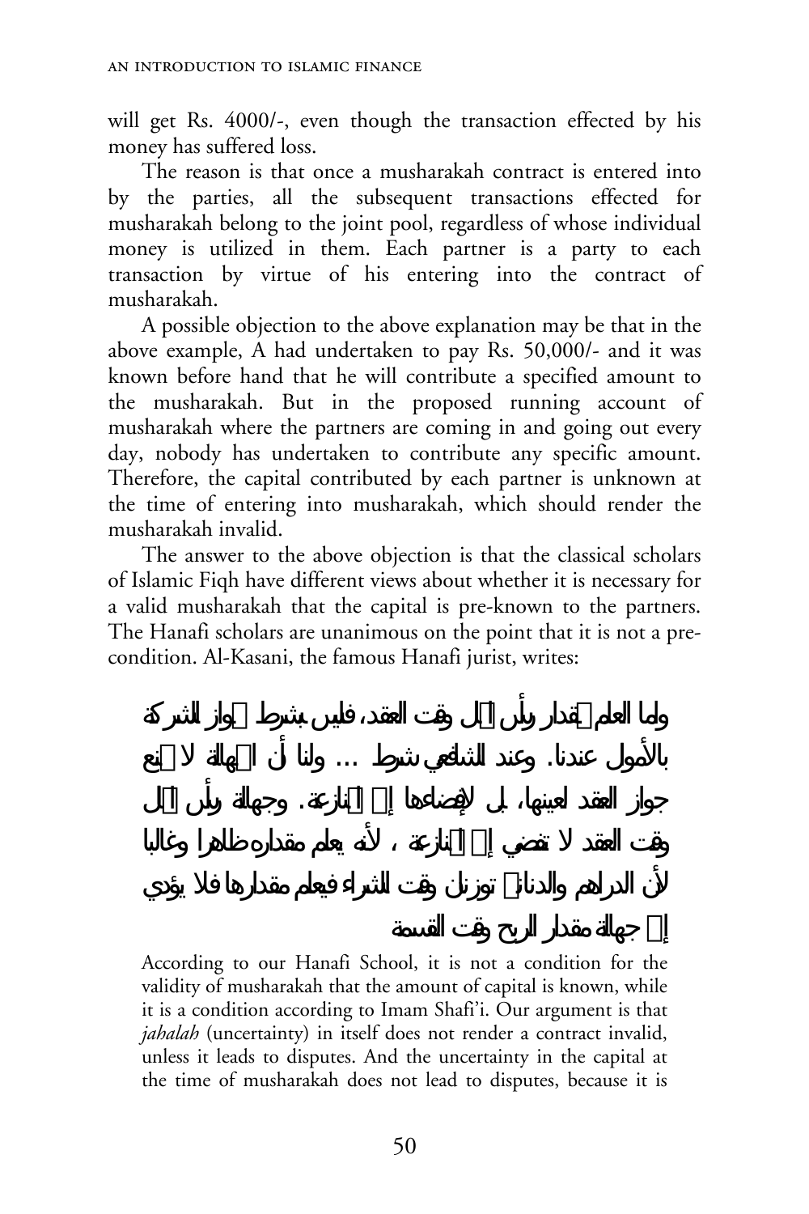will get Rs. 4000/-, even though the transaction effected by his money has suffered loss.

The reason is that once a musharakah contract is entered into by the parties, all the subsequent transactions effected for musharakah belong to the joint pool, regardless of whose individual money is utilized in them. Each partner is a party to each transaction by virtue of his entering into the contract of musharakah.

A possible objection to the above explanation may be that in the above example, A had undertaken to pay Rs. 50,000/- and it was known before hand that he will contribute a specified amount to the musharakah. But in the proposed running account of musharakah where the partners are coming in and going out every day, nobody has undertaken to contribute any specific amount. Therefore, the capital contributed by each partner is unknown at the time of entering into musharakah, which should render the musharakah invalid.

The answer to the above objection is that the classical scholars of Islamic Fiqh have different views about whether it is necessary for a valid musharakah that the capital is pre-known to the partners. The Hanafi scholars are unanimous on the point that it is not a pre-condition. Al-Kasani, the famous Hanafi jurist, writes:

واما العلم بمقدار رأس المال وقت العقد، فليس بشرط لجواز الشركة بالأموال عندنا. وعند الشافعي شرط ... ولنا أن الجهالة لا تمنع جواز العقد لعينها، بل لإفضائها إلى المنازعة. وجهالة رأس المال وقت العقد لا تفضي إلى المنازعة، لأنه يعلم مقداره ظاهرا وغالبا لأن الدراهم والدنانير توزن وقت الشراء فيعلم مقدارها فلا يؤدي إلى جهالة مقدار الربح وقت القسمة

According to our Hanafi School, it is not a condition for the validity of musharakah that the amount of capital is known, while it is a condition according to Imam Shafi'i. Our argument is that *jahalah* (uncertainty) in itself does not render a contract invalid, unless it leads to disputes. And the uncertainty in the capital at the time of musharakah does not lead to disputes, because it is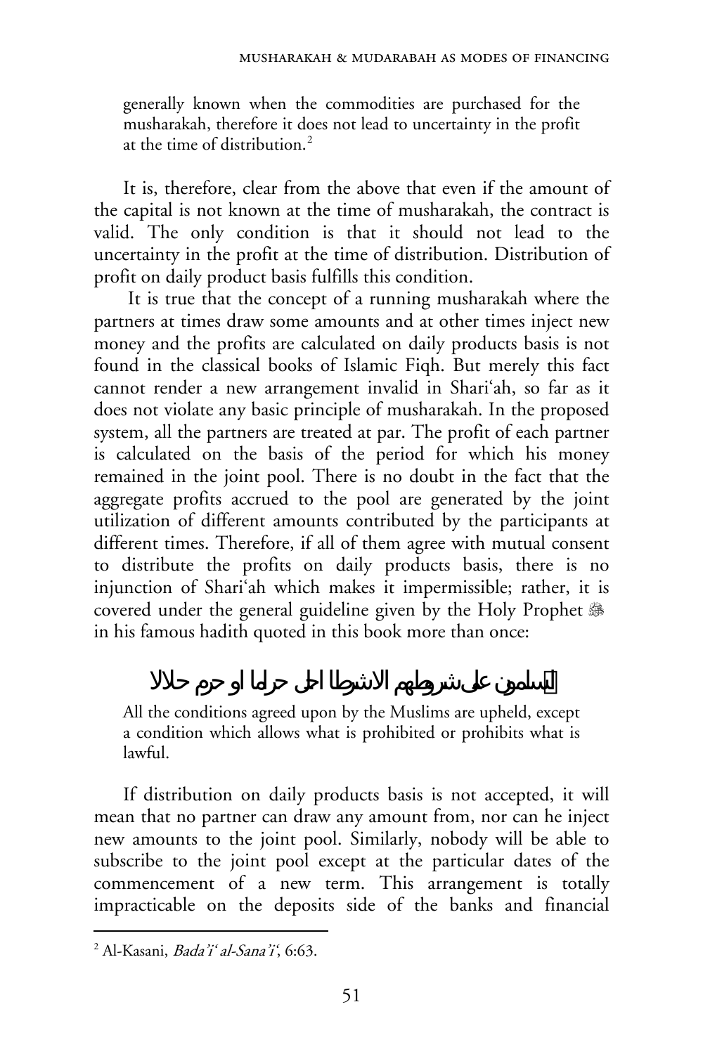generally known when the commodities are purchased for the musharakah, therefore it does not lead to uncertainty in the profit at the time of distribution.[2]

It is, therefore, clear from the above that even if the amount of the capital is not known at the time of musharakah, the contract is valid. The only condition is that it should not lead to the uncertainty in the profit at the time of distribution. Distribution of profit on daily product basis fulfills this condition.

It is true that the concept of a running musharakah where the partners at times draw some amounts and at other times inject new money and the profits are calculated on daily products basis is not found in the classical books of Islamic Fiqh. But merely this fact cannot render a new arrangement invalid in Shari'ah, so far as it does not violate any basic principle of musharakah. In the proposed system, all the partners are treated at par. The profit of each partner is calculated on the basis of the period for which his money remained in the joint pool. There is no doubt in the fact that the aggregate profits accrued to the pool are generated by the joint utilization of different amounts contributed by the participants at different times. Therefore, if all of them agree with mutual consent to distribute the profits on daily products basis, there is no injunction of Shari'ah which makes it impermissible; rather, it is covered under the general guideline given by the Holy Prophet ﷺ in his famous hadith quoted in this book more than once:

المسلمون على شروطهم الا شرطا احل حراما او حرم حلالا

All the conditions agreed upon by the Muslims are upheld, except a condition which allows what is prohibited or prohibits what is lawful.

If distribution on daily products basis is not accepted, it will mean that no partner can draw any amount from, nor can he inject new amounts to the joint pool. Similarly, nobody will be able to subscribe to the joint pool except at the particular dates of the commencement of a new term. This arrangement is totally impracticable on the deposits side of the banks and financial

---

[2] Al-Kasani, *Bada'i' al-Sana'i'*, 6:63.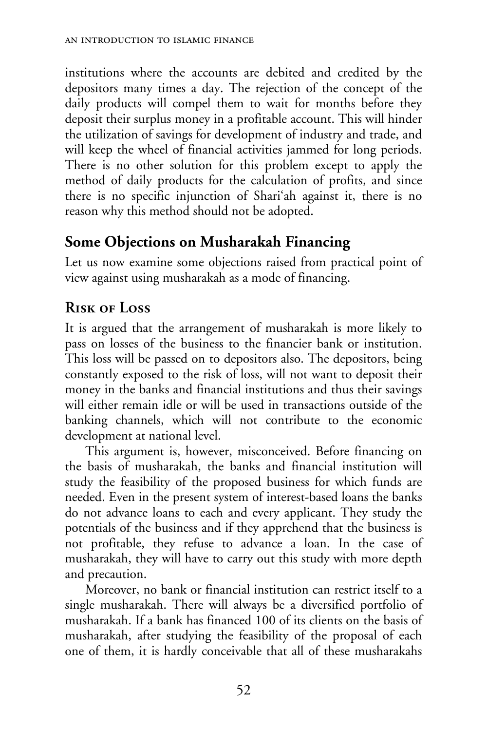institutions where the accounts are debited and credited by the depositors many times a day. The rejection of the concept of the daily products will compel them to wait for months before they deposit their surplus money in a profitable account. This will hinder the utilization of savings for development of industry and trade, and will keep the wheel of financial activities jammed for long periods. There is no other solution for this problem except to apply the method of daily products for the calculation of profits, and since there is no specific injunction of Shari'ah against it, there is no reason why this method should not be adopted.

## Some Objections on Musharakah Financing

Let us now examine some objections raised from practical point of view against using musharakah as a mode of financing.

### Risk of Loss

It is argued that the arrangement of musharakah is more likely to pass on losses of the business to the financier bank or institution. This loss will be passed on to depositors also. The depositors, being constantly exposed to the risk of loss, will not want to deposit their money in the banks and financial institutions and thus their savings will either remain idle or will be used in transactions outside of the banking channels, which will not contribute to the economic development at national level.

This argument is, however, misconceived. Before financing on the basis of musharakah, the banks and financial institution will study the feasibility of the proposed business for which funds are needed. Even in the present system of interest-based loans the banks do not advance loans to each and every applicant. They study the potentials of the business and if they apprehend that the business is not profitable, they refuse to advance a loan. In the case of musharakah, they will have to carry out this study with more depth and precaution.

Moreover, no bank or financial institution can restrict itself to a single musharakah. There will always be a diversified portfolio of musharakah. If a bank has financed 100 of its clients on the basis of musharakah, after studying the feasibility of the proposal of each one of them, it is hardly conceivable that all of these musharakahs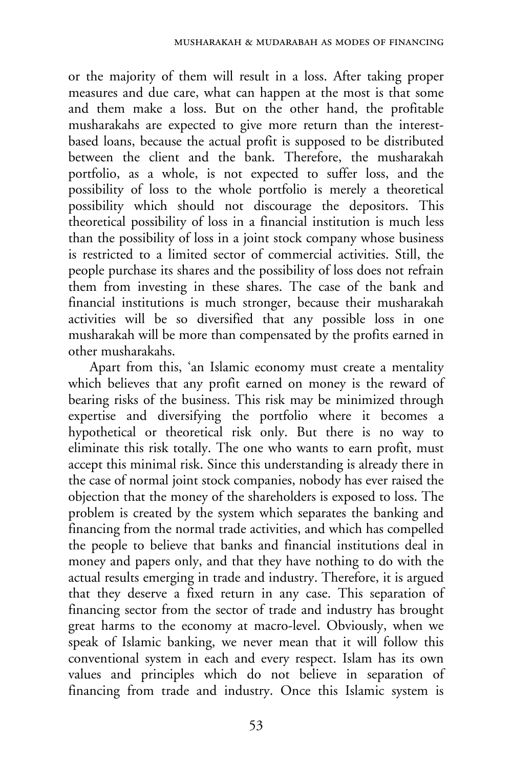or the majority of them will result in a loss. After taking proper measures and due care, what can happen at the most is that some and them make a loss. But on the other hand, the profitable musharakahs are expected to give more return than the interest-based loans, because the actual profit is supposed to be distributed between the client and the bank. Therefore, the musharakah portfolio, as a whole, is not expected to suffer loss, and the possibility of loss to the whole portfolio is merely a theoretical possibility which should not discourage the depositors. This theoretical possibility of loss in a financial institution is much less than the possibility of loss in a joint stock company whose business is restricted to a limited sector of commercial activities. Still, the people purchase its shares and the possibility of loss does not refrain them from investing in these shares. The case of the bank and financial institutions is much stronger, because their musharakah activities will be so diversified that any possible loss in one musharakah will be more than compensated by the profits earned in other musharakahs.

Apart from this, 'an Islamic economy must create a mentality which believes that any profit earned on money is the reward of bearing risks of the business. This risk may be minimized through expertise and diversifying the portfolio where it becomes a hypothetical or theoretical risk only. But there is no way to eliminate this risk totally. The one who wants to earn profit, must accept this minimal risk. Since this understanding is already there in the case of normal joint stock companies, nobody has ever raised the objection that the money of the shareholders is exposed to loss. The problem is created by the system which separates the banking and financing from the normal trade activities, and which has compelled the people to believe that banks and financial institutions deal in money and papers only, and that they have nothing to do with the actual results emerging in trade and industry. Therefore, it is argued that they deserve a fixed return in any case. This separation of financing sector from the sector of trade and industry has brought great harms to the economy at macro-level. Obviously, when we speak of Islamic banking, we never mean that it will follow this conventional system in each and every respect. Islam has its own values and principles which do not believe in separation of financing from trade and industry. Once this Islamic system is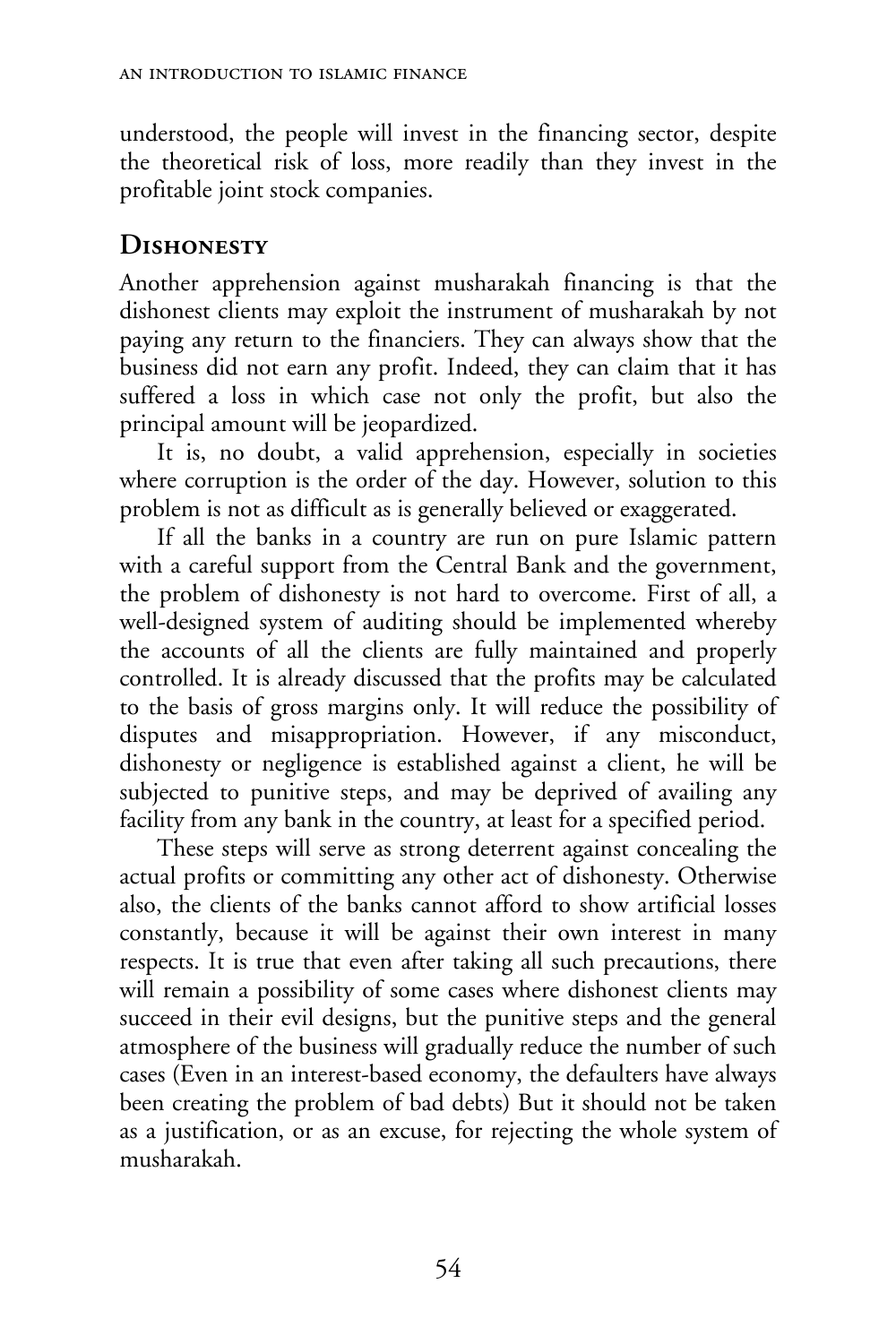understood, the people will invest in the financing sector, despite the theoretical risk of loss, more readily than they invest in the profitable joint stock companies.

## Dishonesty

Another apprehension against musharakah financing is that the dishonest clients may exploit the instrument of musharakah by not paying any return to the financiers. They can always show that the business did not earn any profit. Indeed, they can claim that it has suffered a loss in which case not only the profit, but also the principal amount will be jeopardized.

It is, no doubt, a valid apprehension, especially in societies where corruption is the order of the day. However, solution to this problem is not as difficult as is generally believed or exaggerated.

If all the banks in a country are run on pure Islamic pattern with a careful support from the Central Bank and the government, the problem of dishonesty is not hard to overcome. First of all, a well-designed system of auditing should be implemented whereby the accounts of all the clients are fully maintained and properly controlled. It is already discussed that the profits may be calculated to the basis of gross margins only. It will reduce the possibility of disputes and misappropriation. However, if any misconduct, dishonesty or negligence is established against a client, he will be subjected to punitive steps, and may be deprived of availing any facility from any bank in the country, at least for a specified period.

These steps will serve as strong deterrent against concealing the actual profits or committing any other act of dishonesty. Otherwise also, the clients of the banks cannot afford to show artificial losses constantly, because it will be against their own interest in many respects. It is true that even after taking all such precautions, there will remain a possibility of some cases where dishonest clients may succeed in their evil designs, but the punitive steps and the general atmosphere of the business will gradually reduce the number of such cases (Even in an interest-based economy, the defaulters have always been creating the problem of bad debts) But it should not be taken as a justification, or as an excuse, for rejecting the whole system of musharakah.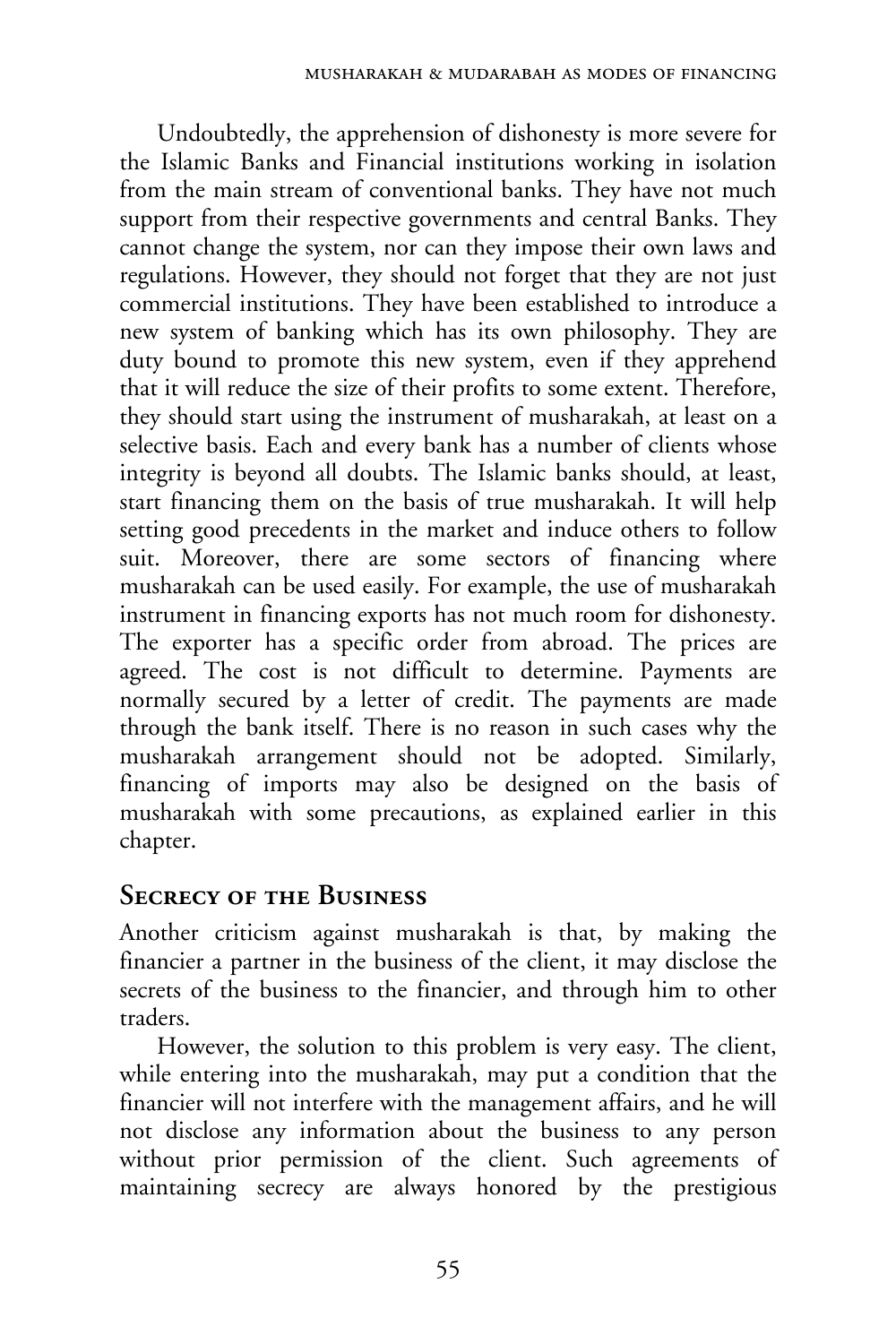Undoubtedly, the apprehension of dishonesty is more severe for the Islamic Banks and Financial institutions working in isolation from the main stream of conventional banks. They have not much support from their respective governments and central Banks. They cannot change the system, nor can they impose their own laws and regulations. However, they should not forget that they are not just commercial institutions. They have been established to introduce a new system of banking which has its own philosophy. They are duty bound to promote this new system, even if they apprehend that it will reduce the size of their profits to some extent. Therefore, they should start using the instrument of musharakah, at least on a selective basis. Each and every bank has a number of clients whose integrity is beyond all doubts. The Islamic banks should, at least, start financing them on the basis of true musharakah. It will help setting good precedents in the market and induce others to follow suit. Moreover, there are some sectors of financing where musharakah can be used easily. For example, the use of musharakah instrument in financing exports has not much room for dishonesty. The exporter has a specific order from abroad. The prices are agreed. The cost is not difficult to determine. Payments are normally secured by a letter of credit. The payments are made through the bank itself. There is no reason in such cases why the musharakah arrangement should not be adopted. Similarly, financing of imports may also be designed on the basis of musharakah with some precautions, as explained earlier in this chapter.

## Secrecy of the Business

Another criticism against musharakah is that, by making the financier a partner in the business of the client, it may disclose the secrets of the business to the financier, and through him to other traders.

However, the solution to this problem is very easy. The client, while entering into the musharakah, may put a condition that the financier will not interfere with the management affairs, and he will not disclose any information about the business to any person without prior permission of the client. Such agreements of maintaining secrecy are always honored by the prestigious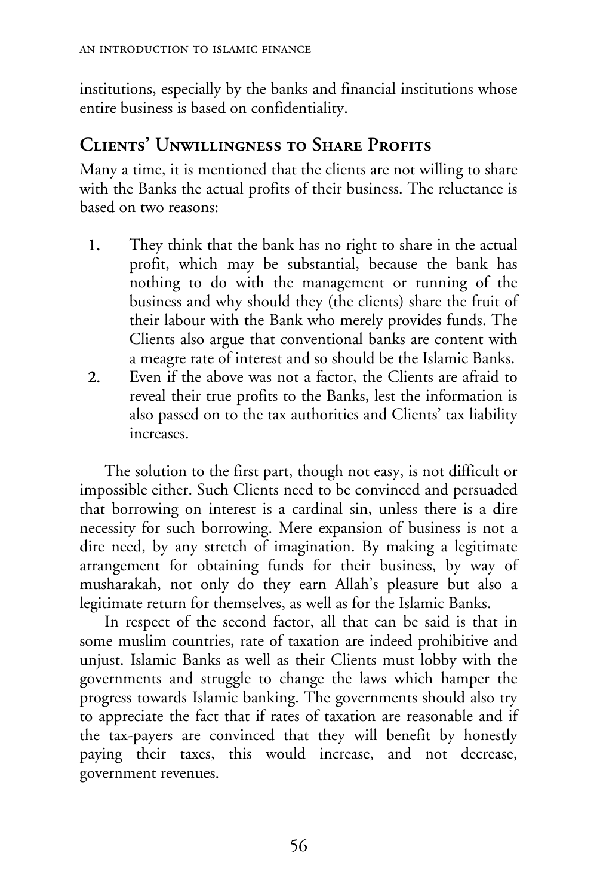institutions, especially by the banks and financial institutions whose entire business is based on confidentiality.

## Clients' Unwillingness to Share Profits

Many a time, it is mentioned that the clients are not willing to share with the Banks the actual profits of their business. The reluctance is based on two reasons:

1. They think that the bank has no right to share in the actual profit, which may be substantial, because the bank has nothing to do with the management or running of the business and why should they (the clients) share the fruit of their labour with the Bank who merely provides funds. The Clients also argue that conventional banks are content with a meagre rate of interest and so should be the Islamic Banks.
2. Even if the above was not a factor, the Clients are afraid to reveal their true profits to the Banks, lest the information is also passed on to the tax authorities and Clients' tax liability increases.

The solution to the first part, though not easy, is not difficult or impossible either. Such Clients need to be convinced and persuaded that borrowing on interest is a cardinal sin, unless there is a dire necessity for such borrowing. Mere expansion of business is not a dire need, by any stretch of imagination. By making a legitimate arrangement for obtaining funds for their business, by way of musharakah, not only do they earn Allah's pleasure but also a legitimate return for themselves, as well as for the Islamic Banks.

In respect of the second factor, all that can be said is that in some muslim countries, rate of taxation are indeed prohibitive and unjust. Islamic Banks as well as their Clients must lobby with the governments and struggle to change the laws which hamper the progress towards Islamic banking. The governments should also try to appreciate the fact that if rates of taxation are reasonable and if the tax-payers are convinced that they will benefit by honestly paying their taxes, this would increase, and not decrease, government revenues.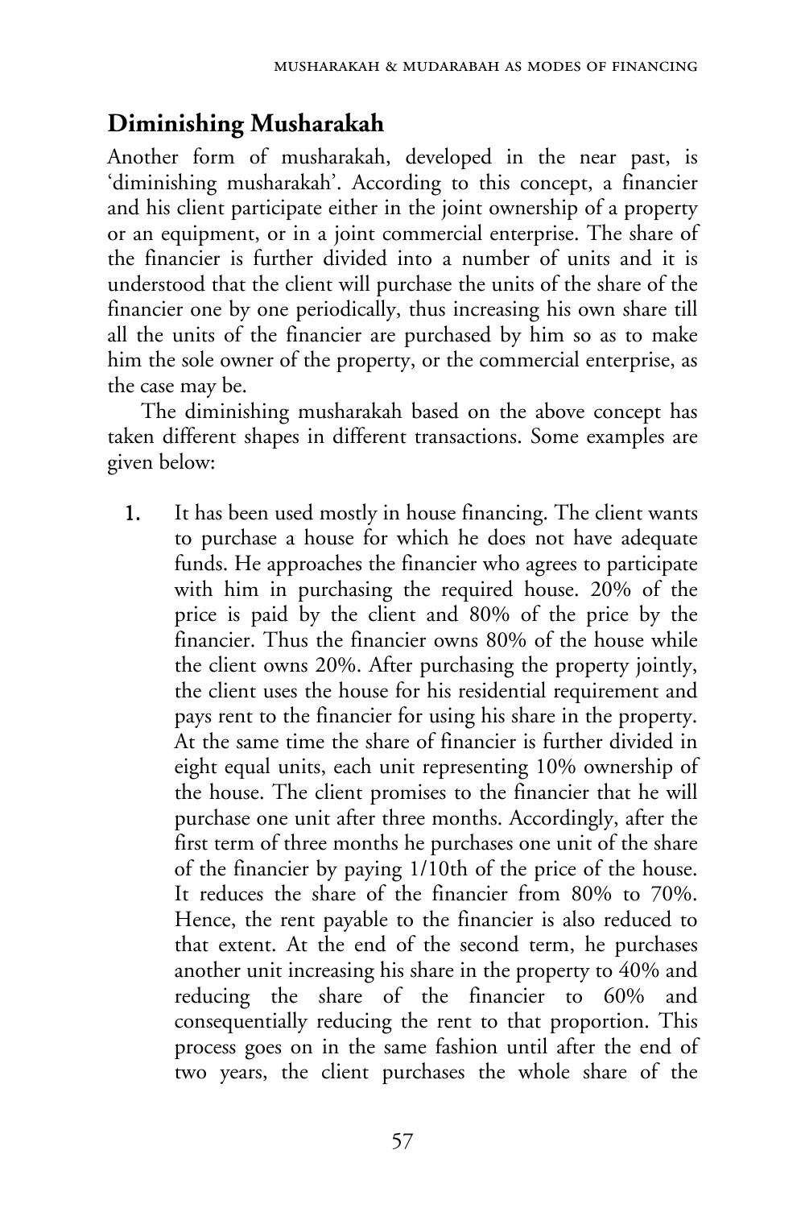## Diminishing Musharakah

Another form of musharakah, developed in the near past, is 'diminishing musharakah'. According to this concept, a financier and his client participate either in the joint ownership of a property or an equipment, or in a joint commercial enterprise. The share of the financier is further divided into a number of units and it is understood that the client will purchase the units of the share of the financier one by one periodically, thus increasing his own share till all the units of the financier are purchased by him so as to make him the sole owner of the property, or the commercial enterprise, as the case may be.

The diminishing musharakah based on the above concept has taken different shapes in different transactions. Some examples are given below:

1. It has been used mostly in house financing. The client wants to purchase a house for which he does not have adequate funds. He approaches the financier who agrees to participate with him in purchasing the required house. 20% of the price is paid by the client and 80% of the price by the financier. Thus the financier owns 80% of the house while the client owns 20%. After purchasing the property jointly, the client uses the house for his residential requirement and pays rent to the financier for using his share in the property. At the same time the share of financier is further divided in eight equal units, each unit representing 10% ownership of the house. The client promises to the financier that he will purchase one unit after three months. Accordingly, after the first term of three months he purchases one unit of the share of the financier by paying 1/10th of the price of the house. It reduces the share of the financier from 80% to 70%. Hence, the rent payable to the financier is also reduced to that extent. At the end of the second term, he purchases another unit increasing his share in the property to 40% and reducing the share of the financier to 60% and consequentially reducing the rent to that proportion. This process goes on in the same fashion until after the end of two years, the client purchases the whole share of the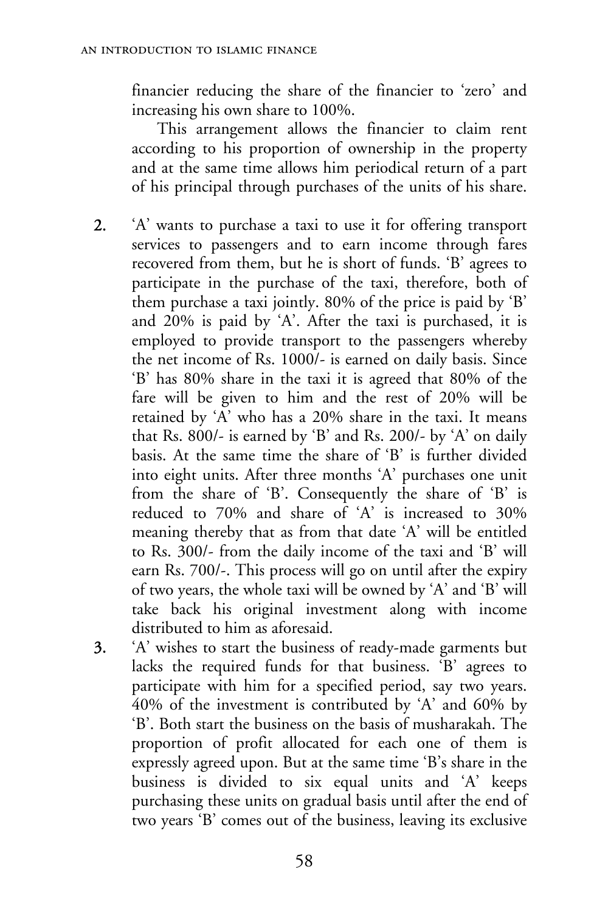financier reducing the share of the financier to 'zero' and increasing his own share to 100%.

This arrangement allows the financier to claim rent according to his proportion of ownership in the property and at the same time allows him periodical return of a part of his principal through purchases of the units of his share.

2. 'A' wants to purchase a taxi to use it for offering transport services to passengers and to earn income through fares recovered from them, but he is short of funds. 'B' agrees to participate in the purchase of the taxi, therefore, both of them purchase a taxi jointly. 80% of the price is paid by 'B' and 20% is paid by 'A'. After the taxi is purchased, it is employed to provide transport to the passengers whereby the net income of Rs. 1000/- is earned on daily basis. Since 'B' has 80% share in the taxi it is agreed that 80% of the fare will be given to him and the rest of 20% will be retained by 'A' who has a 20% share in the taxi. It means that Rs. 800/- is earned by 'B' and Rs. 200/- by 'A' on daily basis. At the same time the share of 'B' is further divided into eight units. After three months 'A' purchases one unit from the share of 'B'. Consequently the share of 'B' is reduced to 70% and share of 'A' is increased to 30% meaning thereby that as from that date 'A' will be entitled to Rs. 300/- from the daily income of the taxi and 'B' will earn Rs. 700/-. This process will go on until after the expiry of two years, the whole taxi will be owned by 'A' and 'B' will take back his original investment along with income distributed to him as aforesaid.

3. 'A' wishes to start the business of ready-made garments but lacks the required funds for that business. 'B' agrees to participate with him for a specified period, say two years. 40% of the investment is contributed by 'A' and 60% by 'B'. Both start the business on the basis of musharakah. The proportion of profit allocated for each one of them is expressly agreed upon. But at the same time 'B's share in the business is divided to six equal units and 'A' keeps purchasing these units on gradual basis until after the end of two years 'B' comes out of the business, leaving its exclusive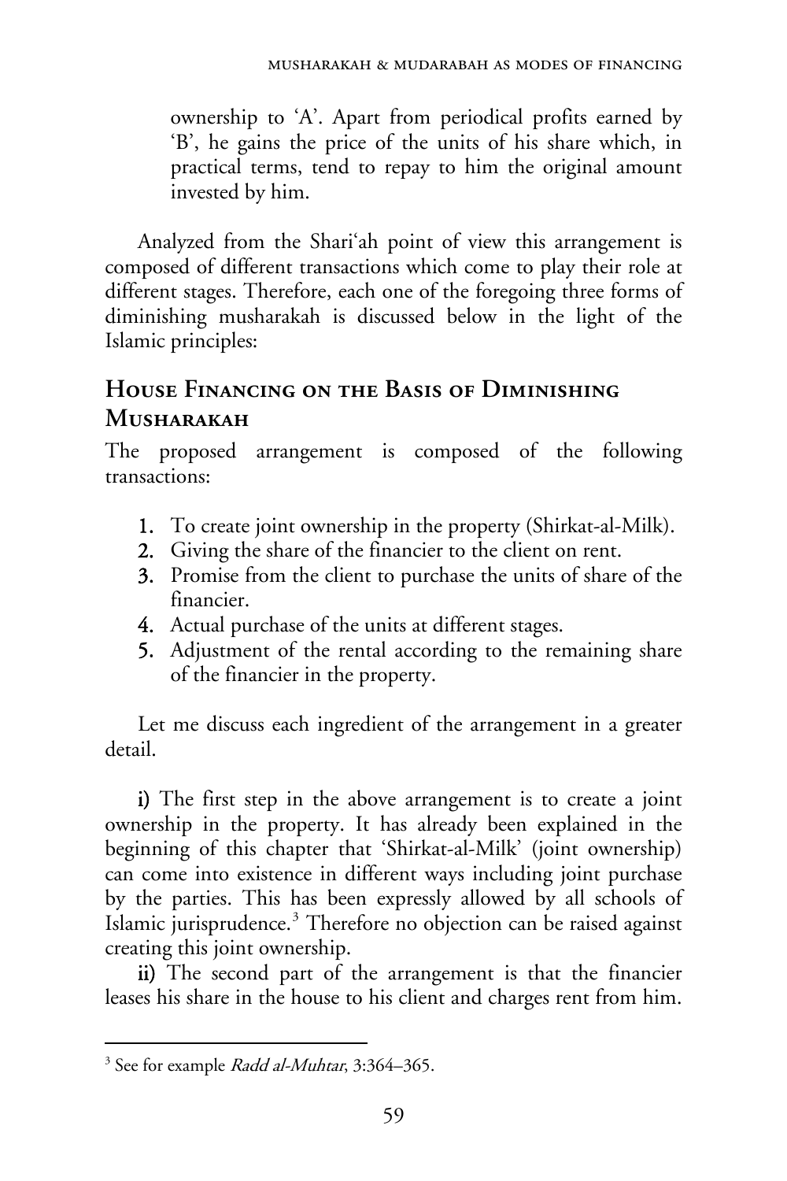ownership to 'A'. Apart from periodical profits earned by 'B', he gains the price of the units of his share which, in practical terms, tend to repay to him the original amount invested by him.

Analyzed from the Shari'ah point of view this arrangement is composed of different transactions which come to play their role at different stages. Therefore, each one of the foregoing three forms of diminishing musharakah is discussed below in the light of the Islamic principles:

## House Financing on the Basis of Diminishing Musharakah

The proposed arrangement is composed of the following transactions:

1. To create joint ownership in the property (Shirkat-al-Milk).
2. Giving the share of the financier to the client on rent.
3. Promise from the client to purchase the units of share of the financier.
4. Actual purchase of the units at different stages.
5. Adjustment of the rental according to the remaining share of the financier in the property.

Let me discuss each ingredient of the arrangement in a greater detail.

**i)** The first step in the above arrangement is to create a joint ownership in the property. It has already been explained in the beginning of this chapter that 'Shirkat-al-Milk' (joint ownership) can come into existence in different ways including joint purchase by the parties. This has been expressly allowed by all schools of Islamic jurisprudence.[3] Therefore no objection can be raised against creating this joint ownership.

**ii)** The second part of the arrangement is that the financier leases his share in the house to his client and charges rent from him.

---

[3] See for example *Radd al-Muhtar*, 3:364–365.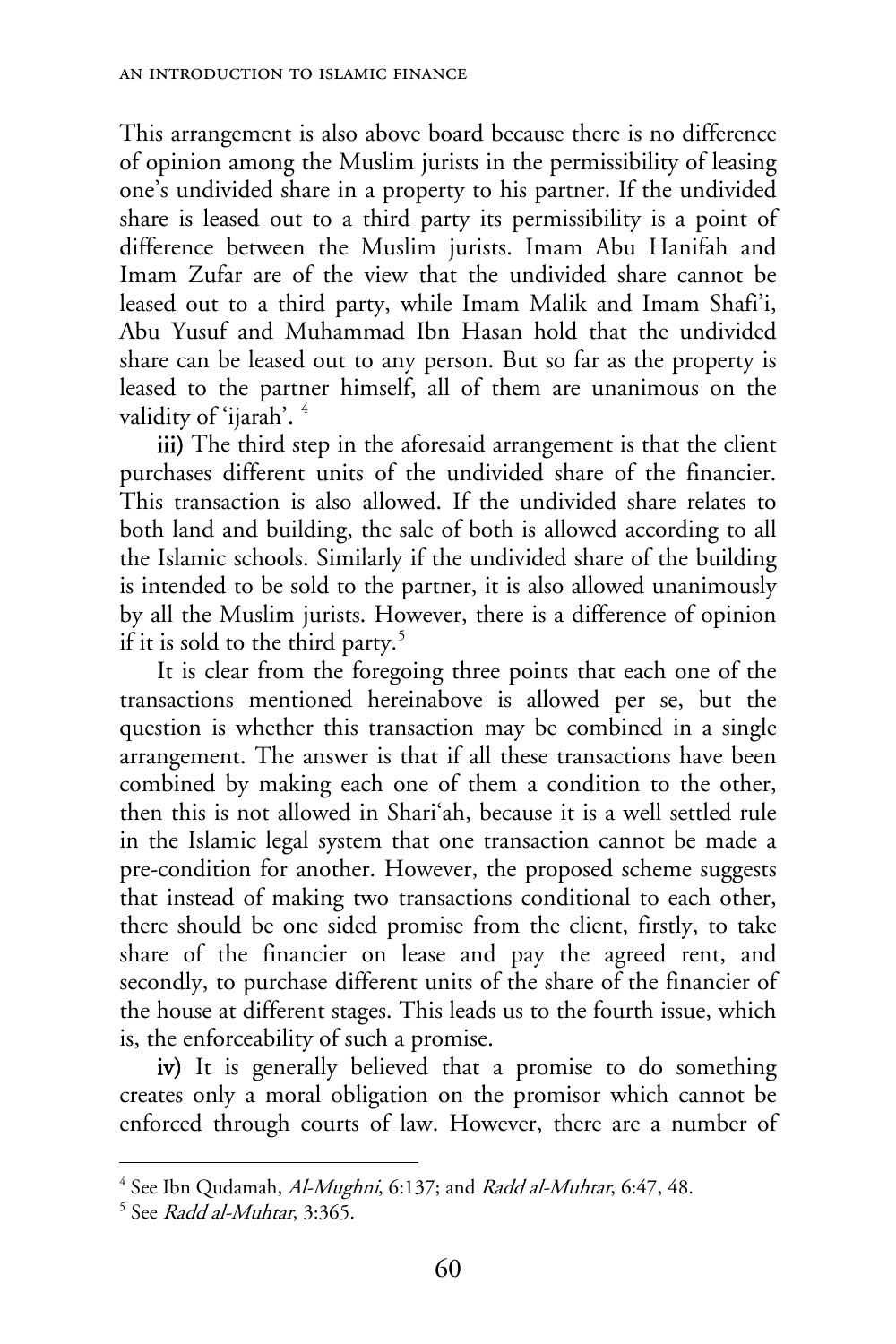This arrangement is also above board because there is no difference of opinion among the Muslim jurists in the permissibility of leasing one's undivided share in a property to his partner. If the undivided share is leased out to a third party its permissibility is a point of difference between the Muslim jurists. Imam Abu Hanifah and Imam Zufar are of the view that the undivided share cannot be leased out to a third party, while Imam Malik and Imam Shafi'i, Abu Yusuf and Muhammad Ibn Hasan hold that the undivided share can be leased out to any person. But so far as the property is leased to the partner himself, all of them are unanimous on the validity of 'ijarah'. [4]

**iii)** The third step in the aforesaid arrangement is that the client purchases different units of the undivided share of the financier. This transaction is also allowed. If the undivided share relates to both land and building, the sale of both is allowed according to all the Islamic schools. Similarly if the undivided share of the building is intended to be sold to the partner, it is also allowed unanimously by all the Muslim jurists. However, there is a difference of opinion if it is sold to the third party.[5]

It is clear from the foregoing three points that each one of the transactions mentioned hereinabove is allowed per se, but the question is whether this transaction may be combined in a single arrangement. The answer is that if all these transactions have been combined by making each one of them a condition to the other, then this is not allowed in Shari'ah, because it is a well settled rule in the Islamic legal system that one transaction cannot be made a pre-condition for another. However, the proposed scheme suggests that instead of making two transactions conditional to each other, there should be one sided promise from the client, firstly, to take share of the financier on lease and pay the agreed rent, and secondly, to purchase different units of the share of the financier of the house at different stages. This leads us to the fourth issue, which is, the enforceability of such a promise.

**iv)** It is generally believed that a promise to do something creates only a moral obligation on the promisor which cannot be enforced through courts of law. However, there are a number of

---

[4] See Ibn Qudamah, *Al-Mughni*, 6:137; and *Radd al-Muhtar*, 6:47, 48.

[5] See *Radd al-Muhtar*, 3:365.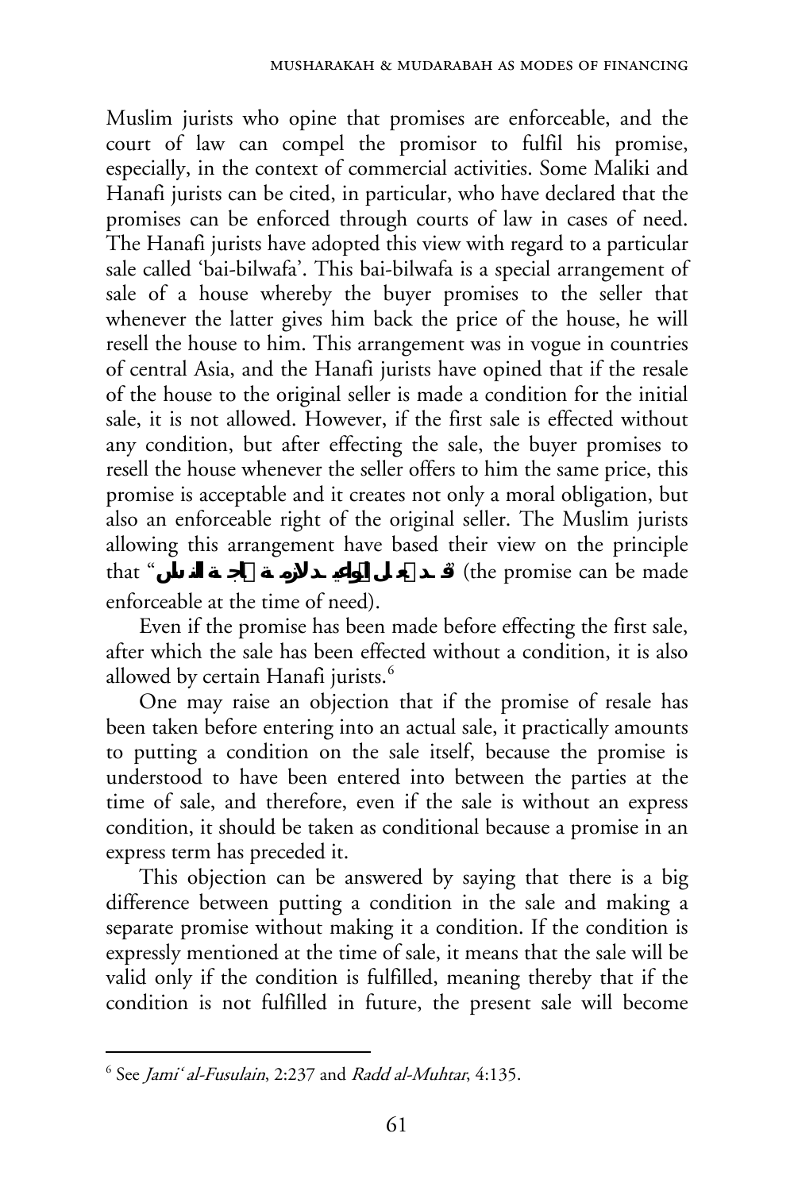Muslim jurists who opine that promises are enforceable, and the court of law can compel the promisor to fulfil his promise, especially, in the context of commercial activities. Some Maliki and Hanafi jurists can be cited, in particular, who have declared that the promises can be enforced through courts of law in cases of need. The Hanafi jurists have adopted this view with regard to a particular sale called 'bai-bilwafa'. This bai-bilwafa is a special arrangement of sale of a house whereby the buyer promises to the seller that whenever the latter gives him back the price of the house, he will resell the house to him. This arrangement was in vogue in countries of central Asia, and the Hanafi jurists have opined that if the resale of the house to the original seller is made a condition for the initial sale, it is not allowed. However, if the first sale is effected without any condition, but after effecting the sale, the buyer promises to resell the house whenever the seller offers to him the same price, this promise is acceptable and it creates not only a moral obligation, but also an enforceable right of the original seller. The Muslim jurists allowing this arrangement have based their view on the principle that "قد تجعل المواعيد لازمة لحاجة الناس" (the promise can be made enforceable at the time of need).

Even if the promise has been made before effecting the first sale, after which the sale has been effected without a condition, it is also allowed by certain Hanafi jurists.[6]

One may raise an objection that if the promise of resale has been taken before entering into an actual sale, it practically amounts to putting a condition on the sale itself, because the promise is understood to have been entered into between the parties at the time of sale, and therefore, even if the sale is without an express condition, it should be taken as conditional because a promise in an express term has preceded it.

This objection can be answered by saying that there is a big difference between putting a condition in the sale and making a separate promise without making it a condition. If the condition is expressly mentioned at the time of sale, it means that the sale will be valid only if the condition is fulfilled, meaning thereby that if the condition is not fulfilled in future, the present sale will become

---

[6] See *Jami' al-Fusulain*, 2:237 and *Radd al-Muhtar*, 4:135.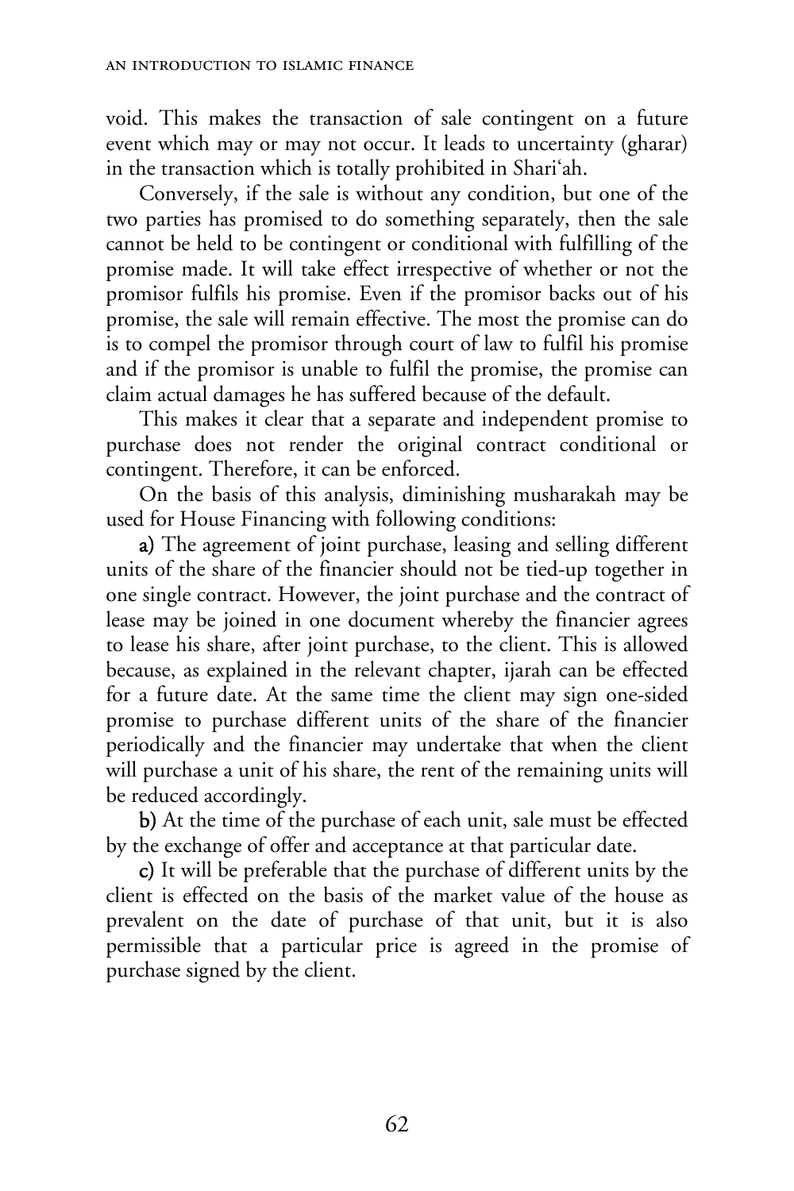void. This makes the transaction of sale contingent on a future event which may or may not occur. It leads to uncertainty (gharar) in the transaction which is totally prohibited in Shari'ah.

Conversely, if the sale is without any condition, but one of the two parties has promised to do something separately, then the sale cannot be held to be contingent or conditional with fulfilling of the promise made. It will take effect irrespective of whether or not the promisor fulfils his promise. Even if the promisor backs out of his promise, the sale will remain effective. The most the promise can do is to compel the promisor through court of law to fulfil his promise and if the promisor is unable to fulfil the promise, the promise can claim actual damages he has suffered because of the default.

This makes it clear that a separate and independent promise to purchase does not render the original contract conditional or contingent. Therefore, it can be enforced.

On the basis of this analysis, diminishing musharakah may be used for House Financing with following conditions:

**a)** The agreement of joint purchase, leasing and selling different units of the share of the financier should not be tied-up together in one single contract. However, the joint purchase and the contract of lease may be joined in one document whereby the financier agrees to lease his share, after joint purchase, to the client. This is allowed because, as explained in the relevant chapter, ijarah can be effected for a future date. At the same time the client may sign one-sided promise to purchase different units of the share of the financier periodically and the financier may undertake that when the client will purchase a unit of his share, the rent of the remaining units will be reduced accordingly.

**b)** At the time of the purchase of each unit, sale must be effected by the exchange of offer and acceptance at that particular date.

**c)** It will be preferable that the purchase of different units by the client is effected on the basis of the market value of the house as prevalent on the date of purchase of that unit, but it is also permissible that a particular price is agreed in the promise of purchase signed by the client.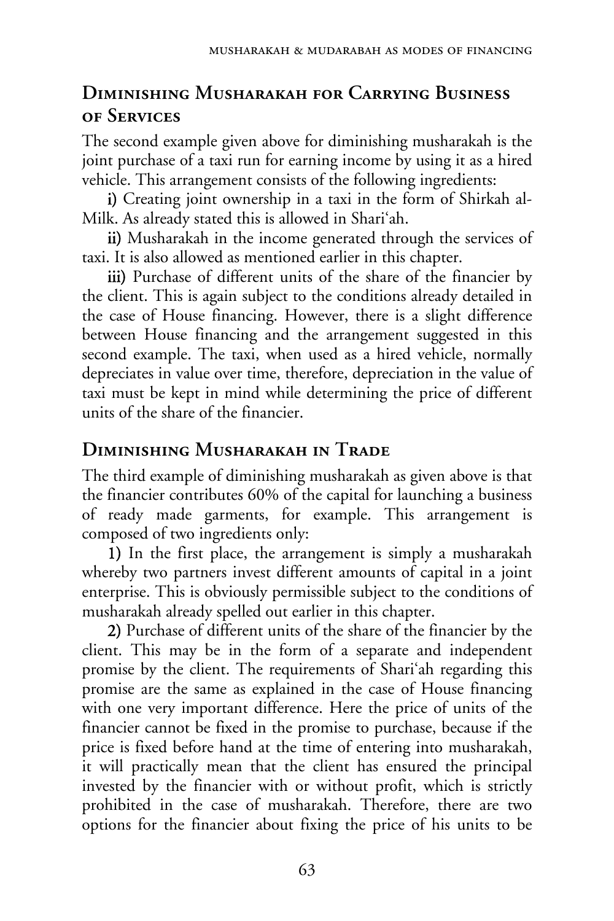## Diminishing Musharakah for Carrying Business of Services

The second example given above for diminishing musharakah is the joint purchase of a taxi run for earning income by using it as a hired vehicle. This arrangement consists of the following ingredients:

**i)** Creating joint ownership in a taxi in the form of Shirkah al-Milk. As already stated this is allowed in Shari'ah.

**ii)** Musharakah in the income generated through the services of taxi. It is also allowed as mentioned earlier in this chapter.

**iii)** Purchase of different units of the share of the financier by the client. This is again subject to the conditions already detailed in the case of House financing. However, there is a slight difference between House financing and the arrangement suggested in this second example. The taxi, when used as a hired vehicle, normally depreciates in value over time, therefore, depreciation in the value of taxi must be kept in mind while determining the price of different units of the share of the financier.

## Diminishing Musharakah in Trade

The third example of diminishing musharakah as given above is that the financier contributes 60% of the capital for launching a business of ready made garments, for example. This arrangement is composed of two ingredients only:

**1)** In the first place, the arrangement is simply a musharakah whereby two partners invest different amounts of capital in a joint enterprise. This is obviously permissible subject to the conditions of musharakah already spelled out earlier in this chapter.

**2)** Purchase of different units of the share of the financier by the client. This may be in the form of a separate and independent promise by the client. The requirements of Shari'ah regarding this promise are the same as explained in the case of House financing with one very important difference. Here the price of units of the financier cannot be fixed in the promise to purchase, because if the price is fixed before hand at the time of entering into musharakah, it will practically mean that the client has ensured the principal invested by the financier with or without profit, which is strictly prohibited in the case of musharakah. Therefore, there are two options for the financier about fixing the price of his units to be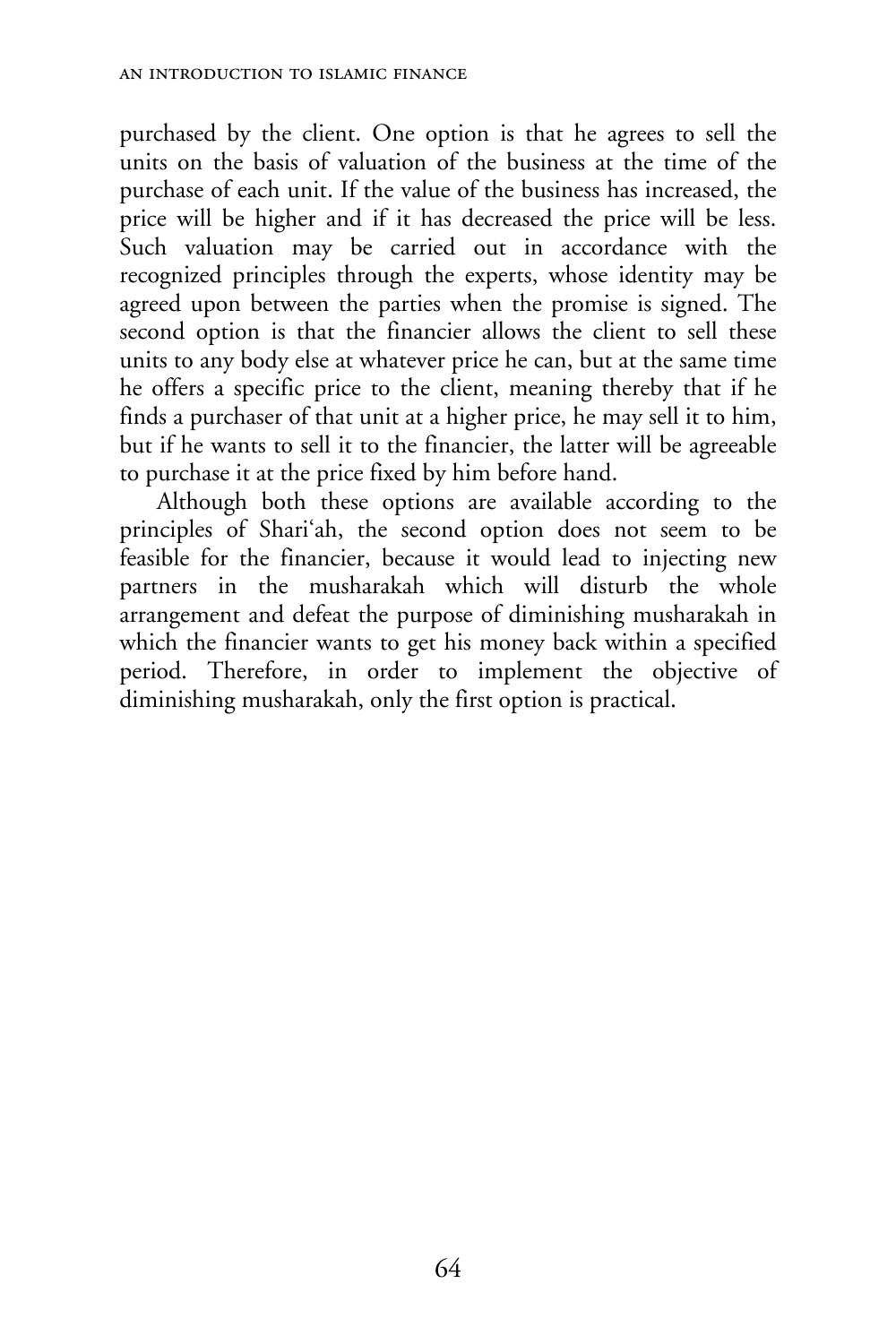purchased by the client. One option is that he agrees to sell the units on the basis of valuation of the business at the time of the purchase of each unit. If the value of the business has increased, the price will be higher and if it has decreased the price will be less. Such valuation may be carried out in accordance with the recognized principles through the experts, whose identity may be agreed upon between the parties when the promise is signed. The second option is that the financier allows the client to sell these units to any body else at whatever price he can, but at the same time he offers a specific price to the client, meaning thereby that if he finds a purchaser of that unit at a higher price, he may sell it to him, but if he wants to sell it to the financier, the latter will be agreeable to purchase it at the price fixed by him before hand.

Although both these options are available according to the principles of Shari'ah, the second option does not seem to be feasible for the financier, because it would lead to injecting new partners in the musharakah which will disturb the whole arrangement and defeat the purpose of diminishing musharakah in which the financier wants to get his money back within a specified period. Therefore, in order to implement the objective of diminishing musharakah, only the first option is practical.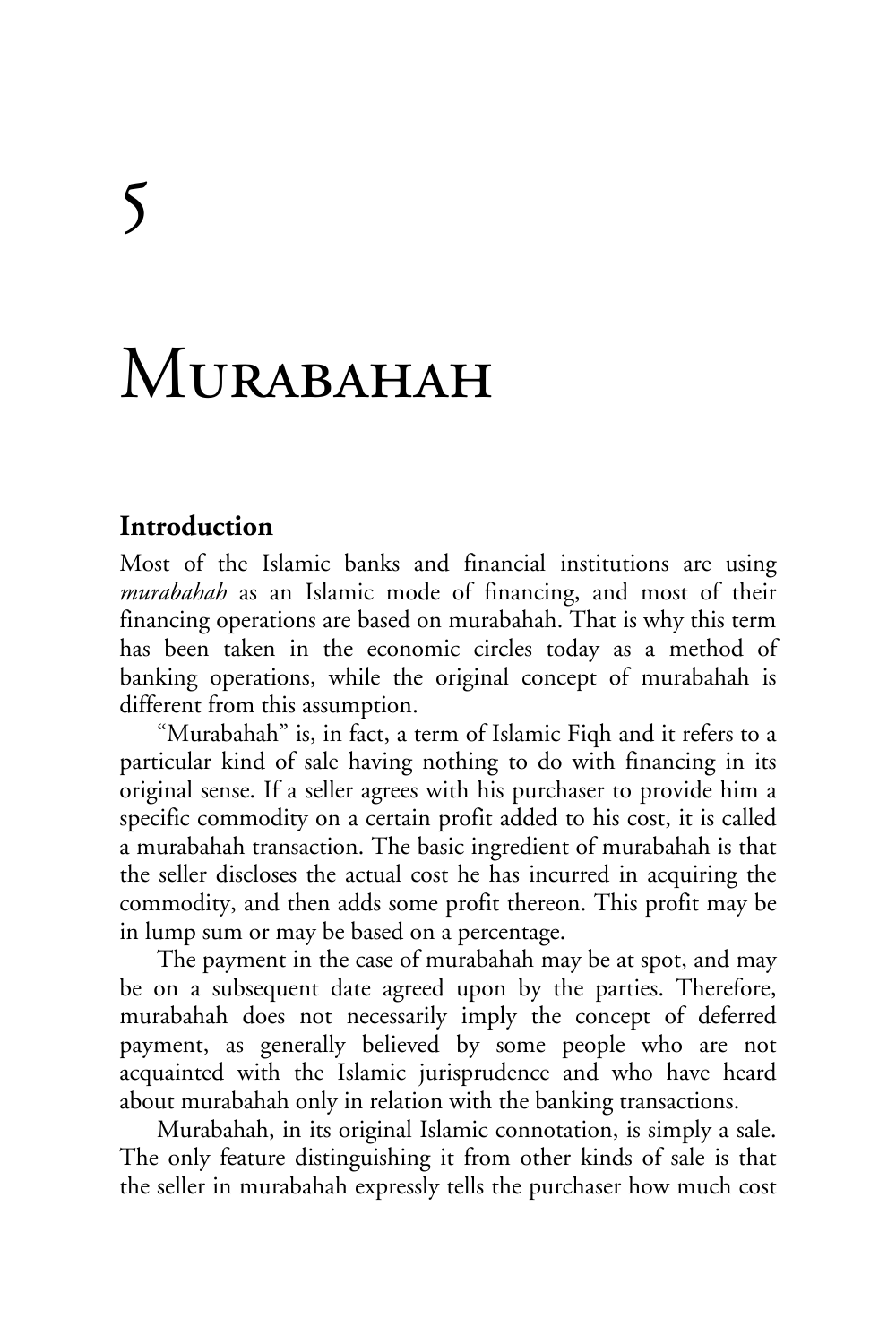# 5

# Murabahah

## Introduction

Most of the Islamic banks and financial institutions are using *murabahah* as an Islamic mode of financing, and most of their financing operations are based on murabahah. That is why this term has been taken in the economic circles today as a method of banking operations, while the original concept of murabahah is different from this assumption.

"Murabahah" is, in fact, a term of Islamic Fiqh and it refers to a particular kind of sale having nothing to do with financing in its original sense. If a seller agrees with his purchaser to provide him a specific commodity on a certain profit added to his cost, it is called a murabahah transaction. The basic ingredient of murabahah is that the seller discloses the actual cost he has incurred in acquiring the commodity, and then adds some profit thereon. This profit may be in lump sum or may be based on a percentage.

The payment in the case of murabahah may be at spot, and may be on a subsequent date agreed upon by the parties. Therefore, murabahah does not necessarily imply the concept of deferred payment, as generally believed by some people who are not acquainted with the Islamic jurisprudence and who have heard about murabahah only in relation with the banking transactions.

Murabahah, in its original Islamic connotation, is simply a sale. The only feature distinguishing it from other kinds of sale is that the seller in murabahah expressly tells the purchaser how much cost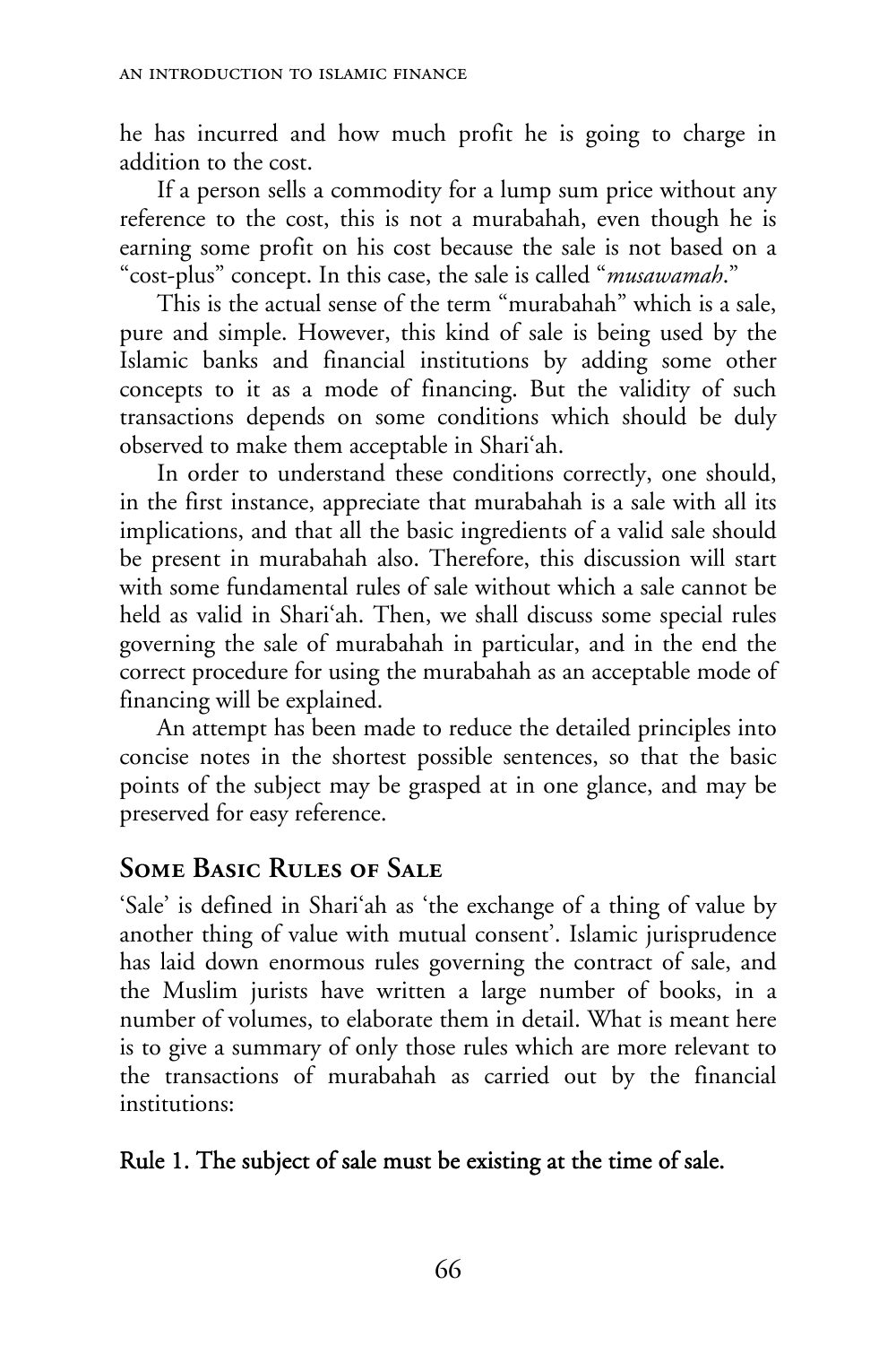he has incurred and how much profit he is going to charge in addition to the cost.

If a person sells a commodity for a lump sum price without any reference to the cost, this is not a murabahah, even though he is earning some profit on his cost because the sale is not based on a "cost-plus" concept. In this case, the sale is called "*musawamah*."

This is the actual sense of the term "murabahah" which is a sale, pure and simple. However, this kind of sale is being used by the Islamic banks and financial institutions by adding some other concepts to it as a mode of financing. But the validity of such transactions depends on some conditions which should be duly observed to make them acceptable in Shari'ah.

In order to understand these conditions correctly, one should, in the first instance, appreciate that murabahah is a sale with all its implications, and that all the basic ingredients of a valid sale should be present in murabahah also. Therefore, this discussion will start with some fundamental rules of sale without which a sale cannot be held as valid in Shari'ah. Then, we shall discuss some special rules governing the sale of murabahah in particular, and in the end the correct procedure for using the murabahah as an acceptable mode of financing will be explained.

An attempt has been made to reduce the detailed principles into concise notes in the shortest possible sentences, so that the basic points of the subject may be grasped at in one glance, and may be preserved for easy reference.

## Some Basic Rules of Sale

'Sale' is defined in Shari'ah as 'the exchange of a thing of value by another thing of value with mutual consent'. Islamic jurisprudence has laid down enormous rules governing the contract of sale, and the Muslim jurists have written a large number of books, in a number of volumes, to elaborate them in detail. What is meant here is to give a summary of only those rules which are more relevant to the transactions of murabahah as carried out by the financial institutions:

**Rule 1. The subject of sale must be existing at the time of sale.**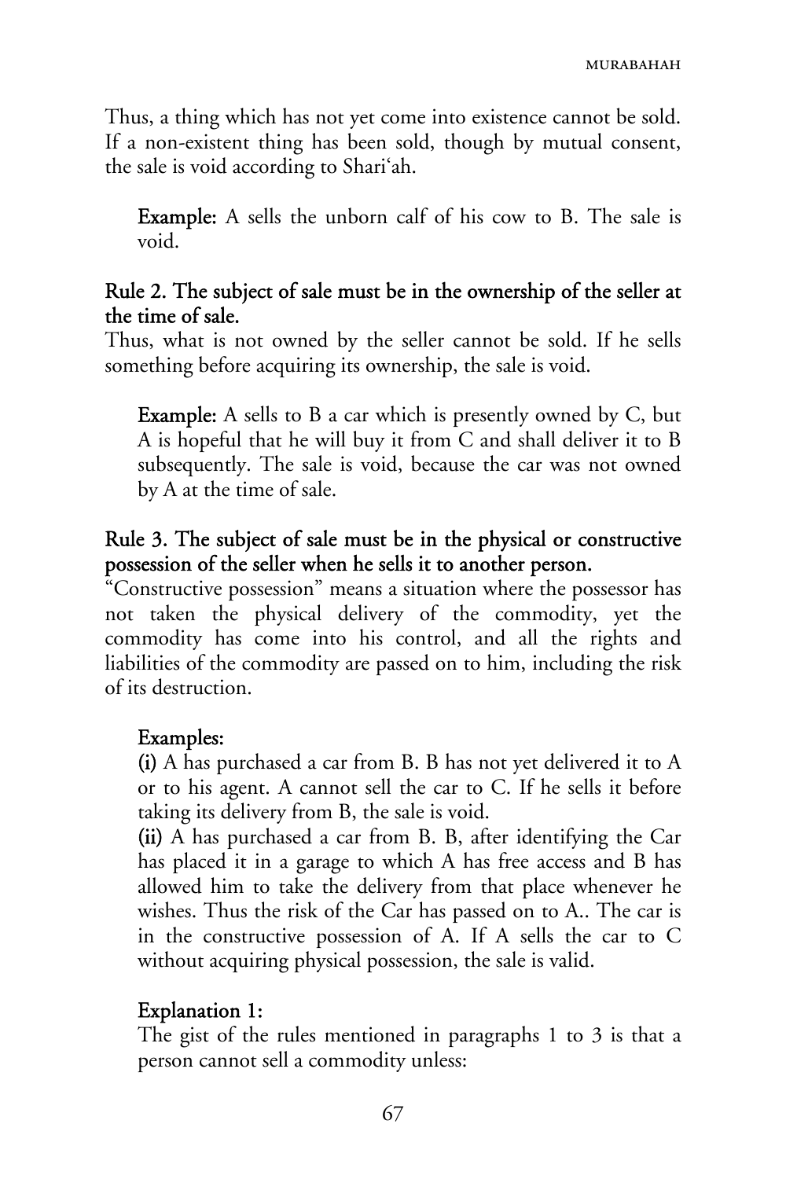Thus, a thing which has not yet come into existence cannot be sold. If a non-existent thing has been sold, though by mutual consent, the sale is void according to Shari'ah.

> **Example:** A sells the unborn calf of his cow to B. The sale is void.

### Rule 2. The subject of sale must be in the ownership of the seller at the time of sale.

Thus, what is not owned by the seller cannot be sold. If he sells something before acquiring its ownership, the sale is void.

> **Example:** A sells to B a car which is presently owned by C, but A is hopeful that he will buy it from C and shall deliver it to B subsequently. The sale is void, because the car was not owned by A at the time of sale.

### Rule 3. The subject of sale must be in the physical or constructive possession of the seller when he sells it to another person.

"Constructive possession" means a situation where the possessor has not taken the physical delivery of the commodity, yet the commodity has come into his control, and all the rights and liabilities of the commodity are passed on to him, including the risk of its destruction.

> **Examples:**
>
> **(i)** A has purchased a car from B. B has not yet delivered it to A or to his agent. A cannot sell the car to C. If he sells it before taking its delivery from B, the sale is void.
>
> **(ii)** A has purchased a car from B. B, after identifying the Car has placed it in a garage to which A has free access and B has allowed him to take the delivery from that place whenever he wishes. Thus the risk of the Car has passed on to A.. The car is in the constructive possession of A. If A sells the car to C without acquiring physical possession, the sale is valid.
>
> **Explanation 1:**
>
> The gist of the rules mentioned in paragraphs 1 to 3 is that a person cannot sell a commodity unless: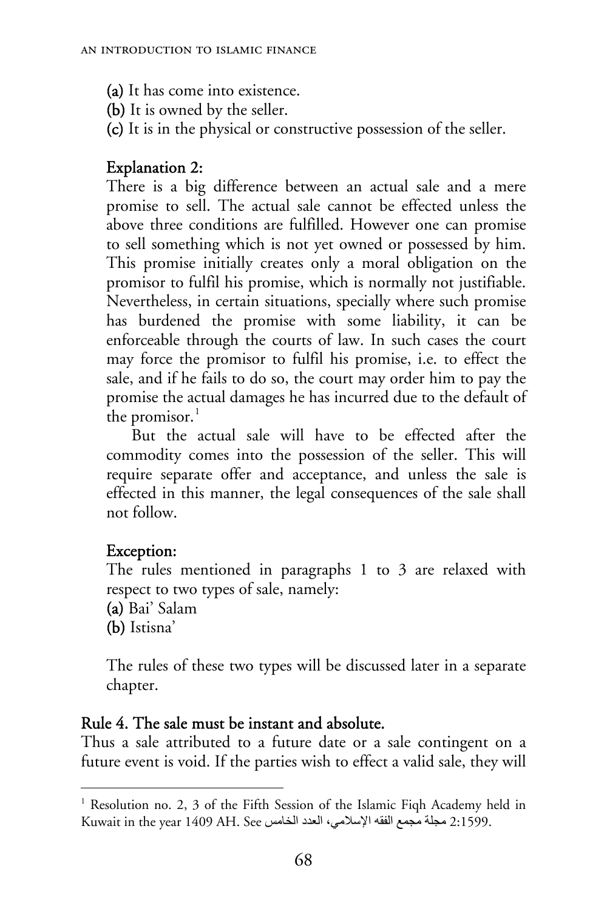**(a)** It has come into existence.
**(b)** It is owned by the seller.
**(c)** It is in the physical or constructive possession of the seller.

### Explanation 2:

There is a big difference between an actual sale and a mere promise to sell. The actual sale cannot be effected unless the above three conditions are fulfilled. However one can promise to sell something which is not yet owned or possessed by him. This promise initially creates only a moral obligation on the promisor to fulfil his promise, which is normally not justifiable. Nevertheless, in certain situations, specially where such promise has burdened the promise with some liability, it can be enforceable through the courts of law. In such cases the court may force the promisor to fulfil his promise, i.e. to effect the sale, and if he fails to do so, the court may order him to pay the promise the actual damages he has incurred due to the default of the promisor.[1]

But the actual sale will have to be effected after the commodity comes into the possession of the seller. This will require separate offer and acceptance, and unless the sale is effected in this manner, the legal consequences of the sale shall not follow.

### Exception:

The rules mentioned in paragraphs 1 to 3 are relaxed with respect to two types of sale, namely:
**(a)** Bai' Salam
**(b)** Istisna'

The rules of these two types will be discussed later in a separate chapter.

## Rule 4. The sale must be instant and absolute.

Thus a sale attributed to a future date or a sale contingent on a future event is void. If the parties wish to effect a valid sale, they will

---

[1] Resolution no. 2, 3 of the Fifth Session of the Islamic Fiqh Academy held in Kuwait in the year 1409 AH. See مجلة مجمع الفقه الإسلامي، العدد الخامس 2:1599.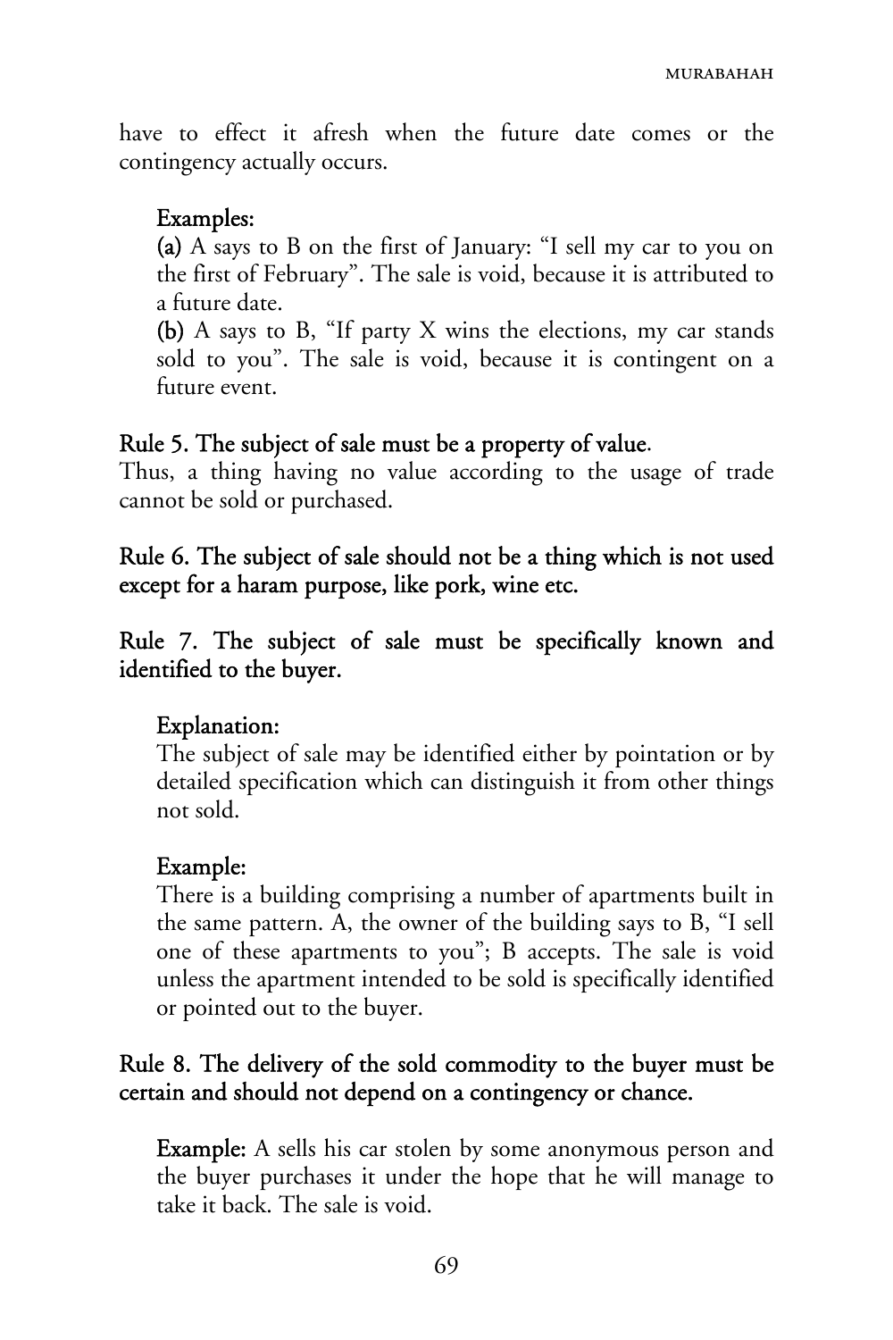have to effect it afresh when the future date comes or the contingency actually occurs.

**Examples:**

**(a)** A says to B on the first of January: "I sell my car to you on the first of February". The sale is void, because it is attributed to a future date.

**(b)** A says to B, "If party X wins the elections, my car stands sold to you". The sale is void, because it is contingent on a future event.

**Rule 5. The subject of sale must be a property of value.**

Thus, a thing having no value according to the usage of trade cannot be sold or purchased.

**Rule 6. The subject of sale should not be a thing which is not used except for a haram purpose, like pork, wine etc.**

**Rule 7. The subject of sale must be specifically known and identified to the buyer.**

**Explanation:**

The subject of sale may be identified either by pointation or by detailed specification which can distinguish it from other things not sold.

**Example:**

There is a building comprising a number of apartments built in the same pattern. A, the owner of the building says to B, "I sell one of these apartments to you"; B accepts. The sale is void unless the apartment intended to be sold is specifically identified or pointed out to the buyer.

**Rule 8. The delivery of the sold commodity to the buyer must be certain and should not depend on a contingency or chance.**

**Example:** A sells his car stolen by some anonymous person and the buyer purchases it under the hope that he will manage to take it back. The sale is void.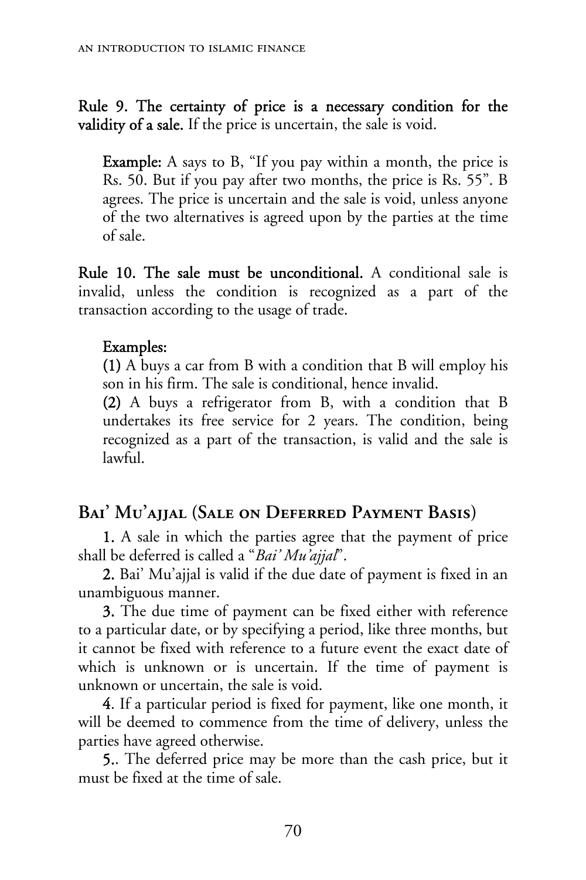**Rule 9. The certainty of price is a necessary condition for the validity of a sale.** If the price is uncertain, the sale is void.

> **Example:** A says to B, "If you pay within a month, the price is Rs. 50. But if you pay after two months, the price is Rs. 55". B agrees. The price is uncertain and the sale is void, unless anyone of the two alternatives is agreed upon by the parties at the time of sale.

**Rule 10. The sale must be unconditional.** A conditional sale is invalid, unless the condition is recognized as a part of the transaction according to the usage of trade.

> **Examples:**
> **(1)** A buys a car from B with a condition that B will employ his son in his firm. The sale is conditional, hence invalid.
> **(2)** A buys a refrigerator from B, with a condition that B undertakes its free service for 2 years. The condition, being recognized as a part of the transaction, is valid and the sale is lawful.

## Bai' Mu'ajjal (Sale on Deferred Payment Basis)

**1.** A sale in which the parties agree that the payment of price shall be deferred is called a "*Bai' Mu'ajjal*".

**2.** Bai' Mu'ajjal is valid if the due date of payment is fixed in an unambiguous manner.

**3.** The due time of payment can be fixed either with reference to a particular date, or by specifying a period, like three months, but it cannot be fixed with reference to a future event the exact date of which is unknown or is uncertain. If the time of payment is unknown or uncertain, the sale is void.

**4.** If a particular period is fixed for payment, like one month, it will be deemed to commence from the time of delivery, unless the parties have agreed otherwise.

**5.**. The deferred price may be more than the cash price, but it must be fixed at the time of sale.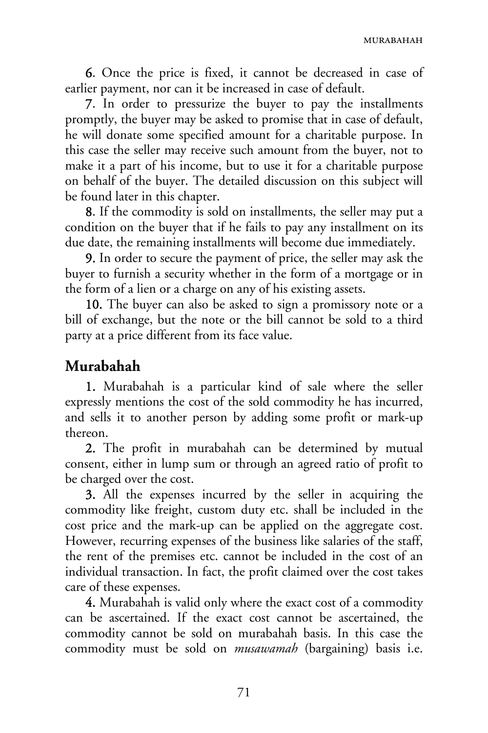**6**. Once the price is fixed, it cannot be decreased in case of earlier payment, nor can it be increased in case of default.

**7**. In order to pressurize the buyer to pay the installments promptly, the buyer may be asked to promise that in case of default, he will donate some specified amount for a charitable purpose. In this case the seller may receive such amount from the buyer, not to make it a part of his income, but to use it for a charitable purpose on behalf of the buyer. The detailed discussion on this subject will be found later in this chapter.

**8**. If the commodity is sold on installments, the seller may put a condition on the buyer that if he fails to pay any installment on its due date, the remaining installments will become due immediately.

**9.** In order to secure the payment of price, the seller may ask the buyer to furnish a security whether in the form of a mortgage or in the form of a lien or a charge on any of his existing assets.

**10.** The buyer can also be asked to sign a promissory note or a bill of exchange, but the note or the bill cannot be sold to a third party at a price different from its face value.

## Murabahah

**1.** Murabahah is a particular kind of sale where the seller expressly mentions the cost of the sold commodity he has incurred, and sells it to another person by adding some profit or mark-up thereon.

**2.** The profit in murabahah can be determined by mutual consent, either in lump sum or through an agreed ratio of profit to be charged over the cost.

**3.** All the expenses incurred by the seller in acquiring the commodity like freight, custom duty etc. shall be included in the cost price and the mark-up can be applied on the aggregate cost. However, recurring expenses of the business like salaries of the staff, the rent of the premises etc. cannot be included in the cost of an individual transaction. In fact, the profit claimed over the cost takes care of these expenses.

**4.** Murabahah is valid only where the exact cost of a commodity can be ascertained. If the exact cost cannot be ascertained, the commodity cannot be sold on murabahah basis. In this case the commodity must be sold on *musawamah* (bargaining) basis i.e.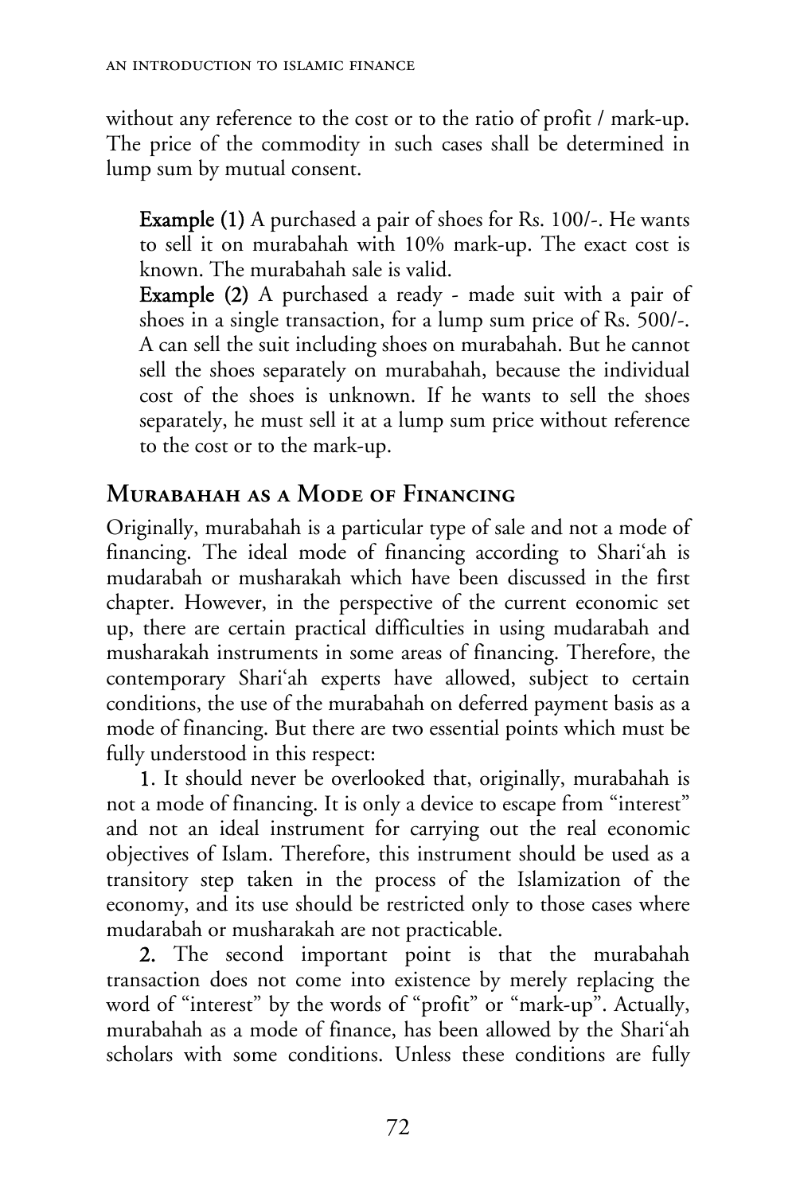without any reference to the cost or to the ratio of profit / mark-up. The price of the commodity in such cases shall be determined in lump sum by mutual consent.

**Example (1)** A purchased a pair of shoes for Rs. 100/-. He wants to sell it on murabahah with 10% mark-up. The exact cost is known. The murabahah sale is valid.

**Example (2)** A purchased a ready - made suit with a pair of shoes in a single transaction, for a lump sum price of Rs. 500/-. A can sell the suit including shoes on murabahah. But he cannot sell the shoes separately on murabahah, because the individual cost of the shoes is unknown. If he wants to sell the shoes separately, he must sell it at a lump sum price without reference to the cost or to the mark-up.

## Murabahah as a Mode of Financing

Originally, murabahah is a particular type of sale and not a mode of financing. The ideal mode of financing according to Shari'ah is mudarabah or musharakah which have been discussed in the first chapter. However, in the perspective of the current economic set up, there are certain practical difficulties in using mudarabah and musharakah instruments in some areas of financing. Therefore, the contemporary Shari'ah experts have allowed, subject to certain conditions, the use of the murabahah on deferred payment basis as a mode of financing. But there are two essential points which must be fully understood in this respect:

**1**. It should never be overlooked that, originally, murabahah is not a mode of financing. It is only a device to escape from "interest" and not an ideal instrument for carrying out the real economic objectives of Islam. Therefore, this instrument should be used as a transitory step taken in the process of the Islamization of the economy, and its use should be restricted only to those cases where mudarabah or musharakah are not practicable.

**2.** The second important point is that the murabahah transaction does not come into existence by merely replacing the word of "interest" by the words of "profit" or "mark-up". Actually, murabahah as a mode of finance, has been allowed by the Shari'ah scholars with some conditions. Unless these conditions are fully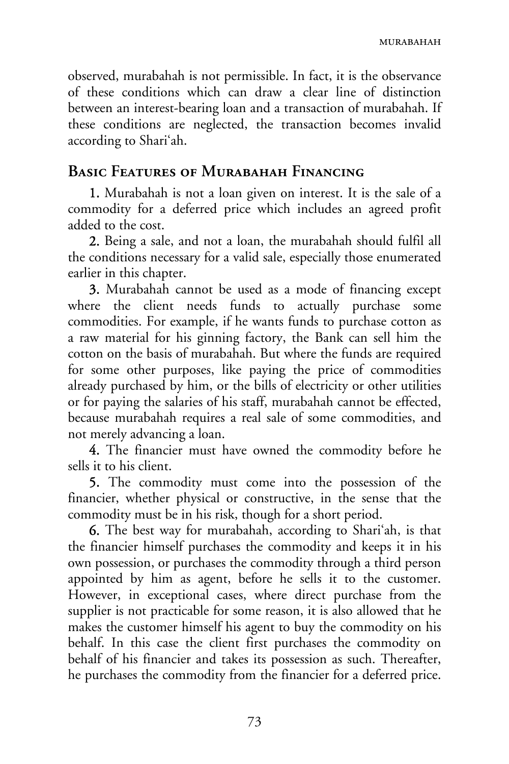observed, murabahah is not permissible. In fact, it is the observance of these conditions which can draw a clear line of distinction between an interest-bearing loan and a transaction of murabahah. If these conditions are neglected, the transaction becomes invalid according to Shari'ah.

## Basic Features of Murabahah Financing

**1.** Murabahah is not a loan given on interest. It is the sale of a commodity for a deferred price which includes an agreed profit added to the cost.

**2.** Being a sale, and not a loan, the murabahah should fulfil all the conditions necessary for a valid sale, especially those enumerated earlier in this chapter.

**3.** Murabahah cannot be used as a mode of financing except where the client needs funds to actually purchase some commodities. For example, if he wants funds to purchase cotton as a raw material for his ginning factory, the Bank can sell him the cotton on the basis of murabahah. But where the funds are required for some other purposes, like paying the price of commodities already purchased by him, or the bills of electricity or other utilities or for paying the salaries of his staff, murabahah cannot be effected, because murabahah requires a real sale of some commodities, and not merely advancing a loan.

**4.** The financier must have owned the commodity before he sells it to his client.

**5.** The commodity must come into the possession of the financier, whether physical or constructive, in the sense that the commodity must be in his risk, though for a short period.

**6.** The best way for murabahah, according to Shari'ah, is that the financier himself purchases the commodity and keeps it in his own possession, or purchases the commodity through a third person appointed by him as agent, before he sells it to the customer. However, in exceptional cases, where direct purchase from the supplier is not practicable for some reason, it is also allowed that he makes the customer himself his agent to buy the commodity on his behalf. In this case the client first purchases the commodity on behalf of his financier and takes its possession as such. Thereafter, he purchases the commodity from the financier for a deferred price.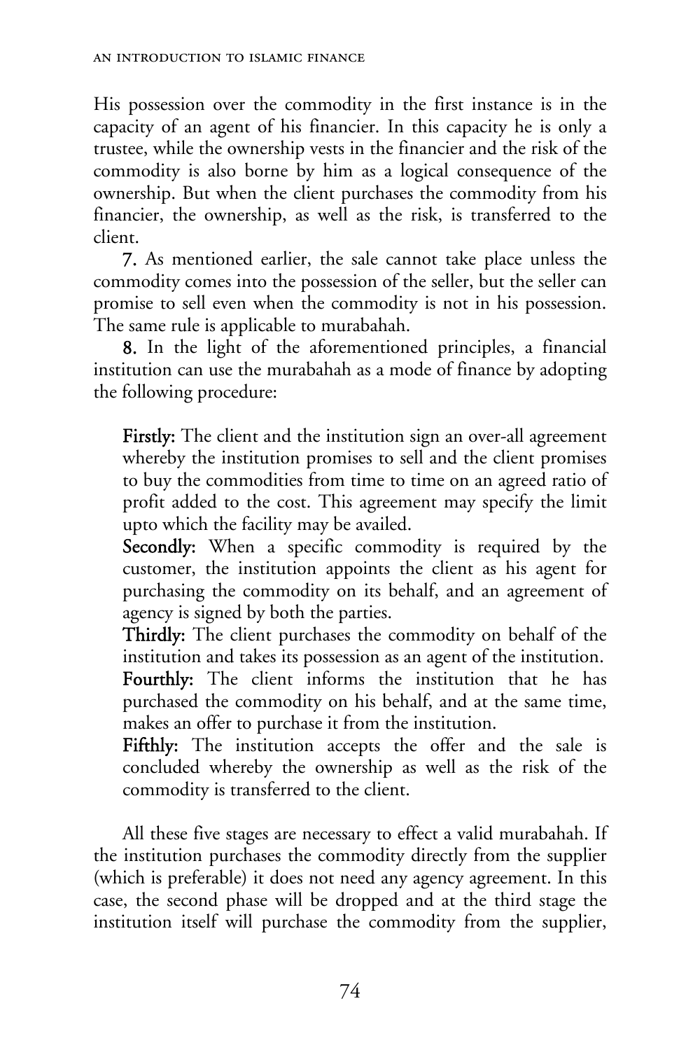His possession over the commodity in the first instance is in the capacity of an agent of his financier. In this capacity he is only a trustee, while the ownership vests in the financier and the risk of the commodity is also borne by him as a logical consequence of the ownership. But when the client purchases the commodity from his financier, the ownership, as well as the risk, is transferred to the client.

**7.** As mentioned earlier, the sale cannot take place unless the commodity comes into the possession of the seller, but the seller can promise to sell even when the commodity is not in his possession. The same rule is applicable to murabahah.

**8.** In the light of the aforementioned principles, a financial institution can use the murabahah as a mode of finance by adopting the following procedure:

> **Firstly:** The client and the institution sign an over-all agreement whereby the institution promises to sell and the client promises to buy the commodities from time to time on an agreed ratio of profit added to the cost. This agreement may specify the limit upto which the facility may be availed.
>
> **Secondly:** When a specific commodity is required by the customer, the institution appoints the client as his agent for purchasing the commodity on its behalf, and an agreement of agency is signed by both the parties.
>
> **Thirdly:** The client purchases the commodity on behalf of the institution and takes its possession as an agent of the institution.
>
> **Fourthly:** The client informs the institution that he has purchased the commodity on his behalf, and at the same time, makes an offer to purchase it from the institution.
>
> **Fifthly:** The institution accepts the offer and the sale is concluded whereby the ownership as well as the risk of the commodity is transferred to the client.

All these five stages are necessary to effect a valid murabahah. If the institution purchases the commodity directly from the supplier (which is preferable) it does not need any agency agreement. In this case, the second phase will be dropped and at the third stage the institution itself will purchase the commodity from the supplier,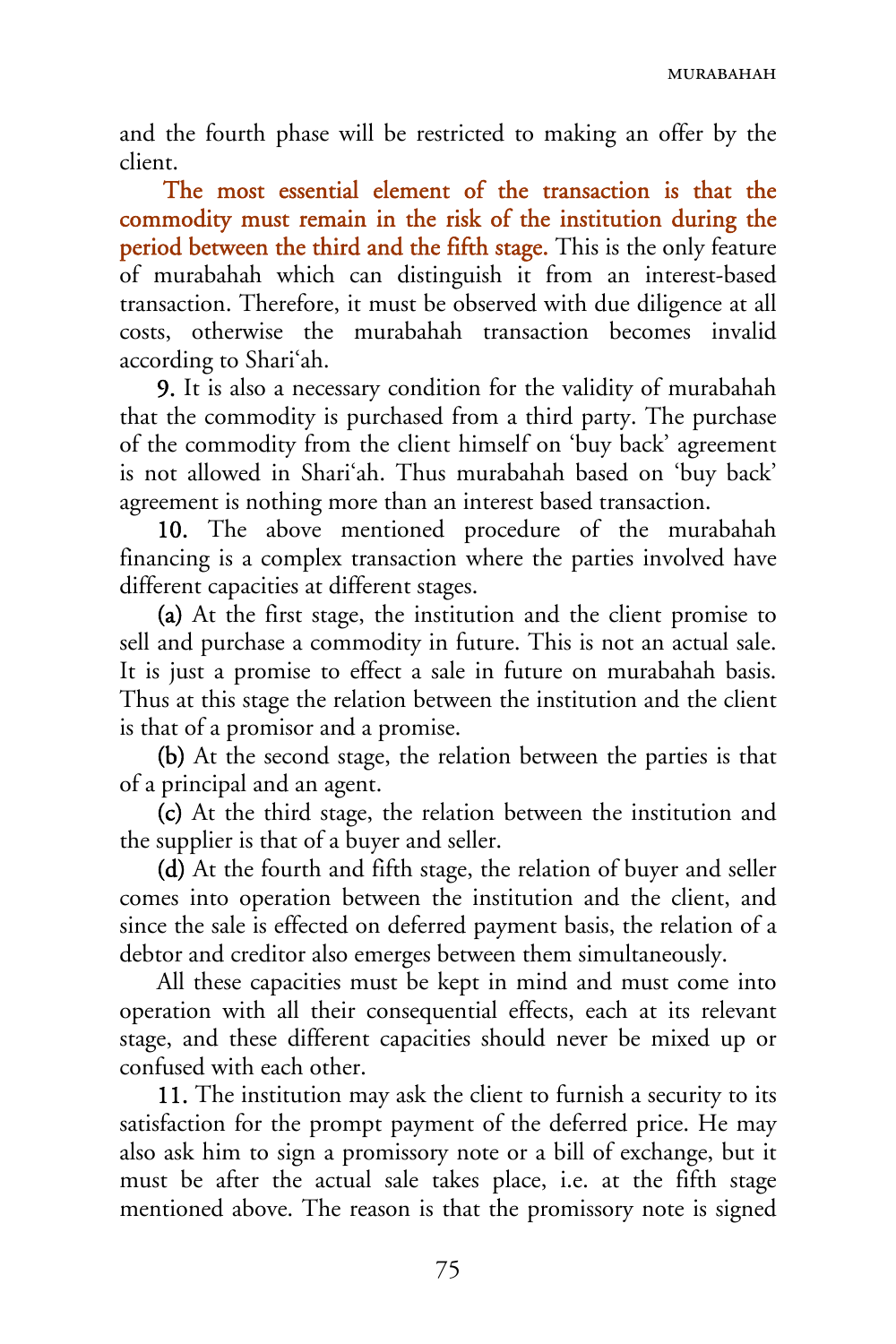and the fourth phase will be restricted to making an offer by the client.

**The most essential element of the transaction is that the commodity must remain in the risk of the institution during the period between the third and the fifth stage.** This is the only feature of murabahah which can distinguish it from an interest-based transaction. Therefore, it must be observed with due diligence at all costs, otherwise the murabahah transaction becomes invalid according to Shari'ah.

**9.** It is also a necessary condition for the validity of murabahah that the commodity is purchased from a third party. The purchase of the commodity from the client himself on 'buy back' agreement is not allowed in Shari'ah. Thus murabahah based on 'buy back' agreement is nothing more than an interest based transaction.

**10.** The above mentioned procedure of the murabahah financing is a complex transaction where the parties involved have different capacities at different stages.

**(a)** At the first stage, the institution and the client promise to sell and purchase a commodity in future. This is not an actual sale. It is just a promise to effect a sale in future on murabahah basis. Thus at this stage the relation between the institution and the client is that of a promisor and a promise.

**(b)** At the second stage, the relation between the parties is that of a principal and an agent.

**(c)** At the third stage, the relation between the institution and the supplier is that of a buyer and seller.

**(d)** At the fourth and fifth stage, the relation of buyer and seller comes into operation between the institution and the client, and since the sale is effected on deferred payment basis, the relation of a debtor and creditor also emerges between them simultaneously.

All these capacities must be kept in mind and must come into operation with all their consequential effects, each at its relevant stage, and these different capacities should never be mixed up or confused with each other.

**11.** The institution may ask the client to furnish a security to its satisfaction for the prompt payment of the deferred price. He may also ask him to sign a promissory note or a bill of exchange, but it must be after the actual sale takes place, i.e. at the fifth stage mentioned above. The reason is that the promissory note is signed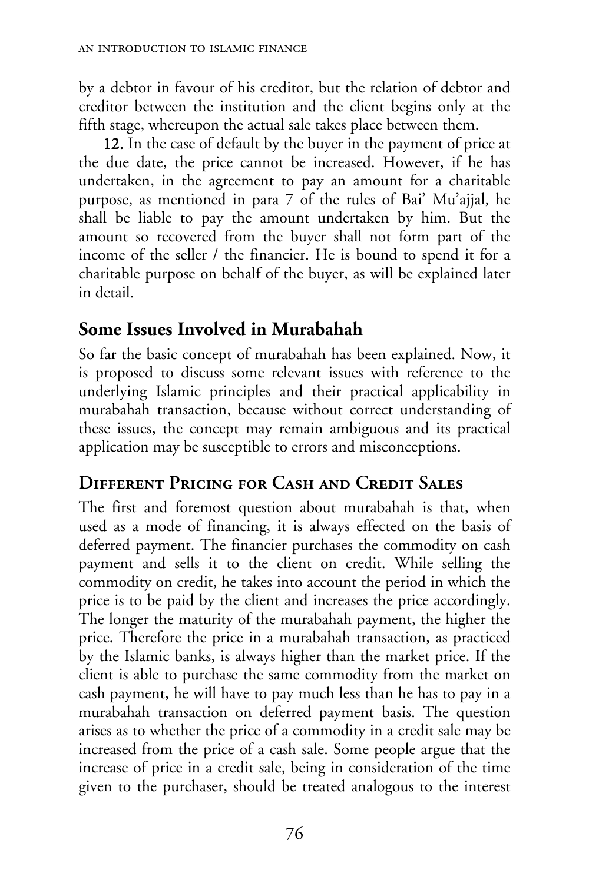by a debtor in favour of his creditor, but the relation of debtor and creditor between the institution and the client begins only at the fifth stage, whereupon the actual sale takes place between them.

**12.** In the case of default by the buyer in the payment of price at the due date, the price cannot be increased. However, if he has undertaken, in the agreement to pay an amount for a charitable purpose, as mentioned in para 7 of the rules of Bai' Mu'ajjal, he shall be liable to pay the amount undertaken by him. But the amount so recovered from the buyer shall not form part of the income of the seller / the financier. He is bound to spend it for a charitable purpose on behalf of the buyer, as will be explained later in detail.

## Some Issues Involved in Murabahah

So far the basic concept of murabahah has been explained. Now, it is proposed to discuss some relevant issues with reference to the underlying Islamic principles and their practical applicability in murabahah transaction, because without correct understanding of these issues, the concept may remain ambiguous and its practical application may be susceptible to errors and misconceptions.

### Different Pricing for Cash and Credit Sales

The first and foremost question about murabahah is that, when used as a mode of financing, it is always effected on the basis of deferred payment. The financier purchases the commodity on cash payment and sells it to the client on credit. While selling the commodity on credit, he takes into account the period in which the price is to be paid by the client and increases the price accordingly. The longer the maturity of the murabahah payment, the higher the price. Therefore the price in a murabahah transaction, as practiced by the Islamic banks, is always higher than the market price. If the client is able to purchase the same commodity from the market on cash payment, he will have to pay much less than he has to pay in a murabahah transaction on deferred payment basis. The question arises as to whether the price of a commodity in a credit sale may be increased from the price of a cash sale. Some people argue that the increase of price in a credit sale, being in consideration of the time given to the purchaser, should be treated analogous to the interest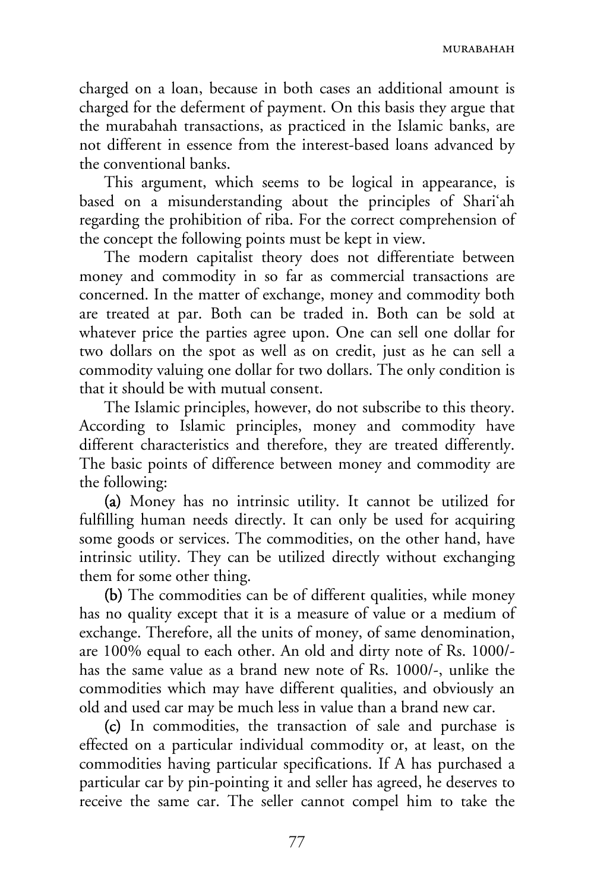charged on a loan, because in both cases an additional amount is charged for the deferment of payment. On this basis they argue that the murabahah transactions, as practiced in the Islamic banks, are not different in essence from the interest-based loans advanced by the conventional banks.

This argument, which seems to be logical in appearance, is based on a misunderstanding about the principles of Shari'ah regarding the prohibition of riba. For the correct comprehension of the concept the following points must be kept in view.

The modern capitalist theory does not differentiate between money and commodity in so far as commercial transactions are concerned. In the matter of exchange, money and commodity both are treated at par. Both can be traded in. Both can be sold at whatever price the parties agree upon. One can sell one dollar for two dollars on the spot as well as on credit, just as he can sell a commodity valuing one dollar for two dollars. The only condition is that it should be with mutual consent.

The Islamic principles, however, do not subscribe to this theory. According to Islamic principles, money and commodity have different characteristics and therefore, they are treated differently. The basic points of difference between money and commodity are the following:

**(a)** Money has no intrinsic utility. It cannot be utilized for fulfilling human needs directly. It can only be used for acquiring some goods or services. The commodities, on the other hand, have intrinsic utility. They can be utilized directly without exchanging them for some other thing.

**(b)** The commodities can be of different qualities, while money has no quality except that it is a measure of value or a medium of exchange. Therefore, all the units of money, of same denomination, are 100% equal to each other. An old and dirty note of Rs. 1000/- has the same value as a brand new note of Rs. 1000/-, unlike the commodities which may have different qualities, and obviously an old and used car may be much less in value than a brand new car.

**(c)** In commodities, the transaction of sale and purchase is effected on a particular individual commodity or, at least, on the commodities having particular specifications. If A has purchased a particular car by pin-pointing it and seller has agreed, he deserves to receive the same car. The seller cannot compel him to take the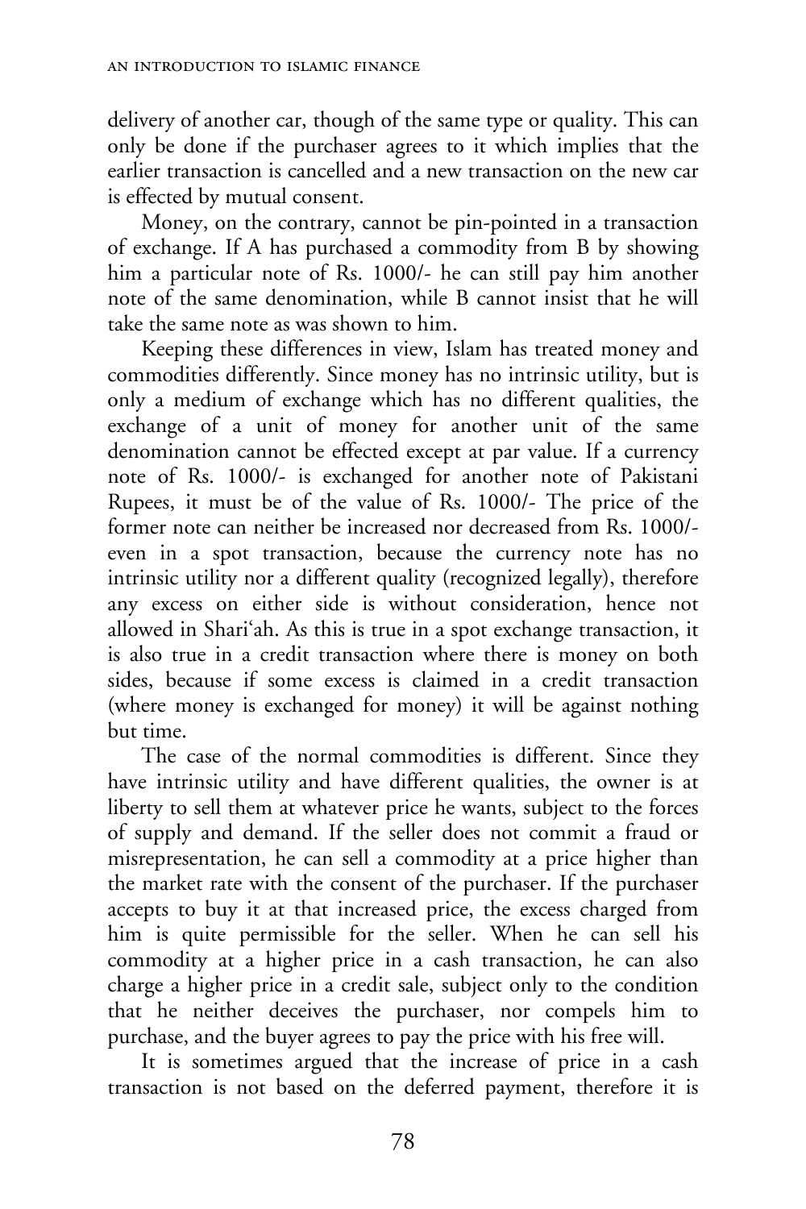delivery of another car, though of the same type or quality. This can only be done if the purchaser agrees to it which implies that the earlier transaction is cancelled and a new transaction on the new car is effected by mutual consent.

Money, on the contrary, cannot be pin-pointed in a transaction of exchange. If A has purchased a commodity from B by showing him a particular note of Rs. 1000/- he can still pay him another note of the same denomination, while B cannot insist that he will take the same note as was shown to him.

Keeping these differences in view, Islam has treated money and commodities differently. Since money has no intrinsic utility, but is only a medium of exchange which has no different qualities, the exchange of a unit of money for another unit of the same denomination cannot be effected except at par value. If a currency note of Rs. 1000/- is exchanged for another note of Pakistani Rupees, it must be of the value of Rs. 1000/- The price of the former note can neither be increased nor decreased from Rs. 1000/- even in a spot transaction, because the currency note has no intrinsic utility nor a different quality (recognized legally), therefore any excess on either side is without consideration, hence not allowed in Shariʿah. As this is true in a spot exchange transaction, it is also true in a credit transaction where there is money on both sides, because if some excess is claimed in a credit transaction (where money is exchanged for money) it will be against nothing but time.

The case of the normal commodities is different. Since they have intrinsic utility and have different qualities, the owner is at liberty to sell them at whatever price he wants, subject to the forces of supply and demand. If the seller does not commit a fraud or misrepresentation, he can sell a commodity at a price higher than the market rate with the consent of the purchaser. If the purchaser accepts to buy it at that increased price, the excess charged from him is quite permissible for the seller. When he can sell his commodity at a higher price in a cash transaction, he can also charge a higher price in a credit sale, subject only to the condition that he neither deceives the purchaser, nor compels him to purchase, and the buyer agrees to pay the price with his free will.

It is sometimes argued that the increase of price in a cash transaction is not based on the deferred payment, therefore it is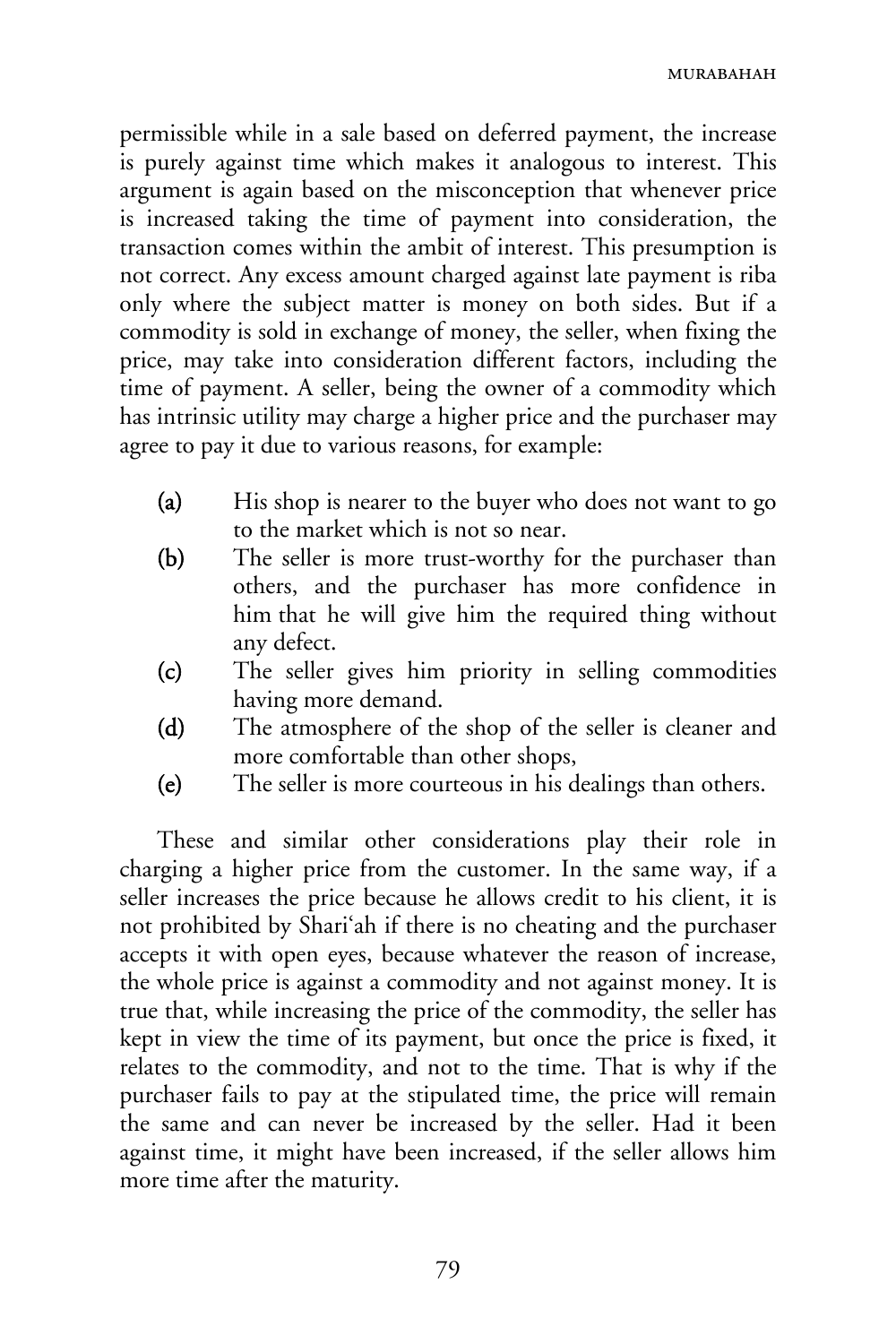permissible while in a sale based on deferred payment, the increase is purely against time which makes it analogous to interest. This argument is again based on the misconception that whenever price is increased taking the time of payment into consideration, the transaction comes within the ambit of interest. This presumption is not correct. Any excess amount charged against late payment is riba only where the subject matter is money on both sides. But if a commodity is sold in exchange of money, the seller, when fixing the price, may take into consideration different factors, including the time of payment. A seller, being the owner of a commodity which has intrinsic utility may charge a higher price and the purchaser may agree to pay it due to various reasons, for example:

- **(a)** His shop is nearer to the buyer who does not want to go to the market which is not so near.
- **(b)** The seller is more trust-worthy for the purchaser than others, and the purchaser has more confidence in him that he will give him the required thing without any defect.
- **(c)** The seller gives him priority in selling commodities having more demand.
- **(d)** The atmosphere of the shop of the seller is cleaner and more comfortable than other shops,
- **(e)** The seller is more courteous in his dealings than others.

These and similar other considerations play their role in charging a higher price from the customer. In the same way, if a seller increases the price because he allows credit to his client, it is not prohibited by Shari'ah if there is no cheating and the purchaser accepts it with open eyes, because whatever the reason of increase, the whole price is against a commodity and not against money. It is true that, while increasing the price of the commodity, the seller has kept in view the time of its payment, but once the price is fixed, it relates to the commodity, and not to the time. That is why if the purchaser fails to pay at the stipulated time, the price will remain the same and can never be increased by the seller. Had it been against time, it might have been increased, if the seller allows him more time after the maturity.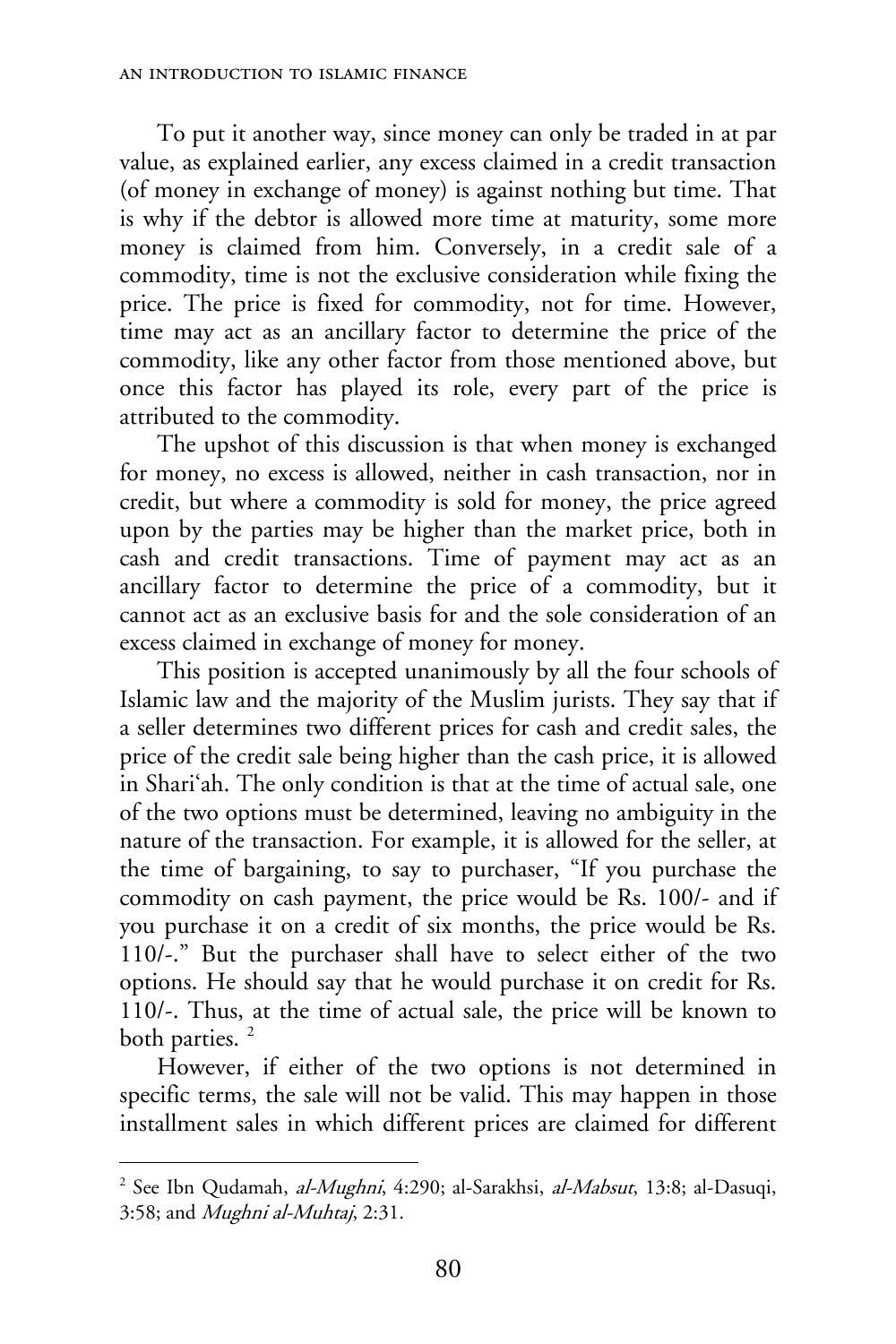To put it another way, since money can only be traded in at par value, as explained earlier, any excess claimed in a credit transaction (of money in exchange of money) is against nothing but time. That is why if the debtor is allowed more time at maturity, some more money is claimed from him. Conversely, in a credit sale of a commodity, time is not the exclusive consideration while fixing the price. The price is fixed for commodity, not for time. However, time may act as an ancillary factor to determine the price of the commodity, like any other factor from those mentioned above, but once this factor has played its role, every part of the price is attributed to the commodity.

The upshot of this discussion is that when money is exchanged for money, no excess is allowed, neither in cash transaction, nor in credit, but where a commodity is sold for money, the price agreed upon by the parties may be higher than the market price, both in cash and credit transactions. Time of payment may act as an ancillary factor to determine the price of a commodity, but it cannot act as an exclusive basis for and the sole consideration of an excess claimed in exchange of money for money.

This position is accepted unanimously by all the four schools of Islamic law and the majority of the Muslim jurists. They say that if a seller determines two different prices for cash and credit sales, the price of the credit sale being higher than the cash price, it is allowed in Shari'ah. The only condition is that at the time of actual sale, one of the two options must be determined, leaving no ambiguity in the nature of the transaction. For example, it is allowed for the seller, at the time of bargaining, to say to purchaser, "If you purchase the commodity on cash payment, the price would be Rs. 100/- and if you purchase it on a credit of six months, the price would be Rs. 110/-." But the purchaser shall have to select either of the two options. He should say that he would purchase it on credit for Rs. 110/-. Thus, at the time of actual sale, the price will be known to both parties. [2]

However, if either of the two options is not determined in specific terms, the sale will not be valid. This may happen in those installment sales in which different prices are claimed for different

---

[2] See Ibn Qudamah, *al-Mughni*, 4:290; al-Sarakhsi, *al-Mabsut*, 13:8; al-Dasuqi, 3:58; and *Mughni al-Muhtaj*, 2:31.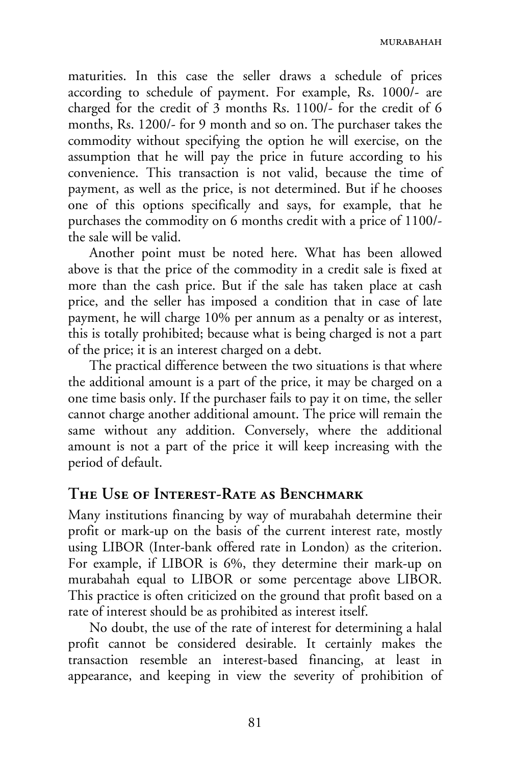maturities. In this case the seller draws a schedule of prices according to schedule of payment. For example, Rs. 1000/- are charged for the credit of 3 months Rs. 1100/- for the credit of 6 months, Rs. 1200/- for 9 month and so on. The purchaser takes the commodity without specifying the option he will exercise, on the assumption that he will pay the price in future according to his convenience. This transaction is not valid, because the time of payment, as well as the price, is not determined. But if he chooses one of this options specifically and says, for example, that he purchases the commodity on 6 months credit with a price of 1100/- the sale will be valid.

Another point must be noted here. What has been allowed above is that the price of the commodity in a credit sale is fixed at more than the cash price. But if the sale has taken place at cash price, and the seller has imposed a condition that in case of late payment, he will charge 10% per annum as a penalty or as interest, this is totally prohibited; because what is being charged is not a part of the price; it is an interest charged on a debt.

The practical difference between the two situations is that where the additional amount is a part of the price, it may be charged on a one time basis only. If the purchaser fails to pay it on time, the seller cannot charge another additional amount. The price will remain the same without any addition. Conversely, where the additional amount is not a part of the price it will keep increasing with the period of default.

## The Use of Interest-Rate as Benchmark

Many institutions financing by way of murabahah determine their profit or mark-up on the basis of the current interest rate, mostly using LIBOR (Inter-bank offered rate in London) as the criterion. For example, if LIBOR is 6%, they determine their mark-up on murabahah equal to LIBOR or some percentage above LIBOR. This practice is often criticized on the ground that profit based on a rate of interest should be as prohibited as interest itself.

No doubt, the use of the rate of interest for determining a halal profit cannot be considered desirable. It certainly makes the transaction resemble an interest-based financing, at least in appearance, and keeping in view the severity of prohibition of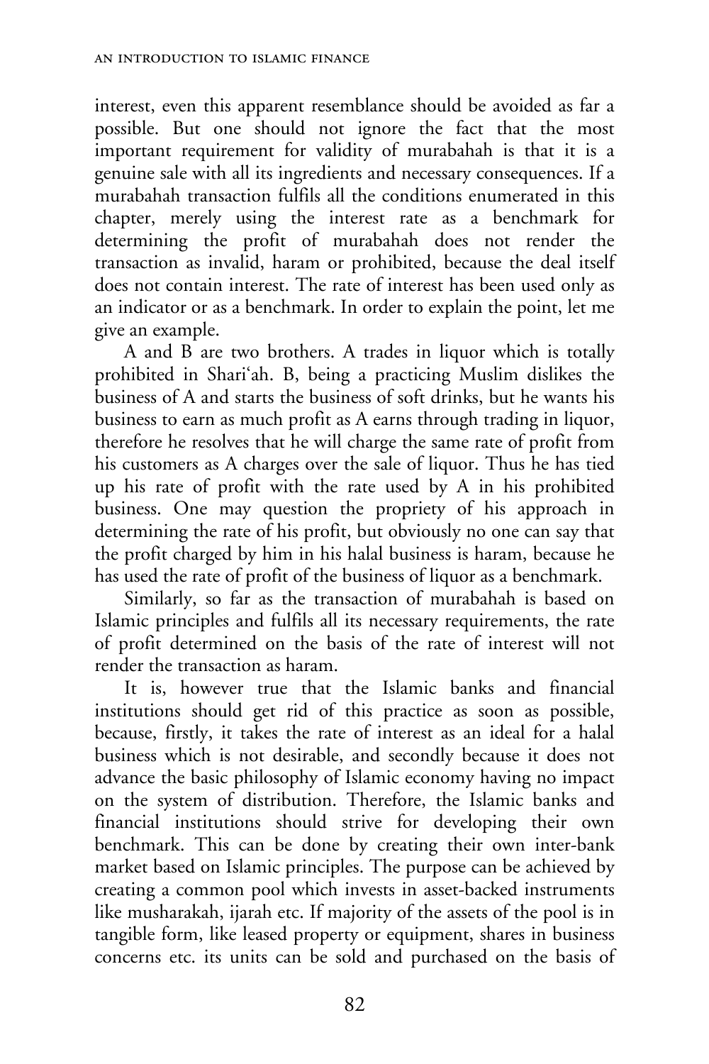interest, even this apparent resemblance should be avoided as far a possible. But one should not ignore the fact that the most important requirement for validity of murabahah is that it is a genuine sale with all its ingredients and necessary consequences. If a murabahah transaction fulfils all the conditions enumerated in this chapter, merely using the interest rate as a benchmark for determining the profit of murabahah does not render the transaction as invalid, haram or prohibited, because the deal itself does not contain interest. The rate of interest has been used only as an indicator or as a benchmark. In order to explain the point, let me give an example.

A and B are two brothers. A trades in liquor which is totally prohibited in Shari'ah. B, being a practicing Muslim dislikes the business of A and starts the business of soft drinks, but he wants his business to earn as much profit as A earns through trading in liquor, therefore he resolves that he will charge the same rate of profit from his customers as A charges over the sale of liquor. Thus he has tied up his rate of profit with the rate used by A in his prohibited business. One may question the propriety of his approach in determining the rate of his profit, but obviously no one can say that the profit charged by him in his halal business is haram, because he has used the rate of profit of the business of liquor as a benchmark.

Similarly, so far as the transaction of murabahah is based on Islamic principles and fulfils all its necessary requirements, the rate of profit determined on the basis of the rate of interest will not render the transaction as haram.

It is, however true that the Islamic banks and financial institutions should get rid of this practice as soon as possible, because, firstly, it takes the rate of interest as an ideal for a halal business which is not desirable, and secondly because it does not advance the basic philosophy of Islamic economy having no impact on the system of distribution. Therefore, the Islamic banks and financial institutions should strive for developing their own benchmark. This can be done by creating their own inter-bank market based on Islamic principles. The purpose can be achieved by creating a common pool which invests in asset-backed instruments like musharakah, ijarah etc. If majority of the assets of the pool is in tangible form, like leased property or equipment, shares in business concerns etc. its units can be sold and purchased on the basis of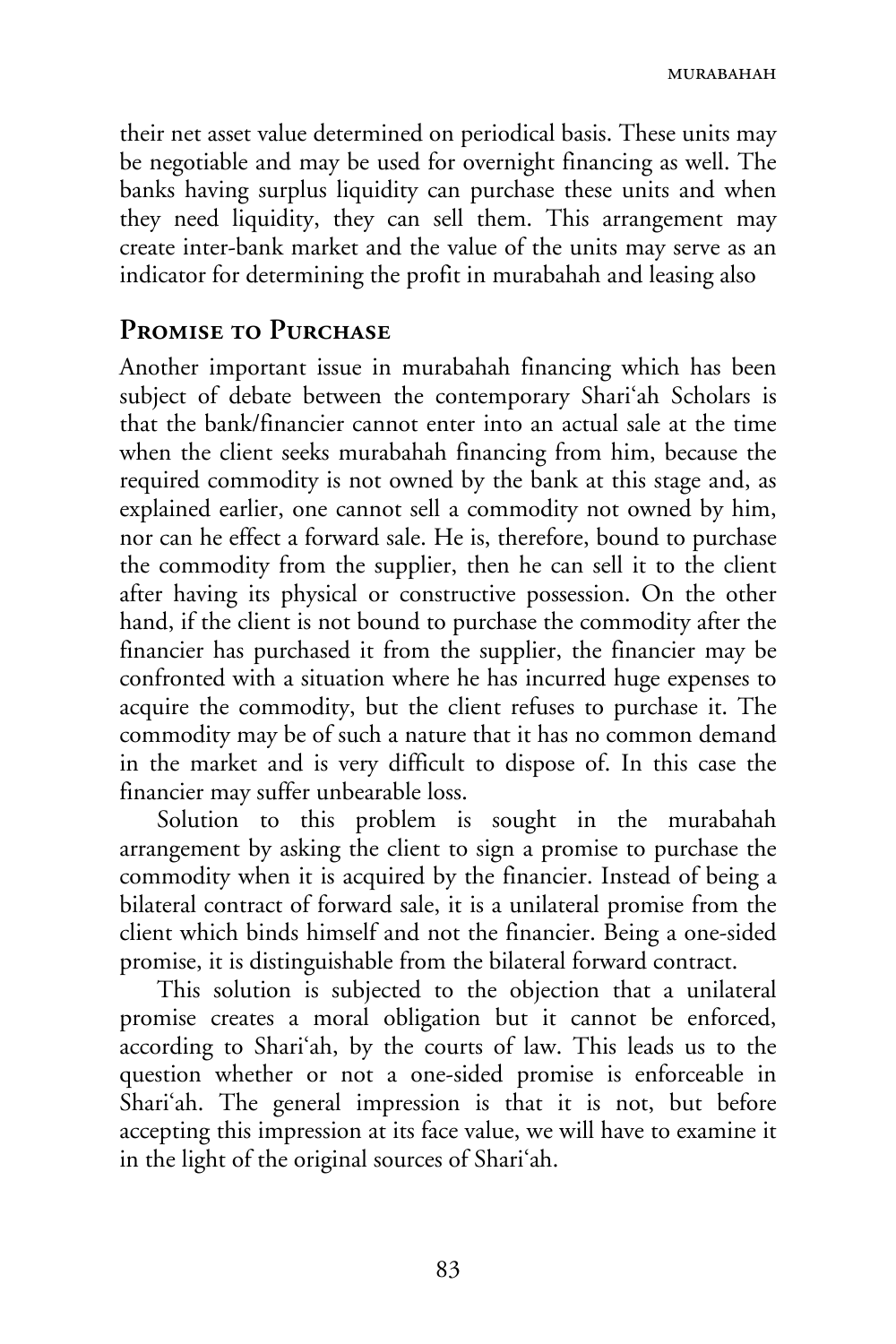their net asset value determined on periodical basis. These units may be negotiable and may be used for overnight financing as well. The banks having surplus liquidity can purchase these units and when they need liquidity, they can sell them. This arrangement may create inter-bank market and the value of the units may serve as an indicator for determining the profit in murabahah and leasing also

## Promise to Purchase

Another important issue in murabahah financing which has been subject of debate between the contemporary Shari'ah Scholars is that the bank/financier cannot enter into an actual sale at the time when the client seeks murabahah financing from him, because the required commodity is not owned by the bank at this stage and, as explained earlier, one cannot sell a commodity not owned by him, nor can he effect a forward sale. He is, therefore, bound to purchase the commodity from the supplier, then he can sell it to the client after having its physical or constructive possession. On the other hand, if the client is not bound to purchase the commodity after the financier has purchased it from the supplier, the financier may be confronted with a situation where he has incurred huge expenses to acquire the commodity, but the client refuses to purchase it. The commodity may be of such a nature that it has no common demand in the market and is very difficult to dispose of. In this case the financier may suffer unbearable loss.

Solution to this problem is sought in the murabahah arrangement by asking the client to sign a promise to purchase the commodity when it is acquired by the financier. Instead of being a bilateral contract of forward sale, it is a unilateral promise from the client which binds himself and not the financier. Being a one-sided promise, it is distinguishable from the bilateral forward contract.

This solution is subjected to the objection that a unilateral promise creates a moral obligation but it cannot be enforced, according to Shari'ah, by the courts of law. This leads us to the question whether or not a one-sided promise is enforceable in Shari'ah. The general impression is that it is not, but before accepting this impression at its face value, we will have to examine it in the light of the original sources of Shari'ah.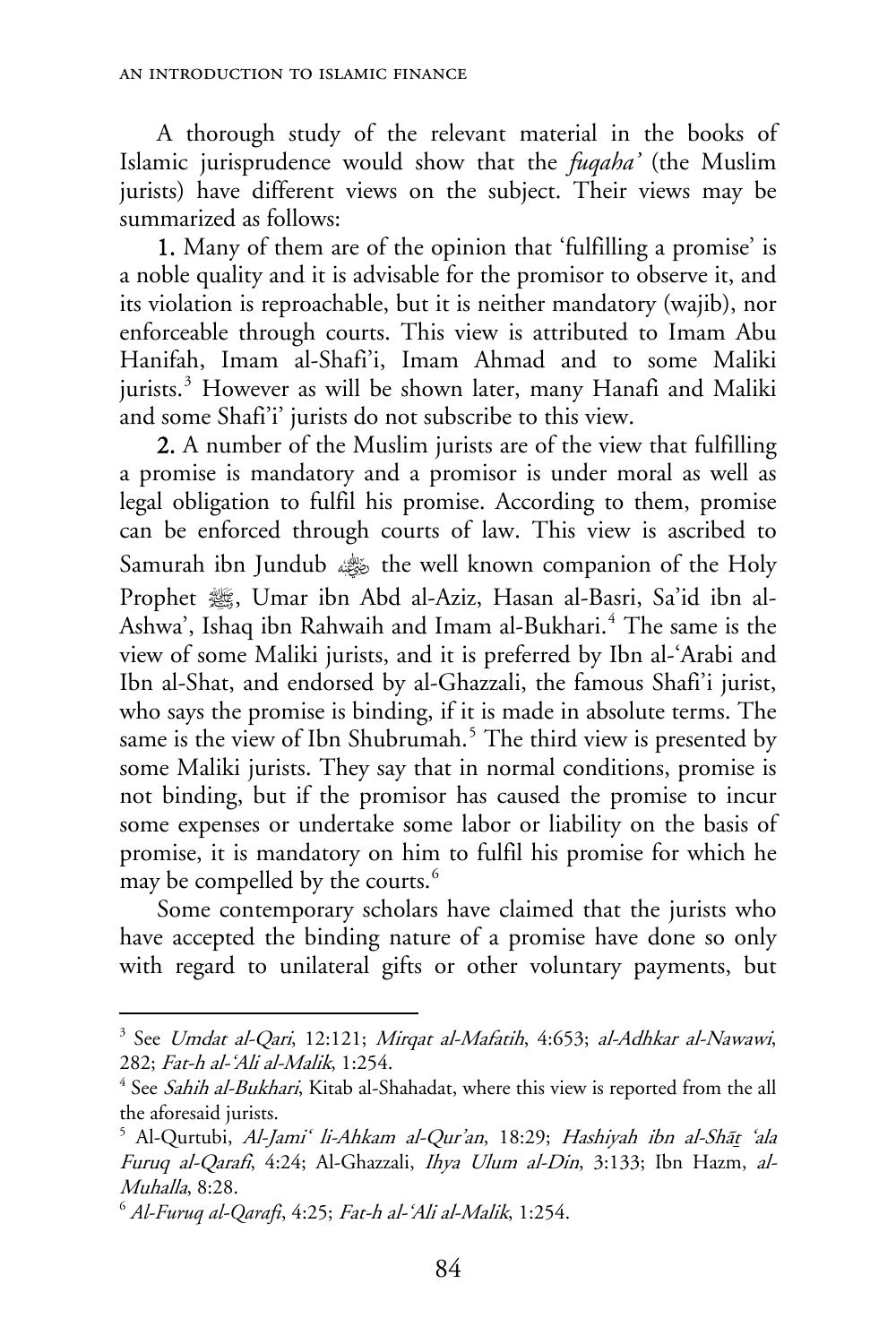A thorough study of the relevant material in the books of Islamic jurisprudence would show that the *fuqaha'* (the Muslim jurists) have different views on the subject. Their views may be summarized as follows:

**1.** Many of them are of the opinion that 'fulfilling a promise' is a noble quality and it is advisable for the promisor to observe it, and its violation is reproachable, but it is neither mandatory (wajib), nor enforceable through courts. This view is attributed to Imam Abu Hanifah, Imam al-Shafi'i, Imam Ahmad and to some Maliki jurists.[3] However as will be shown later, many Hanafi and Maliki and some Shafi'i' jurists do not subscribe to this view.

**2.** A number of the Muslim jurists are of the view that fulfilling a promise is mandatory and a promisor is under moral as well as legal obligation to fulfil his promise. According to them, promise can be enforced through courts of law. This view is ascribed to Samurah ibn Jundub ﷺ the well known companion of the Holy Prophet ﷺ, Umar ibn Abd al-Aziz, Hasan al-Basri, Sa'id ibn al-Ashwa', Ishaq ibn Rahwaih and Imam al-Bukhari.[4] The same is the view of some Maliki jurists, and it is preferred by Ibn al-'Arabi and Ibn al-Shat, and endorsed by al-Ghazzali, the famous Shafi'i jurist, who says the promise is binding, if it is made in absolute terms. The same is the view of Ibn Shubrumah.[5] The third view is presented by some Maliki jurists. They say that in normal conditions, promise is not binding, but if the promisor has caused the promise to incur some expenses or undertake some labor or liability on the basis of promise, it is mandatory on him to fulfil his promise for which he may be compelled by the courts.[6]

Some contemporary scholars have claimed that the jurists who have accepted the binding nature of a promise have done so only with regard to unilateral gifts or other voluntary payments, but

---

[3] See *Umdat al-Qari*, 12:121; *Mirqat al-Mafatih*, 4:653; *al-Adhkar al-Nawawi*, 282; *Fat-h al-'Ali al-Malik*, 1:254.

[4] See *Sahih al-Bukhari*, Kitab al-Shahadat, where this view is reported from the all the aforesaid jurists.

[5] Al-Qurtubi, *Al-Jami' li-Ahkam al-Qur'an*, 18:29; *Hashiyah ibn al-Shāṯ 'ala Furuq al-Qarafi*, 4:24; Al-Ghazzali, *Ihya Ulum al-Din*, 3:133; Ibn Hazm, *al-Muhalla*, 8:28.

[6] *Al-Furuq al-Qarafi*, 4:25; *Fat-h al-'Ali al-Malik*, 1:254.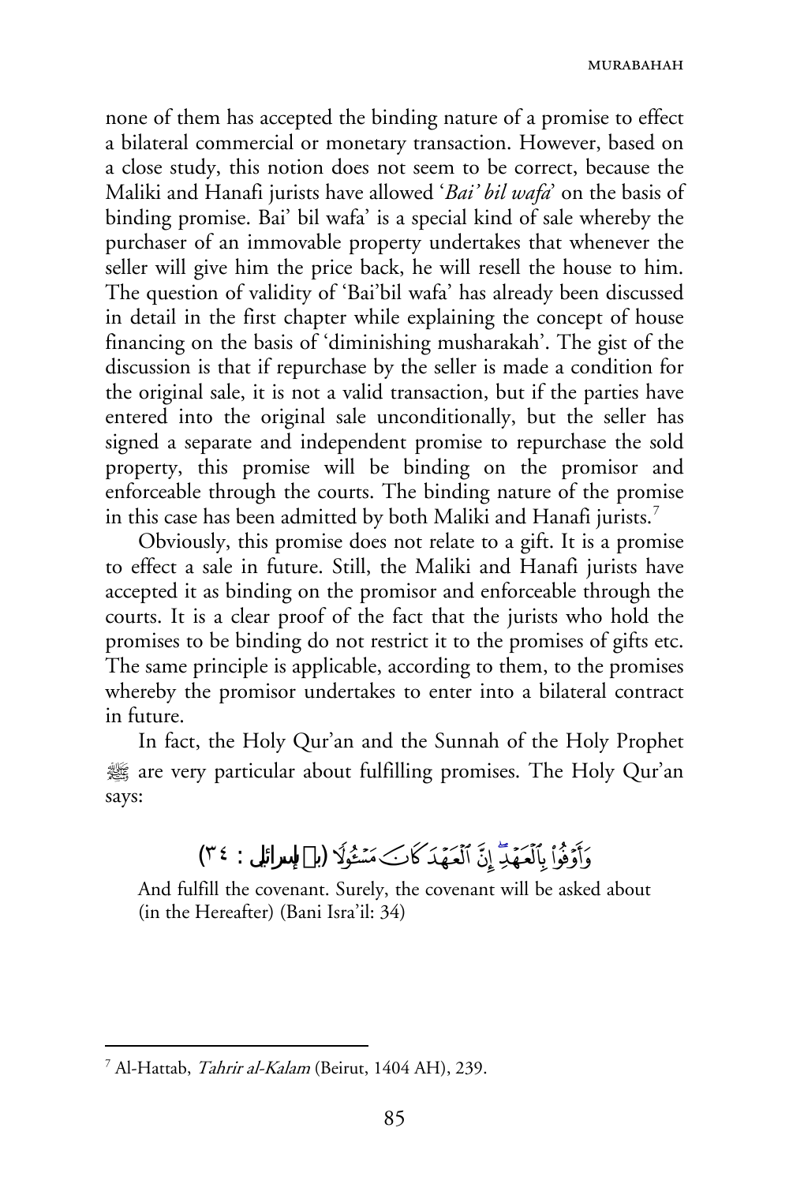none of them has accepted the binding nature of a promise to effect a bilateral commercial or monetary transaction. However, based on a close study, this notion does not seem to be correct, because the Maliki and Hanafi jurists have allowed '*Bai' bil wafa*' on the basis of binding promise. Bai' bil wafa' is a special kind of sale whereby the purchaser of an immovable property undertakes that whenever the seller will give him the price back, he will resell the house to him. The question of validity of 'Bai'bil wafa' has already been discussed in detail in the first chapter while explaining the concept of house financing on the basis of 'diminishing musharakah'. The gist of the discussion is that if repurchase by the seller is made a condition for the original sale, it is not a valid transaction, but if the parties have entered into the original sale unconditionally, but the seller has signed a separate and independent promise to repurchase the sold property, this promise will be binding on the promisor and enforceable through the courts. The binding nature of the promise in this case has been admitted by both Maliki and Hanafi jurists.[7]

Obviously, this promise does not relate to a gift. It is a promise to effect a sale in future. Still, the Maliki and Hanafi jurists have accepted it as binding on the promisor and enforceable through the courts. It is a clear proof of the fact that the jurists who hold the promises to be binding do not restrict it to the promises of gifts etc. The same principle is applicable, according to them, to the promises whereby the promisor undertakes to enter into a bilateral contract in future.

In fact, the Holy Qur'an and the Sunnah of the Holy Prophet ﷺ are very particular about fulfilling promises. The Holy Qur'an says:

وَأَوْفُوا۟ بِٱلْعَهْدِ ۖ إِنَّ ٱلْعَهْدَ كَانَ مَسْـُٔولًا (بني إسرائيل : ٣٤)

And fulfill the covenant. Surely, the covenant will be asked about (in the Hereafter) (Bani Isra'il: 34)

---

[7] Al-Hattab, *Tahrir al-Kalam* (Beirut, 1404 AH), 239.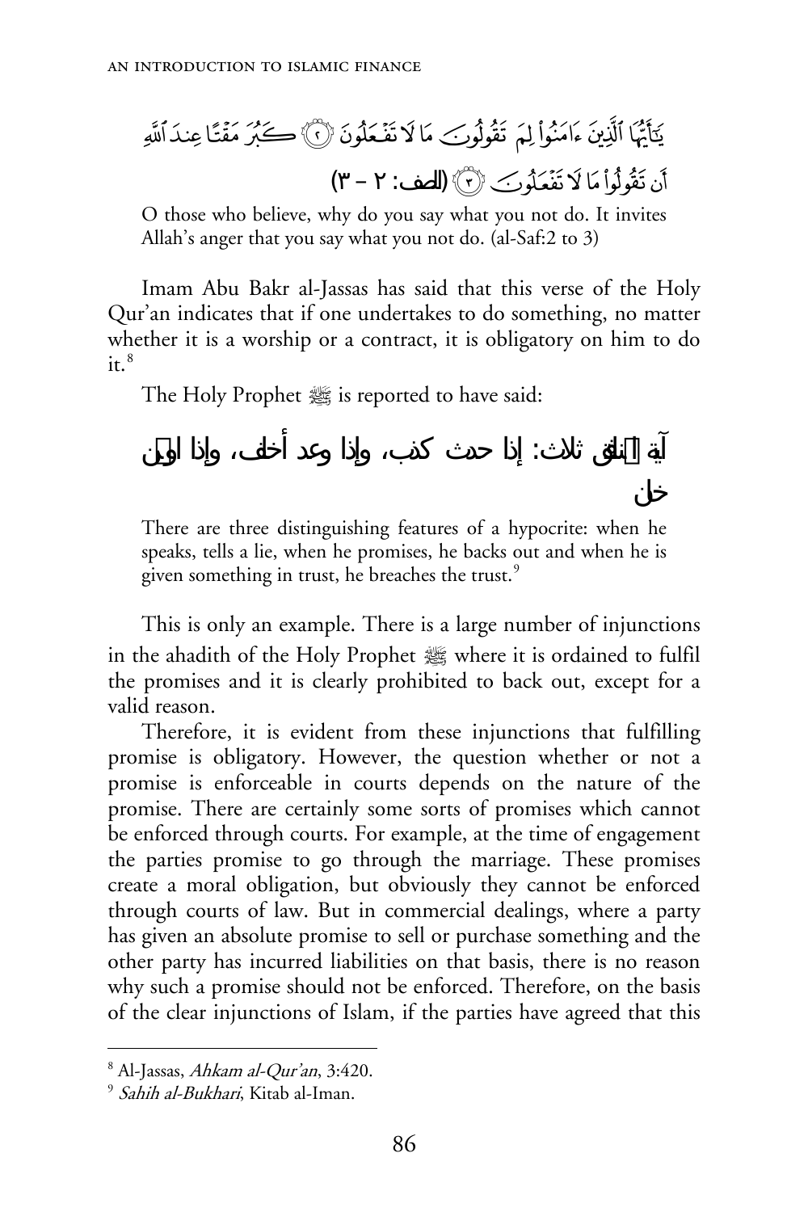يَـٰٓأَيُّهَا ٱلَّذِينَ ءَامَنُوا۟ لِمَ تَقُولُونَ مَا لَا تَفْعَلُونَ ۝٢ كَبُرَ مَقْتًا عِندَ ٱللَّهِ أَن تَقُولُوا۟ مَا لَا تَفْعَلُونَ ۝٣ (الصف: ٢ – ٣)

> O those who believe, why do you say what you not do. It invites Allah's anger that you say what you not do. (al-Saf:2 to 3)

Imam Abu Bakr al-Jassas has said that this verse of the Holy Qur'an indicates that if one undertakes to do something, no matter whether it is a worship or a contract, it is obligatory on him to do it.[8]

The Holy Prophet ﷺ is reported to have said:

آية المنافق ثلاث: إذا حدث كذب، وإذا وعد أخلف، وإذا اؤتمن خان

> There are three distinguishing features of a hypocrite: when he speaks, tells a lie, when he promises, he backs out and when he is given something in trust, he breaches the trust.[9]

This is only an example. There is a large number of injunctions in the ahadith of the Holy Prophet ﷺ where it is ordained to fulfil the promises and it is clearly prohibited to back out, except for a valid reason.

Therefore, it is evident from these injunctions that fulfilling promise is obligatory. However, the question whether or not a promise is enforceable in courts depends on the nature of the promise. There are certainly some sorts of promises which cannot be enforced through courts. For example, at the time of engagement the parties promise to go through the marriage. These promises create a moral obligation, but obviously they cannot be enforced through courts of law. But in commercial dealings, where a party has given an absolute promise to sell or purchase something and the other party has incurred liabilities on that basis, there is no reason why such a promise should not be enforced. Therefore, on the basis of the clear injunctions of Islam, if the parties have agreed that this

---

[8] Al-Jassas, *Ahkam al-Qur'an*, 3:420.

[9] *Sahih al-Bukhari*, Kitab al-Iman.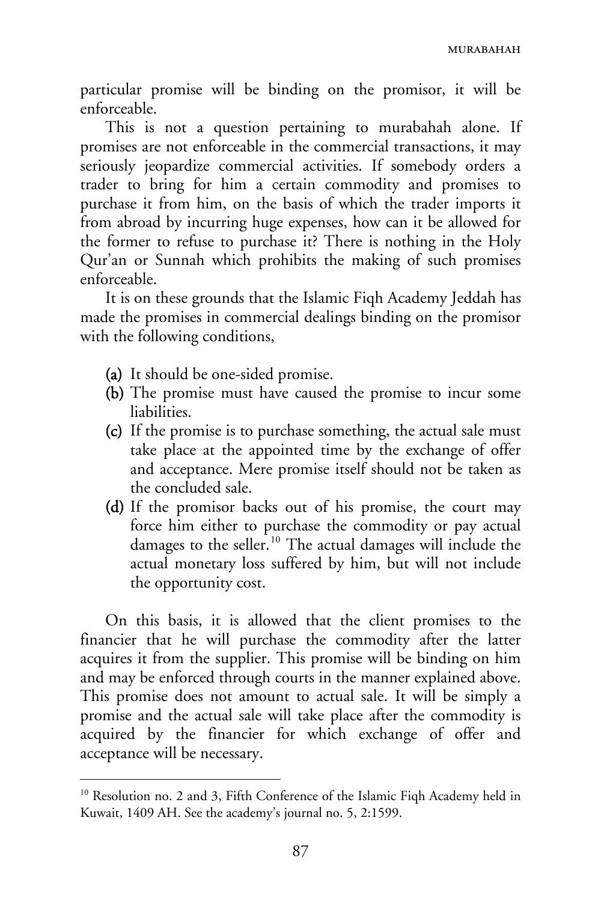particular promise will be binding on the promisor, it will be enforceable.

This is not a question pertaining to murabahah alone. If promises are not enforceable in the commercial transactions, it may seriously jeopardize commercial activities. If somebody orders a trader to bring for him a certain commodity and promises to purchase it from him, on the basis of which the trader imports it from abroad by incurring huge expenses, how can it be allowed for the former to refuse to purchase it? There is nothing in the Holy Qur'an or Sunnah which prohibits the making of such promises enforceable.

It is on these grounds that the Islamic Fiqh Academy Jeddah has made the promises in commercial dealings binding on the promisor with the following conditions,

- **(a)** It should be one-sided promise.
- **(b)** The promise must have caused the promise to incur some liabilities.
- **(c)** If the promise is to purchase something, the actual sale must take place at the appointed time by the exchange of offer and acceptance. Mere promise itself should not be taken as the concluded sale.
- **(d)** If the promisor backs out of his promise, the court may force him either to purchase the commodity or pay actual damages to the seller.[10] The actual damages will include the actual monetary loss suffered by him, but will not include the opportunity cost.

On this basis, it is allowed that the client promises to the financier that he will purchase the commodity after the latter acquires it from the supplier. This promise will be binding on him and may be enforced through courts in the manner explained above. This promise does not amount to actual sale. It will be simply a promise and the actual sale will take place after the commodity is acquired by the financier for which exchange of offer and acceptance will be necessary.

---

[10] Resolution no. 2 and 3, Fifth Conference of the Islamic Fiqh Academy held in Kuwait, 1409 AH. See the academy's journal no. 5, 2:1599.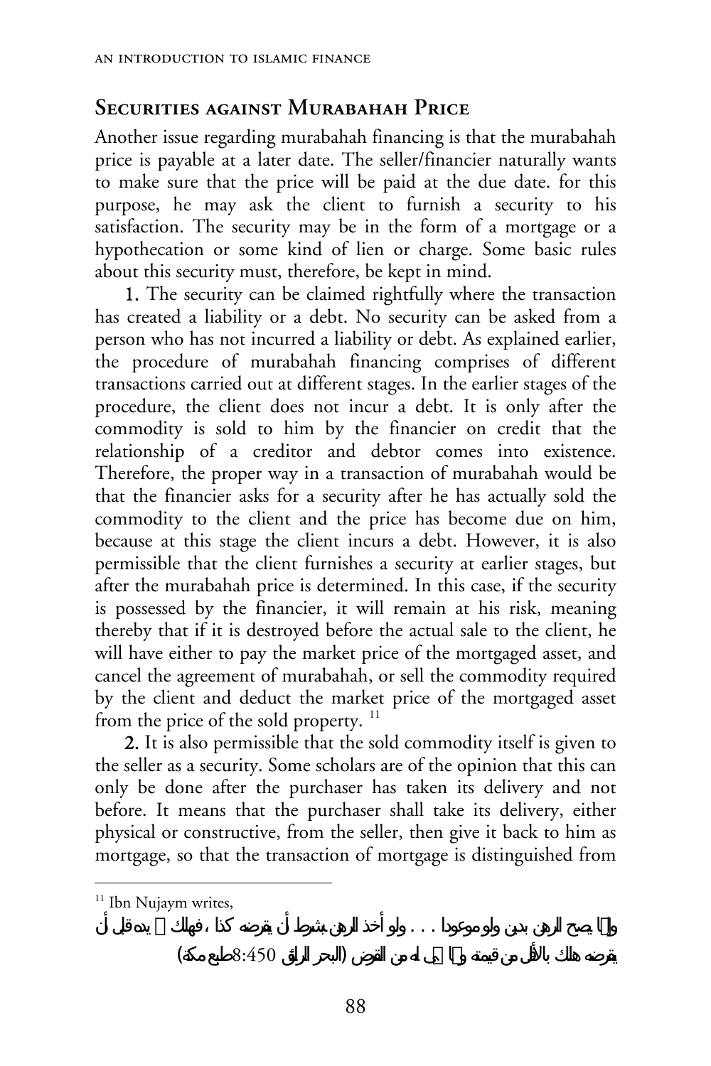## Securities against Murabahah Price

Another issue regarding murabahah financing is that the murabahah price is payable at a later date. The seller/financier naturally wants to make sure that the price will be paid at the due date. for this purpose, he may ask the client to furnish a security to his satisfaction. The security may be in the form of a mortgage or a hypothecation or some kind of lien or charge. Some basic rules about this security must, therefore, be kept in mind.

**1.** The security can be claimed rightfully where the transaction has created a liability or a debt. No security can be asked from a person who has not incurred a liability or debt. As explained earlier, the procedure of murabahah financing comprises of different transactions carried out at different stages. In the earlier stages of the procedure, the client does not incur a debt. It is only after the commodity is sold to him by the financier on credit that the relationship of a creditor and debtor comes into existence. Therefore, the proper way in a transaction of murabahah would be that the financier asks for a security after he has actually sold the commodity to the client and the price has become due on him, because at this stage the client incurs a debt. However, it is also permissible that the client furnishes a security at earlier stages, but after the murabahah price is determined. In this case, if the security is possessed by the financier, it will remain at his risk, meaning thereby that if it is destroyed before the actual sale to the client, he will have either to pay the market price of the mortgaged asset, and cancel the agreement of murabahah, or sell the commodity required by the client and deduct the market price of the mortgaged asset from the price of the sold property. [11]

**2.** It is also permissible that the sold commodity itself is given to the seller as a security. Some scholars are of the opinion that this can only be done after the purchaser has taken its delivery and not before. It means that the purchaser shall take its delivery, either physical or constructive, from the seller, then give it back to him as mortgage, so that the transaction of mortgage is distinguished from

---

[11] Ibn Nujaym writes,

وإنما يصح الرهن بدين ولو موعودا . . . ولو أخذ الرهن بشرط أن يقرضه كذا ، فهلك في يده قبل أن يقرضه هلك بالأقل من قيمته ومما سمى له من القرض (البحر الرائق 8:450 طبع مكة)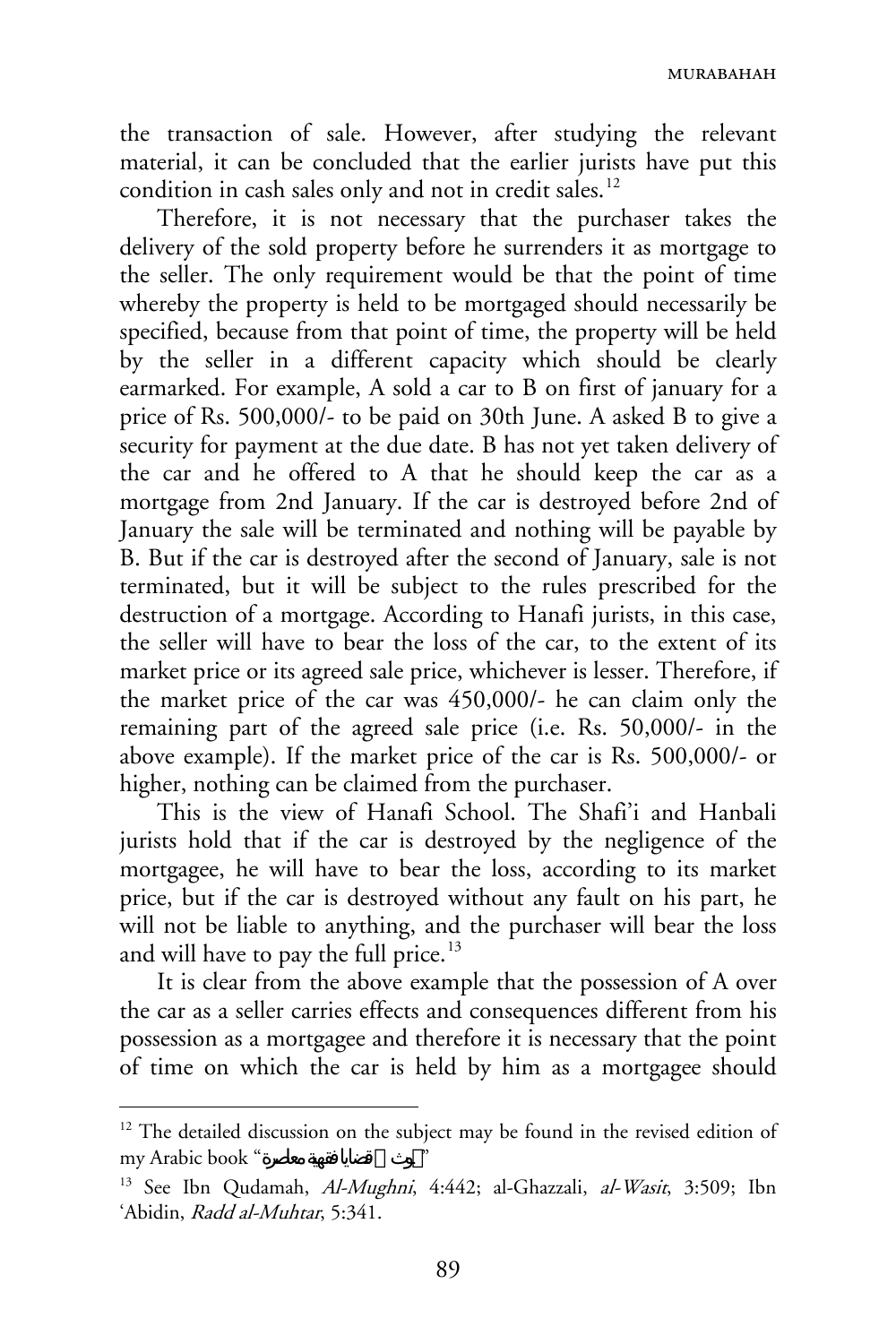the transaction of sale. However, after studying the relevant material, it can be concluded that the earlier jurists have put this condition in cash sales only and not in credit sales.[12]

Therefore, it is not necessary that the purchaser takes the delivery of the sold property before he surrenders it as mortgage to the seller. The only requirement would be that the point of time whereby the property is held to be mortgaged should necessarily be specified, because from that point of time, the property will be held by the seller in a different capacity which should be clearly earmarked. For example, A sold a car to B on first of january for a price of Rs. 500,000/- to be paid on 30th June. A asked B to give a security for payment at the due date. B has not yet taken delivery of the car and he offered to A that he should keep the car as a mortgage from 2nd January. If the car is destroyed before 2nd of January the sale will be terminated and nothing will be payable by B. But if the car is destroyed after the second of January, sale is not terminated, but it will be subject to the rules prescribed for the destruction of a mortgage. According to Hanafi jurists, in this case, the seller will have to bear the loss of the car, to the extent of its market price or its agreed sale price, whichever is lesser. Therefore, if the market price of the car was 450,000/- he can claim only the remaining part of the agreed sale price (i.e. Rs. 50,000/- in the above example). If the market price of the car is Rs. 500,000/- or higher, nothing can be claimed from the purchaser.

This is the view of Hanafi School. The Shafi'i and Hanbali jurists hold that if the car is destroyed by the negligence of the mortgagee, he will have to bear the loss, according to its market price, but if the car is destroyed without any fault on his part, he will not be liable to anything, and the purchaser will bear the loss and will have to pay the full price.[13]

It is clear from the above example that the possession of A over the car as a seller carries effects and consequences different from his possession as a mortgagee and therefore it is necessary that the point of time on which the car is held by him as a mortgagee should

---

[12] The detailed discussion on the subject may be found in the revised edition of my Arabic book "بحوث في قضايا فقهية معاصرة"

[13] See Ibn Qudamah, *Al-Mughni*, 4:442; al-Ghazzali, *al-Wasit*, 3:509; Ibn 'Abidin, *Radd al-Muhtar*, 5:341.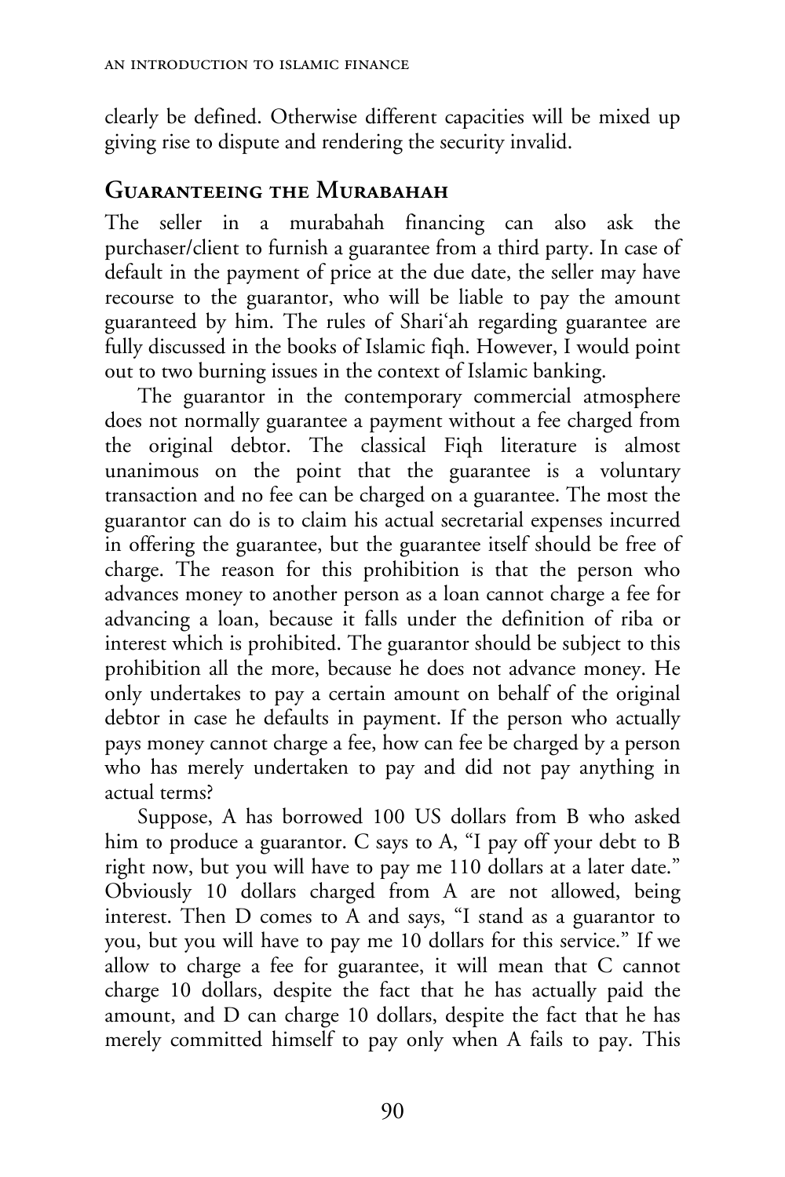clearly be defined. Otherwise different capacities will be mixed up giving rise to dispute and rendering the security invalid.

## Guaranteeing the Murabahah

The seller in a murabahah financing can also ask the purchaser/client to furnish a guarantee from a third party. In case of default in the payment of price at the due date, the seller may have recourse to the guarantor, who will be liable to pay the amount guaranteed by him. The rules of Shari'ah regarding guarantee are fully discussed in the books of Islamic fiqh. However, I would point out to two burning issues in the context of Islamic banking.

The guarantor in the contemporary commercial atmosphere does not normally guarantee a payment without a fee charged from the original debtor. The classical Fiqh literature is almost unanimous on the point that the guarantee is a voluntary transaction and no fee can be charged on a guarantee. The most the guarantor can do is to claim his actual secretarial expenses incurred in offering the guarantee, but the guarantee itself should be free of charge. The reason for this prohibition is that the person who advances money to another person as a loan cannot charge a fee for advancing a loan, because it falls under the definition of riba or interest which is prohibited. The guarantor should be subject to this prohibition all the more, because he does not advance money. He only undertakes to pay a certain amount on behalf of the original debtor in case he defaults in payment. If the person who actually pays money cannot charge a fee, how can fee be charged by a person who has merely undertaken to pay and did not pay anything in actual terms?

Suppose, A has borrowed 100 US dollars from B who asked him to produce a guarantor. C says to A, "I pay off your debt to B right now, but you will have to pay me 110 dollars at a later date." Obviously 10 dollars charged from A are not allowed, being interest. Then D comes to A and says, "I stand as a guarantor to you, but you will have to pay me 10 dollars for this service." If we allow to charge a fee for guarantee, it will mean that C cannot charge 10 dollars, despite the fact that he has actually paid the amount, and D can charge 10 dollars, despite the fact that he has merely committed himself to pay only when A fails to pay. This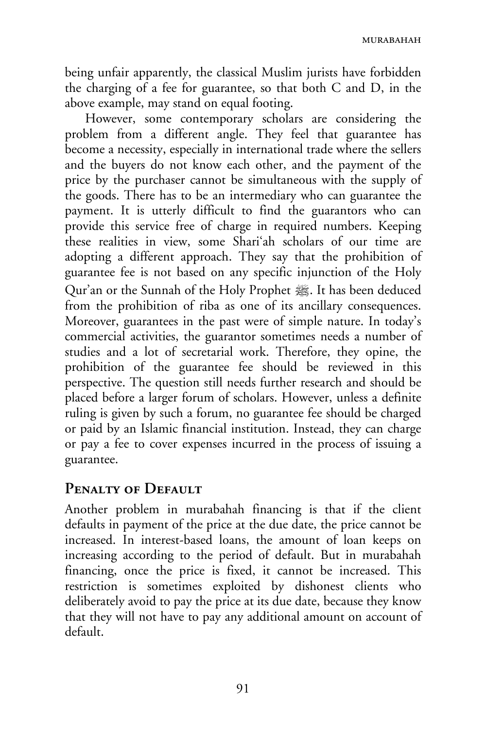being unfair apparently, the classical Muslim jurists have forbidden the charging of a fee for guarantee, so that both C and D, in the above example, may stand on equal footing.

However, some contemporary scholars are considering the problem from a different angle. They feel that guarantee has become a necessity, especially in international trade where the sellers and the buyers do not know each other, and the payment of the price by the purchaser cannot be simultaneous with the supply of the goods. There has to be an intermediary who can guarantee the payment. It is utterly difficult to find the guarantors who can provide this service free of charge in required numbers. Keeping these realities in view, some Shari'ah scholars of our time are adopting a different approach. They say that the prohibition of guarantee fee is not based on any specific injunction of the Holy Qur'an or the Sunnah of the Holy Prophet ﷺ. It has been deduced from the prohibition of riba as one of its ancillary consequences. Moreover, guarantees in the past were of simple nature. In today's commercial activities, the guarantor sometimes needs a number of studies and a lot of secretarial work. Therefore, they opine, the prohibition of the guarantee fee should be reviewed in this perspective. The question still needs further research and should be placed before a larger forum of scholars. However, unless a definite ruling is given by such a forum, no guarantee fee should be charged or paid by an Islamic financial institution. Instead, they can charge or pay a fee to cover expenses incurred in the process of issuing a guarantee.

## Penalty of Default

Another problem in murabahah financing is that if the client defaults in payment of the price at the due date, the price cannot be increased. In interest-based loans, the amount of loan keeps on increasing according to the period of default. But in murabahah financing, once the price is fixed, it cannot be increased. This restriction is sometimes exploited by dishonest clients who deliberately avoid to pay the price at its due date, because they know that they will not have to pay any additional amount on account of default.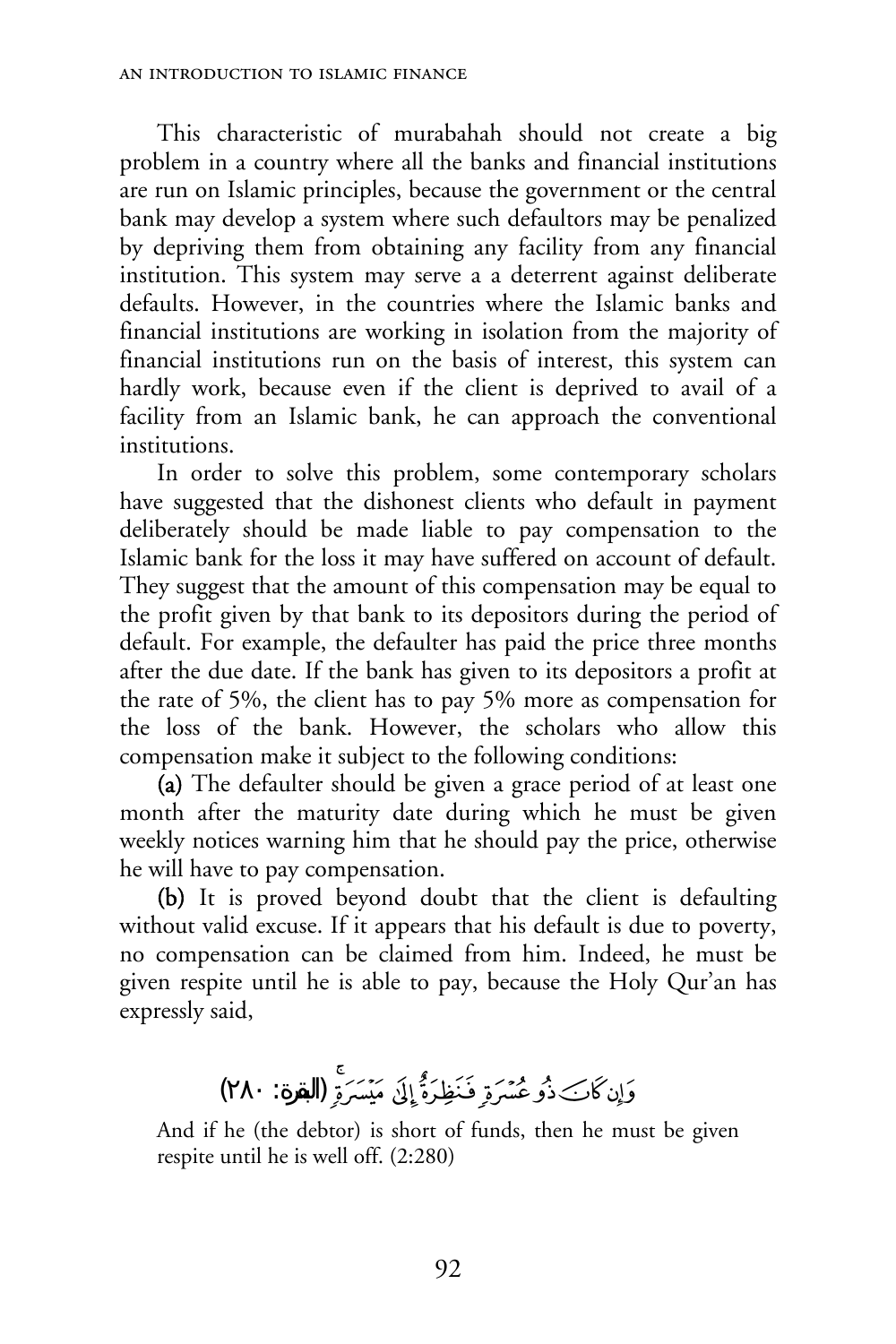This characteristic of murabahah should not create a big problem in a country where all the banks and financial institutions are run on Islamic principles, because the government or the central bank may develop a system where such defaultors may be penalized by depriving them from obtaining any facility from any financial institution. This system may serve a a deterrent against deliberate defaults. However, in the countries where the Islamic banks and financial institutions are working in isolation from the majority of financial institutions run on the basis of interest, this system can hardly work, because even if the client is deprived to avail of a facility from an Islamic bank, he can approach the conventional institutions.

In order to solve this problem, some contemporary scholars have suggested that the dishonest clients who default in payment deliberately should be made liable to pay compensation to the Islamic bank for the loss it may have suffered on account of default. They suggest that the amount of this compensation may be equal to the profit given by that bank to its depositors during the period of default. For example, the defaulter has paid the price three months after the due date. If the bank has given to its depositors a profit at the rate of 5%, the client has to pay 5% more as compensation for the loss of the bank. However, the scholars who allow this compensation make it subject to the following conditions:

**(a)** The defaulter should be given a grace period of at least one month after the maturity date during which he must be given weekly notices warning him that he should pay the price, otherwise he will have to pay compensation.

**(b)** It is proved beyond doubt that the client is defaulting without valid excuse. If it appears that his default is due to poverty, no compensation can be claimed from him. Indeed, he must be given respite until he is able to pay, because the Holy Qur'an has expressly said,

وَإِن كَانَ ذُو عُسْرَةٍ فَنَظِرَةٌ إِلَىٰ مَيْسَرَةٍ **(البقرة: ٢٨٠)**

And if he (the debtor) is short of funds, then he must be given respite until he is well off. (2:280)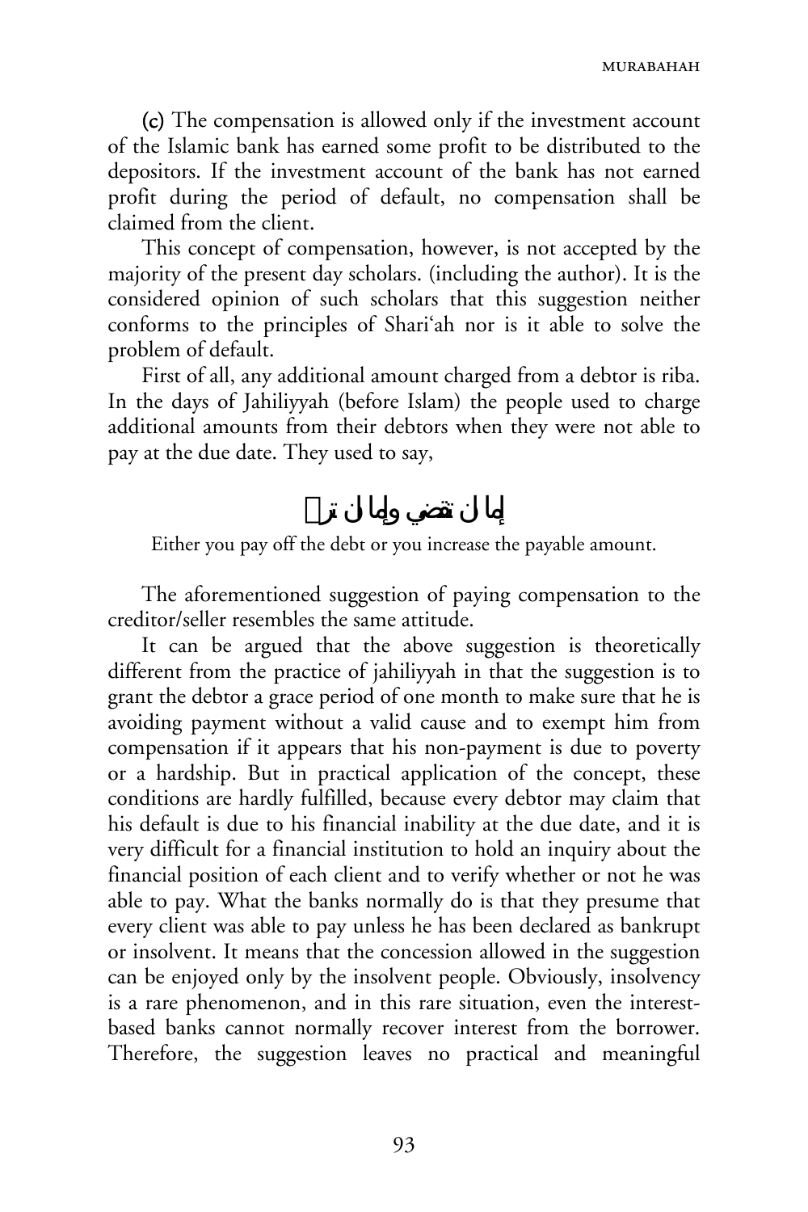(c) The compensation is allowed only if the investment account of the Islamic bank has earned some profit to be distributed to the depositors. If the investment account of the bank has not earned profit during the period of default, no compensation shall be claimed from the client.

This concept of compensation, however, is not accepted by the majority of the present day scholars. (including the author). It is the considered opinion of such scholars that this suggestion neither conforms to the principles of Shari'ah nor is it able to solve the problem of default.

First of all, any additional amount charged from a debtor is riba. In the days of Jahiliyyah (before Islam) the people used to charge additional amounts from their debtors when they were not able to pay at the due date. They used to say,

إما ان تقضي وإما ان تر

Either you pay off the debt or you increase the payable amount.

The aforementioned suggestion of paying compensation to the creditor/seller resembles the same attitude.

It can be argued that the above suggestion is theoretically different from the practice of jahiliyyah in that the suggestion is to grant the debtor a grace period of one month to make sure that he is avoiding payment without a valid cause and to exempt him from compensation if it appears that his non-payment is due to poverty or a hardship. But in practical application of the concept, these conditions are hardly fulfilled, because every debtor may claim that his default is due to his financial inability at the due date, and it is very difficult for a financial institution to hold an inquiry about the financial position of each client and to verify whether or not he was able to pay. What the banks normally do is that they presume that every client was able to pay unless he has been declared as bankrupt or insolvent. It means that the concession allowed in the suggestion can be enjoyed only by the insolvent people. Obviously, insolvency is a rare phenomenon, and in this rare situation, even the interest-based banks cannot normally recover interest from the borrower. Therefore, the suggestion leaves no practical and meaningful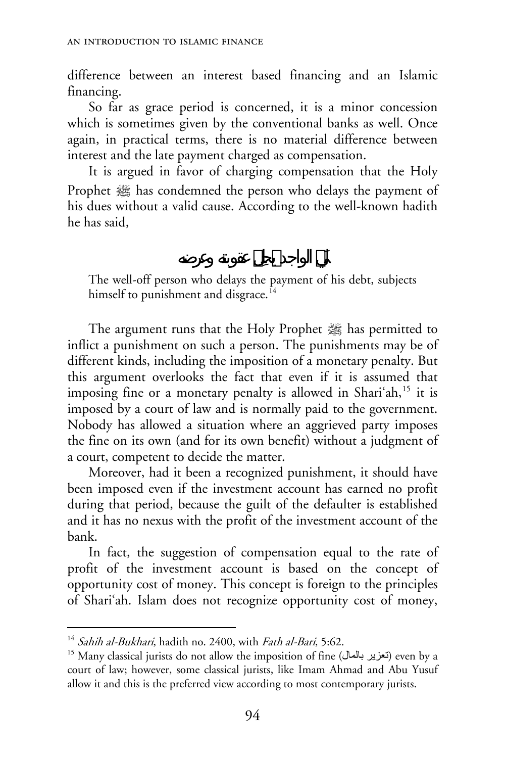difference between an interest based financing and an Islamic financing.

So far as grace period is concerned, it is a minor concession which is sometimes given by the conventional banks as well. Once again, in practical terms, there is no material difference between interest and the late payment charged as compensation.

It is argued in favor of charging compensation that the Holy Prophet ﷺ has condemned the person who delays the payment of his dues without a valid cause. According to the well-known hadith he has said,

لي الواجد يحل عقوبته وعرضه

> The well-off person who delays the payment of his debt, subjects himself to punishment and disgrace.[14]

The argument runs that the Holy Prophet ﷺ has permitted to inflict a punishment on such a person. The punishments may be of different kinds, including the imposition of a monetary penalty. But this argument overlooks the fact that even if it is assumed that imposing fine or a monetary penalty is allowed in Shari'ah,[15] it is imposed by a court of law and is normally paid to the government. Nobody has allowed a situation where an aggrieved party imposes the fine on its own (and for its own benefit) without a judgment of a court, competent to decide the matter.

Moreover, had it been a recognized punishment, it should have been imposed even if the investment account has earned no profit during that period, because the guilt of the defaulter is established and it has no nexus with the profit of the investment account of the bank.

In fact, the suggestion of compensation equal to the rate of profit of the investment account is based on the concept of opportunity cost of money. This concept is foreign to the principles of Shari'ah. Islam does not recognize opportunity cost of money,

---

[14] *Sahih al-Bukhari*, hadith no. 2400, with *Fath al-Bari*, 5:62.

[15] Many classical jurists do not allow the imposition of fine (تعزير بالمال) even by a court of law; however, some classical jurists, like Imam Ahmad and Abu Yusuf allow it and this is the preferred view according to most contemporary jurists.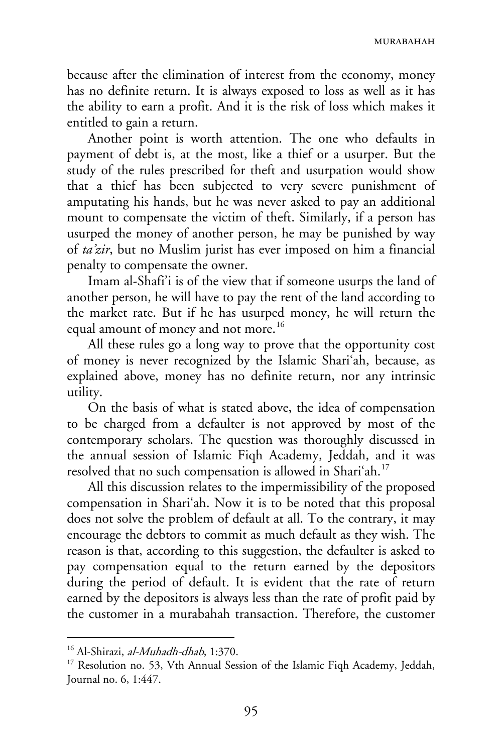because after the elimination of interest from the economy, money has no definite return. It is always exposed to loss as well as it has the ability to earn a profit. And it is the risk of loss which makes it entitled to gain a return.

Another point is worth attention. The one who defaults in payment of debt is, at the most, like a thief or a usurper. But the study of the rules prescribed for theft and usurpation would show that a thief has been subjected to very severe punishment of amputating his hands, but he was never asked to pay an additional mount to compensate the victim of theft. Similarly, if a person has usurped the money of another person, he may be punished by way of *ta'zir*, but no Muslim jurist has ever imposed on him a financial penalty to compensate the owner.

Imam al-Shafi'i is of the view that if someone usurps the land of another person, he will have to pay the rent of the land according to the market rate. But if he has usurped money, he will return the equal amount of money and not more.[16]

All these rules go a long way to prove that the opportunity cost of money is never recognized by the Islamic Shari'ah, because, as explained above, money has no definite return, nor any intrinsic utility.

On the basis of what is stated above, the idea of compensation to be charged from a defaulter is not approved by most of the contemporary scholars. The question was thoroughly discussed in the annual session of Islamic Fiqh Academy, Jeddah, and it was resolved that no such compensation is allowed in Shari'ah.[17]

All this discussion relates to the impermissibility of the proposed compensation in Shari'ah. Now it is to be noted that this proposal does not solve the problem of default at all. To the contrary, it may encourage the debtors to commit as much default as they wish. The reason is that, according to this suggestion, the defaulter is asked to pay compensation equal to the return earned by the depositors during the period of default. It is evident that the rate of return earned by the depositors is always less than the rate of profit paid by the customer in a murabahah transaction. Therefore, the customer

---

[16] Al-Shirazi, *al-Muhadh-dhab*, 1:370.

[17] Resolution no. 53, Vth Annual Session of the Islamic Fiqh Academy, Jeddah, Journal no. 6, 1:447.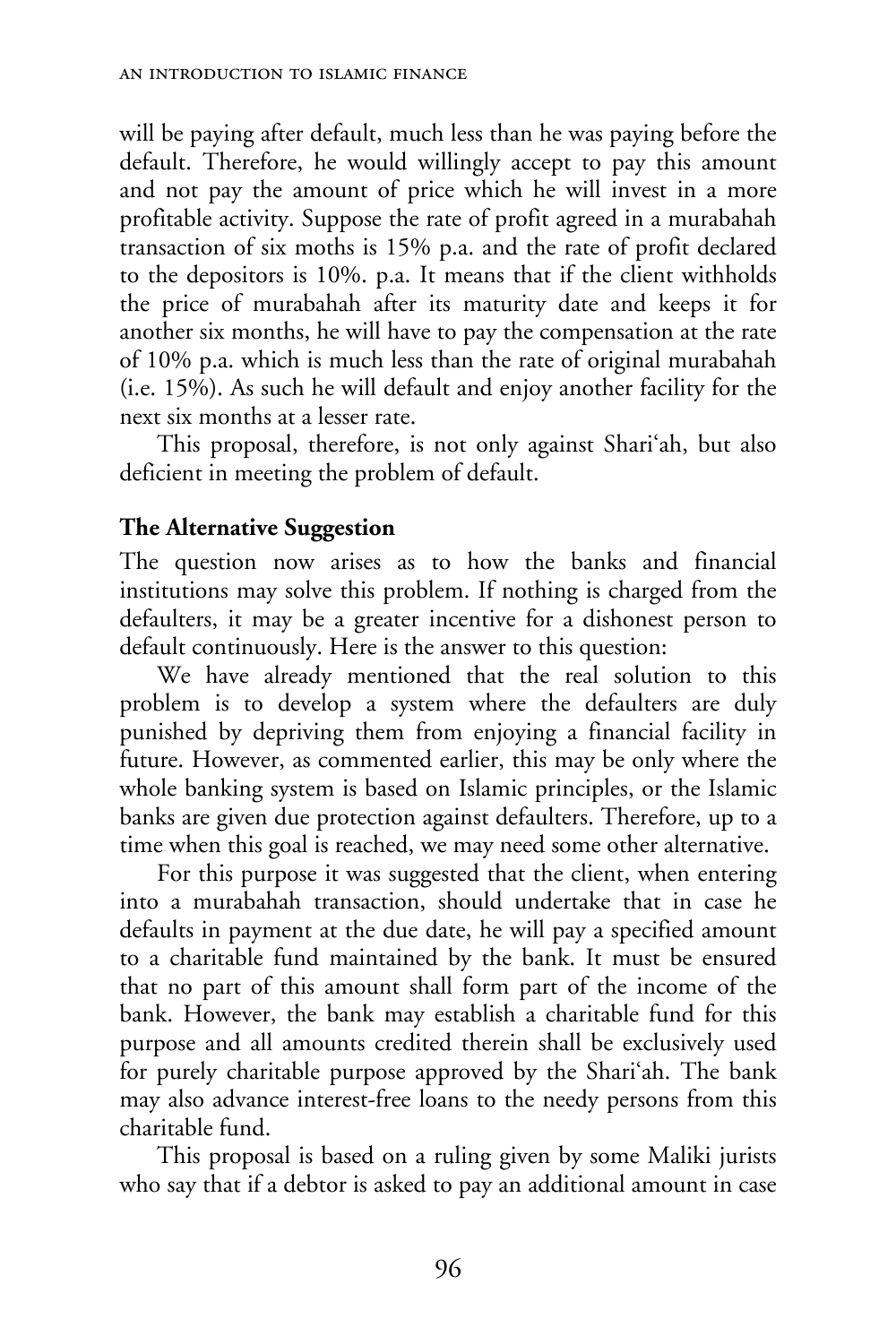will be paying after default, much less than he was paying before the default. Therefore, he would willingly accept to pay this amount and not pay the amount of price which he will invest in a more profitable activity. Suppose the rate of profit agreed in a murabahah transaction of six moths is 15% p.a. and the rate of profit declared to the depositors is 10%. p.a. It means that if the client withholds the price of murabahah after its maturity date and keeps it for another six months, he will have to pay the compensation at the rate of 10% p.a. which is much less than the rate of original murabahah (i.e. 15%). As such he will default and enjoy another facility for the next six months at a lesser rate.

This proposal, therefore, is not only against Shari'ah, but also deficient in meeting the problem of default.

### The Alternative Suggestion

The question now arises as to how the banks and financial institutions may solve this problem. If nothing is charged from the defaulters, it may be a greater incentive for a dishonest person to default continuously. Here is the answer to this question:

We have already mentioned that the real solution to this problem is to develop a system where the defaulters are duly punished by depriving them from enjoying a financial facility in future. However, as commented earlier, this may be only where the whole banking system is based on Islamic principles, or the Islamic banks are given due protection against defaulters. Therefore, up to a time when this goal is reached, we may need some other alternative.

For this purpose it was suggested that the client, when entering into a murabahah transaction, should undertake that in case he defaults in payment at the due date, he will pay a specified amount to a charitable fund maintained by the bank. It must be ensured that no part of this amount shall form part of the income of the bank. However, the bank may establish a charitable fund for this purpose and all amounts credited therein shall be exclusively used for purely charitable purpose approved by the Shari'ah. The bank may also advance interest-free loans to the needy persons from this charitable fund.

This proposal is based on a ruling given by some Maliki jurists who say that if a debtor is asked to pay an additional amount in case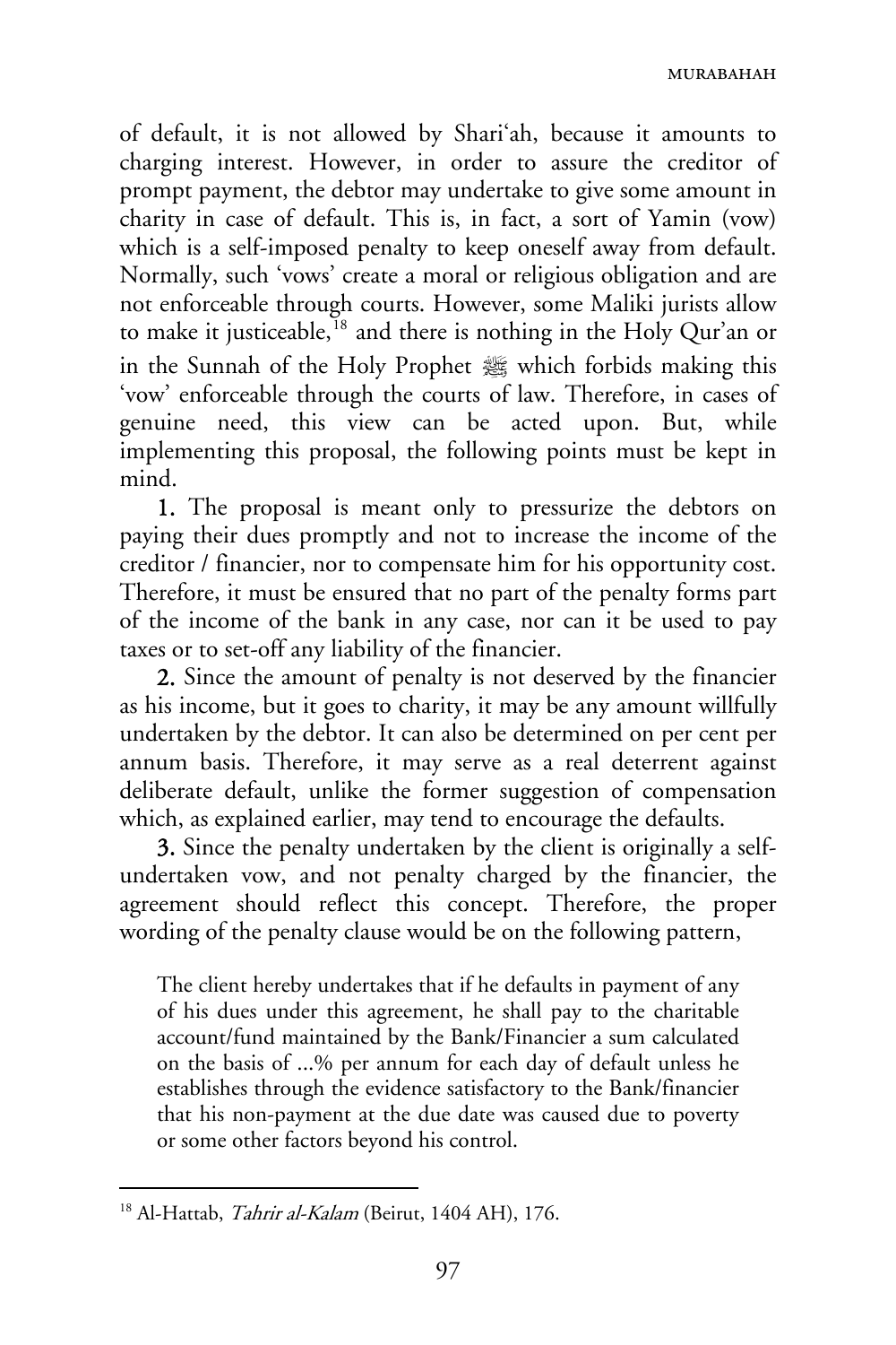of default, it is not allowed by Shari'ah, because it amounts to charging interest. However, in order to assure the creditor of prompt payment, the debtor may undertake to give some amount in charity in case of default. This is, in fact, a sort of Yamin (vow) which is a self-imposed penalty to keep oneself away from default. Normally, such 'vows' create a moral or religious obligation and are not enforceable through courts. However, some Maliki jurists allow to make it justiceable,[18] and there is nothing in the Holy Qur'an or in the Sunnah of the Holy Prophet ﷺ which forbids making this 'vow' enforceable through the courts of law. Therefore, in cases of genuine need, this view can be acted upon. But, while implementing this proposal, the following points must be kept in mind.

**1.** The proposal is meant only to pressurize the debtors on paying their dues promptly and not to increase the income of the creditor / financier, nor to compensate him for his opportunity cost. Therefore, it must be ensured that no part of the penalty forms part of the income of the bank in any case, nor can it be used to pay taxes or to set-off any liability of the financier.

**2.** Since the amount of penalty is not deserved by the financier as his income, but it goes to charity, it may be any amount willfully undertaken by the debtor. It can also be determined on per cent per annum basis. Therefore, it may serve as a real deterrent against deliberate default, unlike the former suggestion of compensation which, as explained earlier, may tend to encourage the defaults.

**3.** Since the penalty undertaken by the client is originally a self-undertaken vow, and not penalty charged by the financier, the agreement should reflect this concept. Therefore, the proper wording of the penalty clause would be on the following pattern,

> The client hereby undertakes that if he defaults in payment of any of his dues under this agreement, he shall pay to the charitable account/fund maintained by the Bank/Financier a sum calculated on the basis of ...% per annum for each day of default unless he establishes through the evidence satisfactory to the Bank/financier that his non-payment at the due date was caused due to poverty or some other factors beyond his control.

---

[18] Al-Hattab, *Tahrir al-Kalam* (Beirut, 1404 AH), 176.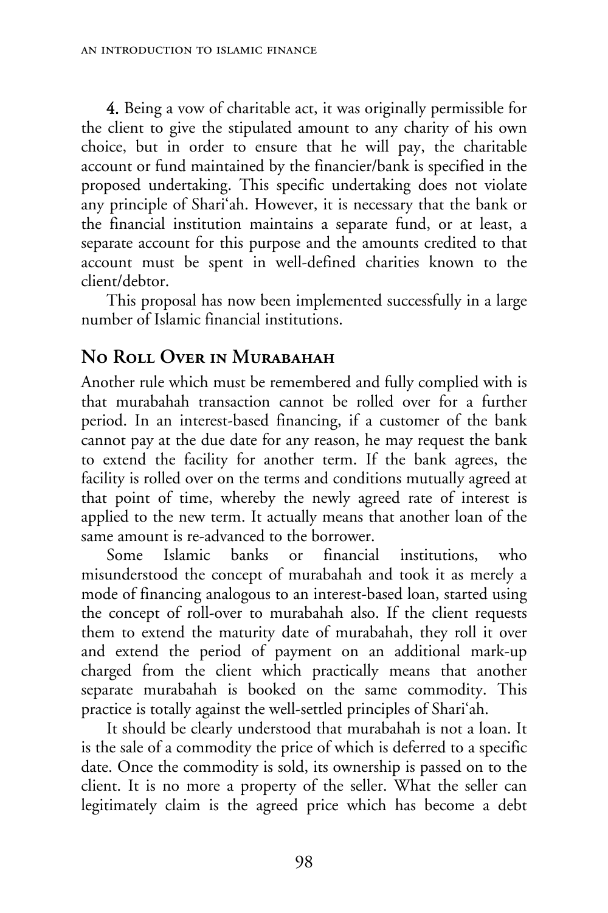**4.** Being a vow of charitable act, it was originally permissible for the client to give the stipulated amount to any charity of his own choice, but in order to ensure that he will pay, the charitable account or fund maintained by the financier/bank is specified in the proposed undertaking. This specific undertaking does not violate any principle of Shari'ah. However, it is necessary that the bank or the financial institution maintains a separate fund, or at least, a separate account for this purpose and the amounts credited to that account must be spent in well-defined charities known to the client/debtor.

This proposal has now been implemented successfully in a large number of Islamic financial institutions.

## No Roll Over in Murabahah

Another rule which must be remembered and fully complied with is that murabahah transaction cannot be rolled over for a further period. In an interest-based financing, if a customer of the bank cannot pay at the due date for any reason, he may request the bank to extend the facility for another term. If the bank agrees, the facility is rolled over on the terms and conditions mutually agreed at that point of time, whereby the newly agreed rate of interest is applied to the new term. It actually means that another loan of the same amount is re-advanced to the borrower.

Some Islamic banks or financial institutions, who misunderstood the concept of murabahah and took it as merely a mode of financing analogous to an interest-based loan, started using the concept of roll-over to murabahah also. If the client requests them to extend the maturity date of murabahah, they roll it over and extend the period of payment on an additional mark-up charged from the client which practically means that another separate murabahah is booked on the same commodity. This practice is totally against the well-settled principles of Shari'ah.

It should be clearly understood that murabahah is not a loan. It is the sale of a commodity the price of which is deferred to a specific date. Once the commodity is sold, its ownership is passed on to the client. It is no more a property of the seller. What the seller can legitimately claim is the agreed price which has become a debt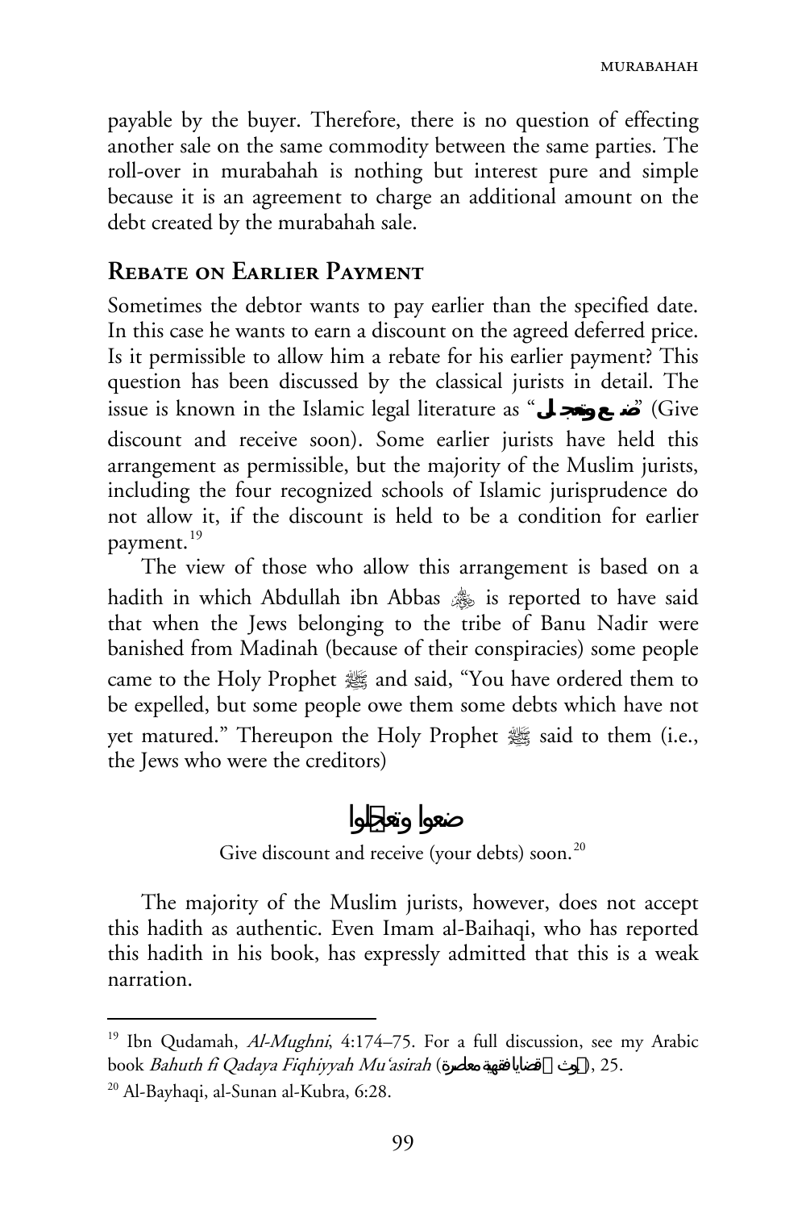payable by the buyer. Therefore, there is no question of effecting another sale on the same commodity between the same parties. The roll-over in murabahah is nothing but interest pure and simple because it is an agreement to charge an additional amount on the debt created by the murabahah sale.

## Rebate on Earlier Payment

Sometimes the debtor wants to pay earlier than the specified date. In this case he wants to earn a discount on the agreed deferred price. Is it permissible to allow him a rebate for his earlier payment? This question has been discussed by the classical jurists in detail. The issue is known in the Islamic legal literature as "ضع وتعجل" (Give discount and receive soon). Some earlier jurists have held this arrangement as permissible, but the majority of the Muslim jurists, including the four recognized schools of Islamic jurisprudence do not allow it, if the discount is held to be a condition for earlier payment.[19]

The view of those who allow this arrangement is based on a hadith in which Abdullah ibn Abbas ﷺ is reported to have said that when the Jews belonging to the tribe of Banu Nadir were banished from Madinah (because of their conspiracies) some people came to the Holy Prophet ﷺ and said, "You have ordered them to be expelled, but some people owe them some debts which have not yet matured." Thereupon the Holy Prophet ﷺ said to them (i.e., the Jews who were the creditors)

ضعوا وتعجلوا

Give discount and receive (your debts) soon.[20]

The majority of the Muslim jurists, however, does not accept this hadith as authentic. Even Imam al-Baihaqi, who has reported this hadith in his book, has expressly admitted that this is a weak narration.

---

[19] Ibn Qudamah, *Al-Mughni*, 4:174–75. For a full discussion, see my Arabic book *Bahuth fi Qadaya Fiqhiyyah Mu'asirah* (بحوث في قضايا فقهية معاصرة), 25.

[20] Al-Bayhaqi, al-Sunan al-Kubra, 6:28.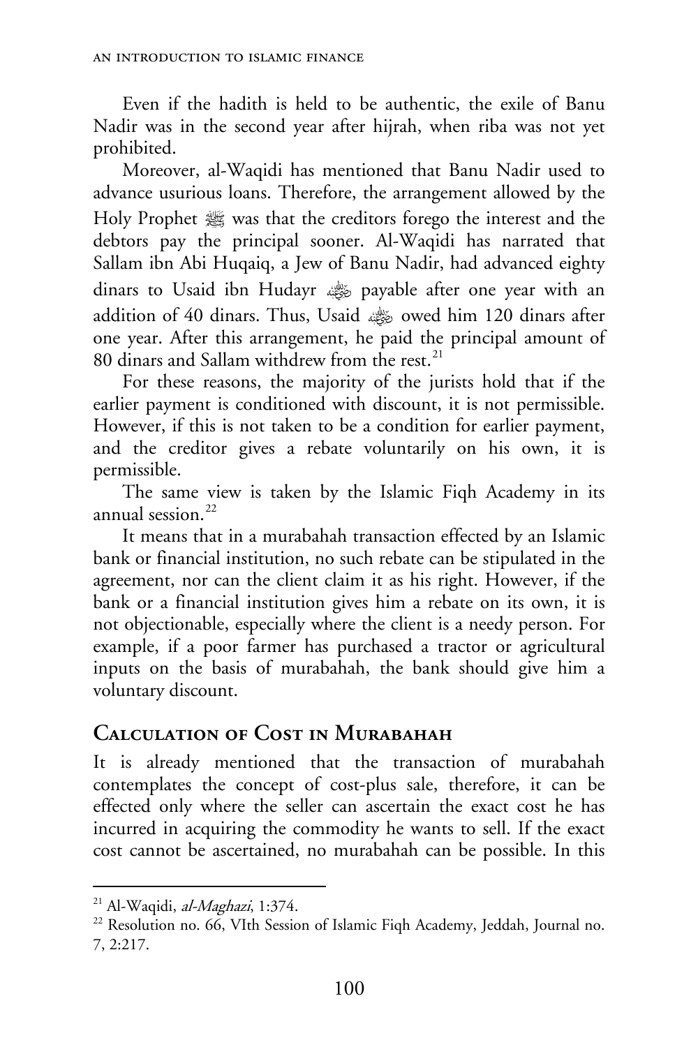Even if the hadith is held to be authentic, the exile of Banu Nadir was in the second year after hijrah, when riba was not yet prohibited.

Moreover, al-Waqidi has mentioned that Banu Nadir used to advance usurious loans. Therefore, the arrangement allowed by the Holy Prophet ﷺ was that the creditors forego the interest and the debtors pay the principal sooner. Al-Waqidi has narrated that Sallam ibn Abi Huqaiq, a Jew of Banu Nadir, had advanced eighty dinars to Usaid ibn Hudayr ﵁ payable after one year with an addition of 40 dinars. Thus, Usaid ﵁ owed him 120 dinars after one year. After this arrangement, he paid the principal amount of 80 dinars and Sallam withdrew from the rest.[21]

For these reasons, the majority of the jurists hold that if the earlier payment is conditioned with discount, it is not permissible. However, if this is not taken to be a condition for earlier payment, and the creditor gives a rebate voluntarily on his own, it is permissible.

The same view is taken by the Islamic Fiqh Academy in its annual session.[22]

It means that in a murabahah transaction effected by an Islamic bank or financial institution, no such rebate can be stipulated in the agreement, nor can the client claim it as his right. However, if the bank or a financial institution gives him a rebate on its own, it is not objectionable, especially where the client is a needy person. For example, if a poor farmer has purchased a tractor or agricultural inputs on the basis of murabahah, the bank should give him a voluntary discount.

## Calculation of Cost in Murabahah

It is already mentioned that the transaction of murabahah contemplates the concept of cost-plus sale, therefore, it can be effected only where the seller can ascertain the exact cost he has incurred in acquiring the commodity he wants to sell. If the exact cost cannot be ascertained, no murabahah can be possible. In this

---

[21] Al-Waqidi, *al-Maghazi*, 1:374.

[22] Resolution no. 66, VIth Session of Islamic Fiqh Academy, Jeddah, Journal no. 7, 2:217.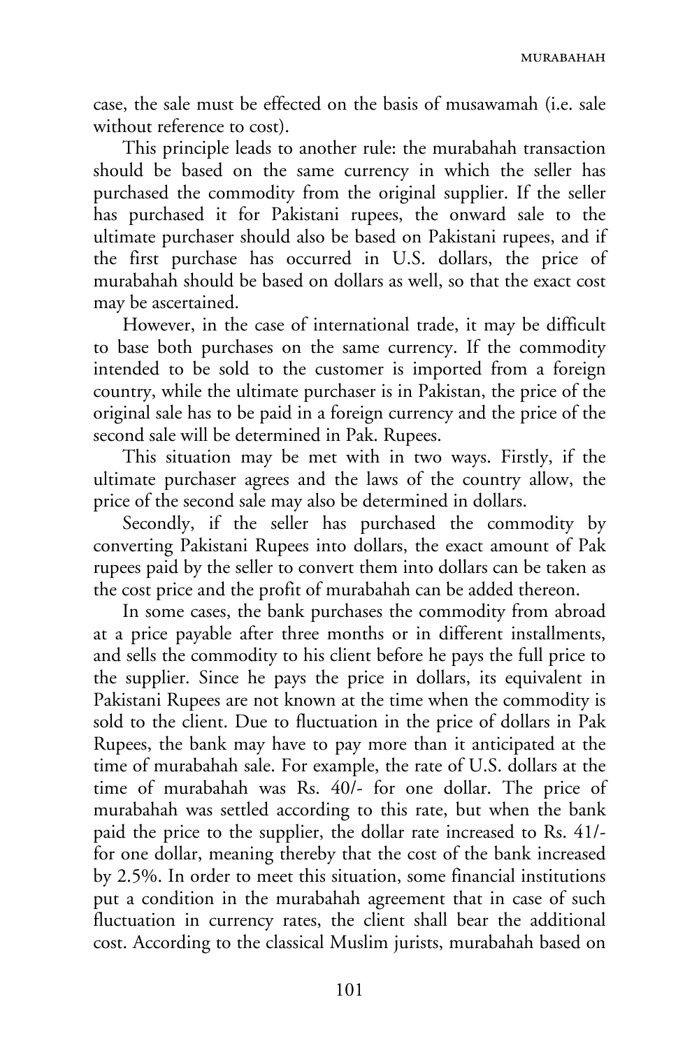case, the sale must be effected on the basis of musawamah (i.e. sale without reference to cost).

This principle leads to another rule: the murabahah transaction should be based on the same currency in which the seller has purchased the commodity from the original supplier. If the seller has purchased it for Pakistani rupees, the onward sale to the ultimate purchaser should also be based on Pakistani rupees, and if the first purchase has occurred in U.S. dollars, the price of murabahah should be based on dollars as well, so that the exact cost may be ascertained.

However, in the case of international trade, it may be difficult to base both purchases on the same currency. If the commodity intended to be sold to the customer is imported from a foreign country, while the ultimate purchaser is in Pakistan, the price of the original sale has to be paid in a foreign currency and the price of the second sale will be determined in Pak. Rupees.

This situation may be met with in two ways. Firstly, if the ultimate purchaser agrees and the laws of the country allow, the price of the second sale may also be determined in dollars.

Secondly, if the seller has purchased the commodity by converting Pakistani Rupees into dollars, the exact amount of Pak rupees paid by the seller to convert them into dollars can be taken as the cost price and the profit of murabahah can be added thereon.

In some cases, the bank purchases the commodity from abroad at a price payable after three months or in different installments, and sells the commodity to his client before he pays the full price to the supplier. Since he pays the price in dollars, its equivalent in Pakistani Rupees are not known at the time when the commodity is sold to the client. Due to fluctuation in the price of dollars in Pak Rupees, the bank may have to pay more than it anticipated at the time of murabahah sale. For example, the rate of U.S. dollars at the time of murabahah was Rs. 40/- for one dollar. The price of murabahah was settled according to this rate, but when the bank paid the price to the supplier, the dollar rate increased to Rs. 41/- for one dollar, meaning thereby that the cost of the bank increased by 2.5%. In order to meet this situation, some financial institutions put a condition in the murabahah agreement that in case of such fluctuation in currency rates, the client shall bear the additional cost. According to the classical Muslim jurists, murabahah based on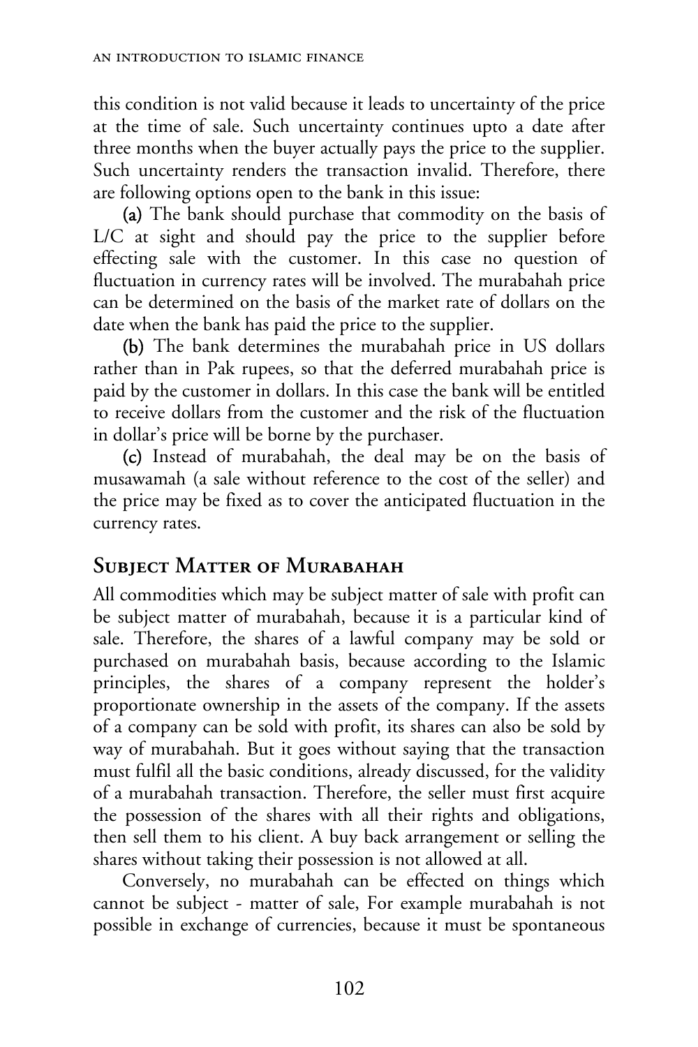this condition is not valid because it leads to uncertainty of the price at the time of sale. Such uncertainty continues upto a date after three months when the buyer actually pays the price to the supplier. Such uncertainty renders the transaction invalid. Therefore, there are following options open to the bank in this issue:

**(a)** The bank should purchase that commodity on the basis of L/C at sight and should pay the price to the supplier before effecting sale with the customer. In this case no question of fluctuation in currency rates will be involved. The murabahah price can be determined on the basis of the market rate of dollars on the date when the bank has paid the price to the supplier.

**(b)** The bank determines the murabahah price in US dollars rather than in Pak rupees, so that the deferred murabahah price is paid by the customer in dollars. In this case the bank will be entitled to receive dollars from the customer and the risk of the fluctuation in dollar's price will be borne by the purchaser.

**(c)** Instead of murabahah, the deal may be on the basis of musawamah (a sale without reference to the cost of the seller) and the price may be fixed as to cover the anticipated fluctuation in the currency rates.

## Subject Matter of Murabahah

All commodities which may be subject matter of sale with profit can be subject matter of murabahah, because it is a particular kind of sale. Therefore, the shares of a lawful company may be sold or purchased on murabahah basis, because according to the Islamic principles, the shares of a company represent the holder's proportionate ownership in the assets of the company. If the assets of a company can be sold with profit, its shares can also be sold by way of murabahah. But it goes without saying that the transaction must fulfil all the basic conditions, already discussed, for the validity of a murabahah transaction. Therefore, the seller must first acquire the possession of the shares with all their rights and obligations, then sell them to his client. A buy back arrangement or selling the shares without taking their possession is not allowed at all.

Conversely, no murabahah can be effected on things which cannot be subject - matter of sale, For example murabahah is not possible in exchange of currencies, because it must be spontaneous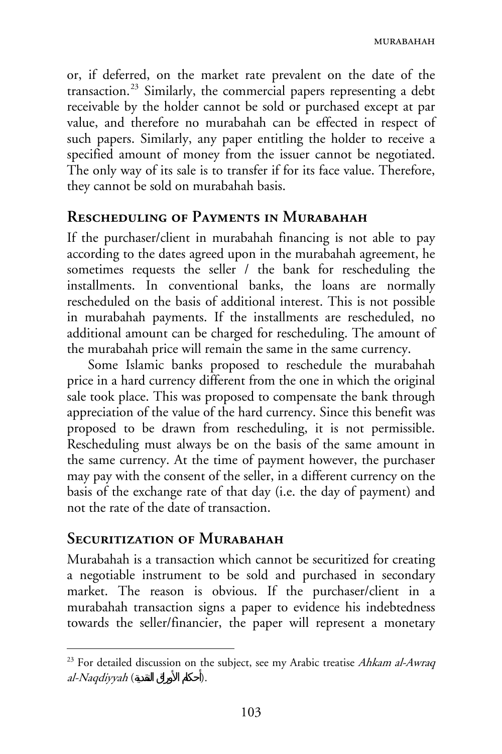or, if deferred, on the market rate prevalent on the date of the transaction.[23] Similarly, the commercial papers representing a debt receivable by the holder cannot be sold or purchased except at par value, and therefore no murabahah can be effected in respect of such papers. Similarly, any paper entitling the holder to receive a specified amount of money from the issuer cannot be negotiated. The only way of its sale is to transfer if for its face value. Therefore, they cannot be sold on murabahah basis.

## Rescheduling of Payments in Murabahah

If the purchaser/client in murabahah financing is not able to pay according to the dates agreed upon in the murabahah agreement, he sometimes requests the seller / the bank for rescheduling the installments. In conventional banks, the loans are normally rescheduled on the basis of additional interest. This is not possible in murabahah payments. If the installments are rescheduled, no additional amount can be charged for rescheduling. The amount of the murabahah price will remain the same in the same currency.

Some Islamic banks proposed to reschedule the murabahah price in a hard currency different from the one in which the original sale took place. This was proposed to compensate the bank through appreciation of the value of the hard currency. Since this benefit was proposed to be drawn from rescheduling, it is not permissible. Rescheduling must always be on the basis of the same amount in the same currency. At the time of payment however, the purchaser may pay with the consent of the seller, in a different currency on the basis of the exchange rate of that day (i.e. the day of payment) and not the rate of the date of transaction.

## Securitization of Murabahah

Murabahah is a transaction which cannot be securitized for creating a negotiable instrument to be sold and purchased in secondary market. The reason is obvious. If the purchaser/client in a murabahah transaction signs a paper to evidence his indebtedness towards the seller/financier, the paper will represent a monetary

---

[23] For detailed discussion on the subject, see my Arabic treatise *Ahkam al-Awraq al-Naqdiyyah* (أحكام الأوراق النقدية).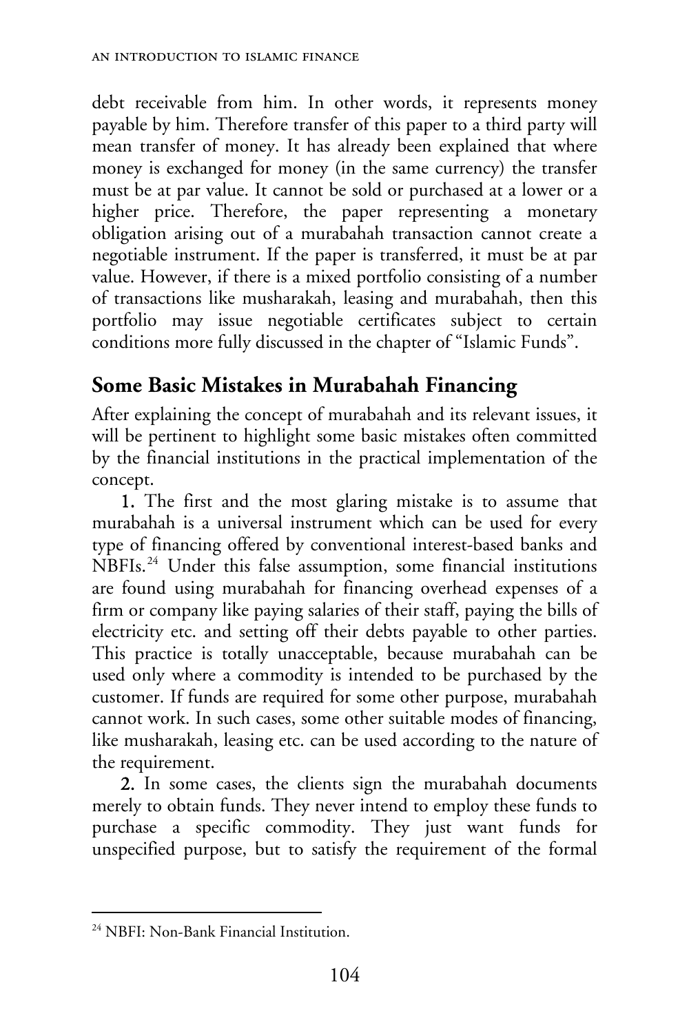debt receivable from him. In other words, it represents money payable by him. Therefore transfer of this paper to a third party will mean transfer of money. It has already been explained that where money is exchanged for money (in the same currency) the transfer must be at par value. It cannot be sold or purchased at a lower or a higher price. Therefore, the paper representing a monetary obligation arising out of a murabahah transaction cannot create a negotiable instrument. If the paper is transferred, it must be at par value. However, if there is a mixed portfolio consisting of a number of transactions like musharakah, leasing and murabahah, then this portfolio may issue negotiable certificates subject to certain conditions more fully discussed in the chapter of "Islamic Funds".

## Some Basic Mistakes in Murabahah Financing

After explaining the concept of murabahah and its relevant issues, it will be pertinent to highlight some basic mistakes often committed by the financial institutions in the practical implementation of the concept.

**1.** The first and the most glaring mistake is to assume that murabahah is a universal instrument which can be used for every type of financing offered by conventional interest-based banks and NBFIs.[24] Under this false assumption, some financial institutions are found using murabahah for financing overhead expenses of a firm or company like paying salaries of their staff, paying the bills of electricity etc. and setting off their debts payable to other parties. This practice is totally unacceptable, because murabahah can be used only where a commodity is intended to be purchased by the customer. If funds are required for some other purpose, murabahah cannot work. In such cases, some other suitable modes of financing, like musharakah, leasing etc. can be used according to the nature of the requirement.

**2.** In some cases, the clients sign the murabahah documents merely to obtain funds. They never intend to employ these funds to purchase a specific commodity. They just want funds for unspecified purpose, but to satisfy the requirement of the formal

---

[24] NBFI: Non-Bank Financial Institution.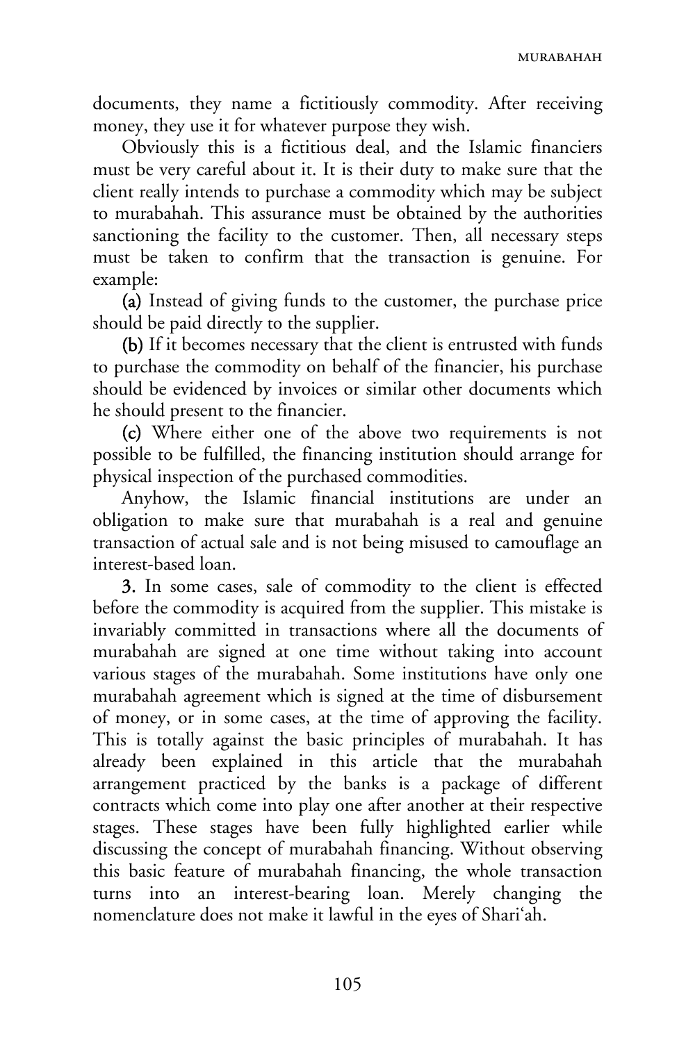documents, they name a fictitiously commodity. After receiving money, they use it for whatever purpose they wish.

Obviously this is a fictitious deal, and the Islamic financiers must be very careful about it. It is their duty to make sure that the client really intends to purchase a commodity which may be subject to murabahah. This assurance must be obtained by the authorities sanctioning the facility to the customer. Then, all necessary steps must be taken to confirm that the transaction is genuine. For example:

**(a)** Instead of giving funds to the customer, the purchase price should be paid directly to the supplier.

**(b)** If it becomes necessary that the client is entrusted with funds to purchase the commodity on behalf of the financier, his purchase should be evidenced by invoices or similar other documents which he should present to the financier.

**(c)** Where either one of the above two requirements is not possible to be fulfilled, the financing institution should arrange for physical inspection of the purchased commodities.

Anyhow, the Islamic financial institutions are under an obligation to make sure that murabahah is a real and genuine transaction of actual sale and is not being misused to camouflage an interest-based loan.

**3.** In some cases, sale of commodity to the client is effected before the commodity is acquired from the supplier. This mistake is invariably committed in transactions where all the documents of murabahah are signed at one time without taking into account various stages of the murabahah. Some institutions have only one murabahah agreement which is signed at the time of disbursement of money, or in some cases, at the time of approving the facility. This is totally against the basic principles of murabahah. It has already been explained in this article that the murabahah arrangement practiced by the banks is a package of different contracts which come into play one after another at their respective stages. These stages have been fully highlighted earlier while discussing the concept of murabahah financing. Without observing this basic feature of murabahah financing, the whole transaction turns into an interest-bearing loan. Merely changing the nomenclature does not make it lawful in the eyes of Shari'ah.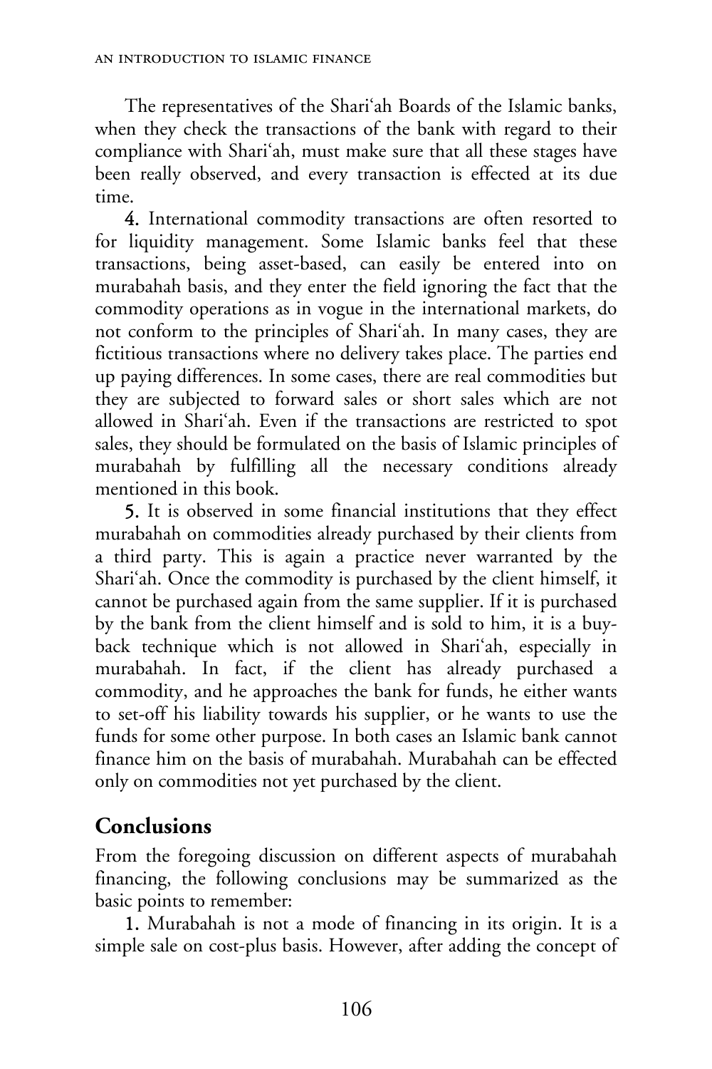The representatives of the Shari'ah Boards of the Islamic banks, when they check the transactions of the bank with regard to their compliance with Shari'ah, must make sure that all these stages have been really observed, and every transaction is effected at its due time.

**4.** International commodity transactions are often resorted to for liquidity management. Some Islamic banks feel that these transactions, being asset-based, can easily be entered into on murabahah basis, and they enter the field ignoring the fact that the commodity operations as in vogue in the international markets, do not conform to the principles of Shari'ah. In many cases, they are fictitious transactions where no delivery takes place. The parties end up paying differences. In some cases, there are real commodities but they are subjected to forward sales or short sales which are not allowed in Shari'ah. Even if the transactions are restricted to spot sales, they should be formulated on the basis of Islamic principles of murabahah by fulfilling all the necessary conditions already mentioned in this book.

**5.** It is observed in some financial institutions that they effect murabahah on commodities already purchased by their clients from a third party. This is again a practice never warranted by the Shari'ah. Once the commodity is purchased by the client himself, it cannot be purchased again from the same supplier. If it is purchased by the bank from the client himself and is sold to him, it is a buy-back technique which is not allowed in Shari'ah, especially in murabahah. In fact, if the client has already purchased a commodity, and he approaches the bank for funds, he either wants to set-off his liability towards his supplier, or he wants to use the funds for some other purpose. In both cases an Islamic bank cannot finance him on the basis of murabahah. Murabahah can be effected only on commodities not yet purchased by the client.

## Conclusions

From the foregoing discussion on different aspects of murabahah financing, the following conclusions may be summarized as the basic points to remember:

**1.** Murabahah is not a mode of financing in its origin. It is a simple sale on cost-plus basis. However, after adding the concept of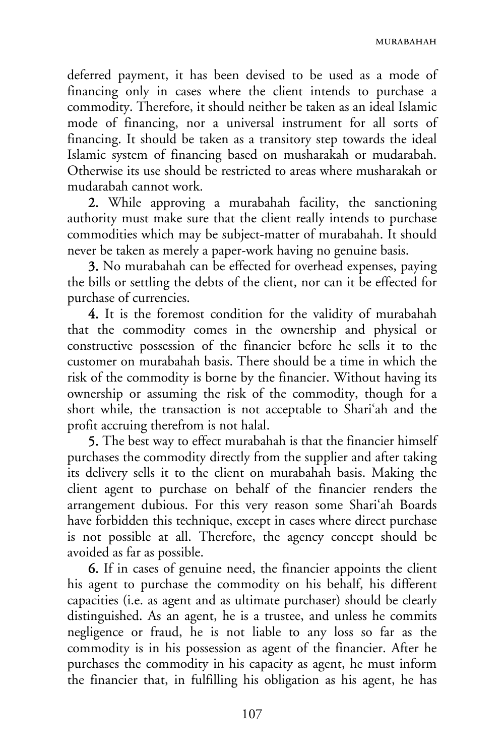deferred payment, it has been devised to be used as a mode of financing only in cases where the client intends to purchase a commodity. Therefore, it should neither be taken as an ideal Islamic mode of financing, nor a universal instrument for all sorts of financing. It should be taken as a transitory step towards the ideal Islamic system of financing based on musharakah or mudarabah. Otherwise its use should be restricted to areas where musharakah or mudarabah cannot work.

**2.** While approving a murabahah facility, the sanctioning authority must make sure that the client really intends to purchase commodities which may be subject-matter of murabahah. It should never be taken as merely a paper-work having no genuine basis.

**3.** No murabahah can be effected for overhead expenses, paying the bills or settling the debts of the client, nor can it be effected for purchase of currencies.

**4.** It is the foremost condition for the validity of murabahah that the commodity comes in the ownership and physical or constructive possession of the financier before he sells it to the customer on murabahah basis. There should be a time in which the risk of the commodity is borne by the financier. Without having its ownership or assuming the risk of the commodity, though for a short while, the transaction is not acceptable to Shari'ah and the profit accruing therefrom is not halal.

**5.** The best way to effect murabahah is that the financier himself purchases the commodity directly from the supplier and after taking its delivery sells it to the client on murabahah basis. Making the client agent to purchase on behalf of the financier renders the arrangement dubious. For this very reason some Shari'ah Boards have forbidden this technique, except in cases where direct purchase is not possible at all. Therefore, the agency concept should be avoided as far as possible.

**6.** If in cases of genuine need, the financier appoints the client his agent to purchase the commodity on his behalf, his different capacities (i.e. as agent and as ultimate purchaser) should be clearly distinguished. As an agent, he is a trustee, and unless he commits negligence or fraud, he is not liable to any loss so far as the commodity is in his possession as agent of the financier. After he purchases the commodity in his capacity as agent, he must inform the financier that, in fulfilling his obligation as his agent, he has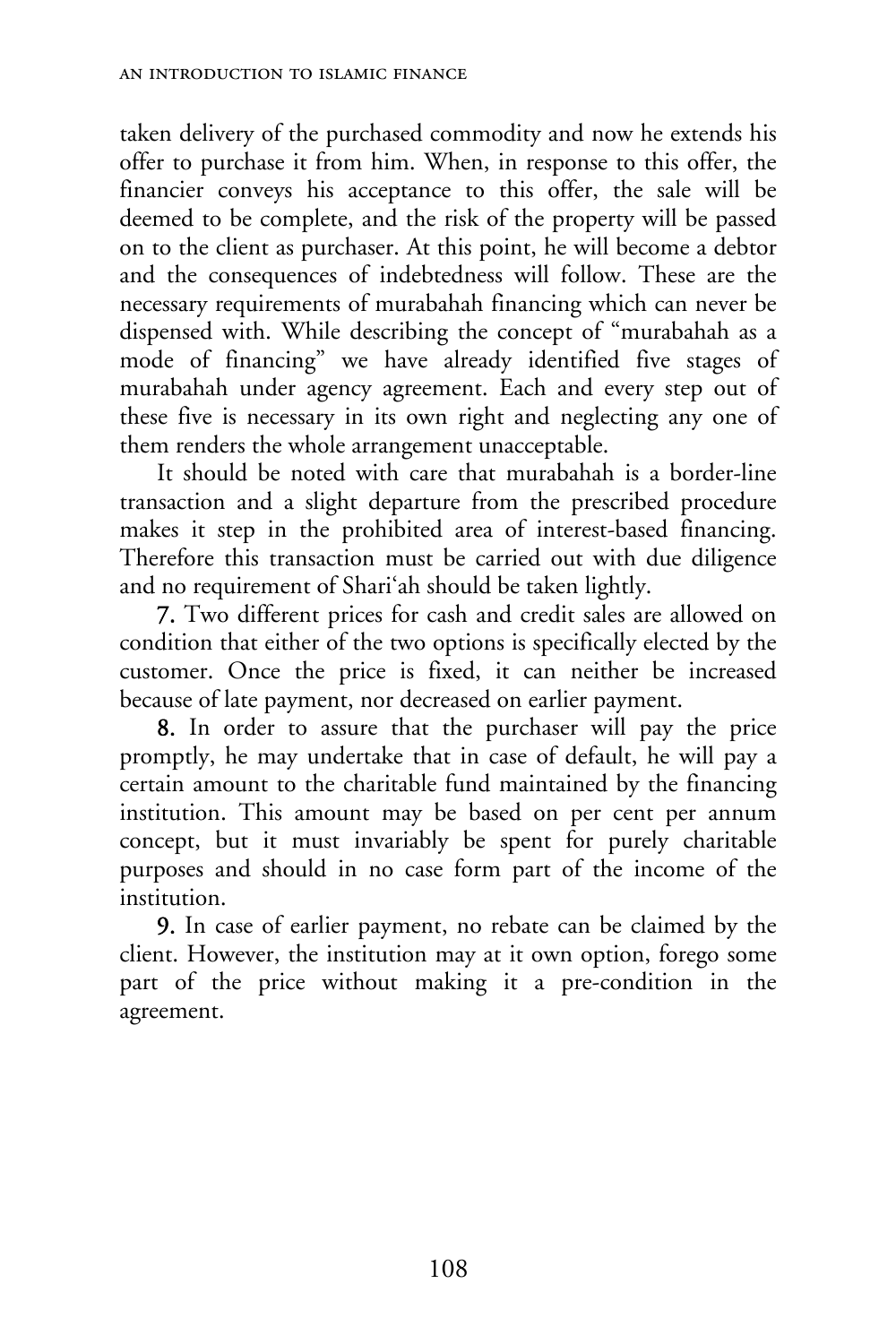taken delivery of the purchased commodity and now he extends his offer to purchase it from him. When, in response to this offer, the financier conveys his acceptance to this offer, the sale will be deemed to be complete, and the risk of the property will be passed on to the client as purchaser. At this point, he will become a debtor and the consequences of indebtedness will follow. These are the necessary requirements of murabahah financing which can never be dispensed with. While describing the concept of "murabahah as a mode of financing" we have already identified five stages of murabahah under agency agreement. Each and every step out of these five is necessary in its own right and neglecting any one of them renders the whole arrangement unacceptable.

It should be noted with care that murabahah is a border-line transaction and a slight departure from the prescribed procedure makes it step in the prohibited area of interest-based financing. Therefore this transaction must be carried out with due diligence and no requirement of Shari'ah should be taken lightly.

**7.** Two different prices for cash and credit sales are allowed on condition that either of the two options is specifically elected by the customer. Once the price is fixed, it can neither be increased because of late payment, nor decreased on earlier payment.

**8.** In order to assure that the purchaser will pay the price promptly, he may undertake that in case of default, he will pay a certain amount to the charitable fund maintained by the financing institution. This amount may be based on per cent per annum concept, but it must invariably be spent for purely charitable purposes and should in no case form part of the income of the institution.

**9.** In case of earlier payment, no rebate can be claimed by the client. However, the institution may at it own option, forego some part of the price without making it a pre-condition in the agreement.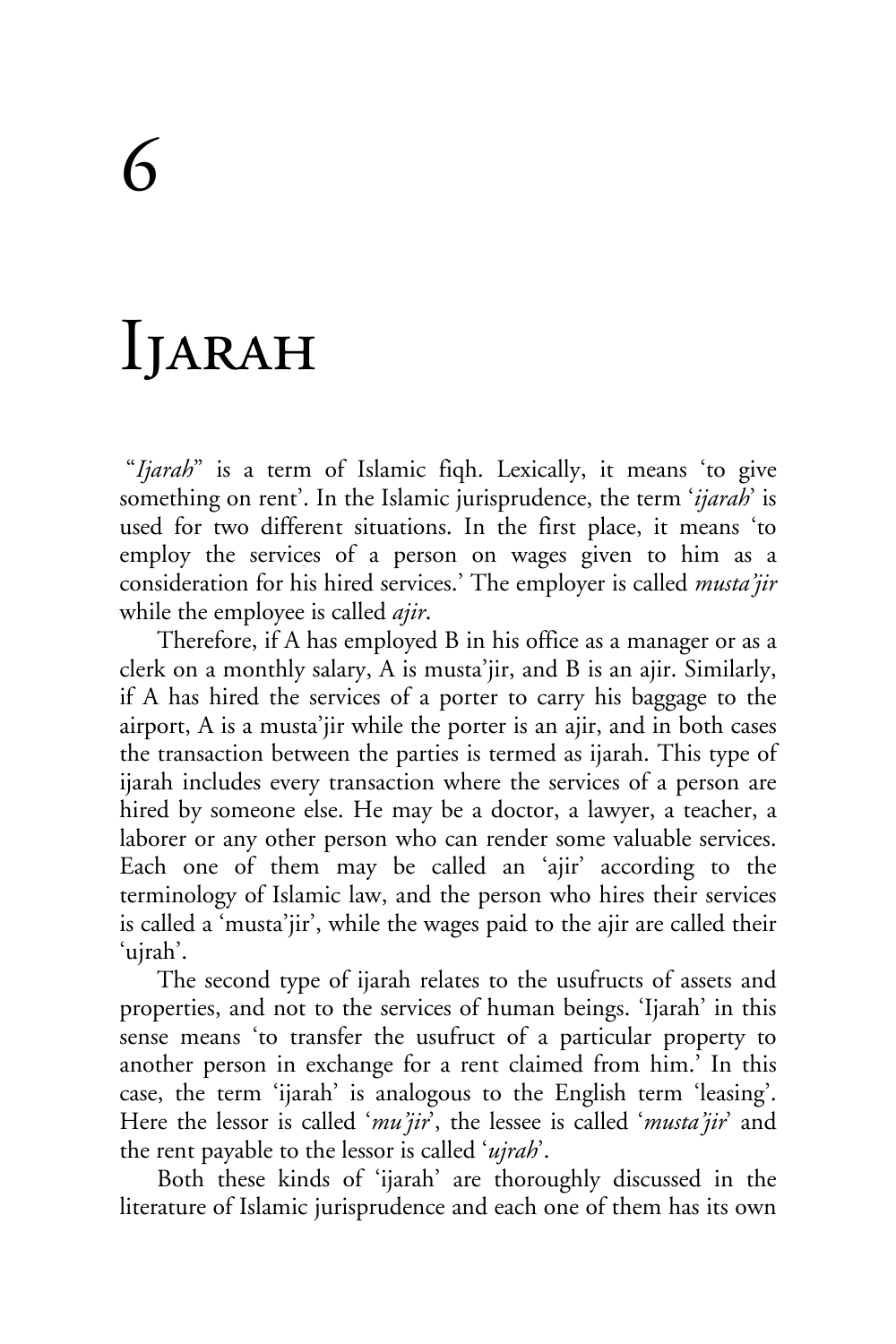# 6

# Ijarah

"*Ijarah*" is a term of Islamic fiqh. Lexically, it means 'to give something on rent'. In the Islamic jurisprudence, the term '*ijarah*' is used for two different situations. In the first place, it means 'to employ the services of a person on wages given to him as a consideration for his hired services.' The employer is called *musta'jir* while the employee is called *ajir*.

Therefore, if A has employed B in his office as a manager or as a clerk on a monthly salary, A is musta'jir, and B is an ajir. Similarly, if A has hired the services of a porter to carry his baggage to the airport, A is a musta'jir while the porter is an ajir, and in both cases the transaction between the parties is termed as ijarah. This type of ijarah includes every transaction where the services of a person are hired by someone else. He may be a doctor, a lawyer, a teacher, a laborer or any other person who can render some valuable services. Each one of them may be called an 'ajir' according to the terminology of Islamic law, and the person who hires their services is called a 'musta'jir', while the wages paid to the ajir are called their 'ujrah'.

The second type of ijarah relates to the usufructs of assets and properties, and not to the services of human beings. 'Ijarah' in this sense means 'to transfer the usufruct of a particular property to another person in exchange for a rent claimed from him.' In this case, the term 'ijarah' is analogous to the English term 'leasing'. Here the lessor is called '*mu'jir*', the lessee is called '*musta'jir*' and the rent payable to the lessor is called '*ujrah*'.

Both these kinds of 'ijarah' are thoroughly discussed in the literature of Islamic jurisprudence and each one of them has its own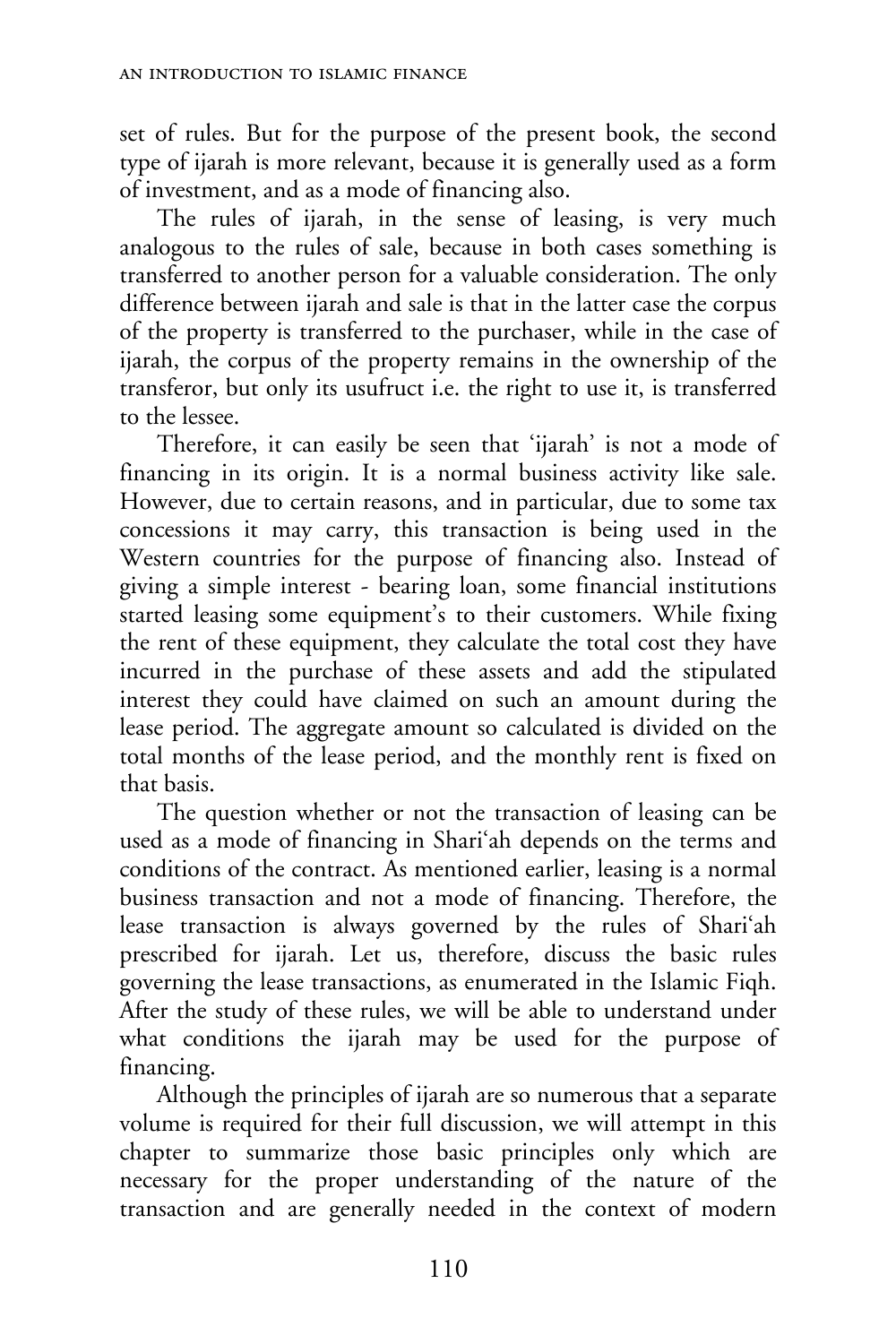set of rules. But for the purpose of the present book, the second type of ijarah is more relevant, because it is generally used as a form of investment, and as a mode of financing also.

The rules of ijarah, in the sense of leasing, is very much analogous to the rules of sale, because in both cases something is transferred to another person for a valuable consideration. The only difference between ijarah and sale is that in the latter case the corpus of the property is transferred to the purchaser, while in the case of ijarah, the corpus of the property remains in the ownership of the transferor, but only its usufruct i.e. the right to use it, is transferred to the lessee.

Therefore, it can easily be seen that 'ijarah' is not a mode of financing in its origin. It is a normal business activity like sale. However, due to certain reasons, and in particular, due to some tax concessions it may carry, this transaction is being used in the Western countries for the purpose of financing also. Instead of giving a simple interest - bearing loan, some financial institutions started leasing some equipment's to their customers. While fixing the rent of these equipment, they calculate the total cost they have incurred in the purchase of these assets and add the stipulated interest they could have claimed on such an amount during the lease period. The aggregate amount so calculated is divided on the total months of the lease period, and the monthly rent is fixed on that basis.

The question whether or not the transaction of leasing can be used as a mode of financing in Shari'ah depends on the terms and conditions of the contract. As mentioned earlier, leasing is a normal business transaction and not a mode of financing. Therefore, the lease transaction is always governed by the rules of Shari'ah prescribed for ijarah. Let us, therefore, discuss the basic rules governing the lease transactions, as enumerated in the Islamic Fiqh. After the study of these rules, we will be able to understand under what conditions the ijarah may be used for the purpose of financing.

Although the principles of ijarah are so numerous that a separate volume is required for their full discussion, we will attempt in this chapter to summarize those basic principles only which are necessary for the proper understanding of the nature of the transaction and are generally needed in the context of modern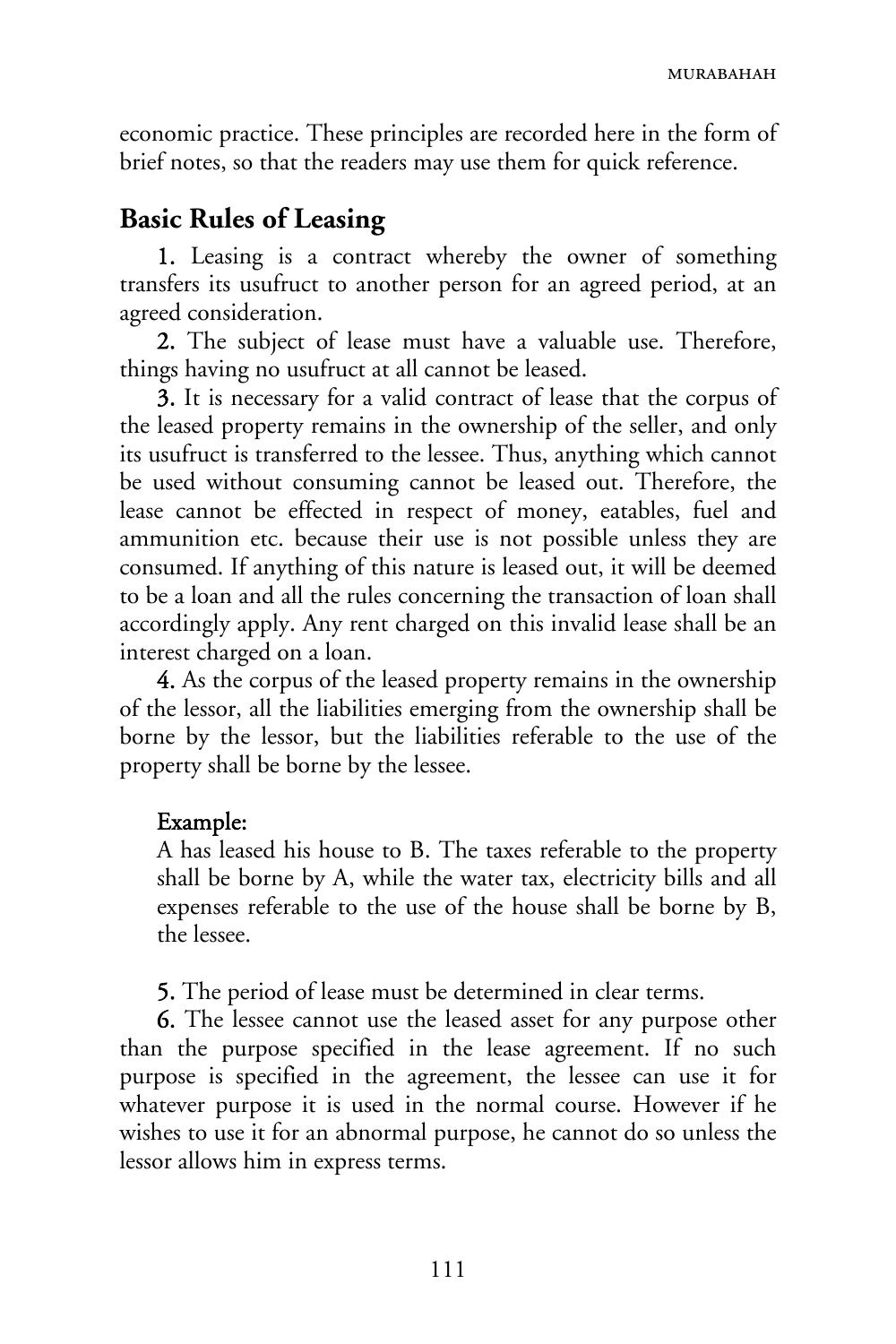economic practice. These principles are recorded here in the form of brief notes, so that the readers may use them for quick reference.

## Basic Rules of Leasing

**1.** Leasing is a contract whereby the owner of something transfers its usufruct to another person for an agreed period, at an agreed consideration.

**2.** The subject of lease must have a valuable use. Therefore, things having no usufruct at all cannot be leased.

**3.** It is necessary for a valid contract of lease that the corpus of the leased property remains in the ownership of the seller, and only its usufruct is transferred to the lessee. Thus, anything which cannot be used without consuming cannot be leased out. Therefore, the lease cannot be effected in respect of money, eatables, fuel and ammunition etc. because their use is not possible unless they are consumed. If anything of this nature is leased out, it will be deemed to be a loan and all the rules concerning the transaction of loan shall accordingly apply. Any rent charged on this invalid lease shall be an interest charged on a loan.

**4.** As the corpus of the leased property remains in the ownership of the lessor, all the liabilities emerging from the ownership shall be borne by the lessor, but the liabilities referable to the use of the property shall be borne by the lessee.

> **Example:**
>
> A has leased his house to B. The taxes referable to the property shall be borne by A, while the water tax, electricity bills and all expenses referable to the use of the house shall be borne by B, the lessee.

**5.** The period of lease must be determined in clear terms.

**6.** The lessee cannot use the leased asset for any purpose other than the purpose specified in the lease agreement. If no such purpose is specified in the agreement, the lessee can use it for whatever purpose it is used in the normal course. However if he wishes to use it for an abnormal purpose, he cannot do so unless the lessor allows him in express terms.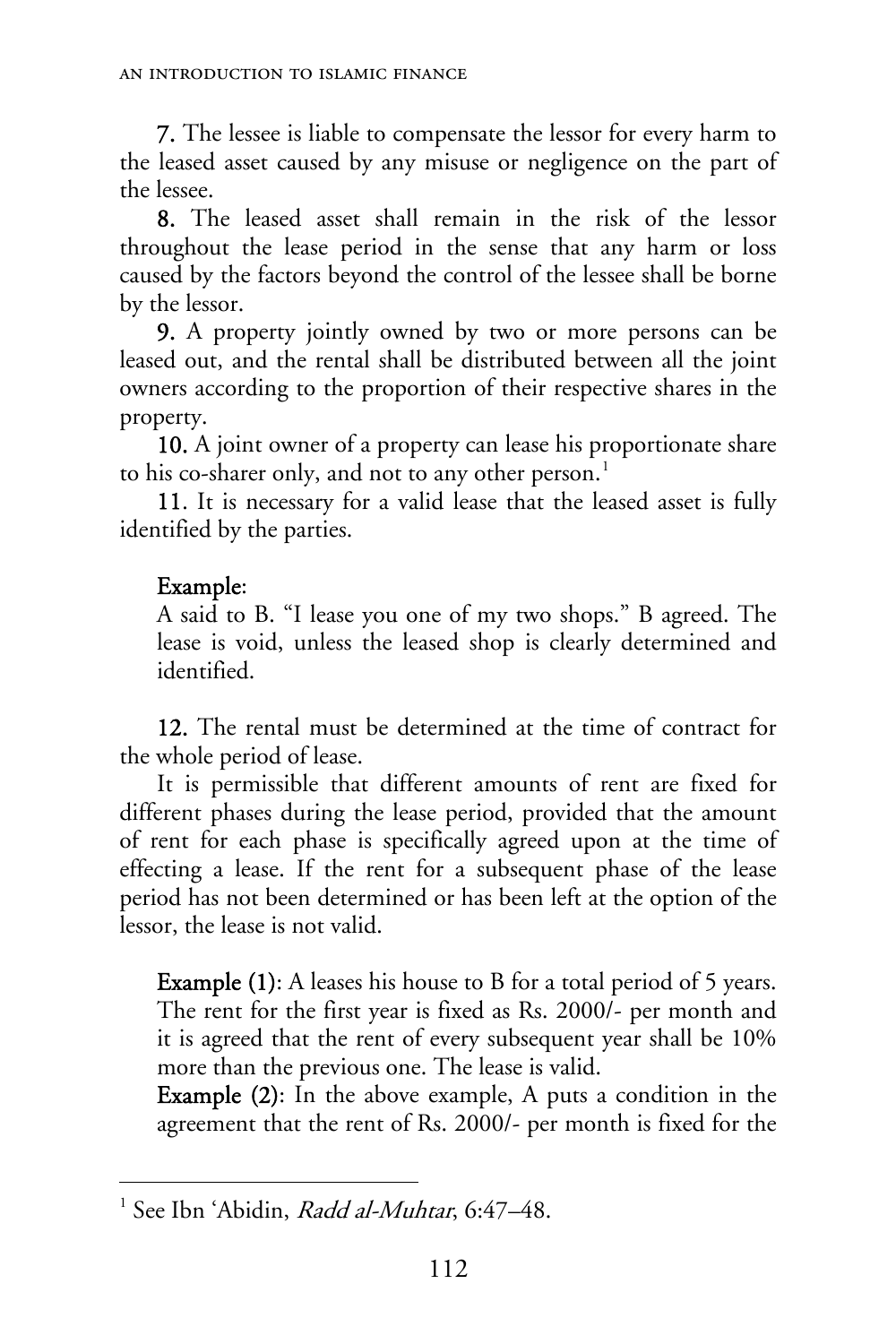**7.** The lessee is liable to compensate the lessor for every harm to the leased asset caused by any misuse or negligence on the part of the lessee.

**8.** The leased asset shall remain in the risk of the lessor throughout the lease period in the sense that any harm or loss caused by the factors beyond the control of the lessee shall be borne by the lessor.

**9.** A property jointly owned by two or more persons can be leased out, and the rental shall be distributed between all the joint owners according to the proportion of their respective shares in the property.

**10.** A joint owner of a property can lease his proportionate share to his co-sharer only, and not to any other person.[1]

11. It is necessary for a valid lease that the leased asset is fully identified by the parties.

> **Example**:
> A said to B. "I lease you one of my two shops." B agreed. The lease is void, unless the leased shop is clearly determined and identified.

**12.** The rental must be determined at the time of contract for the whole period of lease.

It is permissible that different amounts of rent are fixed for different phases during the lease period, provided that the amount of rent for each phase is specifically agreed upon at the time of effecting a lease. If the rent for a subsequent phase of the lease period has not been determined or has been left at the option of the lessor, the lease is not valid.

> **Example (1)**: A leases his house to B for a total period of 5 years. The rent for the first year is fixed as Rs. 2000/- per month and it is agreed that the rent of every subsequent year shall be 10% more than the previous one. The lease is valid.
>
> **Example (2)**: In the above example, A puts a condition in the agreement that the rent of Rs. 2000/- per month is fixed for the

---

[1] See Ibn 'Abidin, *Radd al-Muhtar*, 6:47–48.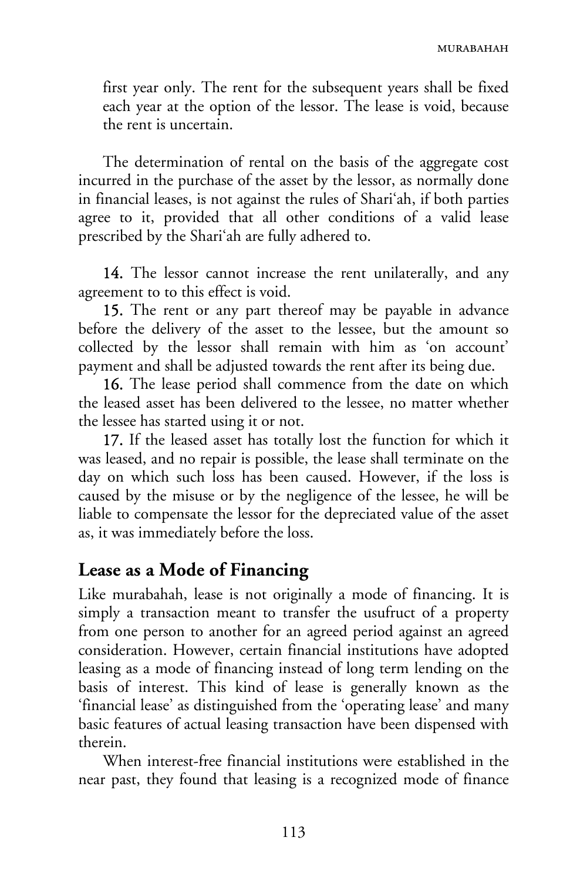first year only. The rent for the subsequent years shall be fixed each year at the option of the lessor. The lease is void, because the rent is uncertain.

The determination of rental on the basis of the aggregate cost incurred in the purchase of the asset by the lessor, as normally done in financial leases, is not against the rules of Shari'ah, if both parties agree to it, provided that all other conditions of a valid lease prescribed by the Shari'ah are fully adhered to.

**14.** The lessor cannot increase the rent unilaterally, and any agreement to to this effect is void.

**15.** The rent or any part thereof may be payable in advance before the delivery of the asset to the lessee, but the amount so collected by the lessor shall remain with him as 'on account' payment and shall be adjusted towards the rent after its being due.

**16.** The lease period shall commence from the date on which the leased asset has been delivered to the lessee, no matter whether the lessee has started using it or not.

**17.** If the leased asset has totally lost the function for which it was leased, and no repair is possible, the lease shall terminate on the day on which such loss has been caused. However, if the loss is caused by the misuse or by the negligence of the lessee, he will be liable to compensate the lessor for the depreciated value of the asset as, it was immediately before the loss.

## Lease as a Mode of Financing

Like murabahah, lease is not originally a mode of financing. It is simply a transaction meant to transfer the usufruct of a property from one person to another for an agreed period against an agreed consideration. However, certain financial institutions have adopted leasing as a mode of financing instead of long term lending on the basis of interest. This kind of lease is generally known as the 'financial lease' as distinguished from the 'operating lease' and many basic features of actual leasing transaction have been dispensed with therein.

When interest-free financial institutions were established in the near past, they found that leasing is a recognized mode of finance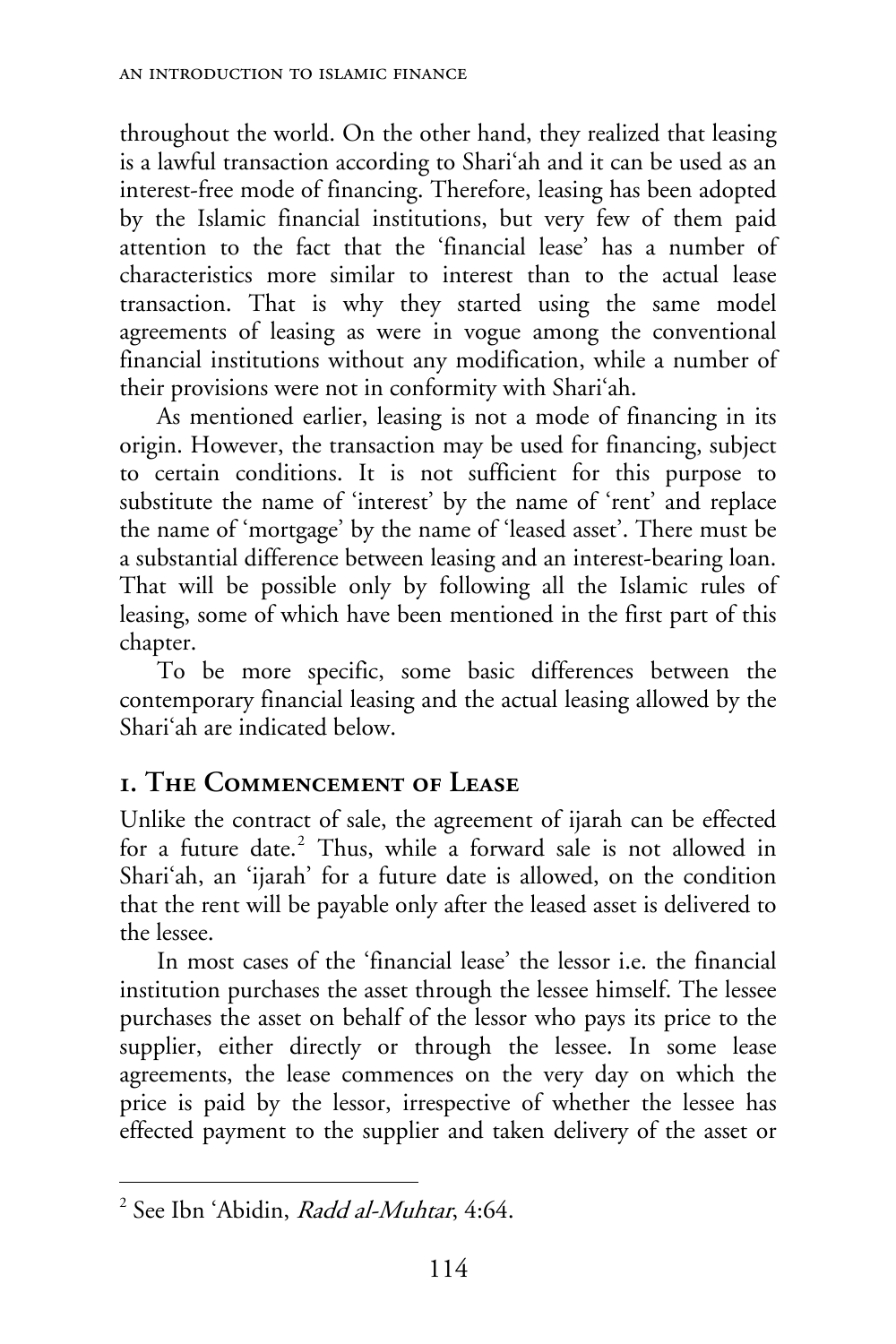throughout the world. On the other hand, they realized that leasing is a lawful transaction according to Shari'ah and it can be used as an interest-free mode of financing. Therefore, leasing has been adopted by the Islamic financial institutions, but very few of them paid attention to the fact that the 'financial lease' has a number of characteristics more similar to interest than to the actual lease transaction. That is why they started using the same model agreements of leasing as were in vogue among the conventional financial institutions without any modification, while a number of their provisions were not in conformity with Shari'ah.

As mentioned earlier, leasing is not a mode of financing in its origin. However, the transaction may be used for financing, subject to certain conditions. It is not sufficient for this purpose to substitute the name of 'interest' by the name of 'rent' and replace the name of 'mortgage' by the name of 'leased asset'. There must be a substantial difference between leasing and an interest-bearing loan. That will be possible only by following all the Islamic rules of leasing, some of which have been mentioned in the first part of this chapter.

To be more specific, some basic differences between the contemporary financial leasing and the actual leasing allowed by the Shari'ah are indicated below.

## 1. The Commencement of Lease

Unlike the contract of sale, the agreement of ijarah can be effected for a future date.[2] Thus, while a forward sale is not allowed in Shari'ah, an 'ijarah' for a future date is allowed, on the condition that the rent will be payable only after the leased asset is delivered to the lessee.

In most cases of the 'financial lease' the lessor i.e. the financial institution purchases the asset through the lessee himself. The lessee purchases the asset on behalf of the lessor who pays its price to the supplier, either directly or through the lessee. In some lease agreements, the lease commences on the very day on which the price is paid by the lessor, irrespective of whether the lessee has effected payment to the supplier and taken delivery of the asset or

---

[2] See Ibn 'Abidin, *Radd al-Muhtar*, 4:64.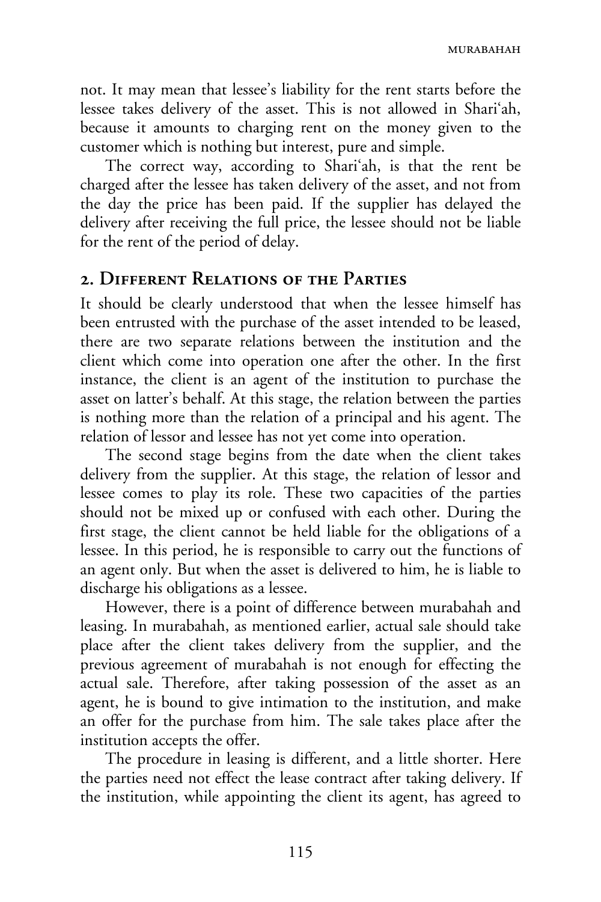not. It may mean that lessee's liability for the rent starts before the lessee takes delivery of the asset. This is not allowed in Shari'ah, because it amounts to charging rent on the money given to the customer which is nothing but interest, pure and simple.

The correct way, according to Shari'ah, is that the rent be charged after the lessee has taken delivery of the asset, and not from the day the price has been paid. If the supplier has delayed the delivery after receiving the full price, the lessee should not be liable for the rent of the period of delay.

## 2. Different Relations of the Parties

It should be clearly understood that when the lessee himself has been entrusted with the purchase of the asset intended to be leased, there are two separate relations between the institution and the client which come into operation one after the other. In the first instance, the client is an agent of the institution to purchase the asset on latter's behalf. At this stage, the relation between the parties is nothing more than the relation of a principal and his agent. The relation of lessor and lessee has not yet come into operation.

The second stage begins from the date when the client takes delivery from the supplier. At this stage, the relation of lessor and lessee comes to play its role. These two capacities of the parties should not be mixed up or confused with each other. During the first stage, the client cannot be held liable for the obligations of a lessee. In this period, he is responsible to carry out the functions of an agent only. But when the asset is delivered to him, he is liable to discharge his obligations as a lessee.

However, there is a point of difference between murabahah and leasing. In murabahah, as mentioned earlier, actual sale should take place after the client takes delivery from the supplier, and the previous agreement of murabahah is not enough for effecting the actual sale. Therefore, after taking possession of the asset as an agent, he is bound to give intimation to the institution, and make an offer for the purchase from him. The sale takes place after the institution accepts the offer.

The procedure in leasing is different, and a little shorter. Here the parties need not effect the lease contract after taking delivery. If the institution, while appointing the client its agent, has agreed to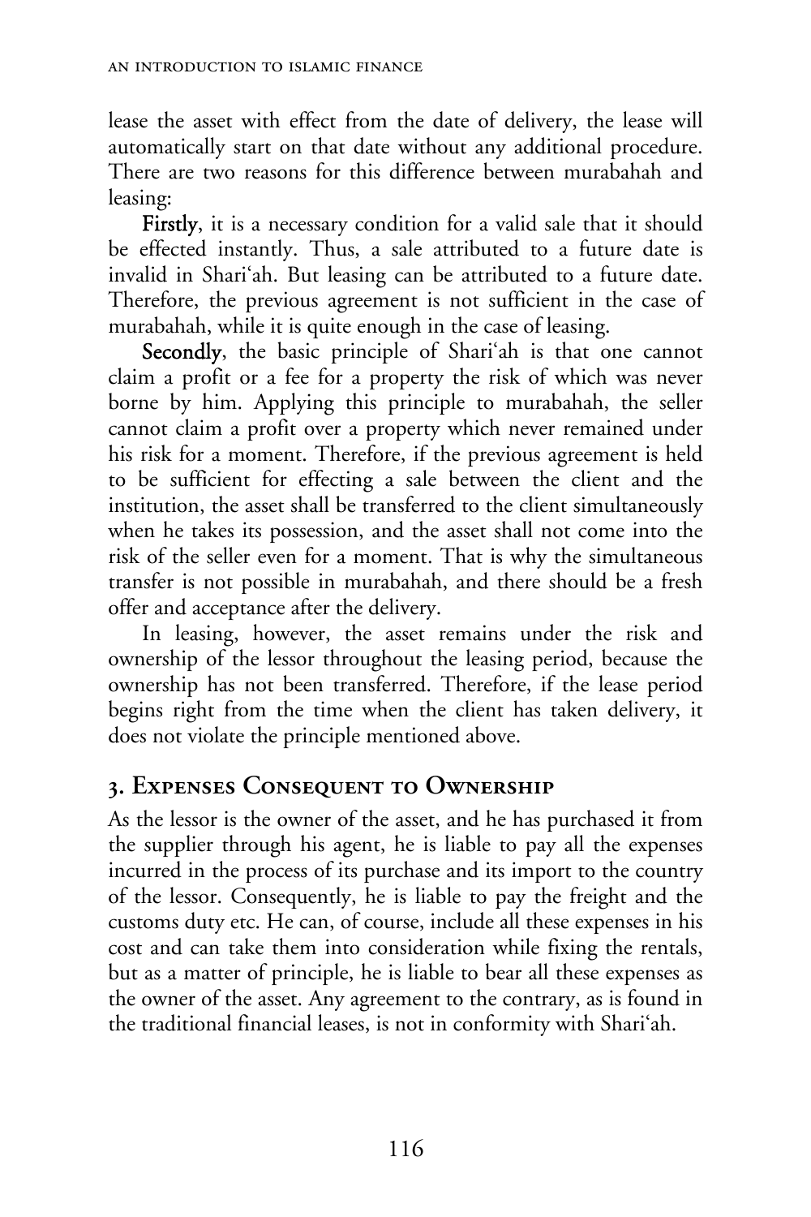lease the asset with effect from the date of delivery, the lease will automatically start on that date without any additional procedure. There are two reasons for this difference between murabahah and leasing:

**Firstly**, it is a necessary condition for a valid sale that it should be effected instantly. Thus, a sale attributed to a future date is invalid in Shari'ah. But leasing can be attributed to a future date. Therefore, the previous agreement is not sufficient in the case of murabahah, while it is quite enough in the case of leasing.

**Secondly**, the basic principle of Shari'ah is that one cannot claim a profit or a fee for a property the risk of which was never borne by him. Applying this principle to murabahah, the seller cannot claim a profit over a property which never remained under his risk for a moment. Therefore, if the previous agreement is held to be sufficient for effecting a sale between the client and the institution, the asset shall be transferred to the client simultaneously when he takes its possession, and the asset shall not come into the risk of the seller even for a moment. That is why the simultaneous transfer is not possible in murabahah, and there should be a fresh offer and acceptance after the delivery.

In leasing, however, the asset remains under the risk and ownership of the lessor throughout the leasing period, because the ownership has not been transferred. Therefore, if the lease period begins right from the time when the client has taken delivery, it does not violate the principle mentioned above.

## 3. Expenses Consequent to Ownership

As the lessor is the owner of the asset, and he has purchased it from the supplier through his agent, he is liable to pay all the expenses incurred in the process of its purchase and its import to the country of the lessor. Consequently, he is liable to pay the freight and the customs duty etc. He can, of course, include all these expenses in his cost and can take them into consideration while fixing the rentals, but as a matter of principle, he is liable to bear all these expenses as the owner of the asset. Any agreement to the contrary, as is found in the traditional financial leases, is not in conformity with Shari'ah.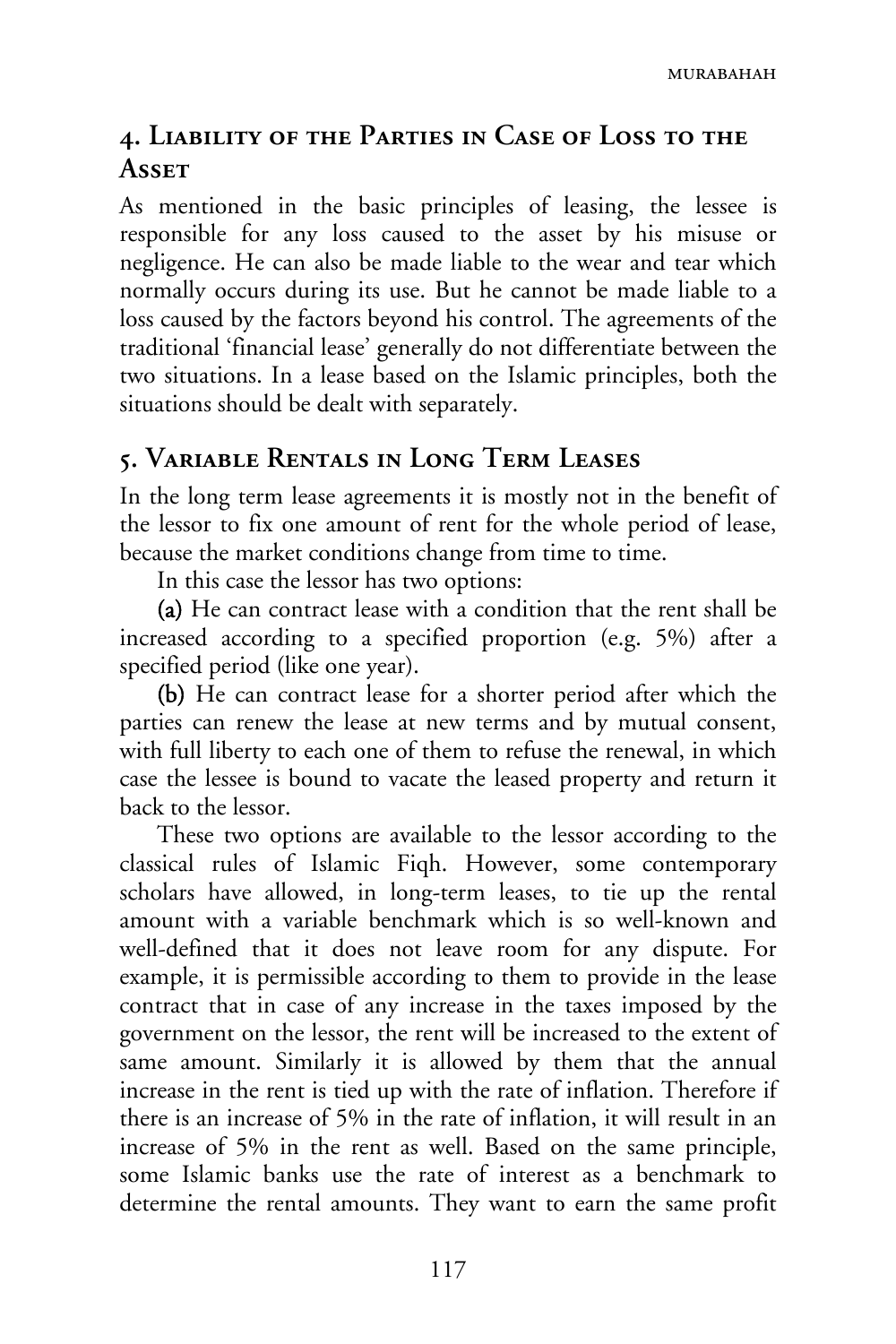## 4. Liability of the Parties in Case of Loss to the Asset

As mentioned in the basic principles of leasing, the lessee is responsible for any loss caused to the asset by his misuse or negligence. He can also be made liable to the wear and tear which normally occurs during its use. But he cannot be made liable to a loss caused by the factors beyond his control. The agreements of the traditional 'financial lease' generally do not differentiate between the two situations. In a lease based on the Islamic principles, both the situations should be dealt with separately.

## 5. Variable Rentals in Long Term Leases

In the long term lease agreements it is mostly not in the benefit of the lessor to fix one amount of rent for the whole period of lease, because the market conditions change from time to time.

In this case the lessor has two options:

**(a)** He can contract lease with a condition that the rent shall be increased according to a specified proportion (e.g. 5%) after a specified period (like one year).

**(b)** He can contract lease for a shorter period after which the parties can renew the lease at new terms and by mutual consent, with full liberty to each one of them to refuse the renewal, in which case the lessee is bound to vacate the leased property and return it back to the lessor.

These two options are available to the lessor according to the classical rules of Islamic Fiqh. However, some contemporary scholars have allowed, in long-term leases, to tie up the rental amount with a variable benchmark which is so well-known and well-defined that it does not leave room for any dispute. For example, it is permissible according to them to provide in the lease contract that in case of any increase in the taxes imposed by the government on the lessor, the rent will be increased to the extent of same amount. Similarly it is allowed by them that the annual increase in the rent is tied up with the rate of inflation. Therefore if there is an increase of 5% in the rate of inflation, it will result in an increase of 5% in the rent as well. Based on the same principle, some Islamic banks use the rate of interest as a benchmark to determine the rental amounts. They want to earn the same profit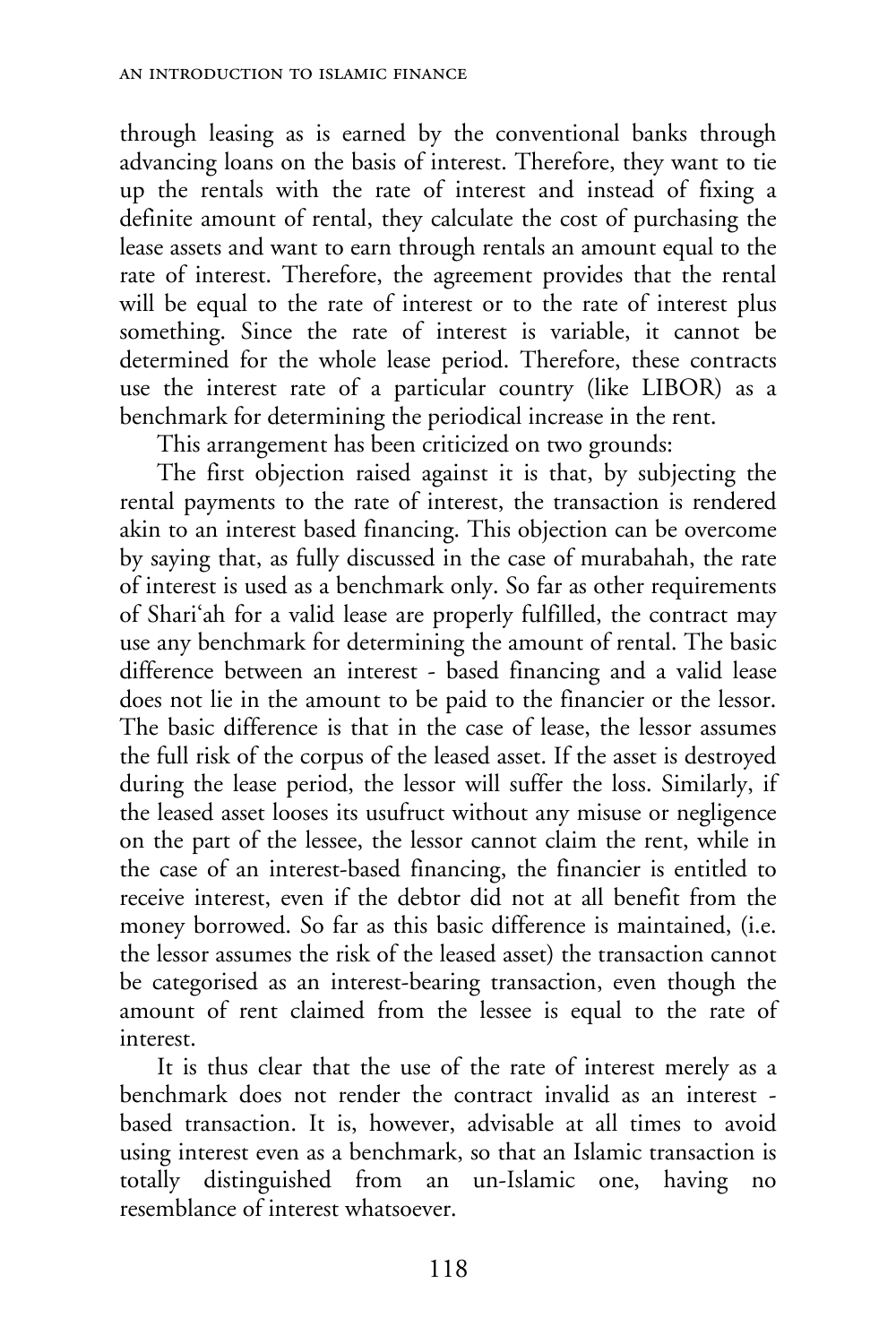through leasing as is earned by the conventional banks through advancing loans on the basis of interest. Therefore, they want to tie up the rentals with the rate of interest and instead of fixing a definite amount of rental, they calculate the cost of purchasing the lease assets and want to earn through rentals an amount equal to the rate of interest. Therefore, the agreement provides that the rental will be equal to the rate of interest or to the rate of interest plus something. Since the rate of interest is variable, it cannot be determined for the whole lease period. Therefore, these contracts use the interest rate of a particular country (like LIBOR) as a benchmark for determining the periodical increase in the rent.

This arrangement has been criticized on two grounds:

The first objection raised against it is that, by subjecting the rental payments to the rate of interest, the transaction is rendered akin to an interest based financing. This objection can be overcome by saying that, as fully discussed in the case of murabahah, the rate of interest is used as a benchmark only. So far as other requirements of Shari'ah for a valid lease are properly fulfilled, the contract may use any benchmark for determining the amount of rental. The basic difference between an interest - based financing and a valid lease does not lie in the amount to be paid to the financier or the lessor. The basic difference is that in the case of lease, the lessor assumes the full risk of the corpus of the leased asset. If the asset is destroyed during the lease period, the lessor will suffer the loss. Similarly, if the leased asset looses its usufruct without any misuse or negligence on the part of the lessee, the lessor cannot claim the rent, while in the case of an interest-based financing, the financier is entitled to receive interest, even if the debtor did not at all benefit from the money borrowed. So far as this basic difference is maintained, (i.e. the lessor assumes the risk of the leased asset) the transaction cannot be categorised as an interest-bearing transaction, even though the amount of rent claimed from the lessee is equal to the rate of interest.

It is thus clear that the use of the rate of interest merely as a benchmark does not render the contract invalid as an interest - based transaction. It is, however, advisable at all times to avoid using interest even as a benchmark, so that an Islamic transaction is totally distinguished from an un-Islamic one, having no resemblance of interest whatsoever.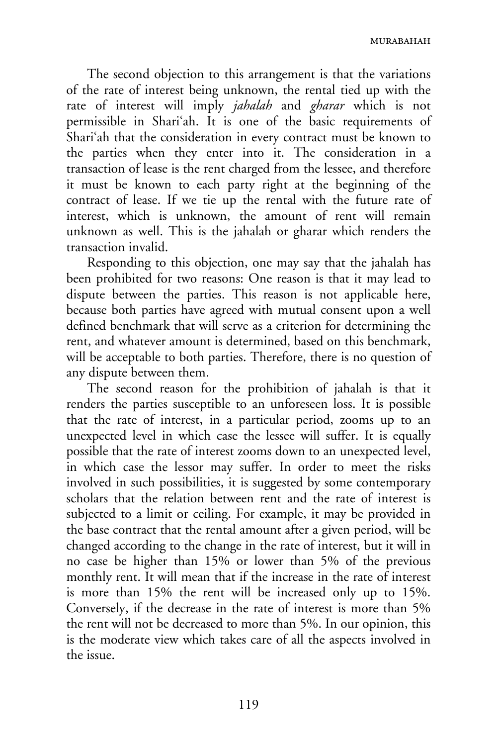The second objection to this arrangement is that the variations of the rate of interest being unknown, the rental tied up with the rate of interest will imply *jahalah* and *gharar* which is not permissible in Shariʿah. It is one of the basic requirements of Shariʿah that the consideration in every contract must be known to the parties when they enter into it. The consideration in a transaction of lease is the rent charged from the lessee, and therefore it must be known to each party right at the beginning of the contract of lease. If we tie up the rental with the future rate of interest, which is unknown, the amount of rent will remain unknown as well. This is the jahalah or gharar which renders the transaction invalid.

Responding to this objection, one may say that the jahalah has been prohibited for two reasons: One reason is that it may lead to dispute between the parties. This reason is not applicable here, because both parties have agreed with mutual consent upon a well defined benchmark that will serve as a criterion for determining the rent, and whatever amount is determined, based on this benchmark, will be acceptable to both parties. Therefore, there is no question of any dispute between them.

The second reason for the prohibition of jahalah is that it renders the parties susceptible to an unforeseen loss. It is possible that the rate of interest, in a particular period, zooms up to an unexpected level in which case the lessee will suffer. It is equally possible that the rate of interest zooms down to an unexpected level, in which case the lessor may suffer. In order to meet the risks involved in such possibilities, it is suggested by some contemporary scholars that the relation between rent and the rate of interest is subjected to a limit or ceiling. For example, it may be provided in the base contract that the rental amount after a given period, will be changed according to the change in the rate of interest, but it will in no case be higher than 15% or lower than 5% of the previous monthly rent. It will mean that if the increase in the rate of interest is more than 15% the rent will be increased only up to 15%. Conversely, if the decrease in the rate of interest is more than 5% the rent will not be decreased to more than 5%. In our opinion, this is the moderate view which takes care of all the aspects involved in the issue.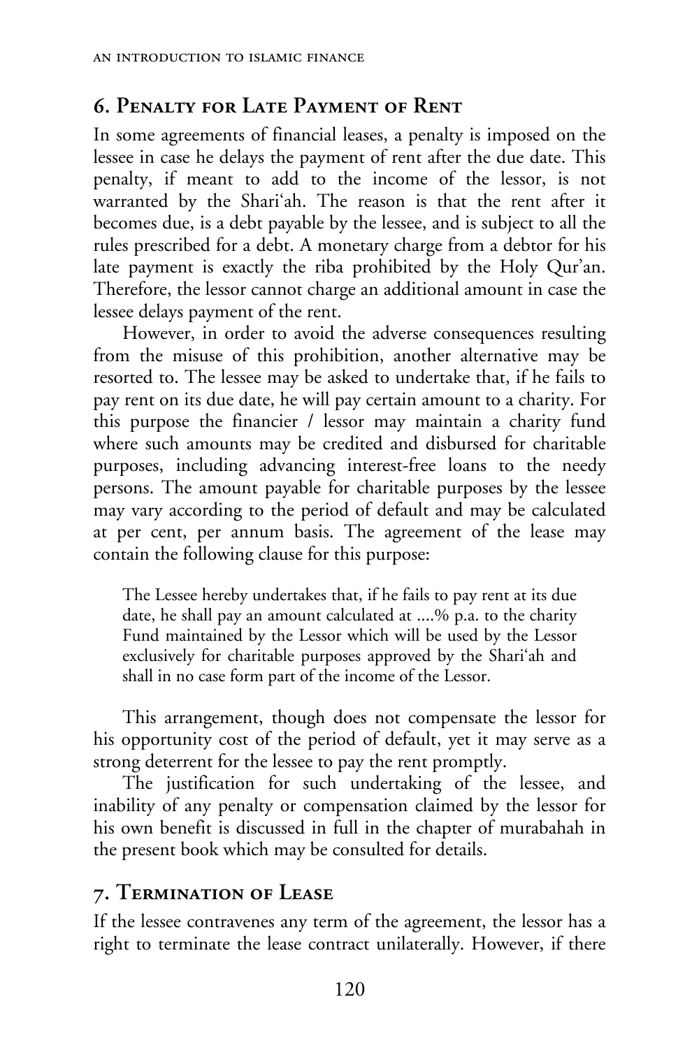## 6. Penalty for Late Payment of Rent

In some agreements of financial leases, a penalty is imposed on the lessee in case he delays the payment of rent after the due date. This penalty, if meant to add to the income of the lessor, is not warranted by the Shari'ah. The reason is that the rent after it becomes due, is a debt payable by the lessee, and is subject to all the rules prescribed for a debt. A monetary charge from a debtor for his late payment is exactly the riba prohibited by the Holy Qur'an. Therefore, the lessor cannot charge an additional amount in case the lessee delays payment of the rent.

However, in order to avoid the adverse consequences resulting from the misuse of this prohibition, another alternative may be resorted to. The lessee may be asked to undertake that, if he fails to pay rent on its due date, he will pay certain amount to a charity. For this purpose the financier / lessor may maintain a charity fund where such amounts may be credited and disbursed for charitable purposes, including advancing interest-free loans to the needy persons. The amount payable for charitable purposes by the lessee may vary according to the period of default and may be calculated at per cent, per annum basis. The agreement of the lease may contain the following clause for this purpose:

> The Lessee hereby undertakes that, if he fails to pay rent at its due date, he shall pay an amount calculated at ....% p.a. to the charity Fund maintained by the Lessor which will be used by the Lessor exclusively for charitable purposes approved by the Shari'ah and shall in no case form part of the income of the Lessor.

This arrangement, though does not compensate the lessor for his opportunity cost of the period of default, yet it may serve as a strong deterrent for the lessee to pay the rent promptly.

The justification for such undertaking of the lessee, and inability of any penalty or compensation claimed by the lessor for his own benefit is discussed in full in the chapter of murabahah in the present book which may be consulted for details.

## 7. Termination of Lease

If the lessee contravenes any term of the agreement, the lessor has a right to terminate the lease contract unilaterally. However, if there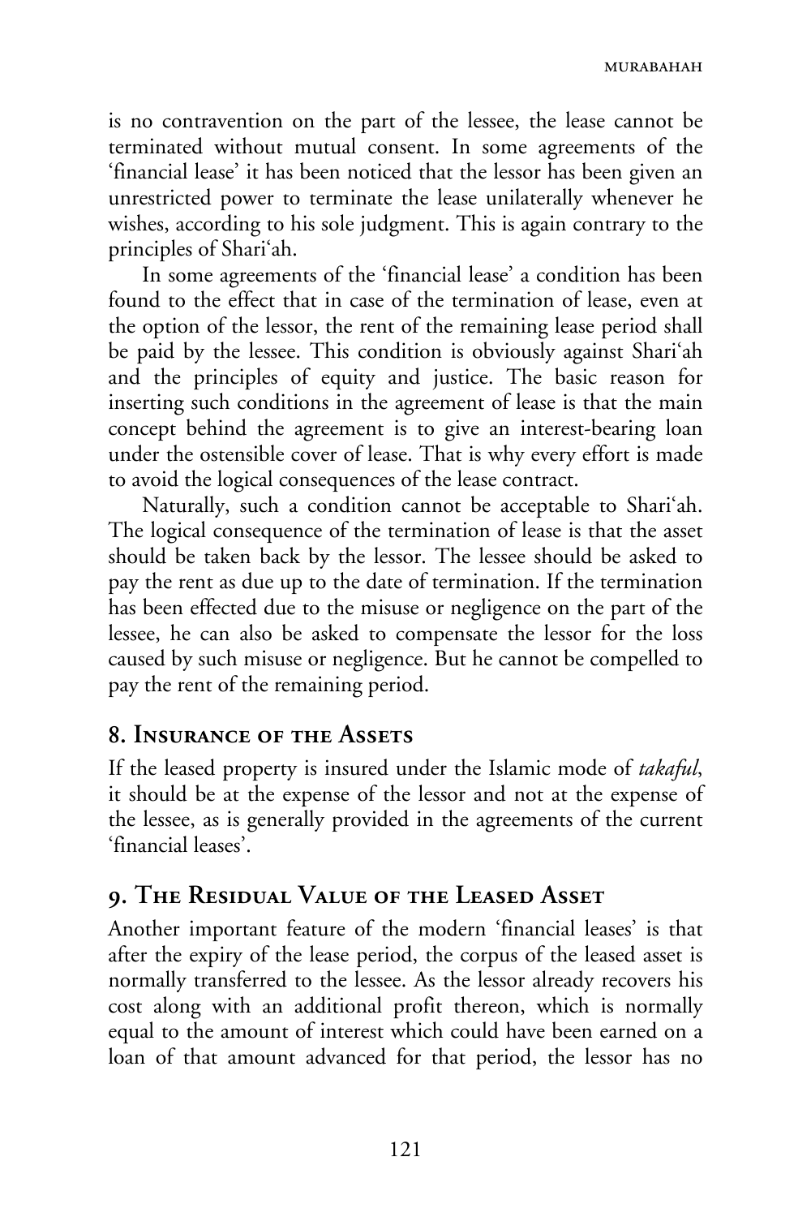is no contravention on the part of the lessee, the lease cannot be terminated without mutual consent. In some agreements of the 'financial lease' it has been noticed that the lessor has been given an unrestricted power to terminate the lease unilaterally whenever he wishes, according to his sole judgment. This is again contrary to the principles of Shari'ah.

In some agreements of the 'financial lease' a condition has been found to the effect that in case of the termination of lease, even at the option of the lessor, the rent of the remaining lease period shall be paid by the lessee. This condition is obviously against Shari'ah and the principles of equity and justice. The basic reason for inserting such conditions in the agreement of lease is that the main concept behind the agreement is to give an interest-bearing loan under the ostensible cover of lease. That is why every effort is made to avoid the logical consequences of the lease contract.

Naturally, such a condition cannot be acceptable to Shari'ah. The logical consequence of the termination of lease is that the asset should be taken back by the lessor. The lessee should be asked to pay the rent as due up to the date of termination. If the termination has been effected due to the misuse or negligence on the part of the lessee, he can also be asked to compensate the lessor for the loss caused by such misuse or negligence. But he cannot be compelled to pay the rent of the remaining period.

## 8. Insurance of the Assets

If the leased property is insured under the Islamic mode of *takaful*, it should be at the expense of the lessor and not at the expense of the lessee, as is generally provided in the agreements of the current 'financial leases'.

## 9. The Residual Value of the Leased Asset

Another important feature of the modern 'financial leases' is that after the expiry of the lease period, the corpus of the leased asset is normally transferred to the lessee. As the lessor already recovers his cost along with an additional profit thereon, which is normally equal to the amount of interest which could have been earned on a loan of that amount advanced for that period, the lessor has no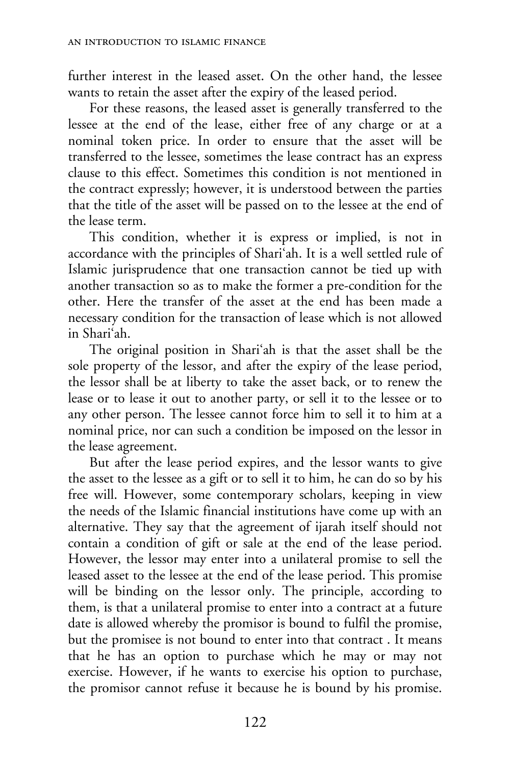further interest in the leased asset. On the other hand, the lessee wants to retain the asset after the expiry of the leased period.

For these reasons, the leased asset is generally transferred to the lessee at the end of the lease, either free of any charge or at a nominal token price. In order to ensure that the asset will be transferred to the lessee, sometimes the lease contract has an express clause to this effect. Sometimes this condition is not mentioned in the contract expressly; however, it is understood between the parties that the title of the asset will be passed on to the lessee at the end of the lease term.

This condition, whether it is express or implied, is not in accordance with the principles of Shari'ah. It is a well settled rule of Islamic jurisprudence that one transaction cannot be tied up with another transaction so as to make the former a pre-condition for the other. Here the transfer of the asset at the end has been made a necessary condition for the transaction of lease which is not allowed in Shari'ah.

The original position in Shari'ah is that the asset shall be the sole property of the lessor, and after the expiry of the lease period, the lessor shall be at liberty to take the asset back, or to renew the lease or to lease it out to another party, or sell it to the lessee or to any other person. The lessee cannot force him to sell it to him at a nominal price, nor can such a condition be imposed on the lessor in the lease agreement.

But after the lease period expires, and the lessor wants to give the asset to the lessee as a gift or to sell it to him, he can do so by his free will. However, some contemporary scholars, keeping in view the needs of the Islamic financial institutions have come up with an alternative. They say that the agreement of ijarah itself should not contain a condition of gift or sale at the end of the lease period. However, the lessor may enter into a unilateral promise to sell the leased asset to the lessee at the end of the lease period. This promise will be binding on the lessor only. The principle, according to them, is that a unilateral promise to enter into a contract at a future date is allowed whereby the promisor is bound to fulfil the promise, but the promisee is not bound to enter into that contract . It means that he has an option to purchase which he may or may not exercise. However, if he wants to exercise his option to purchase, the promisor cannot refuse it because he is bound by his promise.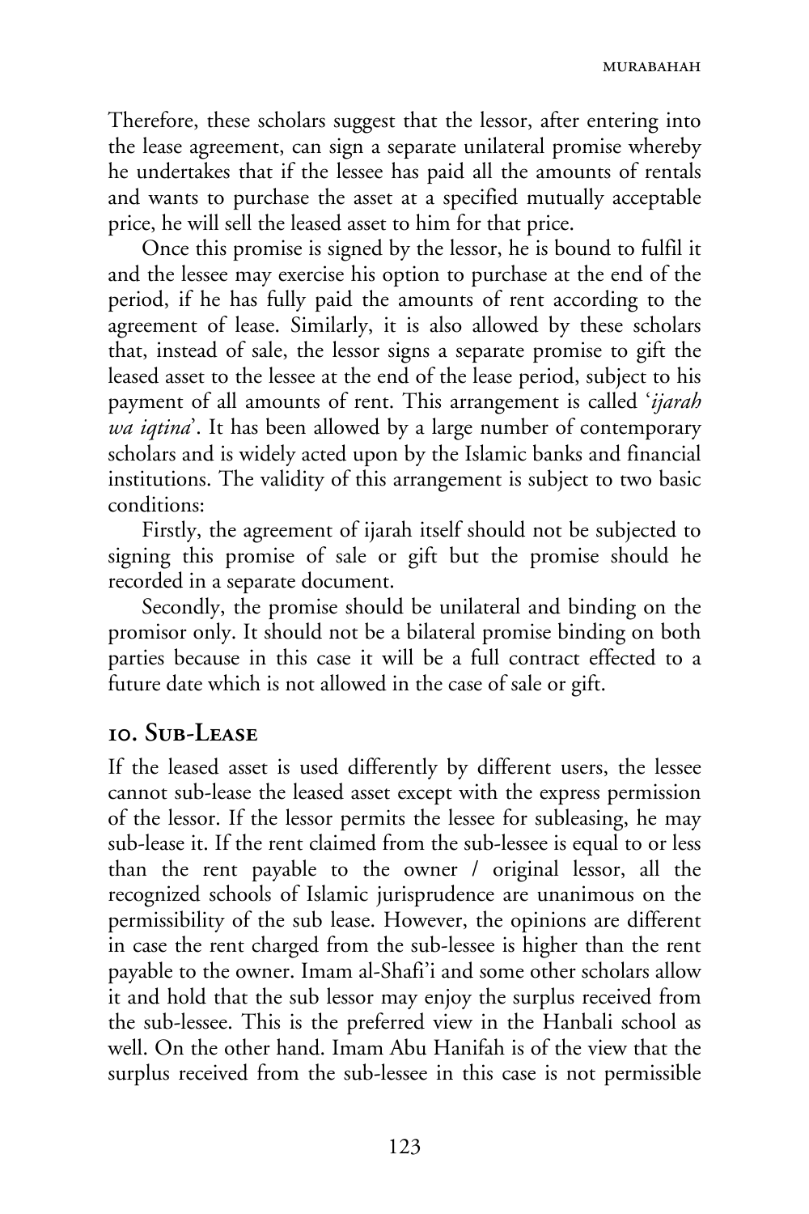Therefore, these scholars suggest that the lessor, after entering into the lease agreement, can sign a separate unilateral promise whereby he undertakes that if the lessee has paid all the amounts of rentals and wants to purchase the asset at a specified mutually acceptable price, he will sell the leased asset to him for that price.

Once this promise is signed by the lessor, he is bound to fulfil it and the lessee may exercise his option to purchase at the end of the period, if he has fully paid the amounts of rent according to the agreement of lease. Similarly, it is also allowed by these scholars that, instead of sale, the lessor signs a separate promise to gift the leased asset to the lessee at the end of the lease period, subject to his payment of all amounts of rent. This arrangement is called '*ijarah wa iqtina*'. It has been allowed by a large number of contemporary scholars and is widely acted upon by the Islamic banks and financial institutions. The validity of this arrangement is subject to two basic conditions:

Firstly, the agreement of ijarah itself should not be subjected to signing this promise of sale or gift but the promise should he recorded in a separate document.

Secondly, the promise should be unilateral and binding on the promisor only. It should not be a bilateral promise binding on both parties because in this case it will be a full contract effected to a future date which is not allowed in the case of sale or gift.

## 10. Sub-Lease

If the leased asset is used differently by different users, the lessee cannot sub-lease the leased asset except with the express permission of the lessor. If the lessor permits the lessee for subleasing, he may sub-lease it. If the rent claimed from the sub-lessee is equal to or less than the rent payable to the owner / original lessor, all the recognized schools of Islamic jurisprudence are unanimous on the permissibility of the sub lease. However, the opinions are different in case the rent charged from the sub-lessee is higher than the rent payable to the owner. Imam al-Shafi'i and some other scholars allow it and hold that the sub lessor may enjoy the surplus received from the sub-lessee. This is the preferred view in the Hanbali school as well. On the other hand. Imam Abu Hanifah is of the view that the surplus received from the sub-lessee in this case is not permissible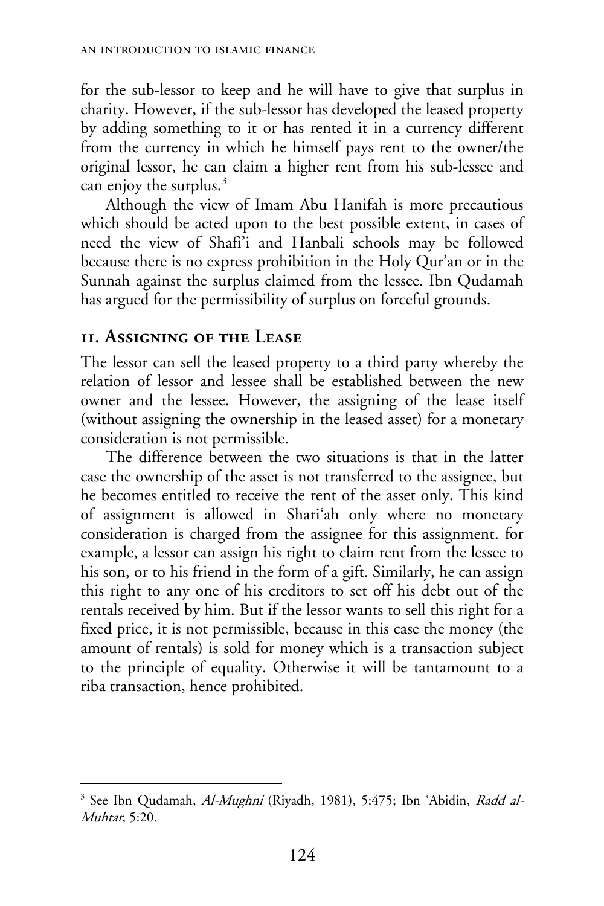for the sub-lessor to keep and he will have to give that surplus in charity. However, if the sub-lessor has developed the leased property by adding something to it or has rented it in a currency different from the currency in which he himself pays rent to the owner/the original lessor, he can claim a higher rent from his sub-lessee and can enjoy the surplus.[3]

Although the view of Imam Abu Hanifah is more precautious which should be acted upon to the best possible extent, in cases of need the view of Shafi'i and Hanbali schools may be followed because there is no express prohibition in the Holy Qur'an or in the Sunnah against the surplus claimed from the lessee. Ibn Qudamah has argued for the permissibility of surplus on forceful grounds.

## 11. Assigning of the Lease

The lessor can sell the leased property to a third party whereby the relation of lessor and lessee shall be established between the new owner and the lessee. However, the assigning of the lease itself (without assigning the ownership in the leased asset) for a monetary consideration is not permissible.

The difference between the two situations is that in the latter case the ownership of the asset is not transferred to the assignee, but he becomes entitled to receive the rent of the asset only. This kind of assignment is allowed in Shari'ah only where no monetary consideration is charged from the assignee for this assignment. for example, a lessor can assign his right to claim rent from the lessee to his son, or to his friend in the form of a gift. Similarly, he can assign this right to any one of his creditors to set off his debt out of the rentals received by him. But if the lessor wants to sell this right for a fixed price, it is not permissible, because in this case the money (the amount of rentals) is sold for money which is a transaction subject to the principle of equality. Otherwise it will be tantamount to a riba transaction, hence prohibited.

---

[3] See Ibn Qudamah, *Al-Mughni* (Riyadh, 1981), 5:475; Ibn 'Abidin, *Radd al-Muhtar*, 5:20.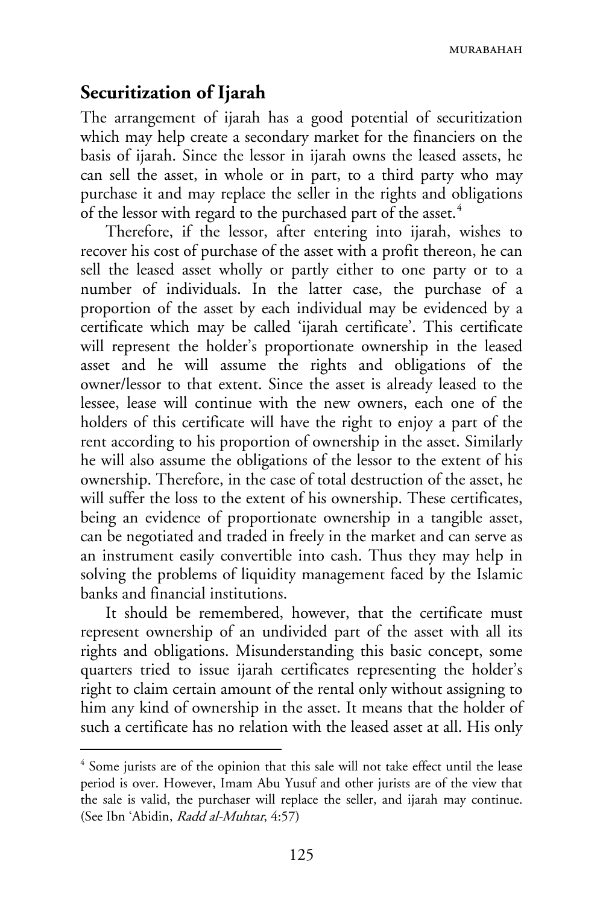## Securitization of Ijarah

The arrangement of ijarah has a good potential of securitization which may help create a secondary market for the financiers on the basis of ijarah. Since the lessor in ijarah owns the leased assets, he can sell the asset, in whole or in part, to a third party who may purchase it and may replace the seller in the rights and obligations of the lessor with regard to the purchased part of the asset.[4]

Therefore, if the lessor, after entering into ijarah, wishes to recover his cost of purchase of the asset with a profit thereon, he can sell the leased asset wholly or partly either to one party or to a number of individuals. In the latter case, the purchase of a proportion of the asset by each individual may be evidenced by a certificate which may be called 'ijarah certificate'. This certificate will represent the holder's proportionate ownership in the leased asset and he will assume the rights and obligations of the owner/lessor to that extent. Since the asset is already leased to the lessee, lease will continue with the new owners, each one of the holders of this certificate will have the right to enjoy a part of the rent according to his proportion of ownership in the asset. Similarly he will also assume the obligations of the lessor to the extent of his ownership. Therefore, in the case of total destruction of the asset, he will suffer the loss to the extent of his ownership. These certificates, being an evidence of proportionate ownership in a tangible asset, can be negotiated and traded in freely in the market and can serve as an instrument easily convertible into cash. Thus they may help in solving the problems of liquidity management faced by the Islamic banks and financial institutions.

It should be remembered, however, that the certificate must represent ownership of an undivided part of the asset with all its rights and obligations. Misunderstanding this basic concept, some quarters tried to issue ijarah certificates representing the holder's right to claim certain amount of the rental only without assigning to him any kind of ownership in the asset. It means that the holder of such a certificate has no relation with the leased asset at all. His only

---

[4] Some jurists are of the opinion that this sale will not take effect until the lease period is over. However, Imam Abu Yusuf and other jurists are of the view that the sale is valid, the purchaser will replace the seller, and ijarah may continue. (See Ibn 'Abidin, *Radd al-Muhtar*, 4:57)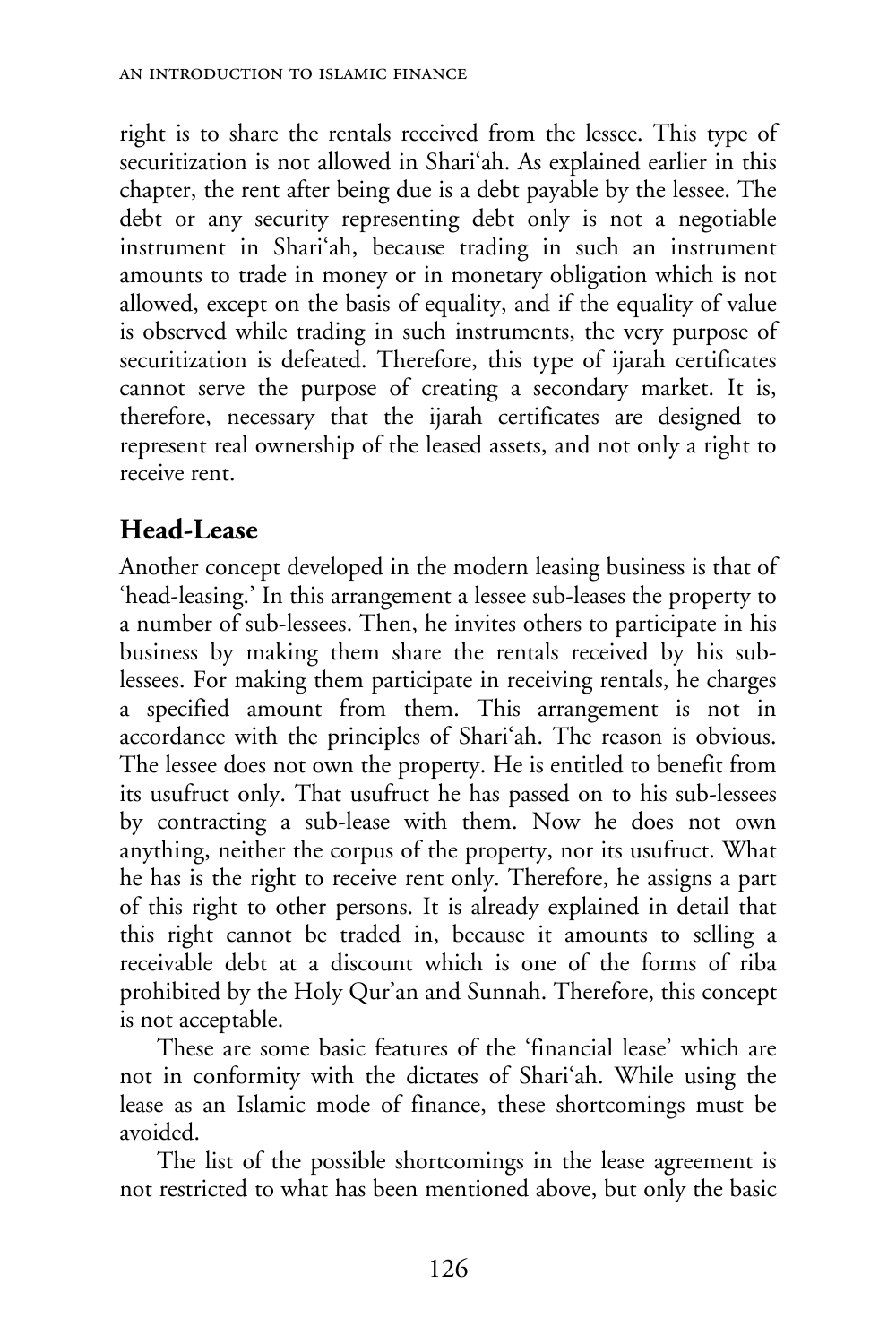right is to share the rentals received from the lessee. This type of securitization is not allowed in Shari'ah. As explained earlier in this chapter, the rent after being due is a debt payable by the lessee. The debt or any security representing debt only is not a negotiable instrument in Shari'ah, because trading in such an instrument amounts to trade in money or in monetary obligation which is not allowed, except on the basis of equality, and if the equality of value is observed while trading in such instruments, the very purpose of securitization is defeated. Therefore, this type of ijarah certificates cannot serve the purpose of creating a secondary market. It is, therefore, necessary that the ijarah certificates are designed to represent real ownership of the leased assets, and not only a right to receive rent.

## Head-Lease

Another concept developed in the modern leasing business is that of 'head-leasing.' In this arrangement a lessee sub-leases the property to a number of sub-lessees. Then, he invites others to participate in his business by making them share the rentals received by his sub-lessees. For making them participate in receiving rentals, he charges a specified amount from them. This arrangement is not in accordance with the principles of Shari'ah. The reason is obvious. The lessee does not own the property. He is entitled to benefit from its usufruct only. That usufruct he has passed on to his sub-lessees by contracting a sub-lease with them. Now he does not own anything, neither the corpus of the property, nor its usufruct. What he has is the right to receive rent only. Therefore, he assigns a part of this right to other persons. It is already explained in detail that this right cannot be traded in, because it amounts to selling a receivable debt at a discount which is one of the forms of riba prohibited by the Holy Qur'an and Sunnah. Therefore, this concept is not acceptable.

These are some basic features of the 'financial lease' which are not in conformity with the dictates of Shari'ah. While using the lease as an Islamic mode of finance, these shortcomings must be avoided.

The list of the possible shortcomings in the lease agreement is not restricted to what has been mentioned above, but only the basic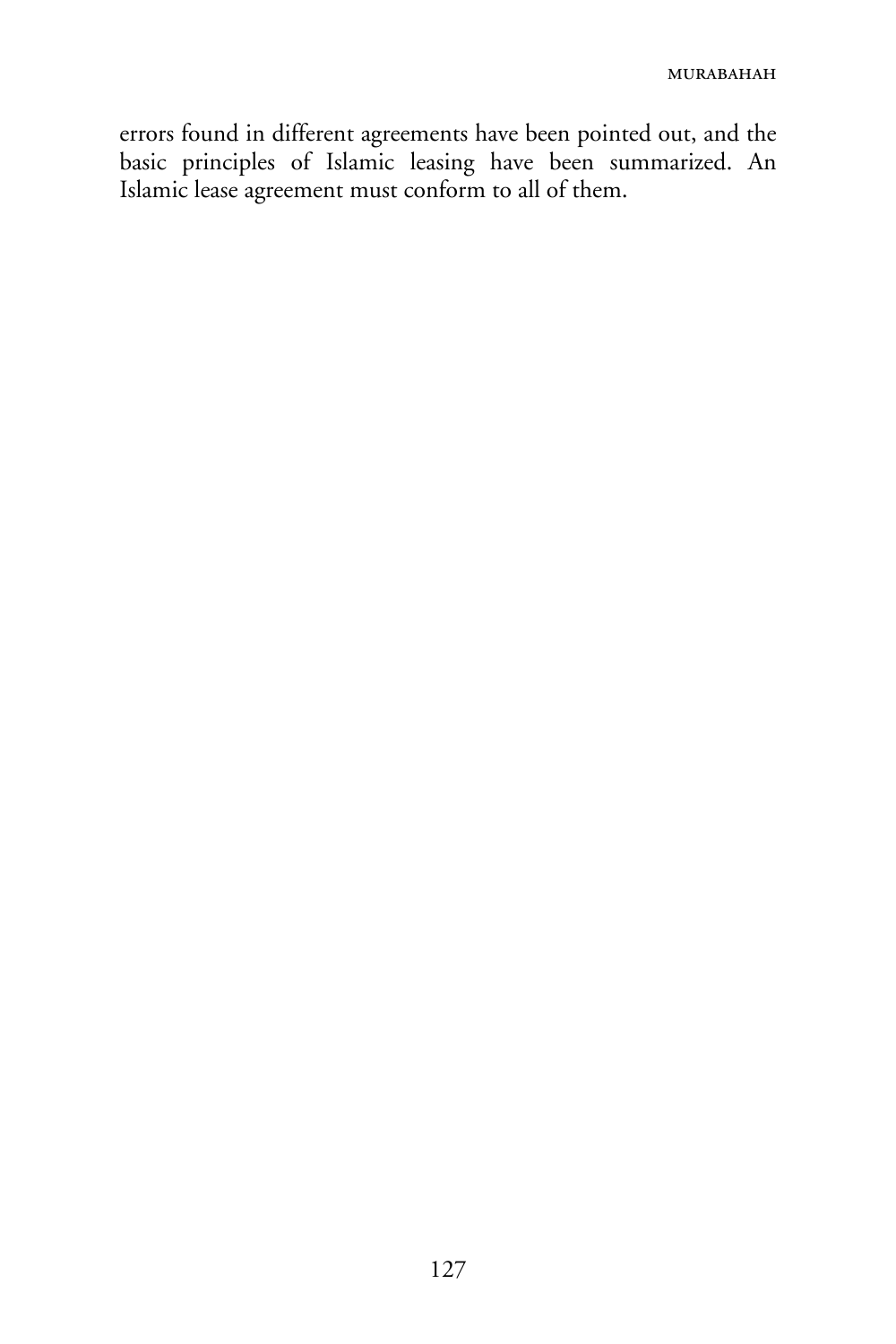errors found in different agreements have been pointed out, and the basic principles of Islamic leasing have been summarized. An Islamic lease agreement must conform to all of them.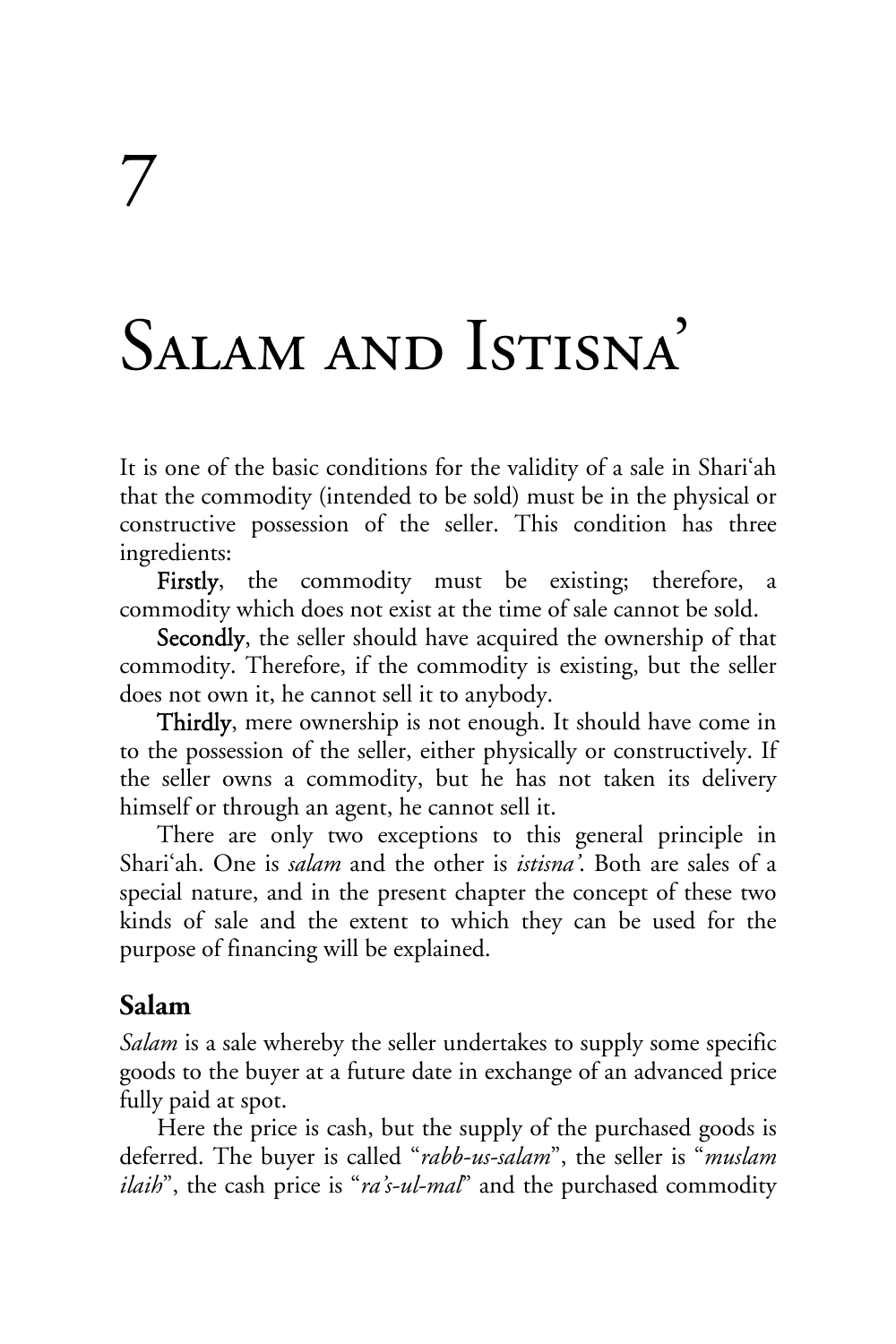# 7

# Salam and Istisna'

It is one of the basic conditions for the validity of a sale in Shari'ah that the commodity (intended to be sold) must be in the physical or constructive possession of the seller. This condition has three ingredients:

**Firstly**, the commodity must be existing; therefore, a commodity which does not exist at the time of sale cannot be sold.

**Secondly**, the seller should have acquired the ownership of that commodity. Therefore, if the commodity is existing, but the seller does not own it, he cannot sell it to anybody.

**Thirdly**, mere ownership is not enough. It should have come in to the possession of the seller, either physically or constructively. If the seller owns a commodity, but he has not taken its delivery himself or through an agent, he cannot sell it.

There are only two exceptions to this general principle in Shari'ah. One is *salam* and the other is *istisna'*. Both are sales of a special nature, and in the present chapter the concept of these two kinds of sale and the extent to which they can be used for the purpose of financing will be explained.

## Salam

*Salam* is a sale whereby the seller undertakes to supply some specific goods to the buyer at a future date in exchange of an advanced price fully paid at spot.

Here the price is cash, but the supply of the purchased goods is deferred. The buyer is called "*rabb-us-salam*", the seller is "*muslam ilaih*", the cash price is "*ra's-ul-mal*" and the purchased commodity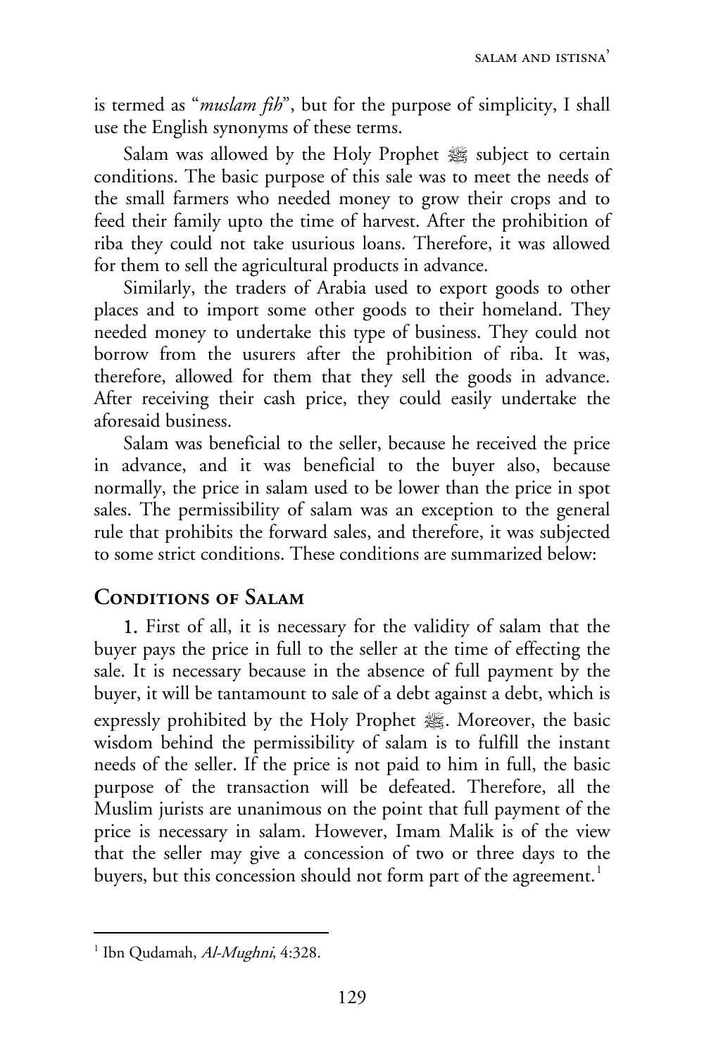is termed as "*muslam fih*", but for the purpose of simplicity, I shall use the English synonyms of these terms.

Salam was allowed by the Holy Prophet ﷺ subject to certain conditions. The basic purpose of this sale was to meet the needs of the small farmers who needed money to grow their crops and to feed their family upto the time of harvest. After the prohibition of riba they could not take usurious loans. Therefore, it was allowed for them to sell the agricultural products in advance.

Similarly, the traders of Arabia used to export goods to other places and to import some other goods to their homeland. They needed money to undertake this type of business. They could not borrow from the usurers after the prohibition of riba. It was, therefore, allowed for them that they sell the goods in advance. After receiving their cash price, they could easily undertake the aforesaid business.

Salam was beneficial to the seller, because he received the price in advance, and it was beneficial to the buyer also, because normally, the price in salam used to be lower than the price in spot sales. The permissibility of salam was an exception to the general rule that prohibits the forward sales, and therefore, it was subjected to some strict conditions. These conditions are summarized below:

## Conditions of Salam

**1.** First of all, it is necessary for the validity of salam that the buyer pays the price in full to the seller at the time of effecting the sale. It is necessary because in the absence of full payment by the buyer, it will be tantamount to sale of a debt against a debt, which is expressly prohibited by the Holy Prophet ﷺ. Moreover, the basic wisdom behind the permissibility of salam is to fulfill the instant needs of the seller. If the price is not paid to him in full, the basic purpose of the transaction will be defeated. Therefore, all the Muslim jurists are unanimous on the point that full payment of the price is necessary in salam. However, Imam Malik is of the view that the seller may give a concession of two or three days to the buyers, but this concession should not form part of the agreement.[1]

---

[1] Ibn Qudamah, *Al-Mughni*, 4:328.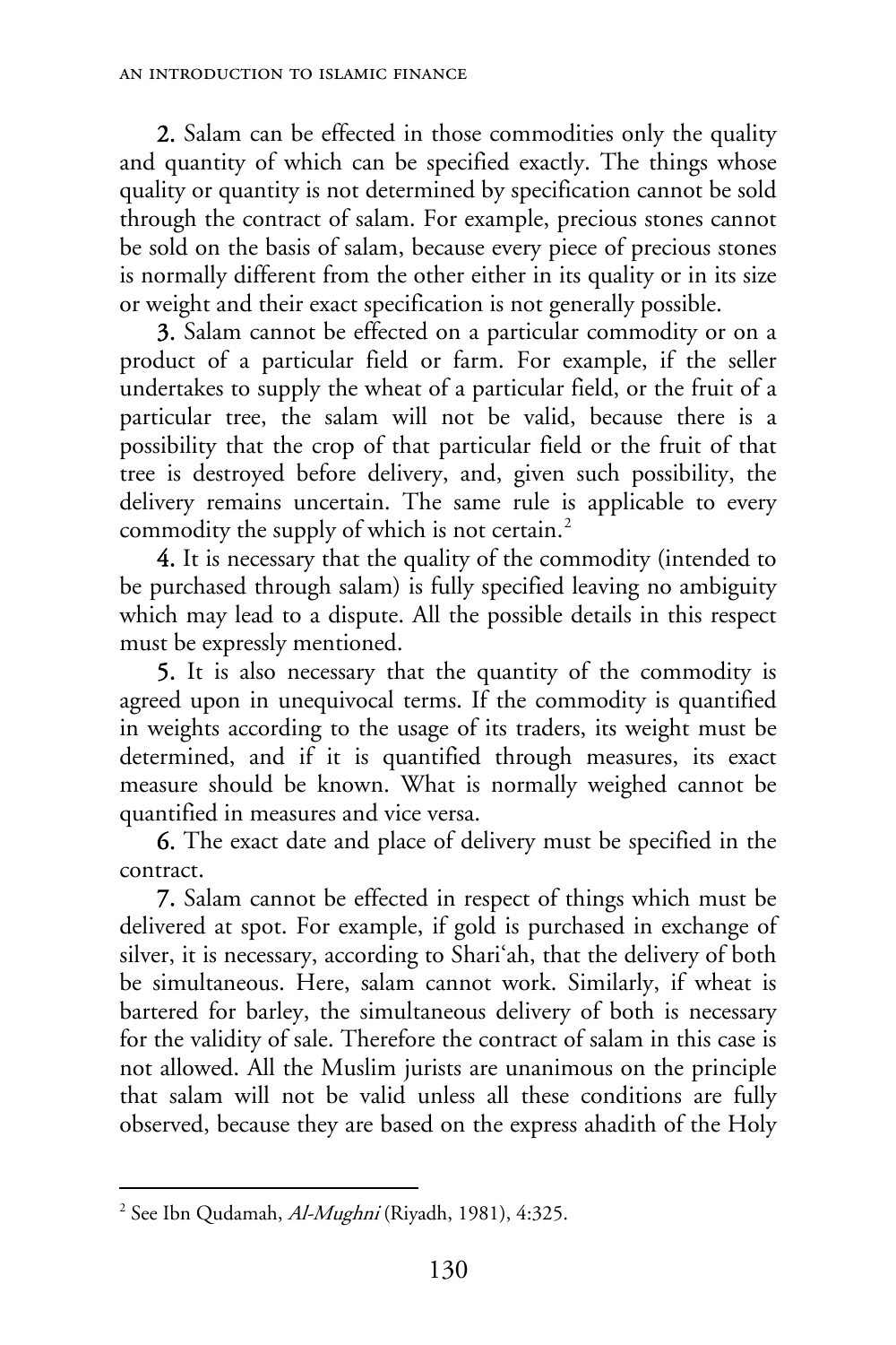**2.** Salam can be effected in those commodities only the quality and quantity of which can be specified exactly. The things whose quality or quantity is not determined by specification cannot be sold through the contract of salam. For example, precious stones cannot be sold on the basis of salam, because every piece of precious stones is normally different from the other either in its quality or in its size or weight and their exact specification is not generally possible.

**3.** Salam cannot be effected on a particular commodity or on a product of a particular field or farm. For example, if the seller undertakes to supply the wheat of a particular field, or the fruit of a particular tree, the salam will not be valid, because there is a possibility that the crop of that particular field or the fruit of that tree is destroyed before delivery, and, given such possibility, the delivery remains uncertain. The same rule is applicable to every commodity the supply of which is not certain.[2]

**4.** It is necessary that the quality of the commodity (intended to be purchased through salam) is fully specified leaving no ambiguity which may lead to a dispute. All the possible details in this respect must be expressly mentioned.

**5.** It is also necessary that the quantity of the commodity is agreed upon in unequivocal terms. If the commodity is quantified in weights according to the usage of its traders, its weight must be determined, and if it is quantified through measures, its exact measure should be known. What is normally weighed cannot be quantified in measures and vice versa.

**6.** The exact date and place of delivery must be specified in the contract.

**7.** Salam cannot be effected in respect of things which must be delivered at spot. For example, if gold is purchased in exchange of silver, it is necessary, according to Shari'ah, that the delivery of both be simultaneous. Here, salam cannot work. Similarly, if wheat is bartered for barley, the simultaneous delivery of both is necessary for the validity of sale. Therefore the contract of salam in this case is not allowed. All the Muslim jurists are unanimous on the principle that salam will not be valid unless all these conditions are fully observed, because they are based on the express ahadith of the Holy

---

[2] See Ibn Qudamah, *Al-Mughni* (Riyadh, 1981), 4:325.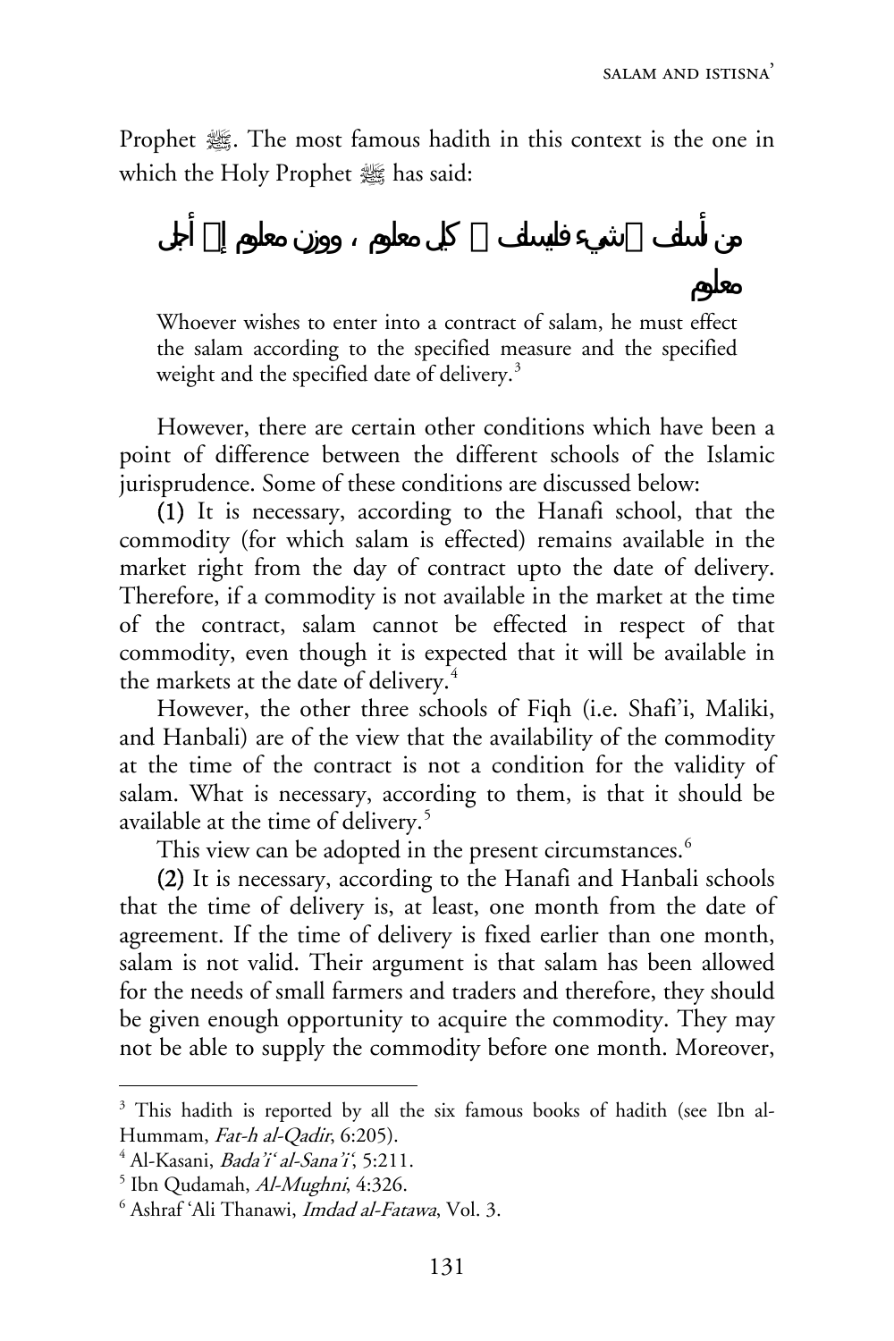Prophet ﷺ. The most famous hadith in this context is the one in which the Holy Prophet ﷺ has said:

من أسلف في شيء فليسلف في كيل معلوم ، ووزن معلوم إلى أجل معلوم

> Whoever wishes to enter into a contract of salam, he must effect the salam according to the specified measure and the specified weight and the specified date of delivery.[3]

However, there are certain other conditions which have been a point of difference between the different schools of the Islamic jurisprudence. Some of these conditions are discussed below:

(1) It is necessary, according to the Hanafi school, that the commodity (for which salam is effected) remains available in the market right from the day of contract upto the date of delivery. Therefore, if a commodity is not available in the market at the time of the contract, salam cannot be effected in respect of that commodity, even though it is expected that it will be available in the markets at the date of delivery.[4]

However, the other three schools of Fiqh (i.e. Shafi'i, Maliki, and Hanbali) are of the view that the availability of the commodity at the time of the contract is not a condition for the validity of salam. What is necessary, according to them, is that it should be available at the time of delivery.[5]

This view can be adopted in the present circumstances.[6]

(2) It is necessary, according to the Hanafi and Hanbali schools that the time of delivery is, at least, one month from the date of agreement. If the time of delivery is fixed earlier than one month, salam is not valid. Their argument is that salam has been allowed for the needs of small farmers and traders and therefore, they should be given enough opportunity to acquire the commodity. They may not be able to supply the commodity before one month. Moreover,

---

[3] This hadith is reported by all the six famous books of hadith (see Ibn al-Hummam, *Fat-h al-Qadir*, 6:205).

[4] Al-Kasani, *Bada'i' al-Sana'i'*, 5:211.

[5] Ibn Qudamah, *Al-Mughni*, 4:326.

[6] Ashraf 'Ali Thanawi, *Imdad al-Fatawa*, Vol. 3.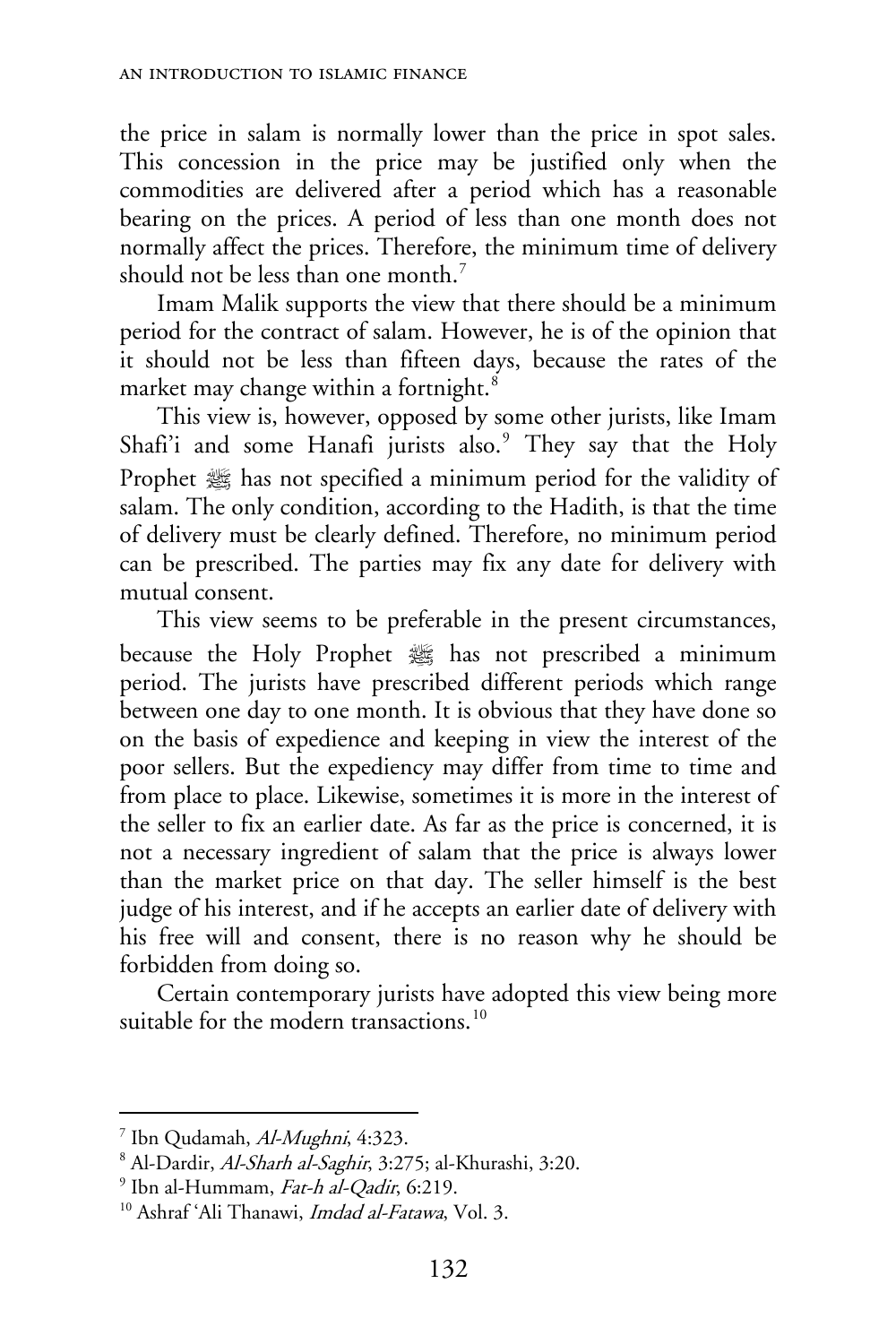the price in salam is normally lower than the price in spot sales. This concession in the price may be justified only when the commodities are delivered after a period which has a reasonable bearing on the prices. A period of less than one month does not normally affect the prices. Therefore, the minimum time of delivery should not be less than one month.[7]

Imam Malik supports the view that there should be a minimum period for the contract of salam. However, he is of the opinion that it should not be less than fifteen days, because the rates of the market may change within a fortnight.[8]

This view is, however, opposed by some other jurists, like Imam Shafi'i and some Hanafi jurists also.[9] They say that the Holy Prophet ﷺ has not specified a minimum period for the validity of salam. The only condition, according to the Hadith, is that the time of delivery must be clearly defined. Therefore, no minimum period can be prescribed. The parties may fix any date for delivery with mutual consent.

This view seems to be preferable in the present circumstances, because the Holy Prophet ﷺ has not prescribed a minimum period. The jurists have prescribed different periods which range between one day to one month. It is obvious that they have done so on the basis of expedience and keeping in view the interest of the poor sellers. But the expediency may differ from time to time and from place to place. Likewise, sometimes it is more in the interest of the seller to fix an earlier date. As far as the price is concerned, it is not a necessary ingredient of salam that the price is always lower than the market price on that day. The seller himself is the best judge of his interest, and if he accepts an earlier date of delivery with his free will and consent, there is no reason why he should be forbidden from doing so.

Certain contemporary jurists have adopted this view being more suitable for the modern transactions.[10]

---

[7] Ibn Qudamah, *Al-Mughni*, 4:323.

[8] Al-Dardir, *Al-Sharh al-Saghir*, 3:275; al-Khurashi, 3:20.

[9] Ibn al-Hummam, *Fat-h al-Qadir*, 6:219.

[10] Ashraf 'Ali Thanawi, *Imdad al-Fatawa*, Vol. 3.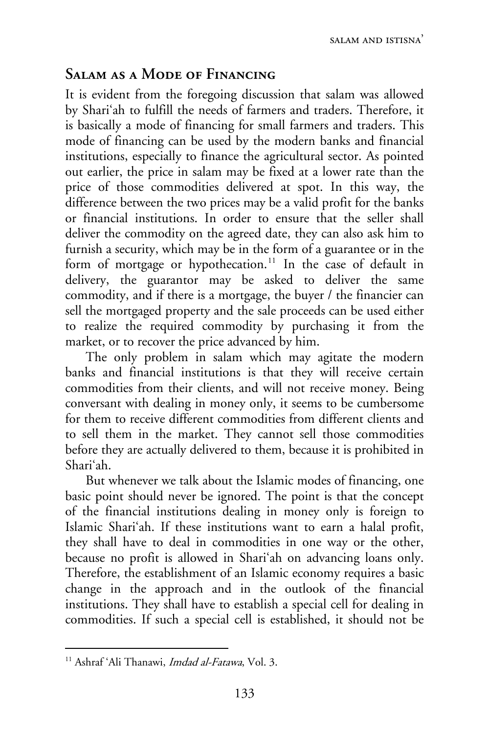## Salam as a Mode of Financing

It is evident from the foregoing discussion that salam was allowed by Shari'ah to fulfill the needs of farmers and traders. Therefore, it is basically a mode of financing for small farmers and traders. This mode of financing can be used by the modern banks and financial institutions, especially to finance the agricultural sector. As pointed out earlier, the price in salam may be fixed at a lower rate than the price of those commodities delivered at spot. In this way, the difference between the two prices may be a valid profit for the banks or financial institutions. In order to ensure that the seller shall deliver the commodity on the agreed date, they can also ask him to furnish a security, which may be in the form of a guarantee or in the form of mortgage or hypothecation.[11] In the case of default in delivery, the guarantor may be asked to deliver the same commodity, and if there is a mortgage, the buyer / the financier can sell the mortgaged property and the sale proceeds can be used either to realize the required commodity by purchasing it from the market, or to recover the price advanced by him.

The only problem in salam which may agitate the modern banks and financial institutions is that they will receive certain commodities from their clients, and will not receive money. Being conversant with dealing in money only, it seems to be cumbersome for them to receive different commodities from different clients and to sell them in the market. They cannot sell those commodities before they are actually delivered to them, because it is prohibited in Shari'ah.

But whenever we talk about the Islamic modes of financing, one basic point should never be ignored. The point is that the concept of the financial institutions dealing in money only is foreign to Islamic Shari'ah. If these institutions want to earn a halal profit, they shall have to deal in commodities in one way or the other, because no profit is allowed in Shari'ah on advancing loans only. Therefore, the establishment of an Islamic economy requires a basic change in the approach and in the outlook of the financial institutions. They shall have to establish a special cell for dealing in commodities. If such a special cell is established, it should not be

---

[11] Ashraf 'Ali Thanawi, *Imdad al-Fatawa*, Vol. 3.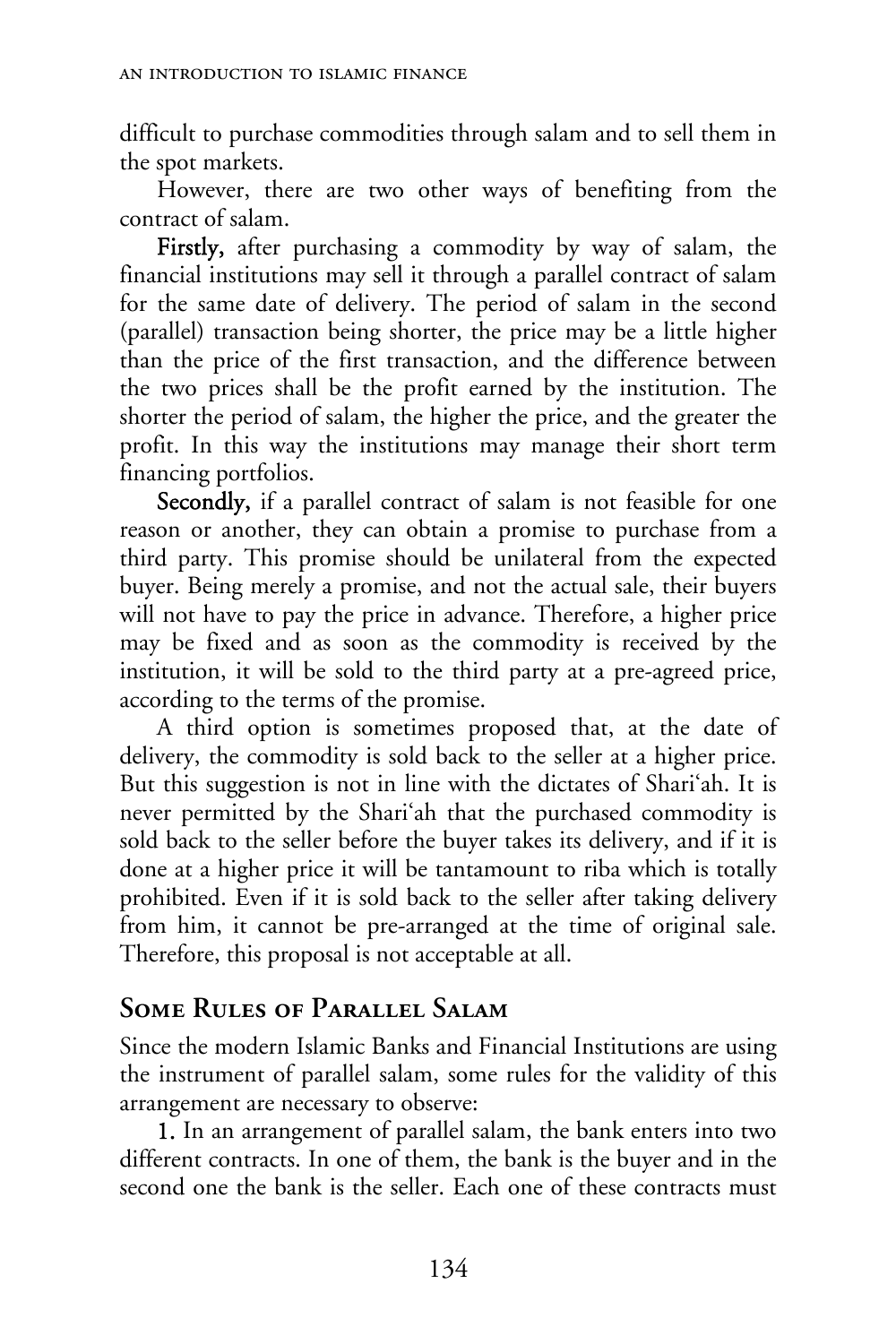difficult to purchase commodities through salam and to sell them in the spot markets.

However, there are two other ways of benefiting from the contract of salam.

**Firstly,** after purchasing a commodity by way of salam, the financial institutions may sell it through a parallel contract of salam for the same date of delivery. The period of salam in the second (parallel) transaction being shorter, the price may be a little higher than the price of the first transaction, and the difference between the two prices shall be the profit earned by the institution. The shorter the period of salam, the higher the price, and the greater the profit. In this way the institutions may manage their short term financing portfolios.

**Secondly,** if a parallel contract of salam is not feasible for one reason or another, they can obtain a promise to purchase from a third party. This promise should be unilateral from the expected buyer. Being merely a promise, and not the actual sale, their buyers will not have to pay the price in advance. Therefore, a higher price may be fixed and as soon as the commodity is received by the institution, it will be sold to the third party at a pre-agreed price, according to the terms of the promise.

A third option is sometimes proposed that, at the date of delivery, the commodity is sold back to the seller at a higher price. But this suggestion is not in line with the dictates of Shari'ah. It is never permitted by the Shari'ah that the purchased commodity is sold back to the seller before the buyer takes its delivery, and if it is done at a higher price it will be tantamount to riba which is totally prohibited. Even if it is sold back to the seller after taking delivery from him, it cannot be pre-arranged at the time of original sale. Therefore, this proposal is not acceptable at all.

## Some Rules of Parallel Salam

Since the modern Islamic Banks and Financial Institutions are using the instrument of parallel salam, some rules for the validity of this arrangement are necessary to observe:

**1.** In an arrangement of parallel salam, the bank enters into two different contracts. In one of them, the bank is the buyer and in the second one the bank is the seller. Each one of these contracts must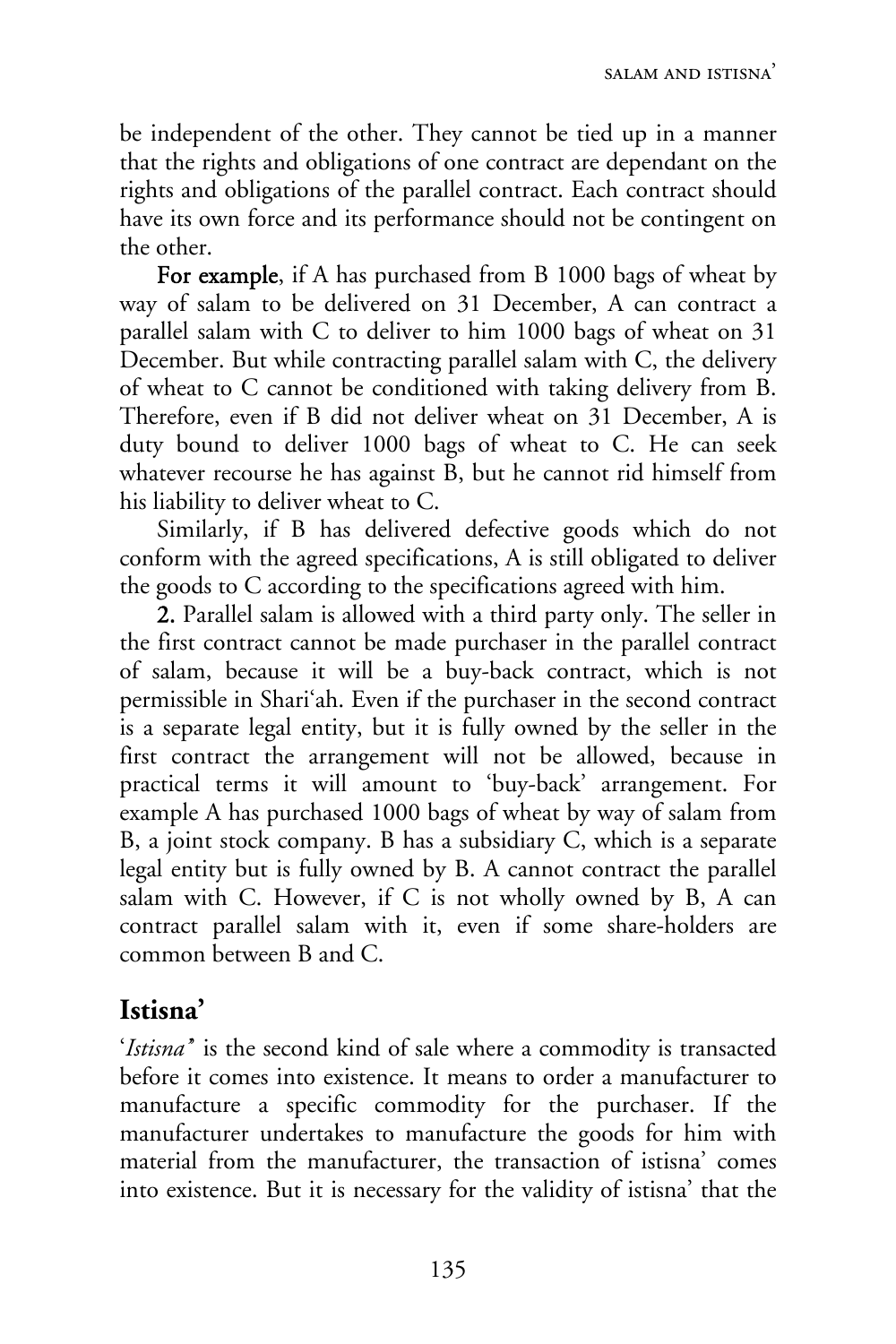be independent of the other. They cannot be tied up in a manner that the rights and obligations of one contract are dependant on the rights and obligations of the parallel contract. Each contract should have its own force and its performance should not be contingent on the other.

**For example**, if A has purchased from B 1000 bags of wheat by way of salam to be delivered on 31 December, A can contract a parallel salam with C to deliver to him 1000 bags of wheat on 31 December. But while contracting parallel salam with C, the delivery of wheat to C cannot be conditioned with taking delivery from B. Therefore, even if B did not deliver wheat on 31 December, A is duty bound to deliver 1000 bags of wheat to C. He can seek whatever recourse he has against B, but he cannot rid himself from his liability to deliver wheat to C.

Similarly, if B has delivered defective goods which do not conform with the agreed specifications, A is still obligated to deliver the goods to C according to the specifications agreed with him.

**2.** Parallel salam is allowed with a third party only. The seller in the first contract cannot be made purchaser in the parallel contract of salam, because it will be a buy-back contract, which is not permissible in Shari'ah. Even if the purchaser in the second contract is a separate legal entity, but it is fully owned by the seller in the first contract the arrangement will not be allowed, because in practical terms it will amount to 'buy-back' arrangement. For example A has purchased 1000 bags of wheat by way of salam from B, a joint stock company. B has a subsidiary C, which is a separate legal entity but is fully owned by B. A cannot contract the parallel salam with C. However, if C is not wholly owned by B, A can contract parallel salam with it, even if some share-holders are common between B and C.

## Istisna'

'*Istisna'*' is the second kind of sale where a commodity is transacted before it comes into existence. It means to order a manufacturer to manufacture a specific commodity for the purchaser. If the manufacturer undertakes to manufacture the goods for him with material from the manufacturer, the transaction of istisna' comes into existence. But it is necessary for the validity of istisna' that the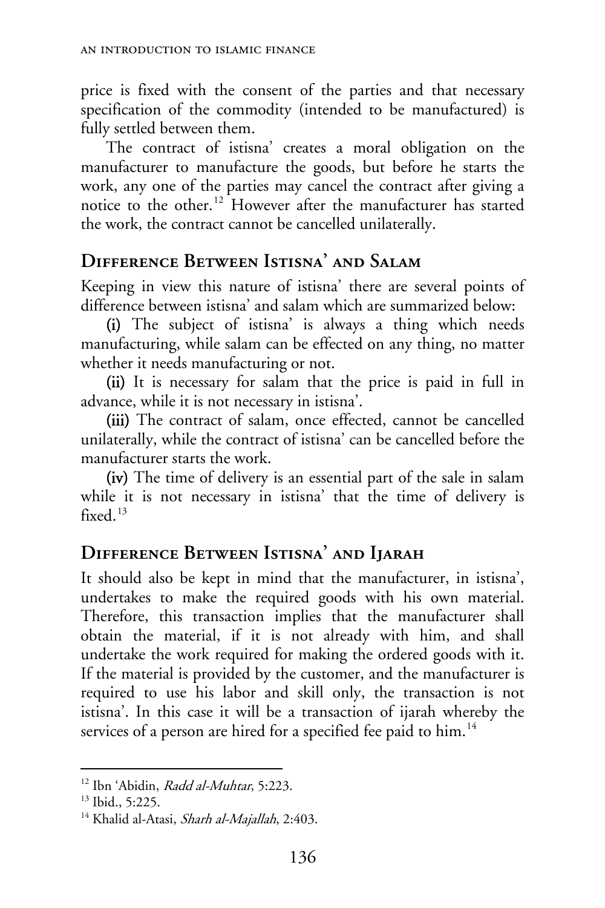price is fixed with the consent of the parties and that necessary specification of the commodity (intended to be manufactured) is fully settled between them.

The contract of istisna' creates a moral obligation on the manufacturer to manufacture the goods, but before he starts the work, any one of the parties may cancel the contract after giving a notice to the other.[12] However after the manufacturer has started the work, the contract cannot be cancelled unilaterally.

## Difference Between Istisna' and Salam

Keeping in view this nature of istisna' there are several points of difference between istisna' and salam which are summarized below:

**(i)** The subject of istisna' is always a thing which needs manufacturing, while salam can be effected on any thing, no matter whether it needs manufacturing or not.

**(ii)** It is necessary for salam that the price is paid in full in advance, while it is not necessary in istisna'.

**(iii)** The contract of salam, once effected, cannot be cancelled unilaterally, while the contract of istisna' can be cancelled before the manufacturer starts the work.

**(iv)** The time of delivery is an essential part of the sale in salam while it is not necessary in istisna' that the time of delivery is fixed.[13]

## Difference Between Istisna' and Ijarah

It should also be kept in mind that the manufacturer, in istisna', undertakes to make the required goods with his own material. Therefore, this transaction implies that the manufacturer shall obtain the material, if it is not already with him, and shall undertake the work required for making the ordered goods with it. If the material is provided by the customer, and the manufacturer is required to use his labor and skill only, the transaction is not istisna'. In this case it will be a transaction of ijarah whereby the services of a person are hired for a specified fee paid to him.[14]

---

[12] Ibn 'Abidin, *Radd al-Muhtar*, 5:223.

[13] Ibid., 5:225.

[14] Khalid al-Atasi, *Sharh al-Majallah*, 2:403.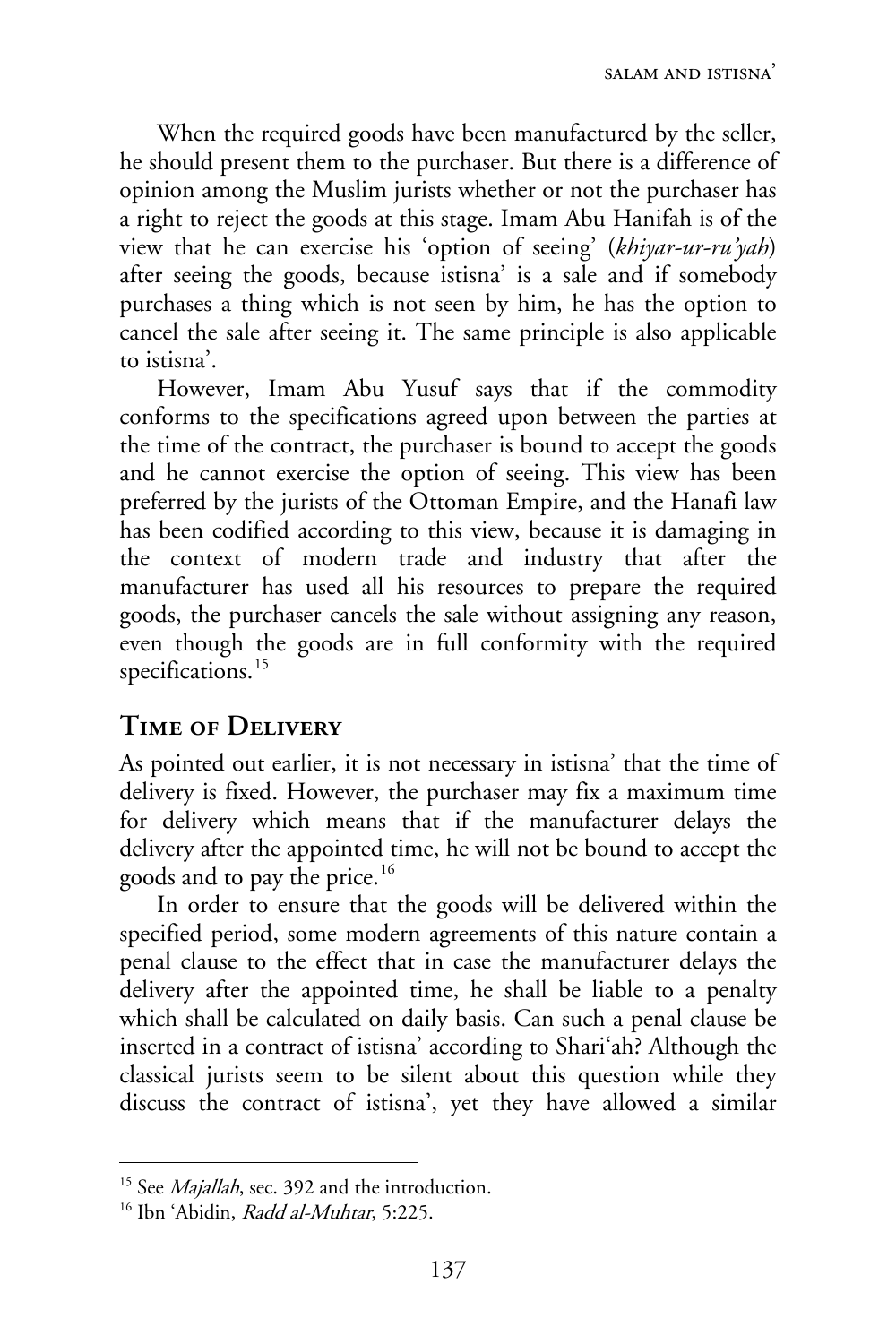When the required goods have been manufactured by the seller, he should present them to the purchaser. But there is a difference of opinion among the Muslim jurists whether or not the purchaser has a right to reject the goods at this stage. Imam Abu Hanifah is of the view that he can exercise his 'option of seeing' (*khiyar-ur-ru'yah*) after seeing the goods, because istisna' is a sale and if somebody purchases a thing which is not seen by him, he has the option to cancel the sale after seeing it. The same principle is also applicable to istisna'.

However, Imam Abu Yusuf says that if the commodity conforms to the specifications agreed upon between the parties at the time of the contract, the purchaser is bound to accept the goods and he cannot exercise the option of seeing. This view has been preferred by the jurists of the Ottoman Empire, and the Hanafi law has been codified according to this view, because it is damaging in the context of modern trade and industry that after the manufacturer has used all his resources to prepare the required goods, the purchaser cancels the sale without assigning any reason, even though the goods are in full conformity with the required specifications.[15]

## Time of Delivery

As pointed out earlier, it is not necessary in istisna' that the time of delivery is fixed. However, the purchaser may fix a maximum time for delivery which means that if the manufacturer delays the delivery after the appointed time, he will not be bound to accept the goods and to pay the price.[16]

In order to ensure that the goods will be delivered within the specified period, some modern agreements of this nature contain a penal clause to the effect that in case the manufacturer delays the delivery after the appointed time, he shall be liable to a penalty which shall be calculated on daily basis. Can such a penal clause be inserted in a contract of istisna' according to Shari'ah? Although the classical jurists seem to be silent about this question while they discuss the contract of istisna', yet they have allowed a similar

---

[15] See *Majallah*, sec. 392 and the introduction.

[16] Ibn 'Abidin, *Radd al-Muhtar*, 5:225.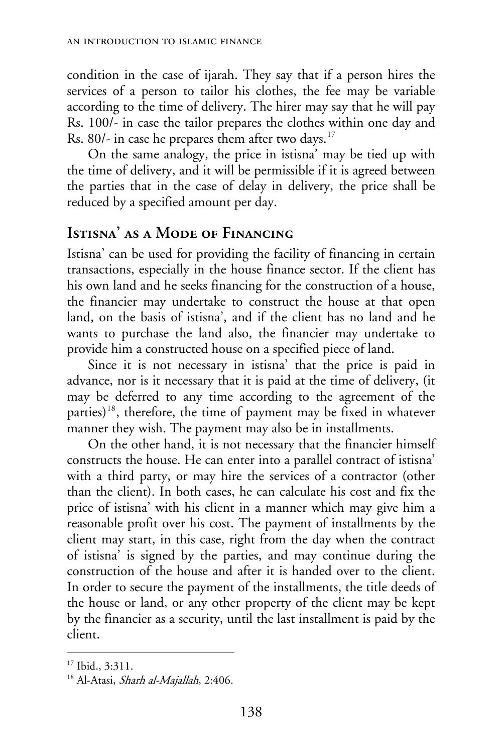condition in the case of ijarah. They say that if a person hires the services of a person to tailor his clothes, the fee may be variable according to the time of delivery. The hirer may say that he will pay Rs. 100/- in case the tailor prepares the clothes within one day and Rs. 80/- in case he prepares them after two days.[17]

On the same analogy, the price in istisna' may be tied up with the time of delivery, and it will be permissible if it is agreed between the parties that in the case of delay in delivery, the price shall be reduced by a specified amount per day.

## Istisna' as a Mode of Financing

Istisna' can be used for providing the facility of financing in certain transactions, especially in the house finance sector. If the client has his own land and he seeks financing for the construction of a house, the financier may undertake to construct the house at that open land, on the basis of istisna', and if the client has no land and he wants to purchase the land also, the financier may undertake to provide him a constructed house on a specified piece of land.

Since it is not necessary in istisna' that the price is paid in advance, nor is it necessary that it is paid at the time of delivery, (it may be deferred to any time according to the agreement of the parties)[18], therefore, the time of payment may be fixed in whatever manner they wish. The payment may also be in installments.

On the other hand, it is not necessary that the financier himself constructs the house. He can enter into a parallel contract of istisna' with a third party, or may hire the services of a contractor (other than the client). In both cases, he can calculate his cost and fix the price of istisna' with his client in a manner which may give him a reasonable profit over his cost. The payment of installments by the client may start, in this case, right from the day when the contract of istisna' is signed by the parties, and may continue during the construction of the house and after it is handed over to the client. In order to secure the payment of the installments, the title deeds of the house or land, or any other property of the client may be kept by the financier as a security, until the last installment is paid by the client.

---

[17] Ibid., 3:311.

[18] Al-Atasi, *Sharh al-Majallah*, 2:406.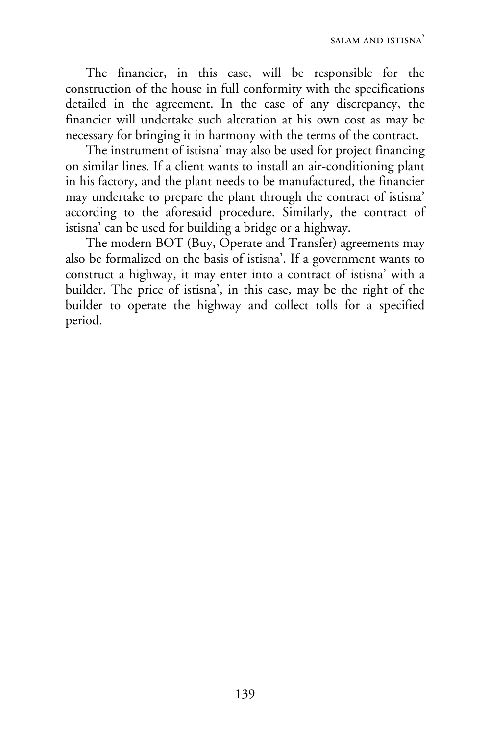The financier, in this case, will be responsible for the construction of the house in full conformity with the specifications detailed in the agreement. In the case of any discrepancy, the financier will undertake such alteration at his own cost as may be necessary for bringing it in harmony with the terms of the contract.

The instrument of istisna' may also be used for project financing on similar lines. If a client wants to install an air-conditioning plant in his factory, and the plant needs to be manufactured, the financier may undertake to prepare the plant through the contract of istisna' according to the aforesaid procedure. Similarly, the contract of istisna' can be used for building a bridge or a highway.

The modern BOT (Buy, Operate and Transfer) agreements may also be formalized on the basis of istisna'. If a government wants to construct a highway, it may enter into a contract of istisna' with a builder. The price of istisna', in this case, may be the right of the builder to operate the highway and collect tolls for a specified period.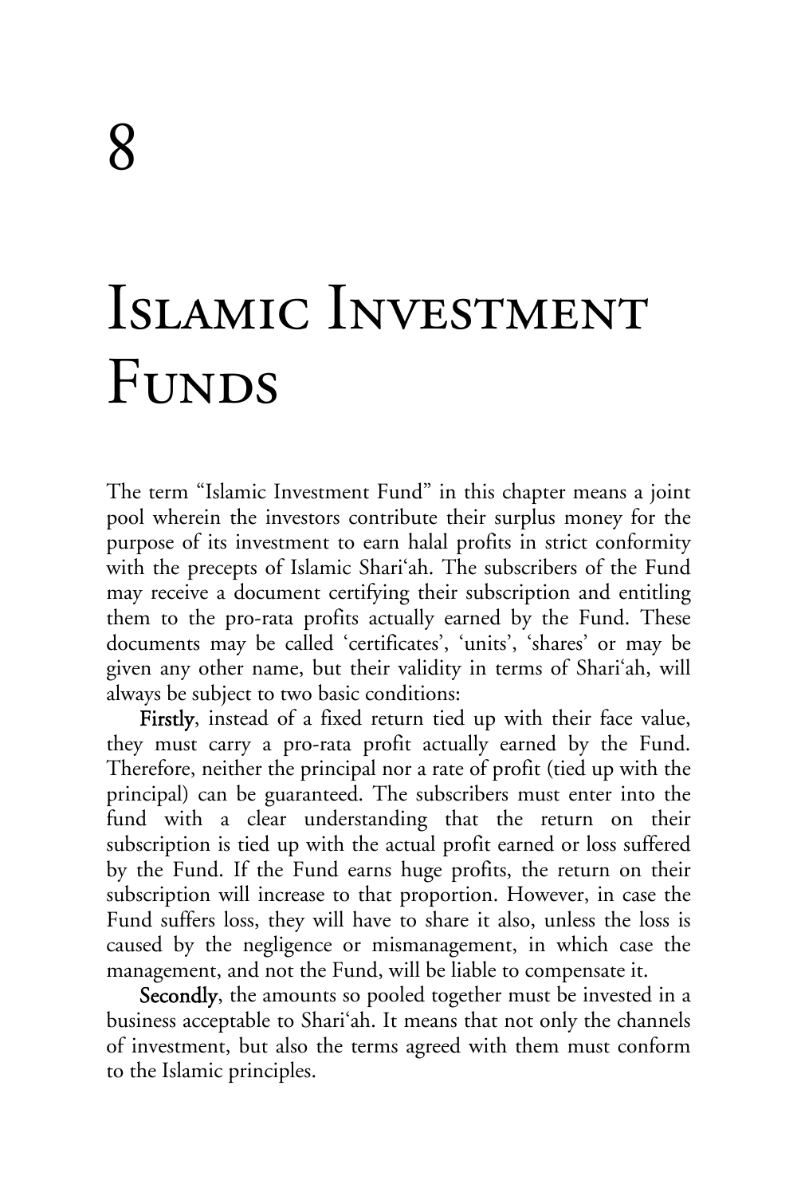# 8

# Islamic Investment Funds

The term "Islamic Investment Fund" in this chapter means a joint pool wherein the investors contribute their surplus money for the purpose of its investment to earn halal profits in strict conformity with the precepts of Islamic Shari'ah. The subscribers of the Fund may receive a document certifying their subscription and entitling them to the pro-rata profits actually earned by the Fund. These documents may be called 'certificates', 'units', 'shares' or may be given any other name, but their validity in terms of Shari'ah, will always be subject to two basic conditions:

**Firstly**, instead of a fixed return tied up with their face value, they must carry a pro-rata profit actually earned by the Fund. Therefore, neither the principal nor a rate of profit (tied up with the principal) can be guaranteed. The subscribers must enter into the fund with a clear understanding that the return on their subscription is tied up with the actual profit earned or loss suffered by the Fund. If the Fund earns huge profits, the return on their subscription will increase to that proportion. However, in case the Fund suffers loss, they will have to share it also, unless the loss is caused by the negligence or mismanagement, in which case the management, and not the Fund, will be liable to compensate it.

**Secondly**, the amounts so pooled together must be invested in a business acceptable to Shari'ah. It means that not only the channels of investment, but also the terms agreed with them must conform to the Islamic principles.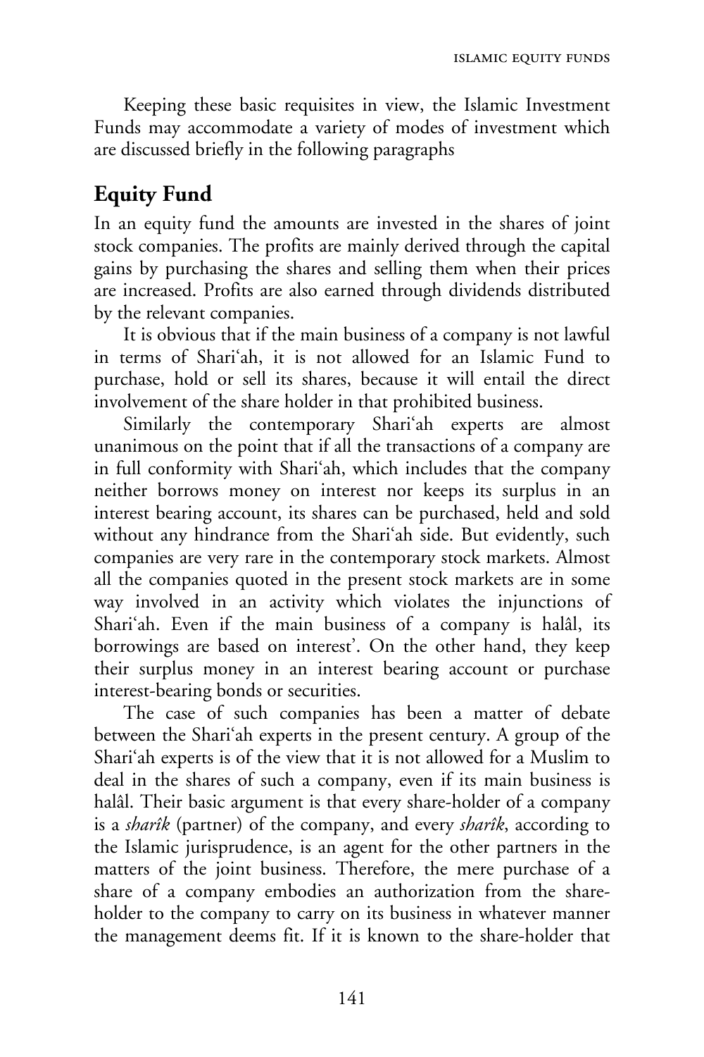Keeping these basic requisites in view, the Islamic Investment Funds may accommodate a variety of modes of investment which are discussed briefly in the following paragraphs

## Equity Fund

In an equity fund the amounts are invested in the shares of joint stock companies. The profits are mainly derived through the capital gains by purchasing the shares and selling them when their prices are increased. Profits are also earned through dividends distributed by the relevant companies.

It is obvious that if the main business of a company is not lawful in terms of Shari'ah, it is not allowed for an Islamic Fund to purchase, hold or sell its shares, because it will entail the direct involvement of the share holder in that prohibited business.

Similarly the contemporary Shari'ah experts are almost unanimous on the point that if all the transactions of a company are in full conformity with Shari'ah, which includes that the company neither borrows money on interest nor keeps its surplus in an interest bearing account, its shares can be purchased, held and sold without any hindrance from the Shari'ah side. But evidently, such companies are very rare in the contemporary stock markets. Almost all the companies quoted in the present stock markets are in some way involved in an activity which violates the injunctions of Shari'ah. Even if the main business of a company is halâl, its borrowings are based on interest'. On the other hand, they keep their surplus money in an interest bearing account or purchase interest-bearing bonds or securities.

The case of such companies has been a matter of debate between the Shari'ah experts in the present century. A group of the Shari'ah experts is of the view that it is not allowed for a Muslim to deal in the shares of such a company, even if its main business is halâl. Their basic argument is that every share-holder of a company is a *sharîk* (partner) of the company, and every *sharîk*, according to the Islamic jurisprudence, is an agent for the other partners in the matters of the joint business. Therefore, the mere purchase of a share of a company embodies an authorization from the share-holder to the company to carry on its business in whatever manner the management deems fit. If it is known to the share-holder that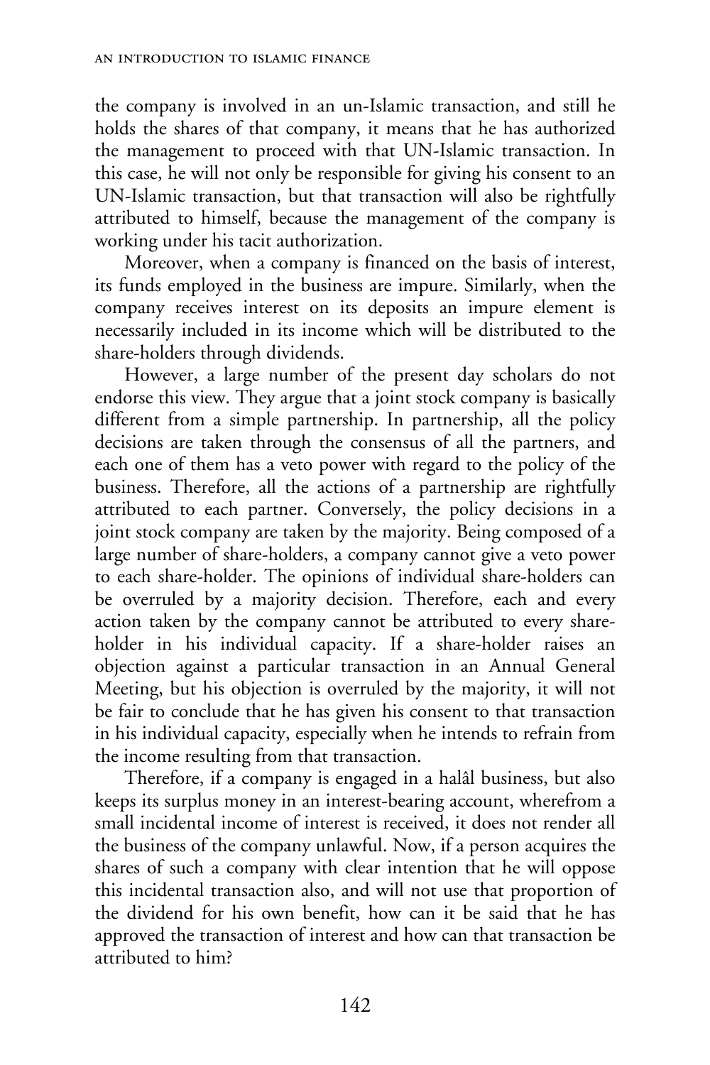the company is involved in an un-Islamic transaction, and still he holds the shares of that company, it means that he has authorized the management to proceed with that UN-Islamic transaction. In this case, he will not only be responsible for giving his consent to an UN-Islamic transaction, but that transaction will also be rightfully attributed to himself, because the management of the company is working under his tacit authorization.

Moreover, when a company is financed on the basis of interest, its funds employed in the business are impure. Similarly, when the company receives interest on its deposits an impure element is necessarily included in its income which will be distributed to the share-holders through dividends.

However, a large number of the present day scholars do not endorse this view. They argue that a joint stock company is basically different from a simple partnership. In partnership, all the policy decisions are taken through the consensus of all the partners, and each one of them has a veto power with regard to the policy of the business. Therefore, all the actions of a partnership are rightfully attributed to each partner. Conversely, the policy decisions in a joint stock company are taken by the majority. Being composed of a large number of share-holders, a company cannot give a veto power to each share-holder. The opinions of individual share-holders can be overruled by a majority decision. Therefore, each and every action taken by the company cannot be attributed to every share-holder in his individual capacity. If a share-holder raises an objection against a particular transaction in an Annual General Meeting, but his objection is overruled by the majority, it will not be fair to conclude that he has given his consent to that transaction in his individual capacity, especially when he intends to refrain from the income resulting from that transaction.

Therefore, if a company is engaged in a halâl business, but also keeps its surplus money in an interest-bearing account, wherefrom a small incidental income of interest is received, it does not render all the business of the company unlawful. Now, if a person acquires the shares of such a company with clear intention that he will oppose this incidental transaction also, and will not use that proportion of the dividend for his own benefit, how can it be said that he has approved the transaction of interest and how can that transaction be attributed to him?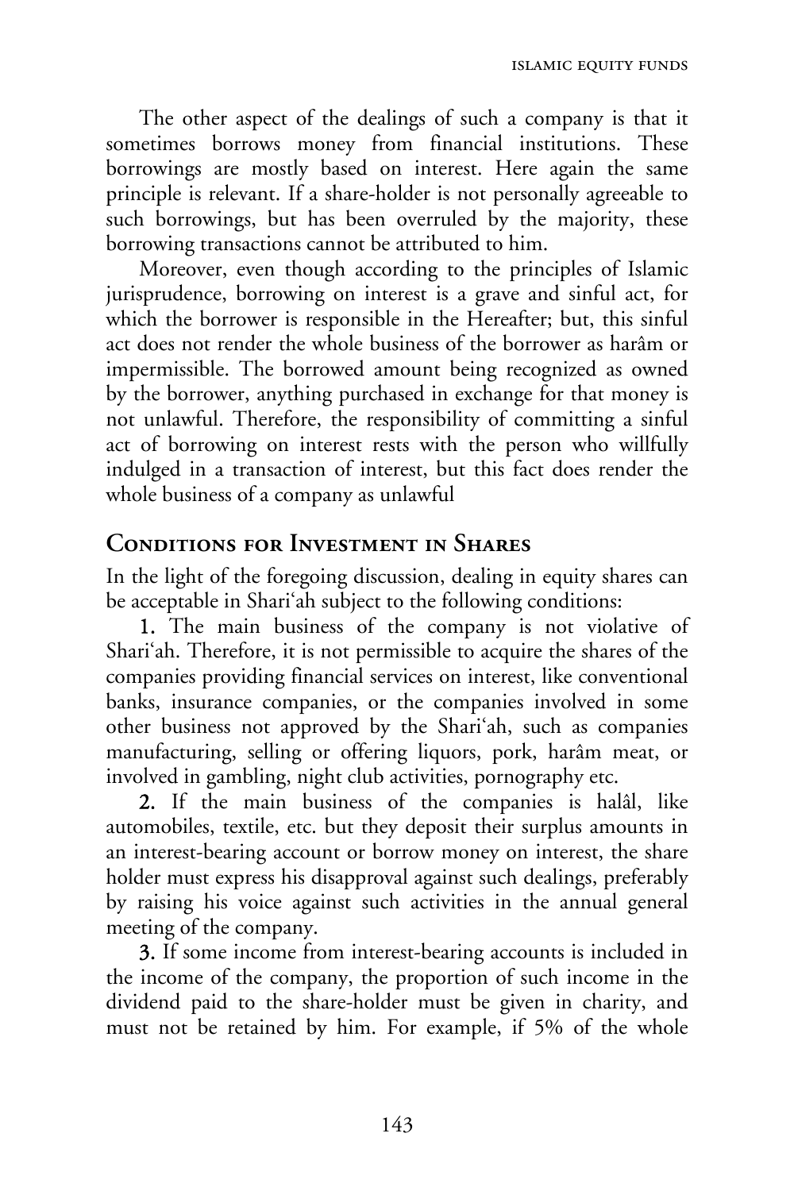The other aspect of the dealings of such a company is that it sometimes borrows money from financial institutions. These borrowings are mostly based on interest. Here again the same principle is relevant. If a share-holder is not personally agreeable to such borrowings, but has been overruled by the majority, these borrowing transactions cannot be attributed to him.

Moreover, even though according to the principles of Islamic jurisprudence, borrowing on interest is a grave and sinful act, for which the borrower is responsible in the Hereafter; but, this sinful act does not render the whole business of the borrower as harâm or impermissible. The borrowed amount being recognized as owned by the borrower, anything purchased in exchange for that money is not unlawful. Therefore, the responsibility of committing a sinful act of borrowing on interest rests with the person who willfully indulged in a transaction of interest, but this fact does render the whole business of a company as unlawful

## Conditions for Investment in Shares

In the light of the foregoing discussion, dealing in equity shares can be acceptable in Shari'ah subject to the following conditions:

**1.** The main business of the company is not violative of Shari'ah. Therefore, it is not permissible to acquire the shares of the companies providing financial services on interest, like conventional banks, insurance companies, or the companies involved in some other business not approved by the Shari'ah, such as companies manufacturing, selling or offering liquors, pork, harâm meat, or involved in gambling, night club activities, pornography etc.

**2.** If the main business of the companies is halâl, like automobiles, textile, etc. but they deposit their surplus amounts in an interest-bearing account or borrow money on interest, the share holder must express his disapproval against such dealings, preferably by raising his voice against such activities in the annual general meeting of the company.

**3.** If some income from interest-bearing accounts is included in the income of the company, the proportion of such income in the dividend paid to the share-holder must be given in charity, and must not be retained by him. For example, if 5% of the whole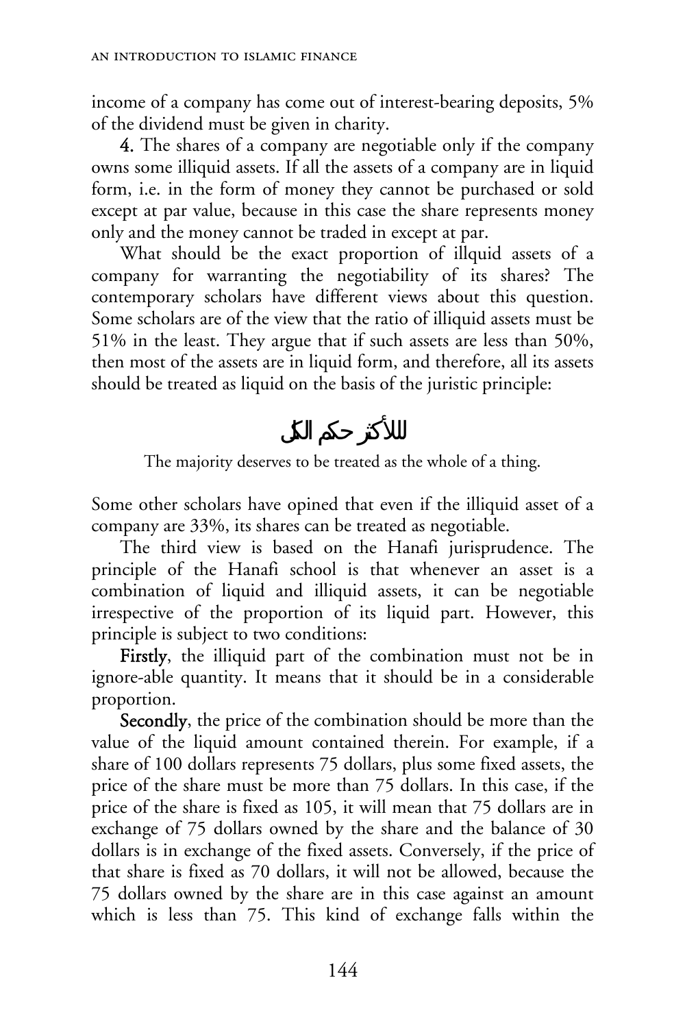income of a company has come out of interest-bearing deposits, 5% of the dividend must be given in charity.

**4.** The shares of a company are negotiable only if the company owns some illiquid assets. If all the assets of a company are in liquid form, i.e. in the form of money they cannot be purchased or sold except at par value, because in this case the share represents money only and the money cannot be traded in except at par.

What should be the exact proportion of illquid assets of a company for warranting the negotiability of its shares? The contemporary scholars have different views about this question. Some scholars are of the view that the ratio of illiquid assets must be 51% in the least. They argue that if such assets are less than 50%, then most of the assets are in liquid form, and therefore, all its assets should be treated as liquid on the basis of the juristic principle:

للأكثر حكم الكل

The majority deserves to be treated as the whole of a thing.

Some other scholars have opined that even if the illiquid asset of a company are 33%, its shares can be treated as negotiable.

The third view is based on the Hanafi jurisprudence. The principle of the Hanafi school is that whenever an asset is a combination of liquid and illiquid assets, it can be negotiable irrespective of the proportion of its liquid part. However, this principle is subject to two conditions:

**Firstly**, the illiquid part of the combination must not be in ignore-able quantity. It means that it should be in a considerable proportion.

**Secondly**, the price of the combination should be more than the value of the liquid amount contained therein. For example, if a share of 100 dollars represents 75 dollars, plus some fixed assets, the price of the share must be more than 75 dollars. In this case, if the price of the share is fixed as 105, it will mean that 75 dollars are in exchange of 75 dollars owned by the share and the balance of 30 dollars is in exchange of the fixed assets. Conversely, if the price of that share is fixed as 70 dollars, it will not be allowed, because the 75 dollars owned by the share are in this case against an amount which is less than 75. This kind of exchange falls within the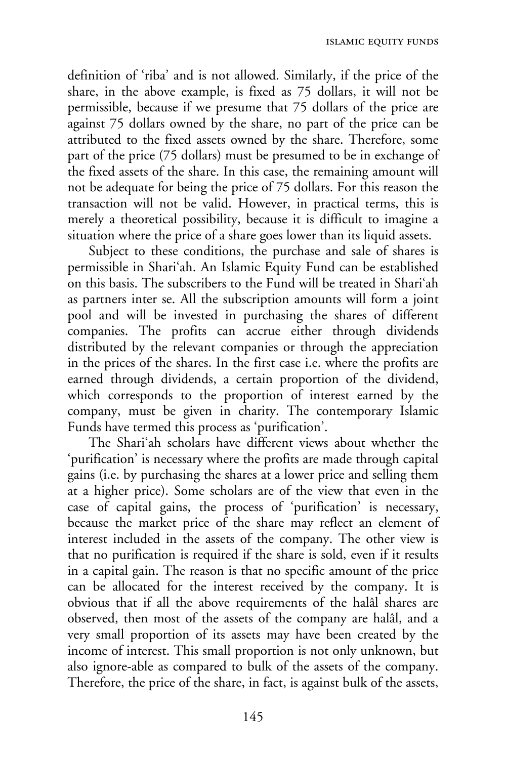definition of 'riba' and is not allowed. Similarly, if the price of the share, in the above example, is fixed as 75 dollars, it will not be permissible, because if we presume that 75 dollars of the price are against 75 dollars owned by the share, no part of the price can be attributed to the fixed assets owned by the share. Therefore, some part of the price (75 dollars) must be presumed to be in exchange of the fixed assets of the share. In this case, the remaining amount will not be adequate for being the price of 75 dollars. For this reason the transaction will not be valid. However, in practical terms, this is merely a theoretical possibility, because it is difficult to imagine a situation where the price of a share goes lower than its liquid assets.

Subject to these conditions, the purchase and sale of shares is permissible in Shari'ah. An Islamic Equity Fund can be established on this basis. The subscribers to the Fund will be treated in Shari'ah as partners inter se. All the subscription amounts will form a joint pool and will be invested in purchasing the shares of different companies. The profits can accrue either through dividends distributed by the relevant companies or through the appreciation in the prices of the shares. In the first case i.e. where the profits are earned through dividends, a certain proportion of the dividend, which corresponds to the proportion of interest earned by the company, must be given in charity. The contemporary Islamic Funds have termed this process as 'purification'.

The Shari'ah scholars have different views about whether the 'purification' is necessary where the profits are made through capital gains (i.e. by purchasing the shares at a lower price and selling them at a higher price). Some scholars are of the view that even in the case of capital gains, the process of 'purification' is necessary, because the market price of the share may reflect an element of interest included in the assets of the company. The other view is that no purification is required if the share is sold, even if it results in a capital gain. The reason is that no specific amount of the price can be allocated for the interest received by the company. It is obvious that if all the above requirements of the halâl shares are observed, then most of the assets of the company are halâl, and a very small proportion of its assets may have been created by the income of interest. This small proportion is not only unknown, but also ignore-able as compared to bulk of the assets of the company. Therefore, the price of the share, in fact, is against bulk of the assets,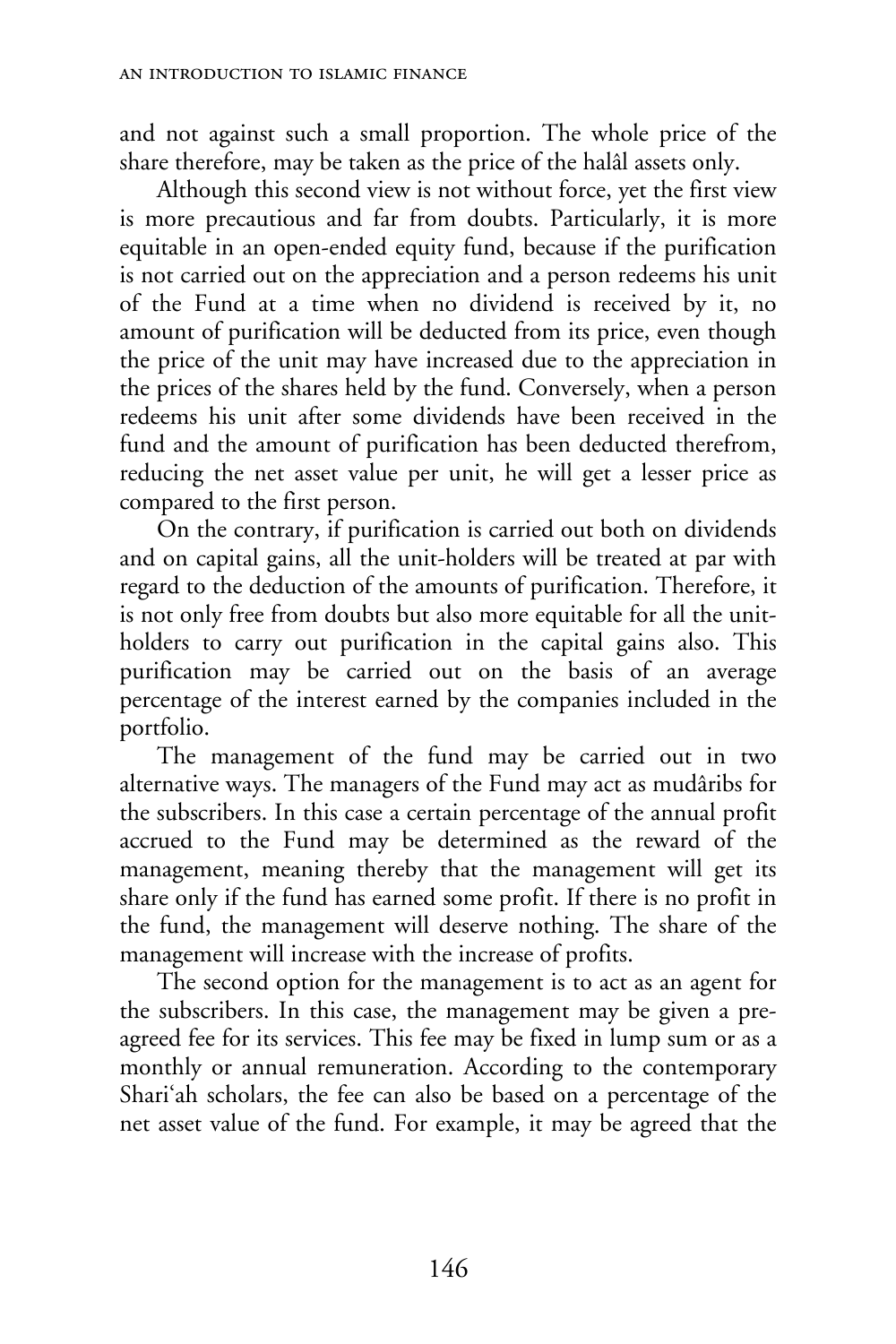and not against such a small proportion. The whole price of the share therefore, may be taken as the price of the halâl assets only.

Although this second view is not without force, yet the first view is more precautious and far from doubts. Particularly, it is more equitable in an open-ended equity fund, because if the purification is not carried out on the appreciation and a person redeems his unit of the Fund at a time when no dividend is received by it, no amount of purification will be deducted from its price, even though the price of the unit may have increased due to the appreciation in the prices of the shares held by the fund. Conversely, when a person redeems his unit after some dividends have been received in the fund and the amount of purification has been deducted therefrom, reducing the net asset value per unit, he will get a lesser price as compared to the first person.

On the contrary, if purification is carried out both on dividends and on capital gains, all the unit-holders will be treated at par with regard to the deduction of the amounts of purification. Therefore, it is not only free from doubts but also more equitable for all the unit-holders to carry out purification in the capital gains also. This purification may be carried out on the basis of an average percentage of the interest earned by the companies included in the portfolio.

The management of the fund may be carried out in two alternative ways. The managers of the Fund may act as mudâribs for the subscribers. In this case a certain percentage of the annual profit accrued to the Fund may be determined as the reward of the management, meaning thereby that the management will get its share only if the fund has earned some profit. If there is no profit in the fund, the management will deserve nothing. The share of the management will increase with the increase of profits.

The second option for the management is to act as an agent for the subscribers. In this case, the management may be given a pre-agreed fee for its services. This fee may be fixed in lump sum or as a monthly or annual remuneration. According to the contemporary Shari'ah scholars, the fee can also be based on a percentage of the net asset value of the fund. For example, it may be agreed that the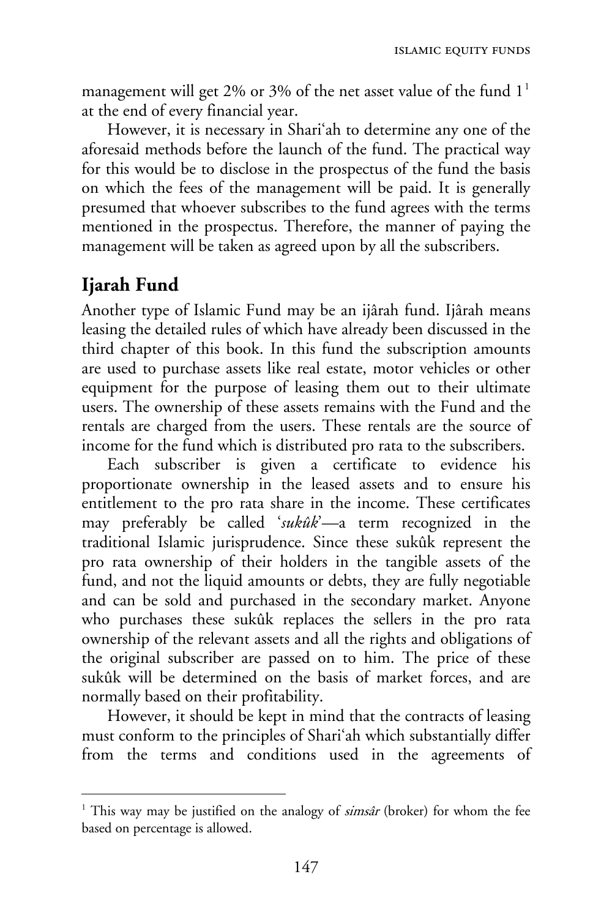management will get 2% or 3% of the net asset value of the fund 1[1] at the end of every financial year.

However, it is necessary in Shari'ah to determine any one of the aforesaid methods before the launch of the fund. The practical way for this would be to disclose in the prospectus of the fund the basis on which the fees of the management will be paid. It is generally presumed that whoever subscribes to the fund agrees with the terms mentioned in the prospectus. Therefore, the manner of paying the management will be taken as agreed upon by all the subscribers.

## Ijarah Fund

Another type of Islamic Fund may be an ijârah fund. Ijârah means leasing the detailed rules of which have already been discussed in the third chapter of this book. In this fund the subscription amounts are used to purchase assets like real estate, motor vehicles or other equipment for the purpose of leasing them out to their ultimate users. The ownership of these assets remains with the Fund and the rentals are charged from the users. These rentals are the source of income for the fund which is distributed pro rata to the subscribers.

Each subscriber is given a certificate to evidence his proportionate ownership in the leased assets and to ensure his entitlement to the pro rata share in the income. These certificates may preferably be called '*sukûk*'—a term recognized in the traditional Islamic jurisprudence. Since these sukûk represent the pro rata ownership of their holders in the tangible assets of the fund, and not the liquid amounts or debts, they are fully negotiable and can be sold and purchased in the secondary market. Anyone who purchases these sukûk replaces the sellers in the pro rata ownership of the relevant assets and all the rights and obligations of the original subscriber are passed on to him. The price of these sukûk will be determined on the basis of market forces, and are normally based on their profitability.

However, it should be kept in mind that the contracts of leasing must conform to the principles of Shari'ah which substantially differ from the terms and conditions used in the agreements of

---

[1] This way may be justified on the analogy of *simsâr* (broker) for whom the fee based on percentage is allowed.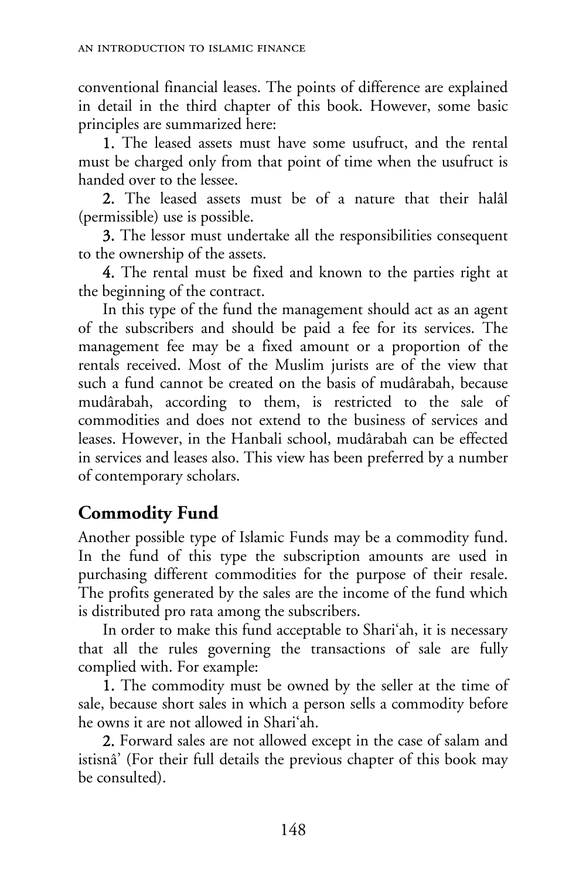conventional financial leases. The points of difference are explained in detail in the third chapter of this book. However, some basic principles are summarized here:

1. The leased assets must have some usufruct, and the rental must be charged only from that point of time when the usufruct is handed over to the lessee.

2. The leased assets must be of a nature that their halâl (permissible) use is possible.

3. The lessor must undertake all the responsibilities consequent to the ownership of the assets.

4. The rental must be fixed and known to the parties right at the beginning of the contract.

In this type of the fund the management should act as an agent of the subscribers and should be paid a fee for its services. The management fee may be a fixed amount or a proportion of the rentals received. Most of the Muslim jurists are of the view that such a fund cannot be created on the basis of mudârabah, because mudârabah, according to them, is restricted to the sale of commodities and does not extend to the business of services and leases. However, in the Hanbali school, mudârabah can be effected in services and leases also. This view has been preferred by a number of contemporary scholars.

## Commodity Fund

Another possible type of Islamic Funds may be a commodity fund. In the fund of this type the subscription amounts are used in purchasing different commodities for the purpose of their resale. The profits generated by the sales are the income of the fund which is distributed pro rata among the subscribers.

In order to make this fund acceptable to Shari'ah, it is necessary that all the rules governing the transactions of sale are fully complied with. For example:

1. The commodity must be owned by the seller at the time of sale, because short sales in which a person sells a commodity before he owns it are not allowed in Shari'ah.

2. Forward sales are not allowed except in the case of salam and istisnâ' (For their full details the previous chapter of this book may be consulted).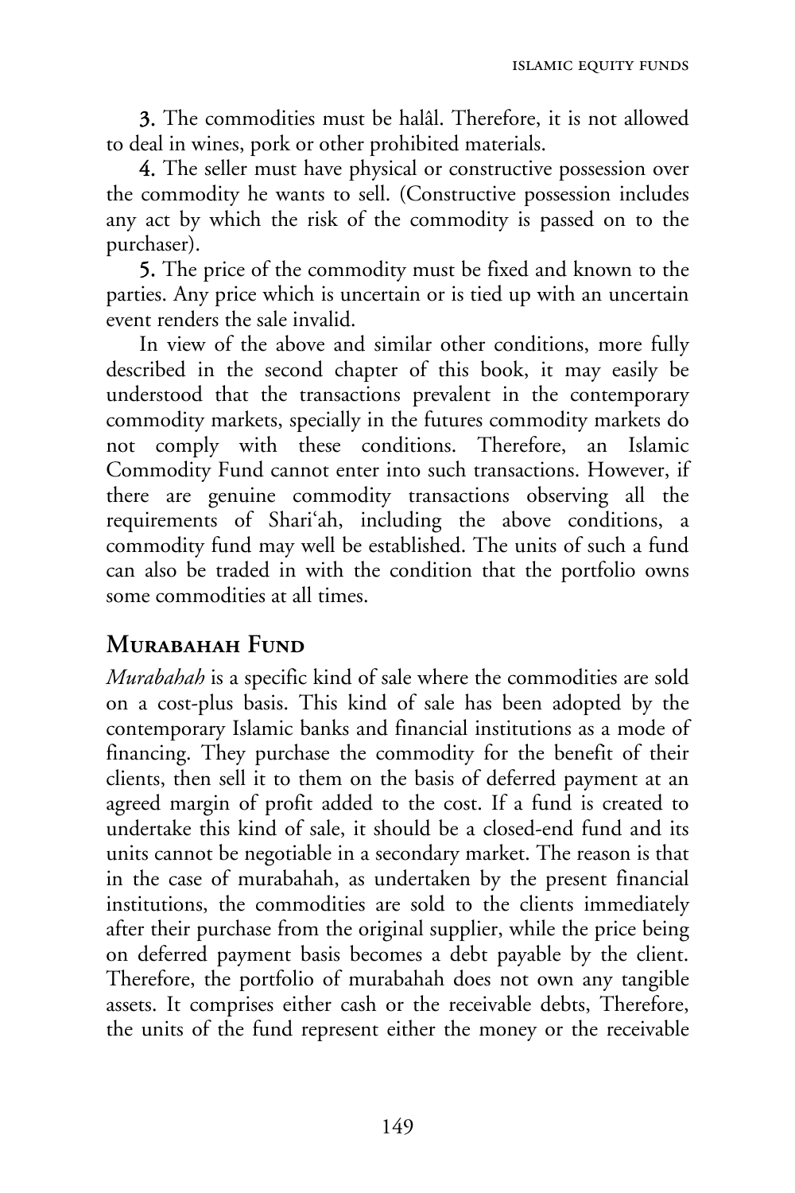**3.** The commodities must be halâl. Therefore, it is not allowed to deal in wines, pork or other prohibited materials.

**4.** The seller must have physical or constructive possession over the commodity he wants to sell. (Constructive possession includes any act by which the risk of the commodity is passed on to the purchaser).

**5.** The price of the commodity must be fixed and known to the parties. Any price which is uncertain or is tied up with an uncertain event renders the sale invalid.

In view of the above and similar other conditions, more fully described in the second chapter of this book, it may easily be understood that the transactions prevalent in the contemporary commodity markets, specially in the futures commodity markets do not comply with these conditions. Therefore, an Islamic Commodity Fund cannot enter into such transactions. However, if there are genuine commodity transactions observing all the requirements of Shari'ah, including the above conditions, a commodity fund may well be established. The units of such a fund can also be traded in with the condition that the portfolio owns some commodities at all times.

## Murabahah Fund

*Murabahah* is a specific kind of sale where the commodities are sold on a cost-plus basis. This kind of sale has been adopted by the contemporary Islamic banks and financial institutions as a mode of financing. They purchase the commodity for the benefit of their clients, then sell it to them on the basis of deferred payment at an agreed margin of profit added to the cost. If a fund is created to undertake this kind of sale, it should be a closed-end fund and its units cannot be negotiable in a secondary market. The reason is that in the case of murabahah, as undertaken by the present financial institutions, the commodities are sold to the clients immediately after their purchase from the original supplier, while the price being on deferred payment basis becomes a debt payable by the client. Therefore, the portfolio of murabahah does not own any tangible assets. It comprises either cash or the receivable debts, Therefore, the units of the fund represent either the money or the receivable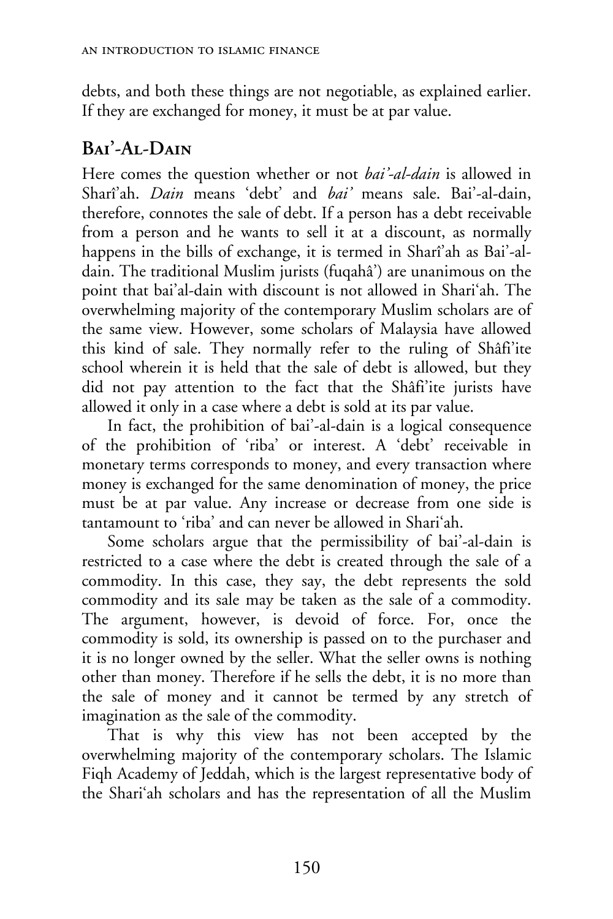debts, and both these things are not negotiable, as explained earlier. If they are exchanged for money, it must be at par value.

## Bai'-Al-Dain

Here comes the question whether or not *bai'-al-dain* is allowed in Sharî'ah. *Dain* means 'debt' and *bai'* means sale. Bai'-al-dain, therefore, connotes the sale of debt. If a person has a debt receivable from a person and he wants to sell it at a discount, as normally happens in the bills of exchange, it is termed in Sharî'ah as Bai'-al-dain. The traditional Muslim jurists (fuqahâ') are unanimous on the point that bai'al-dain with discount is not allowed in Shari'ah. The overwhelming majority of the contemporary Muslim scholars are of the same view. However, some scholars of Malaysia have allowed this kind of sale. They normally refer to the ruling of Shâfi'ite school wherein it is held that the sale of debt is allowed, but they did not pay attention to the fact that the Shâfi'ite jurists have allowed it only in a case where a debt is sold at its par value.

In fact, the prohibition of bai'-al-dain is a logical consequence of the prohibition of 'riba' or interest. A 'debt' receivable in monetary terms corresponds to money, and every transaction where money is exchanged for the same denomination of money, the price must be at par value. Any increase or decrease from one side is tantamount to 'riba' and can never be allowed in Shari'ah.

Some scholars argue that the permissibility of bai'-al-dain is restricted to a case where the debt is created through the sale of a commodity. In this case, they say, the debt represents the sold commodity and its sale may be taken as the sale of a commodity. The argument, however, is devoid of force. For, once the commodity is sold, its ownership is passed on to the purchaser and it is no longer owned by the seller. What the seller owns is nothing other than money. Therefore if he sells the debt, it is no more than the sale of money and it cannot be termed by any stretch of imagination as the sale of the commodity.

That is why this view has not been accepted by the overwhelming majority of the contemporary scholars. The Islamic Fiqh Academy of Jeddah, which is the largest representative body of the Shari'ah scholars and has the representation of all the Muslim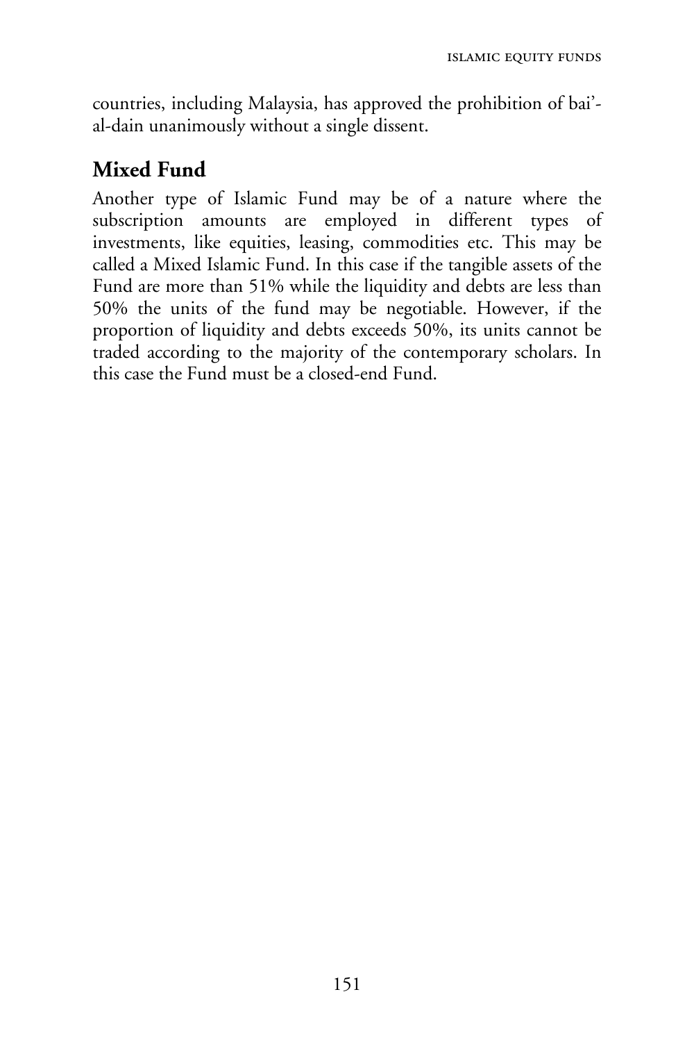countries, including Malaysia, has approved the prohibition of bai'-al-dain unanimously without a single dissent.

## Mixed Fund

Another type of Islamic Fund may be of a nature where the subscription amounts are employed in different types of investments, like equities, leasing, commodities etc. This may be called a Mixed Islamic Fund. In this case if the tangible assets of the Fund are more than 51% while the liquidity and debts are less than 50% the units of the fund may be negotiable. However, if the proportion of liquidity and debts exceeds 50%, its units cannot be traded according to the majority of the contemporary scholars. In this case the Fund must be a closed-end Fund.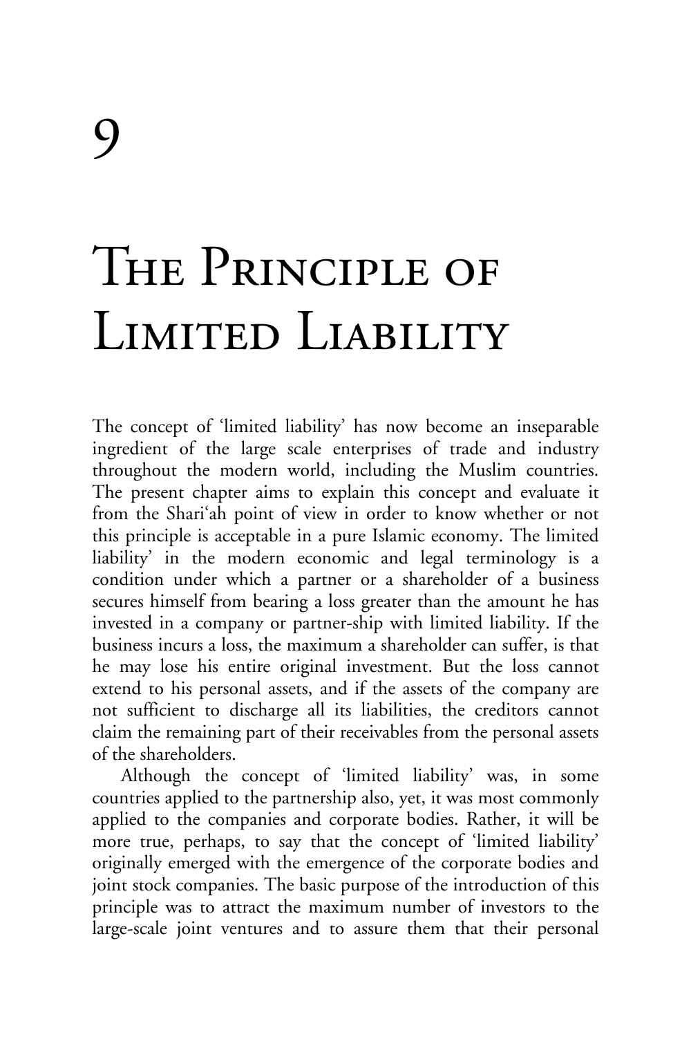# 9

# The Principle of Limited Liability

The concept of 'limited liability' has now become an inseparable ingredient of the large scale enterprises of trade and industry throughout the modern world, including the Muslim countries. The present chapter aims to explain this concept and evaluate it from the Shari'ah point of view in order to know whether or not this principle is acceptable in a pure Islamic economy. The limited liability' in the modern economic and legal terminology is a condition under which a partner or a shareholder of a business secures himself from bearing a loss greater than the amount he has invested in a company or partner-ship with limited liability. If the business incurs a loss, the maximum a shareholder can suffer, is that he may lose his entire original investment. But the loss cannot extend to his personal assets, and if the assets of the company are not sufficient to discharge all its liabilities, the creditors cannot claim the remaining part of their receivables from the personal assets of the shareholders.

Although the concept of 'limited liability' was, in some countries applied to the partnership also, yet, it was most commonly applied to the companies and corporate bodies. Rather, it will be more true, perhaps, to say that the concept of 'limited liability' originally emerged with the emergence of the corporate bodies and joint stock companies. The basic purpose of the introduction of this principle was to attract the maximum number of investors to the large-scale joint ventures and to assure them that their personal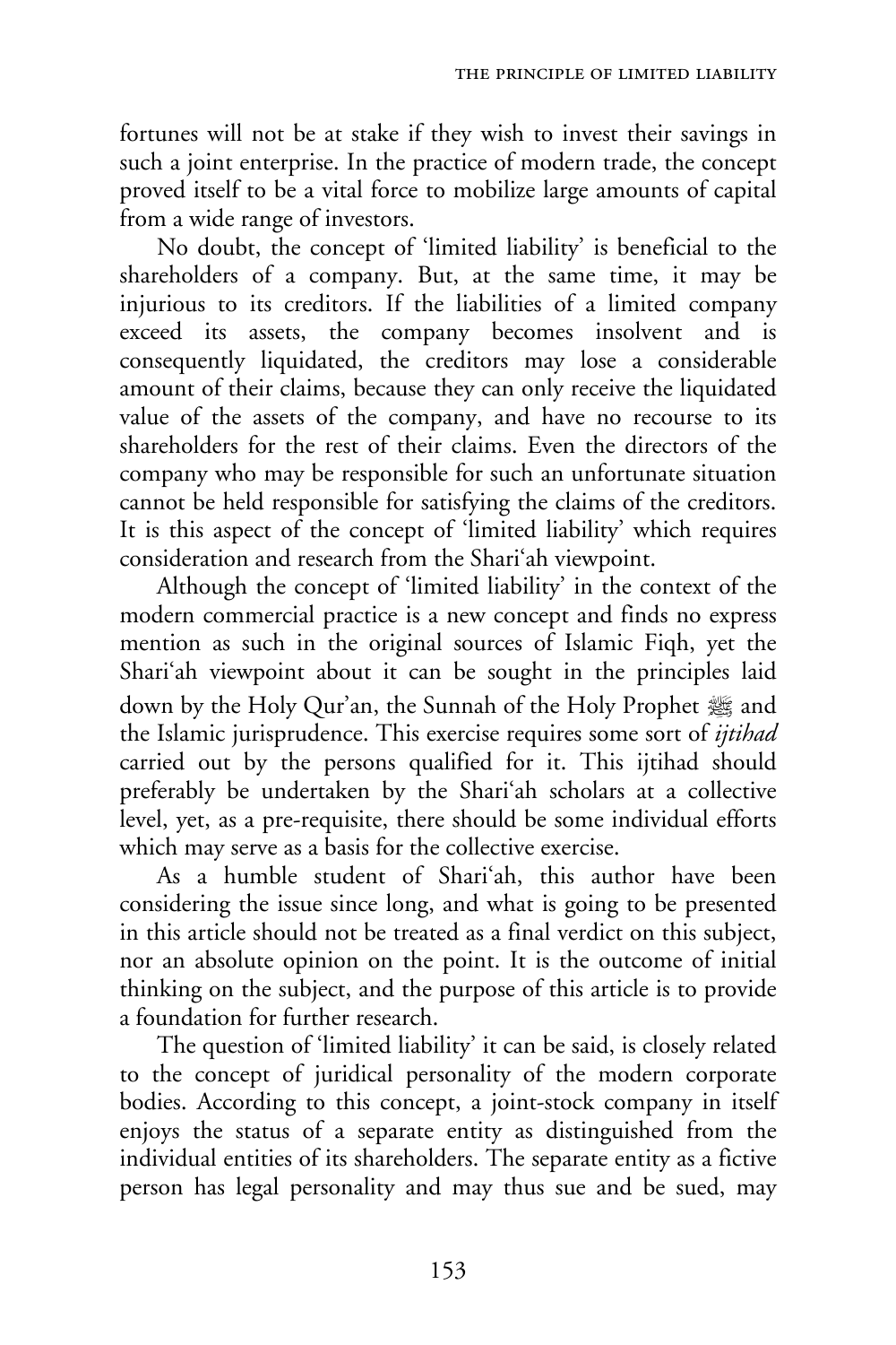fortunes will not be at stake if they wish to invest their savings in such a joint enterprise. In the practice of modern trade, the concept proved itself to be a vital force to mobilize large amounts of capital from a wide range of investors.

No doubt, the concept of 'limited liability' is beneficial to the shareholders of a company. But, at the same time, it may be injurious to its creditors. If the liabilities of a limited company exceed its assets, the company becomes insolvent and is consequently liquidated, the creditors may lose a considerable amount of their claims, because they can only receive the liquidated value of the assets of the company, and have no recourse to its shareholders for the rest of their claims. Even the directors of the company who may be responsible for such an unfortunate situation cannot be held responsible for satisfying the claims of the creditors. It is this aspect of the concept of 'limited liability' which requires consideration and research from the Shari'ah viewpoint.

Although the concept of 'limited liability' in the context of the modern commercial practice is a new concept and finds no express mention as such in the original sources of Islamic Fiqh, yet the Shari'ah viewpoint about it can be sought in the principles laid down by the Holy Qur'an, the Sunnah of the Holy Prophet ﷺ and the Islamic jurisprudence. This exercise requires some sort of *ijtihad* carried out by the persons qualified for it. This ijtihad should preferably be undertaken by the Shari'ah scholars at a collective level, yet, as a pre-requisite, there should be some individual efforts which may serve as a basis for the collective exercise.

As a humble student of Shari'ah, this author have been considering the issue since long, and what is going to be presented in this article should not be treated as a final verdict on this subject, nor an absolute opinion on the point. It is the outcome of initial thinking on the subject, and the purpose of this article is to provide a foundation for further research.

The question of 'limited liability' it can be said, is closely related to the concept of juridical personality of the modern corporate bodies. According to this concept, a joint-stock company in itself enjoys the status of a separate entity as distinguished from the individual entities of its shareholders. The separate entity as a fictive person has legal personality and may thus sue and be sued, may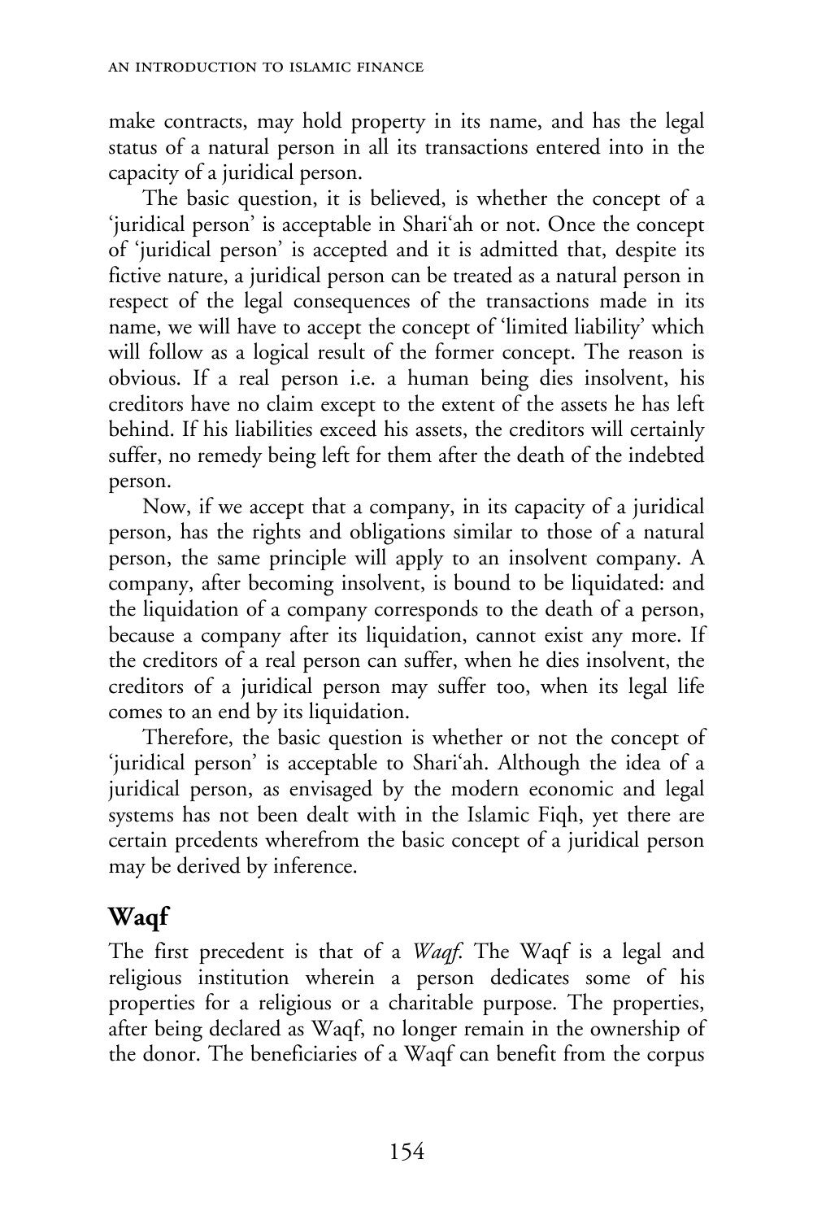make contracts, may hold property in its name, and has the legal status of a natural person in all its transactions entered into in the capacity of a juridical person.

The basic question, it is believed, is whether the concept of a 'juridical person' is acceptable in Shari'ah or not. Once the concept of 'juridical person' is accepted and it is admitted that, despite its fictive nature, a juridical person can be treated as a natural person in respect of the legal consequences of the transactions made in its name, we will have to accept the concept of 'limited liability' which will follow as a logical result of the former concept. The reason is obvious. If a real person i.e. a human being dies insolvent, his creditors have no claim except to the extent of the assets he has left behind. If his liabilities exceed his assets, the creditors will certainly suffer, no remedy being left for them after the death of the indebted person.

Now, if we accept that a company, in its capacity of a juridical person, has the rights and obligations similar to those of a natural person, the same principle will apply to an insolvent company. A company, after becoming insolvent, is bound to be liquidated: and the liquidation of a company corresponds to the death of a person, because a company after its liquidation, cannot exist any more. If the creditors of a real person can suffer, when he dies insolvent, the creditors of a juridical person may suffer too, when its legal life comes to an end by its liquidation.

Therefore, the basic question is whether or not the concept of 'juridical person' is acceptable to Shari'ah. Although the idea of a juridical person, as envisaged by the modern economic and legal systems has not been dealt with in the Islamic Fiqh, yet there are certain prcedents wherefrom the basic concept of a juridical person may be derived by inference.

## Waqf

The first precedent is that of a *Waqf*. The Waqf is a legal and religious institution wherein a person dedicates some of his properties for a religious or a charitable purpose. The properties, after being declared as Waqf, no longer remain in the ownership of the donor. The beneficiaries of a Waqf can benefit from the corpus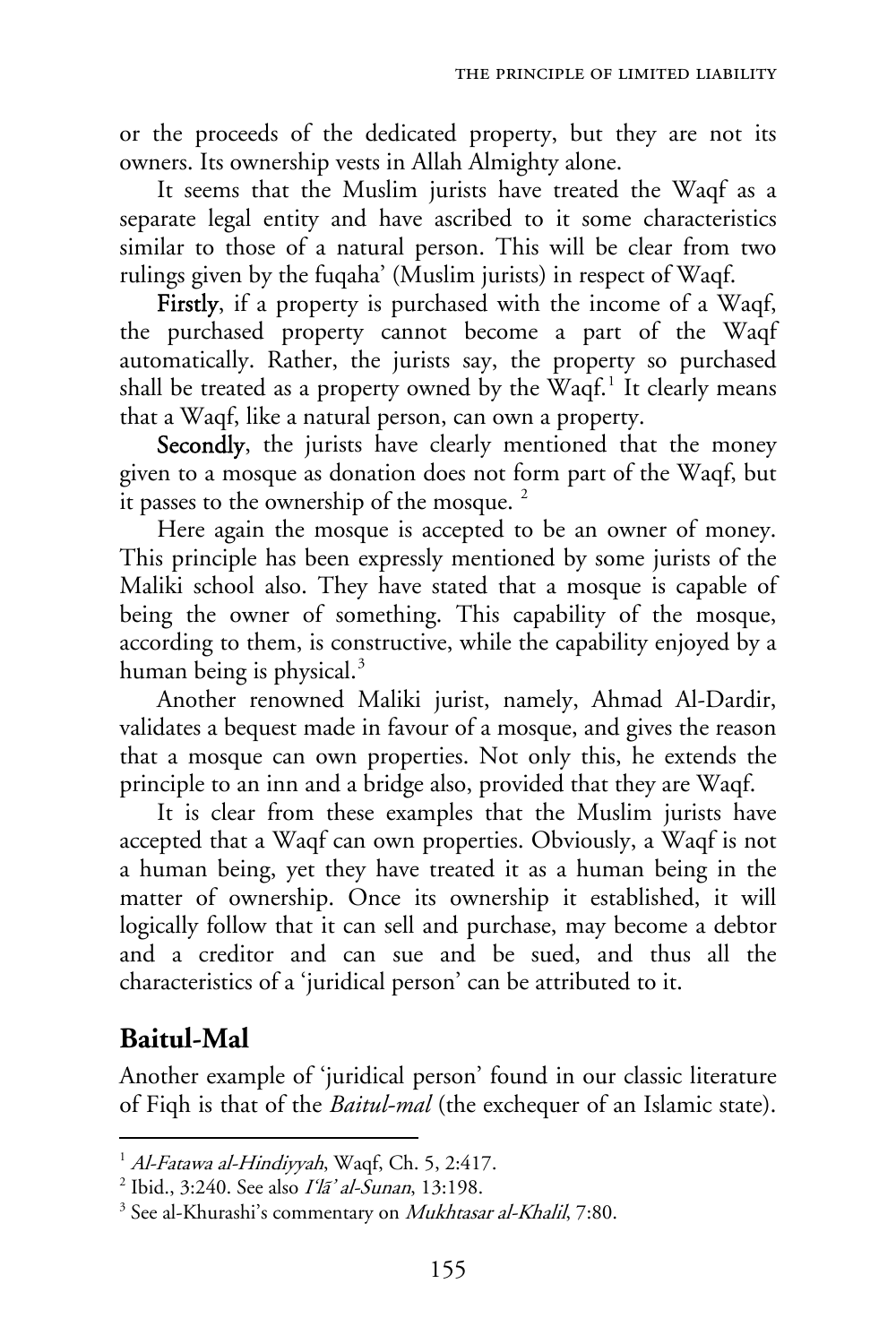or the proceeds of the dedicated property, but they are not its owners. Its ownership vests in Allah Almighty alone.

It seems that the Muslim jurists have treated the Waqf as a separate legal entity and have ascribed to it some characteristics similar to those of a natural person. This will be clear from two rulings given by the fuqaha' (Muslim jurists) in respect of Waqf.

**Firstly**, if a property is purchased with the income of a Waqf, the purchased property cannot become a part of the Waqf automatically. Rather, the jurists say, the property so purchased shall be treated as a property owned by the Waqf.[1] It clearly means that a Waqf, like a natural person, can own a property.

**Secondly**, the jurists have clearly mentioned that the money given to a mosque as donation does not form part of the Waqf, but it passes to the ownership of the mosque. [2]

Here again the mosque is accepted to be an owner of money. This principle has been expressly mentioned by some jurists of the Maliki school also. They have stated that a mosque is capable of being the owner of something. This capability of the mosque, according to them, is constructive, while the capability enjoyed by a human being is physical.[3]

Another renowned Maliki jurist, namely, Ahmad Al-Dardir, validates a bequest made in favour of a mosque, and gives the reason that a mosque can own properties. Not only this, he extends the principle to an inn and a bridge also, provided that they are Waqf.

It is clear from these examples that the Muslim jurists have accepted that a Waqf can own properties. Obviously, a Waqf is not a human being, yet they have treated it as a human being in the matter of ownership. Once its ownership it established, it will logically follow that it can sell and purchase, may become a debtor and a creditor and can sue and be sued, and thus all the characteristics of a 'juridical person' can be attributed to it.

## Baitul-Mal

Another example of 'juridical person' found in our classic literature of Fiqh is that of the *Baitul-mal* (the exchequer of an Islamic state).

---

[1] *Al-Fatawa al-Hindiyyah*, Waqf, Ch. 5, 2:417.

[2] Ibid., 3:240. See also *I'lā' al-Sunan*, 13:198.

[3] See al-Khurashi's commentary on *Mukhtasar al-Khalil*, 7:80.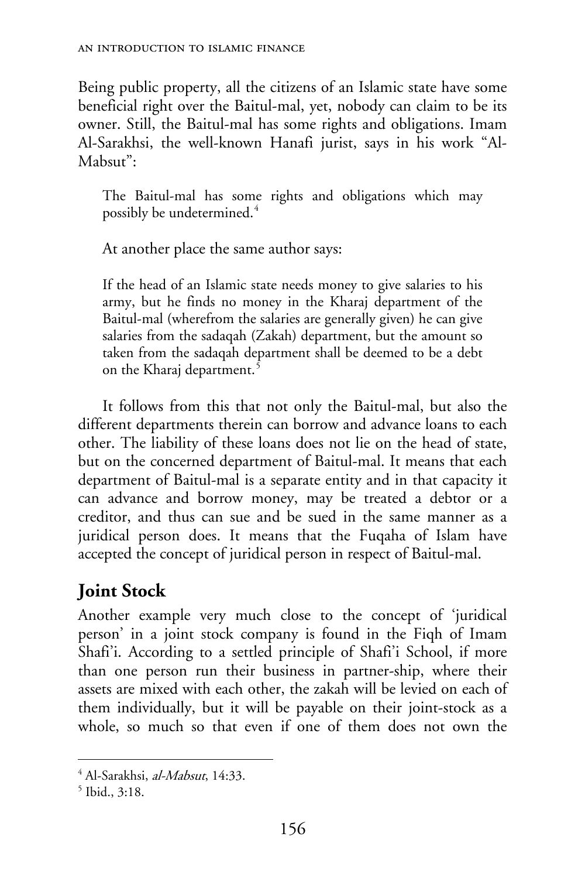Being public property, all the citizens of an Islamic state have some beneficial right over the Baitul-mal, yet, nobody can claim to be its owner. Still, the Baitul-mal has some rights and obligations. Imam Al-Sarakhsi, the well-known Hanafi jurist, says in his work "Al-Mabsut":

> The Baitul-mal has some rights and obligations which may possibly be undetermined.[4]

At another place the same author says:

> If the head of an Islamic state needs money to give salaries to his army, but he finds no money in the Kharaj department of the Baitul-mal (wherefrom the salaries are generally given) he can give salaries from the sadaqah (Zakah) department, but the amount so taken from the sadaqah department shall be deemed to be a debt on the Kharaj department.[5]

It follows from this that not only the Baitul-mal, but also the different departments therein can borrow and advance loans to each other. The liability of these loans does not lie on the head of state, but on the concerned department of Baitul-mal. It means that each department of Baitul-mal is a separate entity and in that capacity it can advance and borrow money, may be treated a debtor or a creditor, and thus can sue and be sued in the same manner as a juridical person does. It means that the Fuqaha of Islam have accepted the concept of juridical person in respect of Baitul-mal.

## Joint Stock

Another example very much close to the concept of 'juridical person' in a joint stock company is found in the Fiqh of Imam Shafi'i. According to a settled principle of Shafi'i School, if more than one person run their business in partner-ship, where their assets are mixed with each other, the zakah will be levied on each of them individually, but it will be payable on their joint-stock as a whole, so much so that even if one of them does not own the

---

[4] Al-Sarakhsi, *al-Mabsut*, 14:33.

[5] Ibid., 3:18.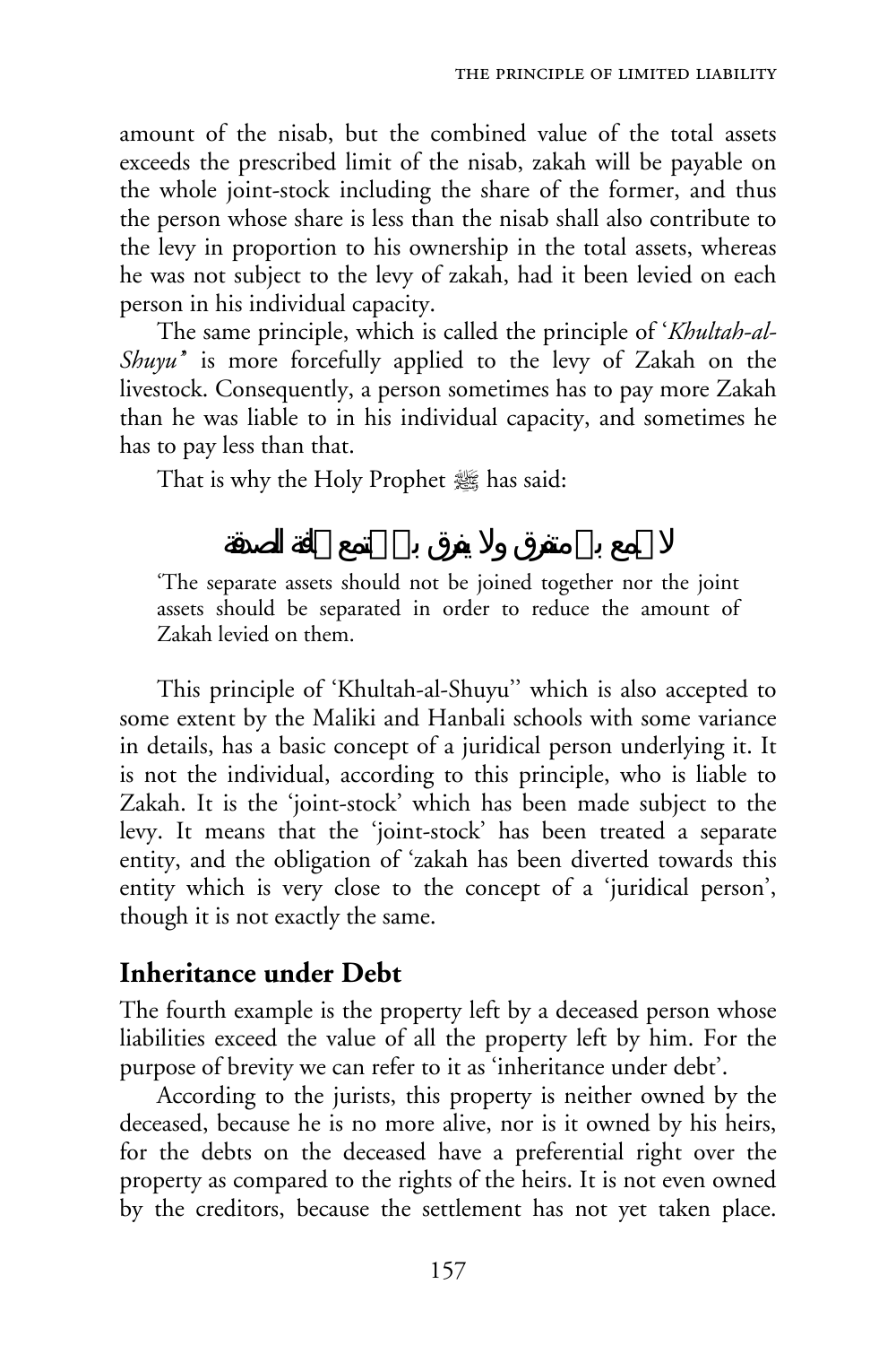amount of the nisab, but the combined value of the total assets exceeds the prescribed limit of the nisab, zakah will be payable on the whole joint-stock including the share of the former, and thus the person whose share is less than the nisab shall also contribute to the levy in proportion to his ownership in the total assets, whereas he was not subject to the levy of zakah, had it been levied on each person in his individual capacity.

The same principle, which is called the principle of '*Khultah-al-Shuyu*' is more forcefully applied to the levy of Zakah on the livestock. Consequently, a person sometimes has to pay more Zakah than he was liable to in his individual capacity, and sometimes he has to pay less than that.

That is why the Holy Prophet ﷺ has said:

لا يجمع بين متفرق ولا يفرق بين مجتمع مخافة الصدقة

'The separate assets should not be joined together nor the joint assets should be separated in order to reduce the amount of Zakah levied on them.

This principle of 'Khultah-al-Shuyu'' which is also accepted to some extent by the Maliki and Hanbali schools with some variance in details, has a basic concept of a juridical person underlying it. It is not the individual, according to this principle, who is liable to Zakah. It is the 'joint-stock' which has been made subject to the levy. It means that the 'joint-stock' has been treated a separate entity, and the obligation of 'zakah has been diverted towards this entity which is very close to the concept of a 'juridical person', though it is not exactly the same.

## Inheritance under Debt

The fourth example is the property left by a deceased person whose liabilities exceed the value of all the property left by him. For the purpose of brevity we can refer to it as 'inheritance under debt'.

According to the jurists, this property is neither owned by the deceased, because he is no more alive, nor is it owned by his heirs, for the debts on the deceased have a preferential right over the property as compared to the rights of the heirs. It is not even owned by the creditors, because the settlement has not yet taken place.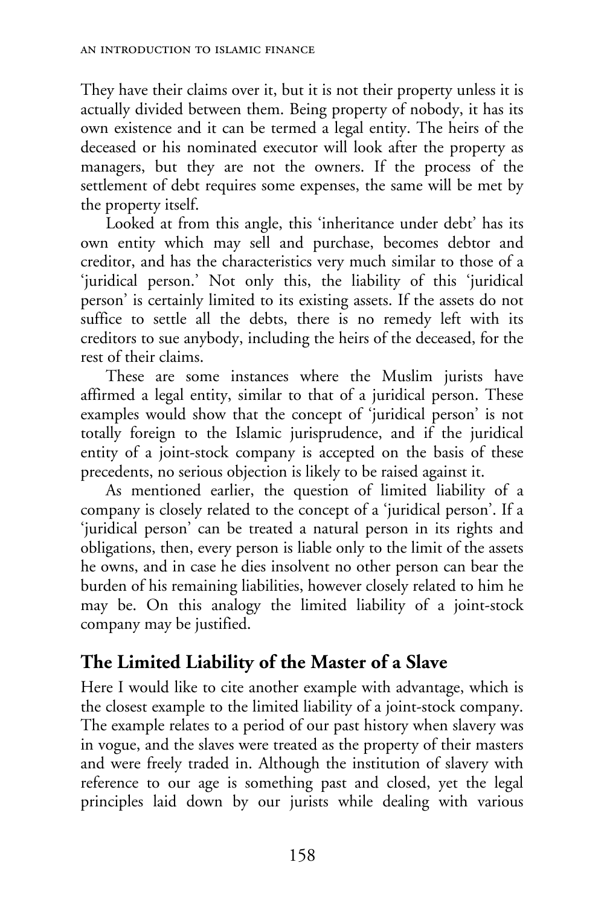They have their claims over it, but it is not their property unless it is actually divided between them. Being property of nobody, it has its own existence and it can be termed a legal entity. The heirs of the deceased or his nominated executor will look after the property as managers, but they are not the owners. If the process of the settlement of debt requires some expenses, the same will be met by the property itself.

Looked at from this angle, this 'inheritance under debt' has its own entity which may sell and purchase, becomes debtor and creditor, and has the characteristics very much similar to those of a 'juridical person.' Not only this, the liability of this 'juridical person' is certainly limited to its existing assets. If the assets do not suffice to settle all the debts, there is no remedy left with its creditors to sue anybody, including the heirs of the deceased, for the rest of their claims.

These are some instances where the Muslim jurists have affirmed a legal entity, similar to that of a juridical person. These examples would show that the concept of 'juridical person' is not totally foreign to the Islamic jurisprudence, and if the juridical entity of a joint-stock company is accepted on the basis of these precedents, no serious objection is likely to be raised against it.

As mentioned earlier, the question of limited liability of a company is closely related to the concept of a 'juridical person'. If a 'juridical person' can be treated a natural person in its rights and obligations, then, every person is liable only to the limit of the assets he owns, and in case he dies insolvent no other person can bear the burden of his remaining liabilities, however closely related to him he may be. On this analogy the limited liability of a joint-stock company may be justified.

## The Limited Liability of the Master of a Slave

Here I would like to cite another example with advantage, which is the closest example to the limited liability of a joint-stock company. The example relates to a period of our past history when slavery was in vogue, and the slaves were treated as the property of their masters and were freely traded in. Although the institution of slavery with reference to our age is something past and closed, yet the legal principles laid down by our jurists while dealing with various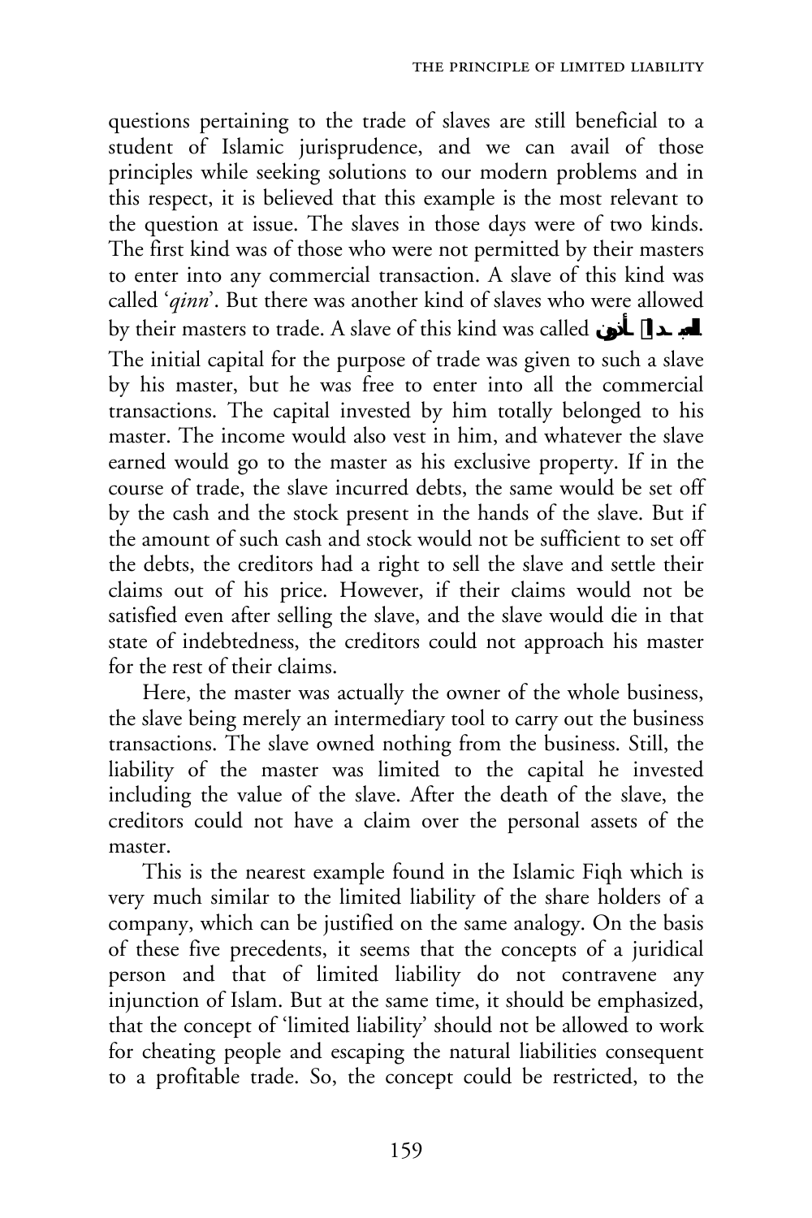questions pertaining to the trade of slaves are still beneficial to a student of Islamic jurisprudence, and we can avail of those principles while seeking solutions to our modern problems and in this respect, it is believed that this example is the most relevant to the question at issue. The slaves in those days were of two kinds. The first kind was of those who were not permitted by their masters to enter into any commercial transaction. A slave of this kind was called '*qinn*'. But there was another kind of slaves who were allowed by their masters to trade. A slave of this kind was called العبد المأذون. The initial capital for the purpose of trade was given to such a slave by his master, but he was free to enter into all the commercial transactions. The capital invested by him totally belonged to his master. The income would also vest in him, and whatever the slave earned would go to the master as his exclusive property. If in the course of trade, the slave incurred debts, the same would be set off by the cash and the stock present in the hands of the slave. But if the amount of such cash and stock would not be sufficient to set off the debts, the creditors had a right to sell the slave and settle their claims out of his price. However, if their claims would not be satisfied even after selling the slave, and the slave would die in that state of indebtedness, the creditors could not approach his master for the rest of their claims.

Here, the master was actually the owner of the whole business, the slave being merely an intermediary tool to carry out the business transactions. The slave owned nothing from the business. Still, the liability of the master was limited to the capital he invested including the value of the slave. After the death of the slave, the creditors could not have a claim over the personal assets of the master.

This is the nearest example found in the Islamic Fiqh which is very much similar to the limited liability of the share holders of a company, which can be justified on the same analogy. On the basis of these five precedents, it seems that the concepts of a juridical person and that of limited liability do not contravene any injunction of Islam. But at the same time, it should be emphasized, that the concept of 'limited liability' should not be allowed to work for cheating people and escaping the natural liabilities consequent to a profitable trade. So, the concept could be restricted, to the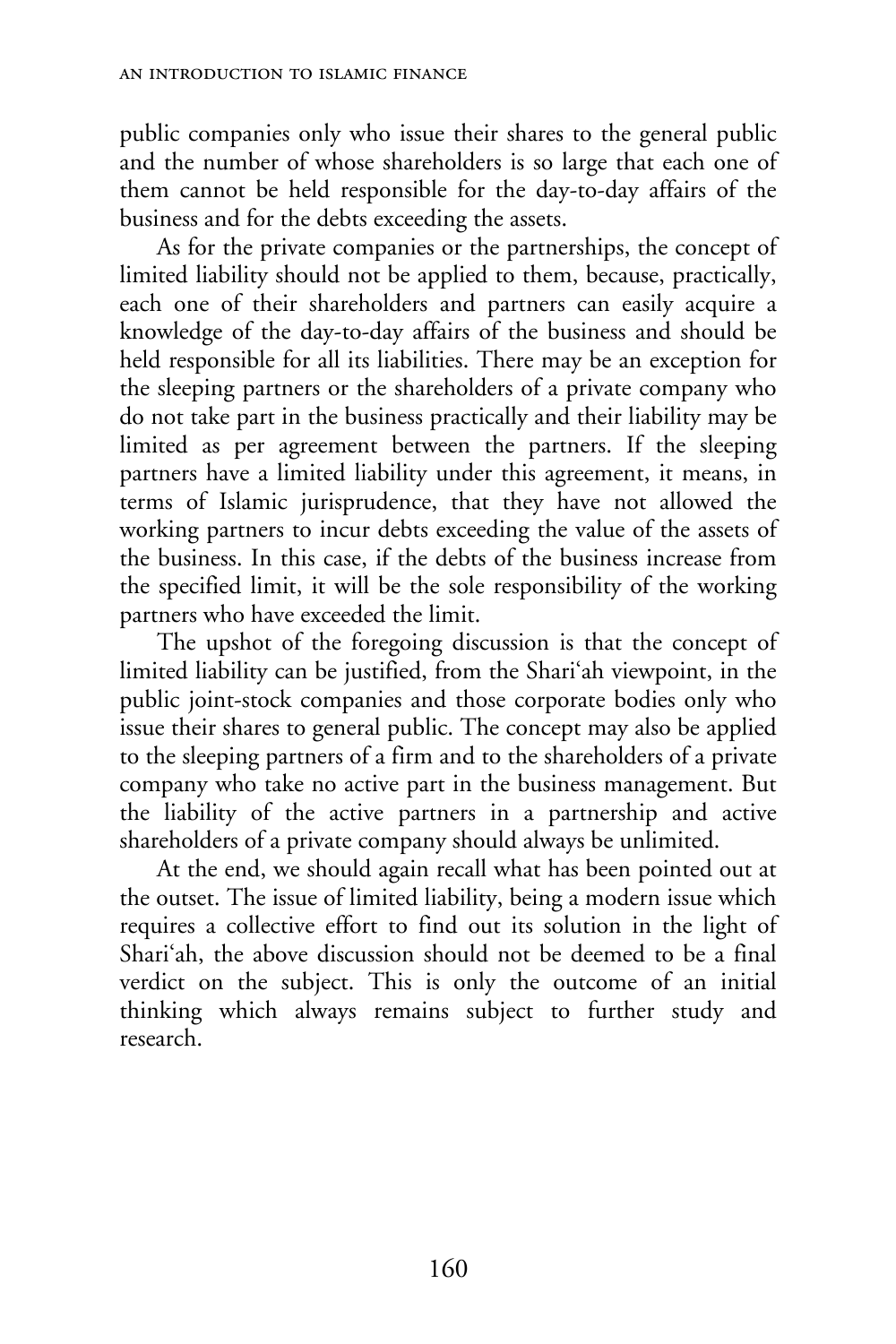public companies only who issue their shares to the general public and the number of whose shareholders is so large that each one of them cannot be held responsible for the day-to-day affairs of the business and for the debts exceeding the assets.

As for the private companies or the partnerships, the concept of limited liability should not be applied to them, because, practically, each one of their shareholders and partners can easily acquire a knowledge of the day-to-day affairs of the business and should be held responsible for all its liabilities. There may be an exception for the sleeping partners or the shareholders of a private company who do not take part in the business practically and their liability may be limited as per agreement between the partners. If the sleeping partners have a limited liability under this agreement, it means, in terms of Islamic jurisprudence, that they have not allowed the working partners to incur debts exceeding the value of the assets of the business. In this case, if the debts of the business increase from the specified limit, it will be the sole responsibility of the working partners who have exceeded the limit.

The upshot of the foregoing discussion is that the concept of limited liability can be justified, from the Shari'ah viewpoint, in the public joint-stock companies and those corporate bodies only who issue their shares to general public. The concept may also be applied to the sleeping partners of a firm and to the shareholders of a private company who take no active part in the business management. But the liability of the active partners in a partnership and active shareholders of a private company should always be unlimited.

At the end, we should again recall what has been pointed out at the outset. The issue of limited liability, being a modern issue which requires a collective effort to find out its solution in the light of Shari'ah, the above discussion should not be deemed to be a final verdict on the subject. This is only the outcome of an initial thinking which always remains subject to further study and research.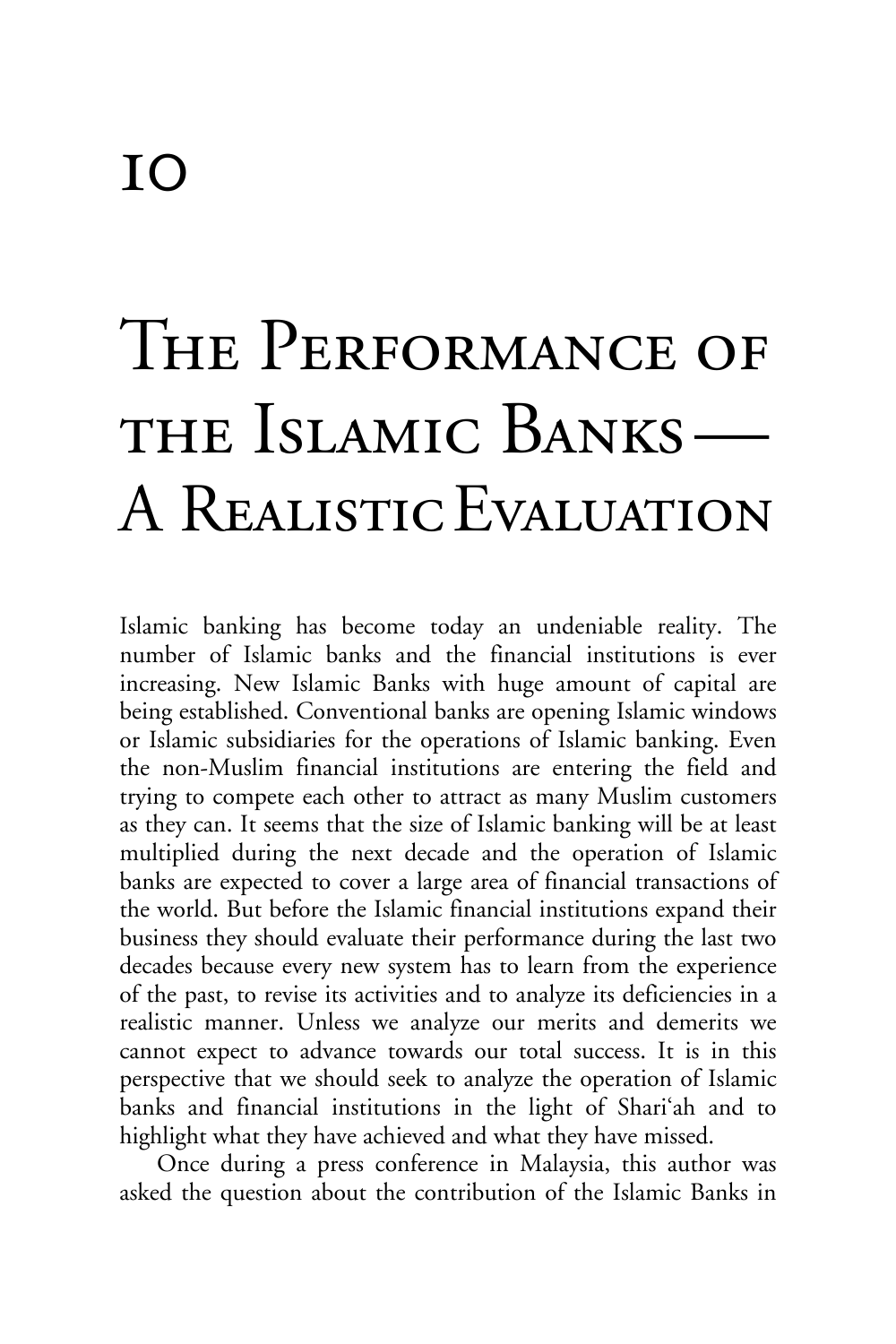# 10

# The Performance of the Islamic Banks — A Realistic Evaluation

Islamic banking has become today an undeniable reality. The number of Islamic banks and the financial institutions is ever increasing. New Islamic Banks with huge amount of capital are being established. Conventional banks are opening Islamic windows or Islamic subsidiaries for the operations of Islamic banking. Even the non-Muslim financial institutions are entering the field and trying to compete each other to attract as many Muslim customers as they can. It seems that the size of Islamic banking will be at least multiplied during the next decade and the operation of Islamic banks are expected to cover a large area of financial transactions of the world. But before the Islamic financial institutions expand their business they should evaluate their performance during the last two decades because every new system has to learn from the experience of the past, to revise its activities and to analyze its deficiencies in a realistic manner. Unless we analyze our merits and demerits we cannot expect to advance towards our total success. It is in this perspective that we should seek to analyze the operation of Islamic banks and financial institutions in the light of Shari'ah and to highlight what they have achieved and what they have missed.

Once during a press conference in Malaysia, this author was asked the question about the contribution of the Islamic Banks in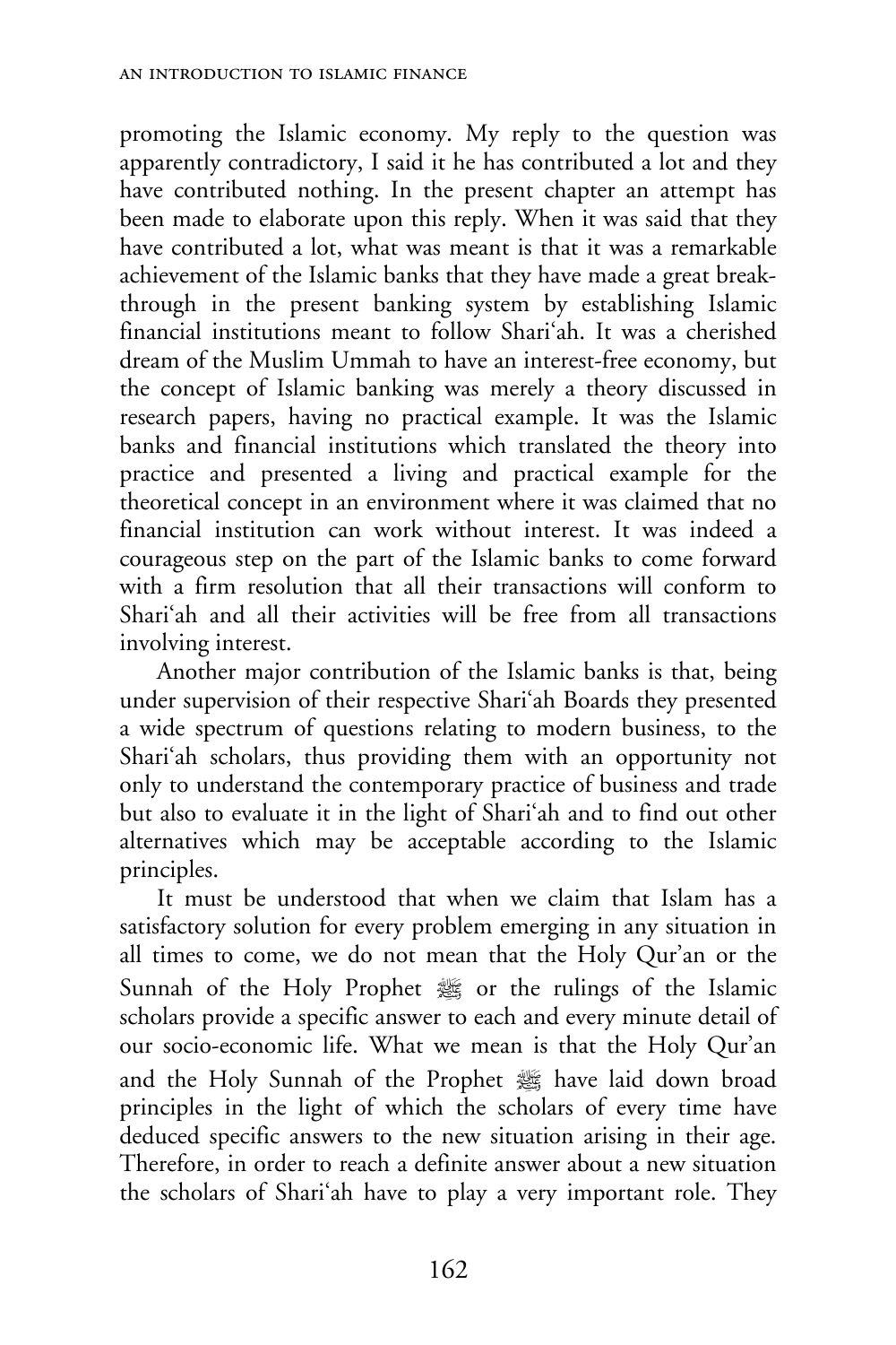promoting the Islamic economy. My reply to the question was apparently contradictory, I said it he has contributed a lot and they have contributed nothing. In the present chapter an attempt has been made to elaborate upon this reply. When it was said that they have contributed a lot, what was meant is that it was a remarkable achievement of the Islamic banks that they have made a great break-through in the present banking system by establishing Islamic financial institutions meant to follow Shari'ah. It was a cherished dream of the Muslim Ummah to have an interest-free economy, but the concept of Islamic banking was merely a theory discussed in research papers, having no practical example. It was the Islamic banks and financial institutions which translated the theory into practice and presented a living and practical example for the theoretical concept in an environment where it was claimed that no financial institution can work without interest. It was indeed a courageous step on the part of the Islamic banks to come forward with a firm resolution that all their transactions will conform to Shari'ah and all their activities will be free from all transactions involving interest.

Another major contribution of the Islamic banks is that, being under supervision of their respective Shari'ah Boards they presented a wide spectrum of questions relating to modern business, to the Shari'ah scholars, thus providing them with an opportunity not only to understand the contemporary practice of business and trade but also to evaluate it in the light of Shari'ah and to find out other alternatives which may be acceptable according to the Islamic principles.

It must be understood that when we claim that Islam has a satisfactory solution for every problem emerging in any situation in all times to come, we do not mean that the Holy Qur'an or the Sunnah of the Holy Prophet ﷺ or the rulings of the Islamic scholars provide a specific answer to each and every minute detail of our socio-economic life. What we mean is that the Holy Qur'an and the Holy Sunnah of the Prophet ﷺ have laid down broad principles in the light of which the scholars of every time have deduced specific answers to the new situation arising in their age. Therefore, in order to reach a definite answer about a new situation the scholars of Shari'ah have to play a very important role. They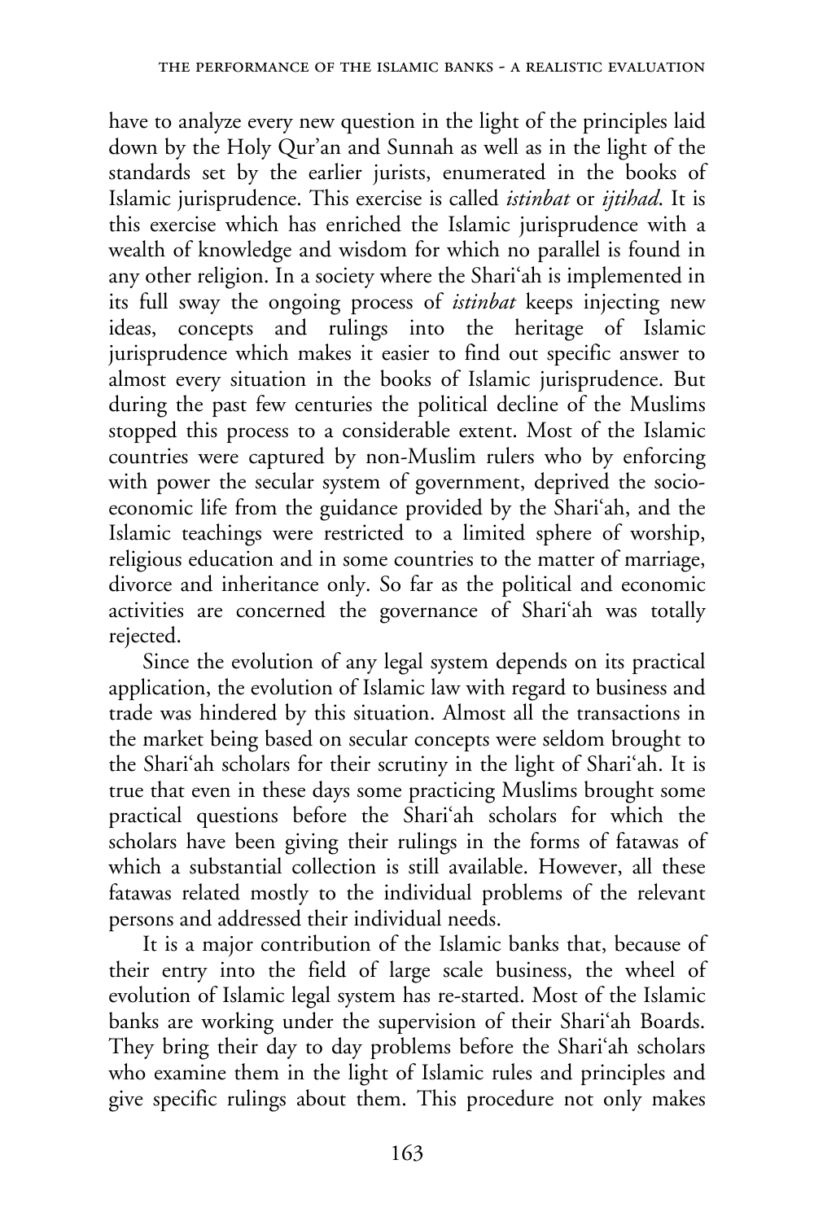have to analyze every new question in the light of the principles laid down by the Holy Qur'an and Sunnah as well as in the light of the standards set by the earlier jurists, enumerated in the books of Islamic jurisprudence. This exercise is called *istinbat* or *ijtihad*. It is this exercise which has enriched the Islamic jurisprudence with a wealth of knowledge and wisdom for which no parallel is found in any other religion. In a society where the Shari'ah is implemented in its full sway the ongoing process of *istinbat* keeps injecting new ideas, concepts and rulings into the heritage of Islamic jurisprudence which makes it easier to find out specific answer to almost every situation in the books of Islamic jurisprudence. But during the past few centuries the political decline of the Muslims stopped this process to a considerable extent. Most of the Islamic countries were captured by non-Muslim rulers who by enforcing with power the secular system of government, deprived the socio-economic life from the guidance provided by the Shari'ah, and the Islamic teachings were restricted to a limited sphere of worship, religious education and in some countries to the matter of marriage, divorce and inheritance only. So far as the political and economic activities are concerned the governance of Shari'ah was totally rejected.

Since the evolution of any legal system depends on its practical application, the evolution of Islamic law with regard to business and trade was hindered by this situation. Almost all the transactions in the market being based on secular concepts were seldom brought to the Shari'ah scholars for their scrutiny in the light of Shari'ah. It is true that even in these days some practicing Muslims brought some practical questions before the Shari'ah scholars for which the scholars have been giving their rulings in the forms of fatawas of which a substantial collection is still available. However, all these fatawas related mostly to the individual problems of the relevant persons and addressed their individual needs.

It is a major contribution of the Islamic banks that, because of their entry into the field of large scale business, the wheel of evolution of Islamic legal system has re-started. Most of the Islamic banks are working under the supervision of their Shari'ah Boards. They bring their day to day problems before the Shari'ah scholars who examine them in the light of Islamic rules and principles and give specific rulings about them. This procedure not only makes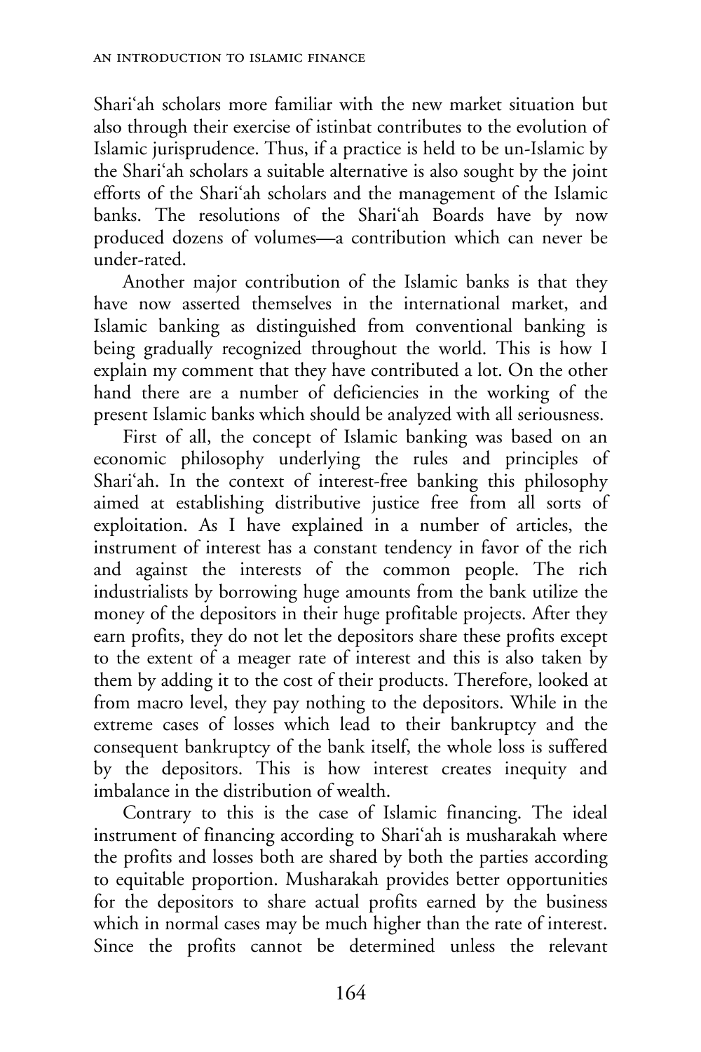Shari'ah scholars more familiar with the new market situation but also through their exercise of istinbat contributes to the evolution of Islamic jurisprudence. Thus, if a practice is held to be un-Islamic by the Shari'ah scholars a suitable alternative is also sought by the joint efforts of the Shari'ah scholars and the management of the Islamic banks. The resolutions of the Shari'ah Boards have by now produced dozens of volumes—a contribution which can never be under-rated.

Another major contribution of the Islamic banks is that they have now asserted themselves in the international market, and Islamic banking as distinguished from conventional banking is being gradually recognized throughout the world. This is how I explain my comment that they have contributed a lot. On the other hand there are a number of deficiencies in the working of the present Islamic banks which should be analyzed with all seriousness.

First of all, the concept of Islamic banking was based on an economic philosophy underlying the rules and principles of Shari'ah. In the context of interest-free banking this philosophy aimed at establishing distributive justice free from all sorts of exploitation. As I have explained in a number of articles, the instrument of interest has a constant tendency in favor of the rich and against the interests of the common people. The rich industrialists by borrowing huge amounts from the bank utilize the money of the depositors in their huge profitable projects. After they earn profits, they do not let the depositors share these profits except to the extent of a meager rate of interest and this is also taken by them by adding it to the cost of their products. Therefore, looked at from macro level, they pay nothing to the depositors. While in the extreme cases of losses which lead to their bankruptcy and the consequent bankruptcy of the bank itself, the whole loss is suffered by the depositors. This is how interest creates inequity and imbalance in the distribution of wealth.

Contrary to this is the case of Islamic financing. The ideal instrument of financing according to Shari'ah is musharakah where the profits and losses both are shared by both the parties according to equitable proportion. Musharakah provides better opportunities for the depositors to share actual profits earned by the business which in normal cases may be much higher than the rate of interest. Since the profits cannot be determined unless the relevant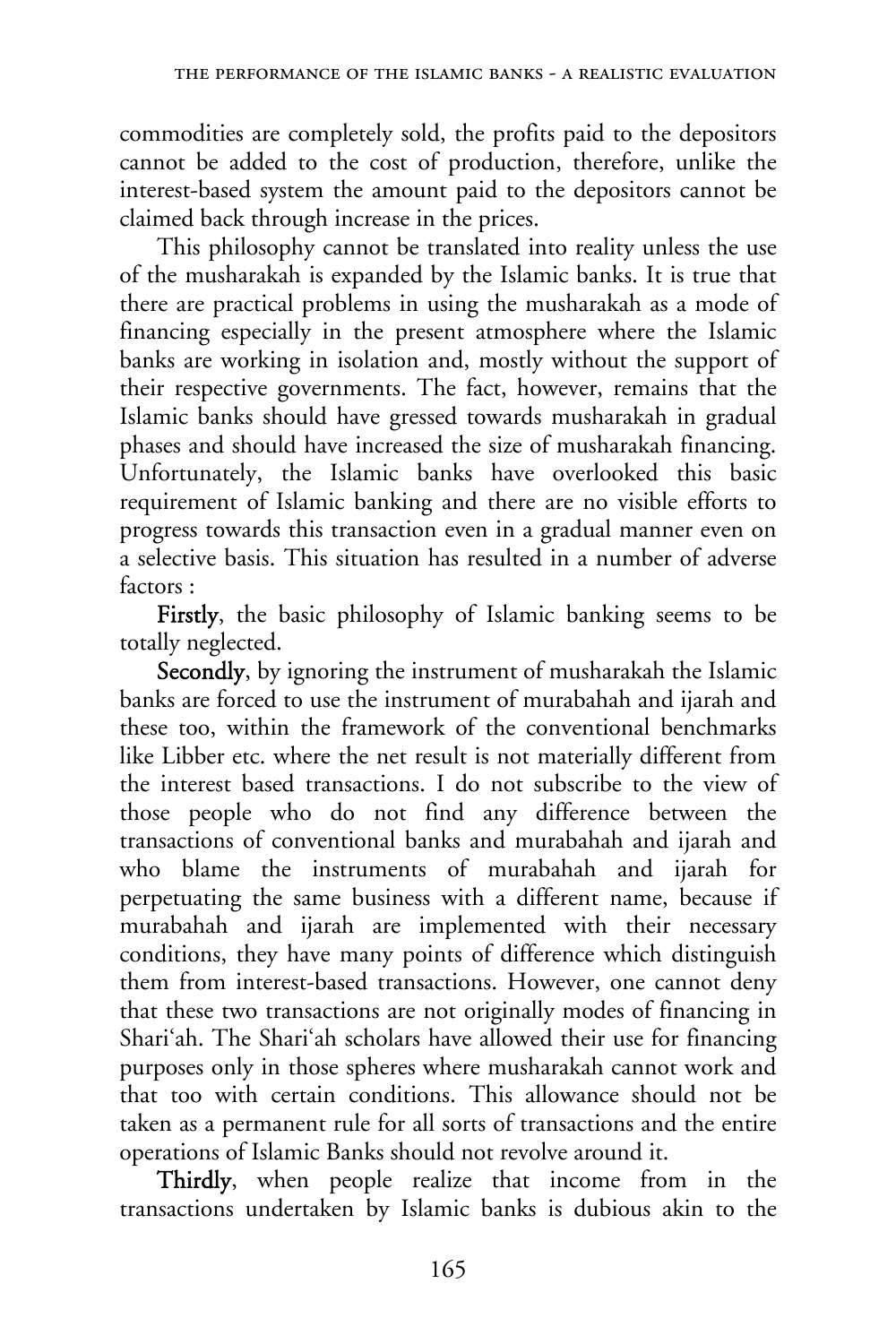commodities are completely sold, the profits paid to the depositors cannot be added to the cost of production, therefore, unlike the interest-based system the amount paid to the depositors cannot be claimed back through increase in the prices.

This philosophy cannot be translated into reality unless the use of the musharakah is expanded by the Islamic banks. It is true that there are practical problems in using the musharakah as a mode of financing especially in the present atmosphere where the Islamic banks are working in isolation and, mostly without the support of their respective governments. The fact, however, remains that the Islamic banks should have gressed towards musharakah in gradual phases and should have increased the size of musharakah financing. Unfortunately, the Islamic banks have overlooked this basic requirement of Islamic banking and there are no visible efforts to progress towards this transaction even in a gradual manner even on a selective basis. This situation has resulted in a number of adverse factors :

**Firstly**, the basic philosophy of Islamic banking seems to be totally neglected.

**Secondly**, by ignoring the instrument of musharakah the Islamic banks are forced to use the instrument of murabahah and ijarah and these too, within the framework of the conventional benchmarks like Libber etc. where the net result is not materially different from the interest based transactions. I do not subscribe to the view of those people who do not find any difference between the transactions of conventional banks and murabahah and ijarah and who blame the instruments of murabahah and ijarah for perpetuating the same business with a different name, because if murabahah and ijarah are implemented with their necessary conditions, they have many points of difference which distinguish them from interest-based transactions. However, one cannot deny that these two transactions are not originally modes of financing in Shari'ah. The Shari'ah scholars have allowed their use for financing purposes only in those spheres where musharakah cannot work and that too with certain conditions. This allowance should not be taken as a permanent rule for all sorts of transactions and the entire operations of Islamic Banks should not revolve around it.

**Thirdly**, when people realize that income from in the transactions undertaken by Islamic banks is dubious akin to the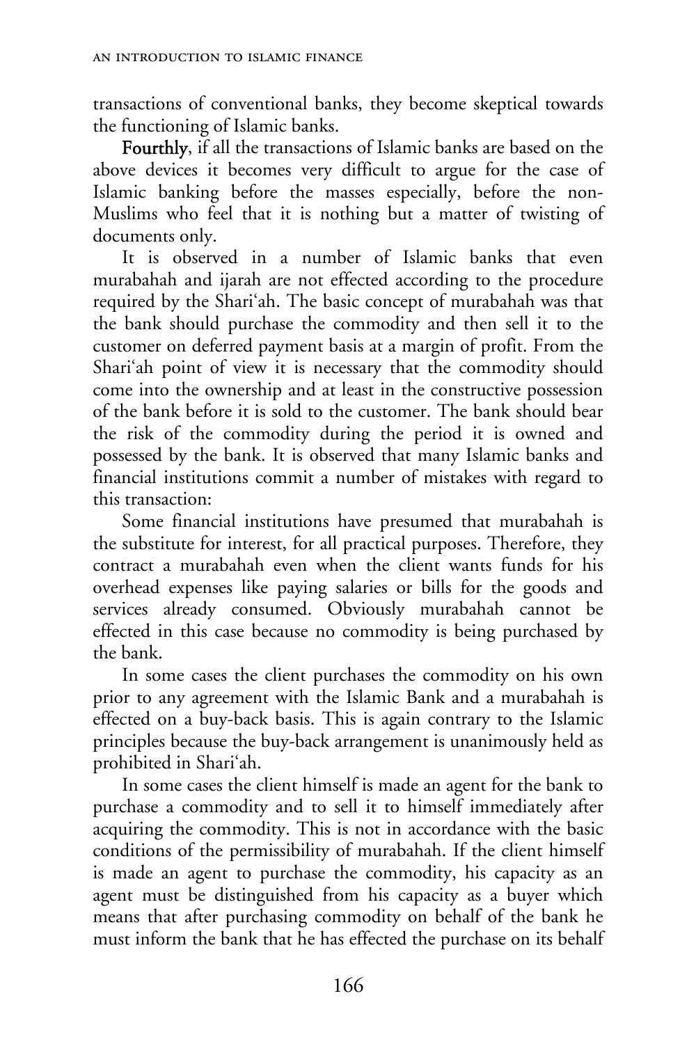transactions of conventional banks, they become skeptical towards the functioning of Islamic banks.

**Fourthly**, if all the transactions of Islamic banks are based on the above devices it becomes very difficult to argue for the case of Islamic banking before the masses especially, before the non-Muslims who feel that it is nothing but a matter of twisting of documents only.

It is observed in a number of Islamic banks that even murabahah and ijarah are not effected according to the procedure required by the Shari'ah. The basic concept of murabahah was that the bank should purchase the commodity and then sell it to the customer on deferred payment basis at a margin of profit. From the Shari'ah point of view it is necessary that the commodity should come into the ownership and at least in the constructive possession of the bank before it is sold to the customer. The bank should bear the risk of the commodity during the period it is owned and possessed by the bank. It is observed that many Islamic banks and financial institutions commit a number of mistakes with regard to this transaction:

Some financial institutions have presumed that murabahah is the substitute for interest, for all practical purposes. Therefore, they contract a murabahah even when the client wants funds for his overhead expenses like paying salaries or bills for the goods and services already consumed. Obviously murabahah cannot be effected in this case because no commodity is being purchased by the bank.

In some cases the client purchases the commodity on his own prior to any agreement with the Islamic Bank and a murabahah is effected on a buy-back basis. This is again contrary to the Islamic principles because the buy-back arrangement is unanimously held as prohibited in Shari'ah.

In some cases the client himself is made an agent for the bank to purchase a commodity and to sell it to himself immediately after acquiring the commodity. This is not in accordance with the basic conditions of the permissibility of murabahah. If the client himself is made an agent to purchase the commodity, his capacity as an agent must be distinguished from his capacity as a buyer which means that after purchasing commodity on behalf of the bank he must inform the bank that he has effected the purchase on its behalf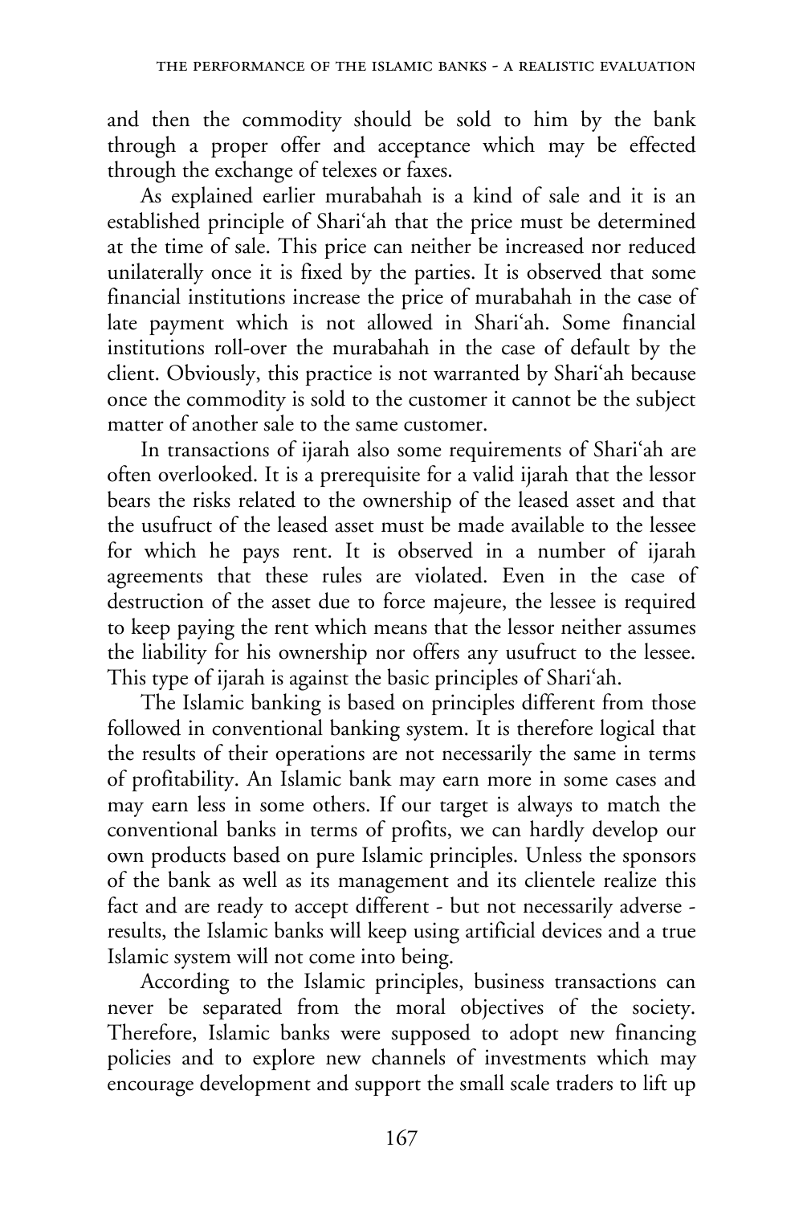and then the commodity should be sold to him by the bank through a proper offer and acceptance which may be effected through the exchange of telexes or faxes.

As explained earlier murabahah is a kind of sale and it is an established principle of Shari'ah that the price must be determined at the time of sale. This price can neither be increased nor reduced unilaterally once it is fixed by the parties. It is observed that some financial institutions increase the price of murabahah in the case of late payment which is not allowed in Shari'ah. Some financial institutions roll-over the murabahah in the case of default by the client. Obviously, this practice is not warranted by Shari'ah because once the commodity is sold to the customer it cannot be the subject matter of another sale to the same customer.

In transactions of ijarah also some requirements of Shari'ah are often overlooked. It is a prerequisite for a valid ijarah that the lessor bears the risks related to the ownership of the leased asset and that the usufruct of the leased asset must be made available to the lessee for which he pays rent. It is observed in a number of ijarah agreements that these rules are violated. Even in the case of destruction of the asset due to force majeure, the lessee is required to keep paying the rent which means that the lessor neither assumes the liability for his ownership nor offers any usufruct to the lessee. This type of ijarah is against the basic principles of Shari'ah.

The Islamic banking is based on principles different from those followed in conventional banking system. It is therefore logical that the results of their operations are not necessarily the same in terms of profitability. An Islamic bank may earn more in some cases and may earn less in some others. If our target is always to match the conventional banks in terms of profits, we can hardly develop our own products based on pure Islamic principles. Unless the sponsors of the bank as well as its management and its clientele realize this fact and are ready to accept different - but not necessarily adverse - results, the Islamic banks will keep using artificial devices and a true Islamic system will not come into being.

According to the Islamic principles, business transactions can never be separated from the moral objectives of the society. Therefore, Islamic banks were supposed to adopt new financing policies and to explore new channels of investments which may encourage development and support the small scale traders to lift up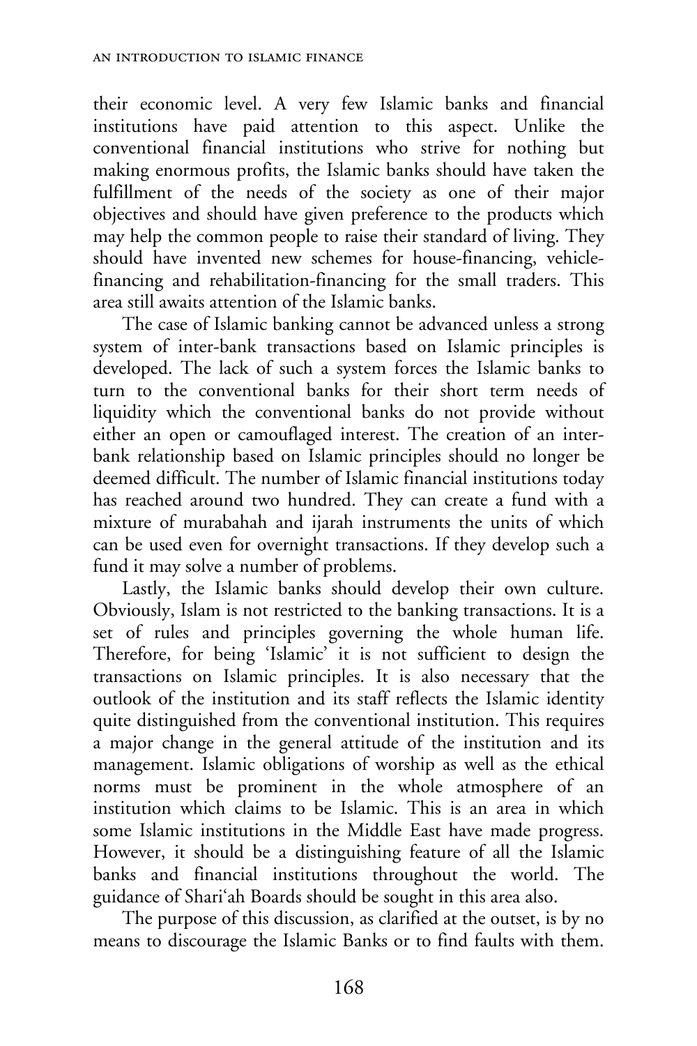their economic level. A very few Islamic banks and financial institutions have paid attention to this aspect. Unlike the conventional financial institutions who strive for nothing but making enormous profits, the Islamic banks should have taken the fulfillment of the needs of the society as one of their major objectives and should have given preference to the products which may help the common people to raise their standard of living. They should have invented new schemes for house-financing, vehicle-financing and rehabilitation-financing for the small traders. This area still awaits attention of the Islamic banks.

The case of Islamic banking cannot be advanced unless a strong system of inter-bank transactions based on Islamic principles is developed. The lack of such a system forces the Islamic banks to turn to the conventional banks for their short term needs of liquidity which the conventional banks do not provide without either an open or camouflaged interest. The creation of an inter-bank relationship based on Islamic principles should no longer be deemed difficult. The number of Islamic financial institutions today has reached around two hundred. They can create a fund with a mixture of murabahah and ijarah instruments the units of which can be used even for overnight transactions. If they develop such a fund it may solve a number of problems.

Lastly, the Islamic banks should develop their own culture. Obviously, Islam is not restricted to the banking transactions. It is a set of rules and principles governing the whole human life. Therefore, for being 'Islamic' it is not sufficient to design the transactions on Islamic principles. It is also necessary that the outlook of the institution and its staff reflects the Islamic identity quite distinguished from the conventional institution. This requires a major change in the general attitude of the institution and its management. Islamic obligations of worship as well as the ethical norms must be prominent in the whole atmosphere of an institution which claims to be Islamic. This is an area in which some Islamic institutions in the Middle East have made progress. However, it should be a distinguishing feature of all the Islamic banks and financial institutions throughout the world. The guidance of Shari'ah Boards should be sought in this area also.

The purpose of this discussion, as clarified at the outset, is by no means to discourage the Islamic Banks or to find faults with them.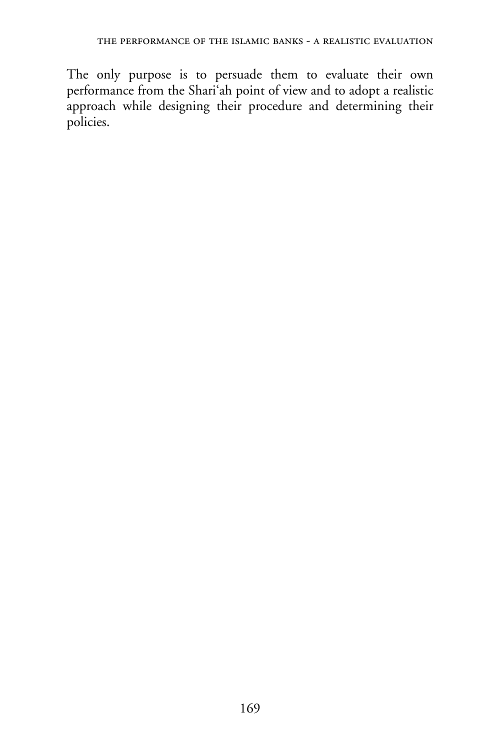The only purpose is to persuade them to evaluate their own performance from the Shari'ah point of view and to adopt a realistic approach while designing their procedure and determining their policies.